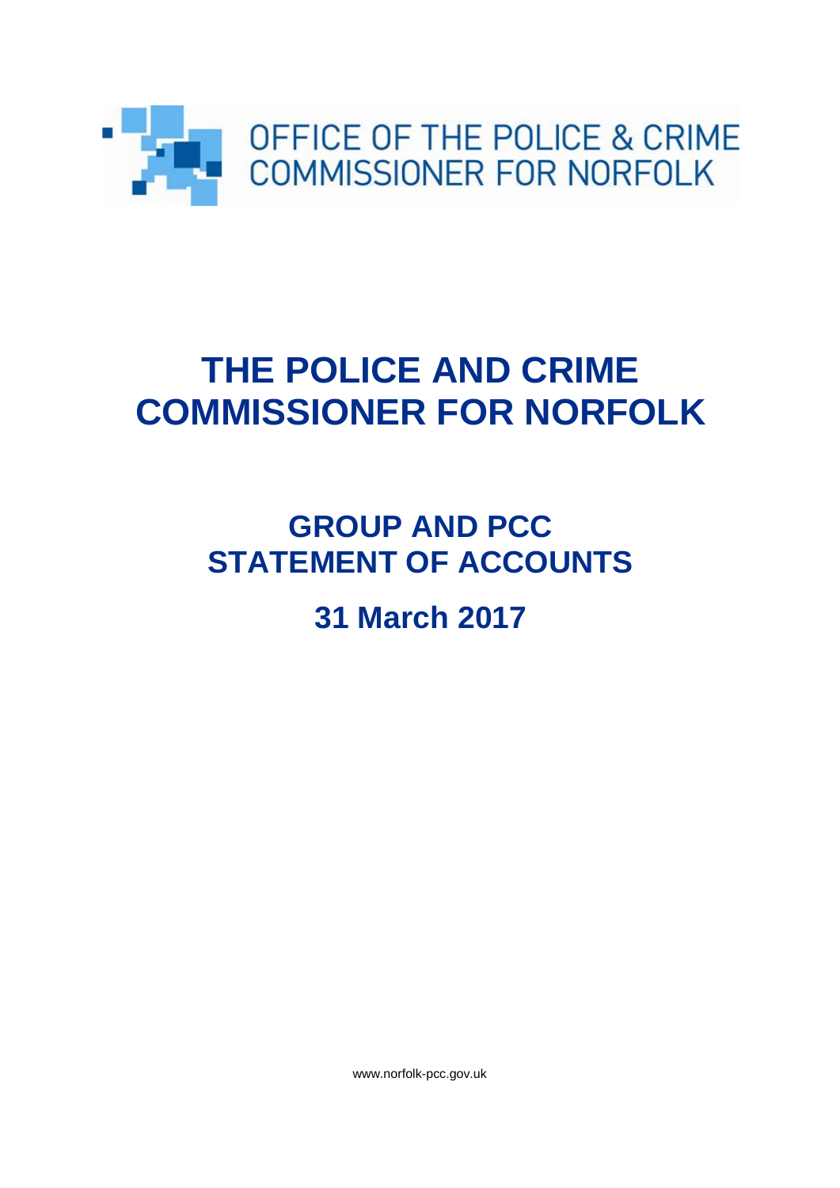OFFICE OF THE POLICE & CRIME COMMISSIONER FOR NORFOLK

# THE POLICE AND CRIME COMMISSIONER FOR NORFOLK

## GROUP AND PCC STATEMENT OF ACCOUNTS

## 31 March 2017

www.norfolk-pcc.gov.uk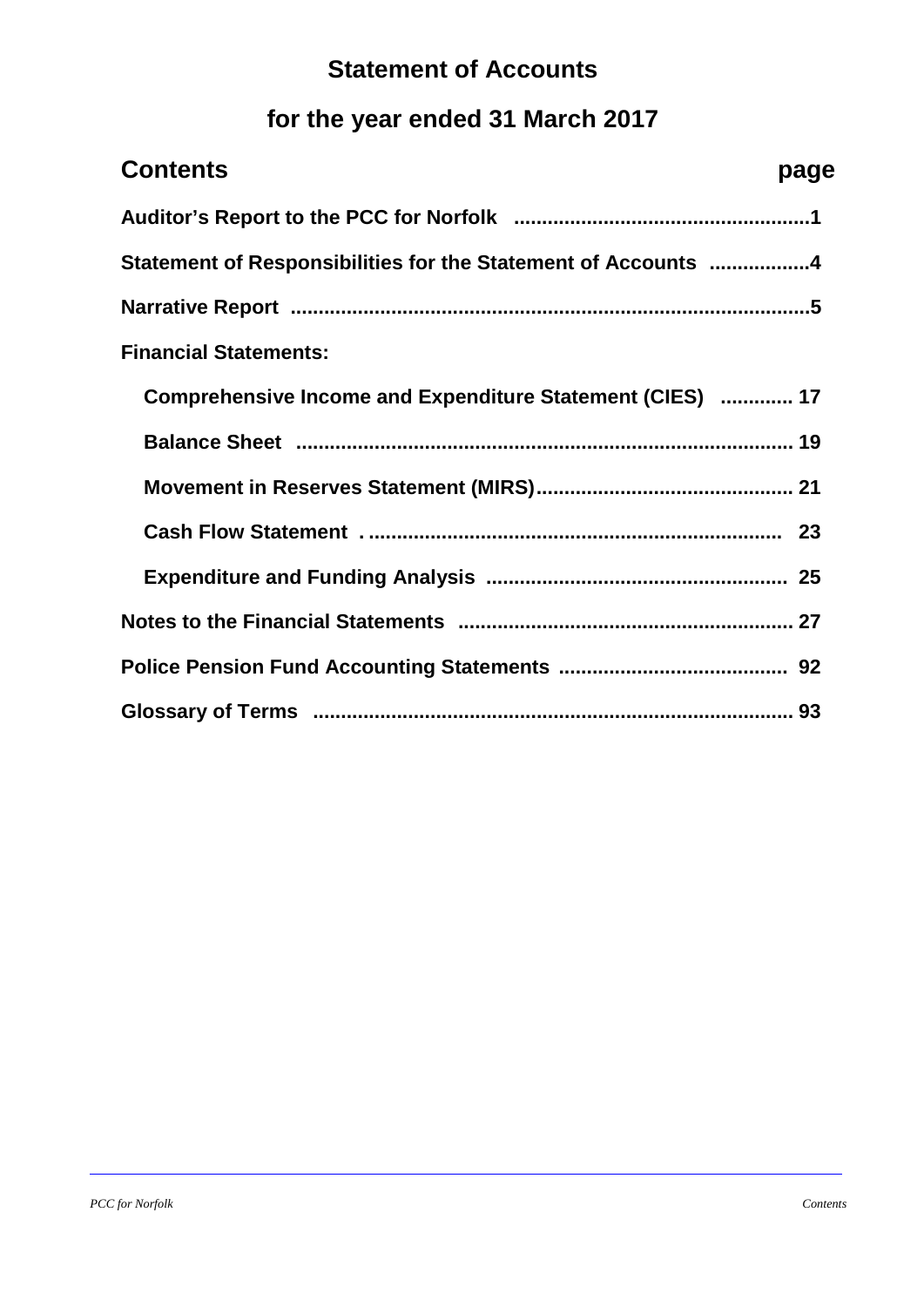# Statement of Accounts

## for the year ended 31 March 2017

| Contents | page |
|---|---|
| **Auditor's Report to the PCC for Norfolk** | 1 |
| **Statement of Responsibilities for the Statement of Accounts** | 4 |
| **Narrative Report** | 5 |
| **Financial Statements:** | |
| **Comprehensive Income and Expenditure Statement (CIES)** | 17 |
| **Balance Sheet** | 19 |
| **Movement in Reserves Statement (MIRS)** | 21 |
| **Cash Flow Statement** | 23 |
| **Expenditure and Funding Analysis** | 25 |
| **Notes to the Financial Statements** | 27 |
| **Police Pension Fund Accounting Statements** | 92 |
| **Glossary of Terms** | 93 |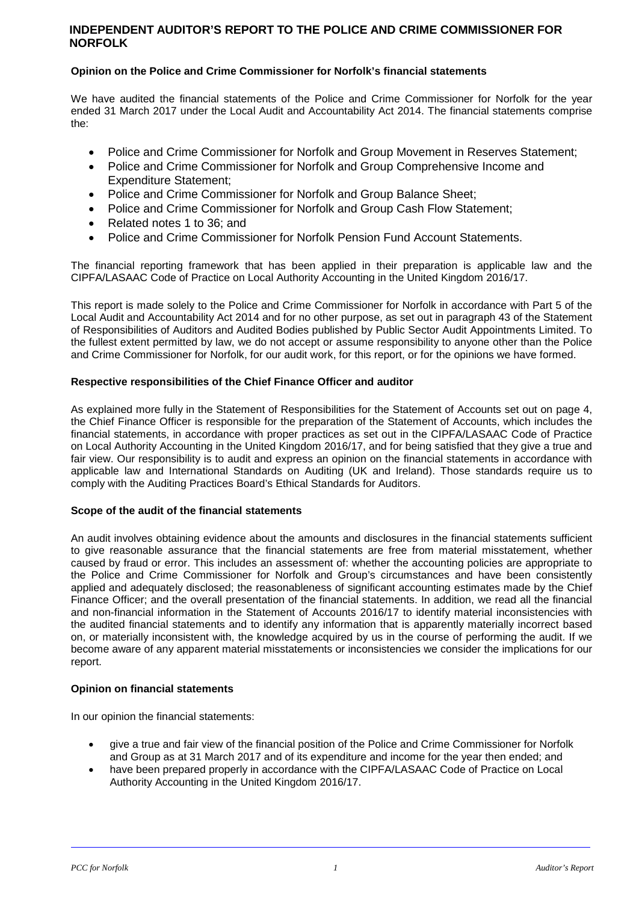# INDEPENDENT AUDITOR'S REPORT TO THE POLICE AND CRIME COMMISSIONER FOR NORFOLK

**Opinion on the Police and Crime Commissioner for Norfolk's financial statements**

We have audited the financial statements of the Police and Crime Commissioner for Norfolk for the year ended 31 March 2017 under the Local Audit and Accountability Act 2014. The financial statements comprise the:

- Police and Crime Commissioner for Norfolk and Group Movement in Reserves Statement;
- Police and Crime Commissioner for Norfolk and Group Comprehensive Income and Expenditure Statement;
- Police and Crime Commissioner for Norfolk and Group Balance Sheet;
- Police and Crime Commissioner for Norfolk and Group Cash Flow Statement;
- Related notes 1 to 36; and
- Police and Crime Commissioner for Norfolk Pension Fund Account Statements.

The financial reporting framework that has been applied in their preparation is applicable law and the CIPFA/LASAAC Code of Practice on Local Authority Accounting in the United Kingdom 2016/17.

This report is made solely to the Police and Crime Commissioner for Norfolk in accordance with Part 5 of the Local Audit and Accountability Act 2014 and for no other purpose, as set out in paragraph 43 of the Statement of Responsibilities of Auditors and Audited Bodies published by Public Sector Audit Appointments Limited. To the fullest extent permitted by law, we do not accept or assume responsibility to anyone other than the Police and Crime Commissioner for Norfolk, for our audit work, for this report, or for the opinions we have formed.

**Respective responsibilities of the Chief Finance Officer and auditor**

As explained more fully in the Statement of Responsibilities for the Statement of Accounts set out on page 4, the Chief Finance Officer is responsible for the preparation of the Statement of Accounts, which includes the financial statements, in accordance with proper practices as set out in the CIPFA/LASAAC Code of Practice on Local Authority Accounting in the United Kingdom 2016/17, and for being satisfied that they give a true and fair view. Our responsibility is to audit and express an opinion on the financial statements in accordance with applicable law and International Standards on Auditing (UK and Ireland). Those standards require us to comply with the Auditing Practices Board's Ethical Standards for Auditors.

**Scope of the audit of the financial statements**

An audit involves obtaining evidence about the amounts and disclosures in the financial statements sufficient to give reasonable assurance that the financial statements are free from material misstatement, whether caused by fraud or error. This includes an assessment of: whether the accounting policies are appropriate to the Police and Crime Commissioner for Norfolk and Group's circumstances and have been consistently applied and adequately disclosed; the reasonableness of significant accounting estimates made by the Chief Finance Officer; and the overall presentation of the financial statements. In addition, we read all the financial and non-financial information in the Statement of Accounts 2016/17 to identify material inconsistencies with the audited financial statements and to identify any information that is apparently materially incorrect based on, or materially inconsistent with, the knowledge acquired by us in the course of performing the audit. If we become aware of any apparent material misstatements or inconsistencies we consider the implications for our report.

**Opinion on financial statements**

In our opinion the financial statements:

- give a true and fair view of the financial position of the Police and Crime Commissioner for Norfolk and Group as at 31 March 2017 and of its expenditure and income for the year then ended; and
- have been prepared properly in accordance with the CIPFA/LASAAC Code of Practice on Local Authority Accounting in the United Kingdom 2016/17.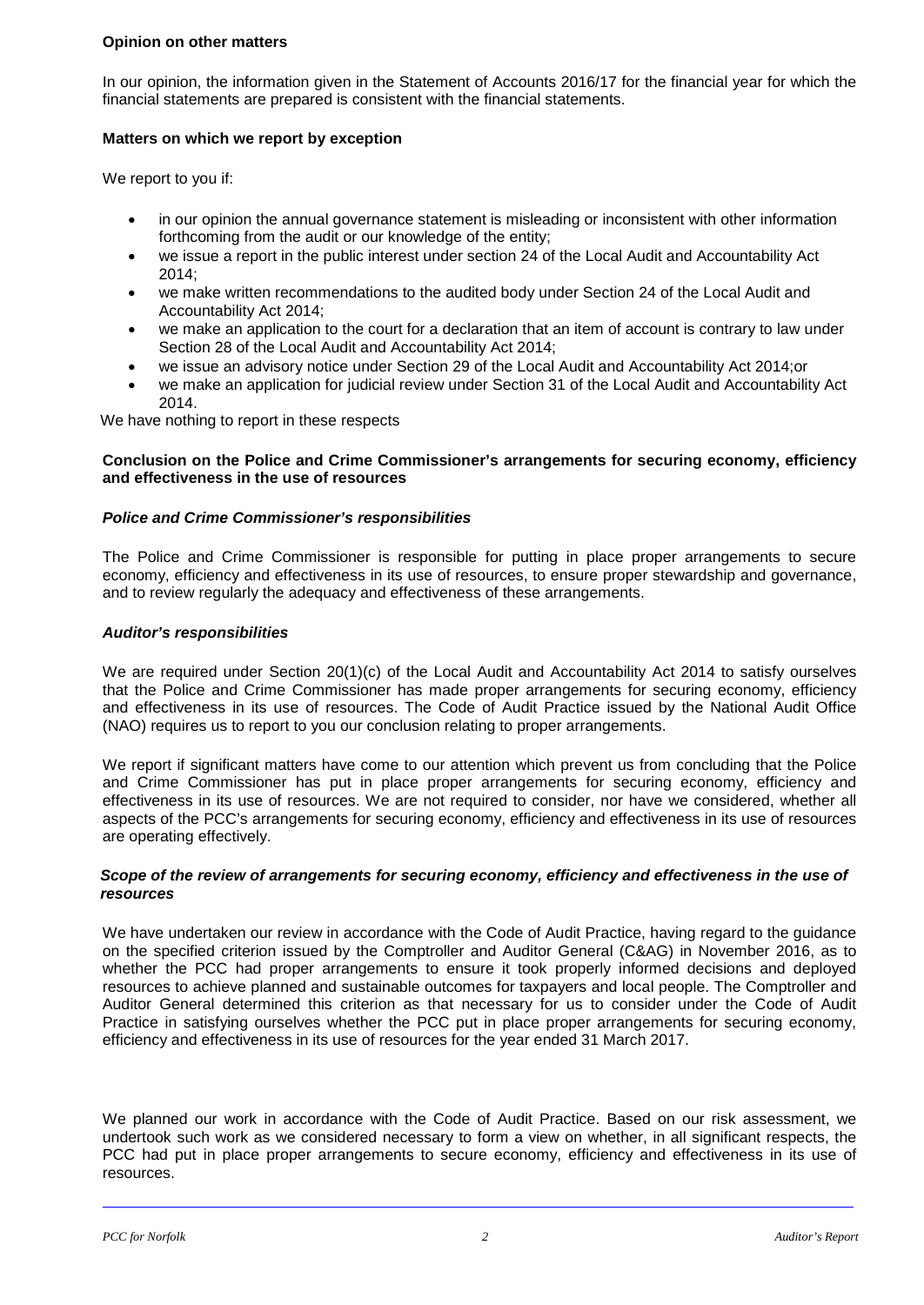**Opinion on other matters**

In our opinion, the information given in the Statement of Accounts 2016/17 for the financial year for which the financial statements are prepared is consistent with the financial statements.

**Matters on which we report by exception**

We report to you if:

- in our opinion the annual governance statement is misleading or inconsistent with other information forthcoming from the audit or our knowledge of the entity;
- we issue a report in the public interest under section 24 of the Local Audit and Accountability Act 2014;
- we make written recommendations to the audited body under Section 24 of the Local Audit and Accountability Act 2014;
- we make an application to the court for a declaration that an item of account is contrary to law under Section 28 of the Local Audit and Accountability Act 2014;
- we issue an advisory notice under Section 29 of the Local Audit and Accountability Act 2014;or
- we make an application for judicial review under Section 31 of the Local Audit and Accountability Act 2014.

We have nothing to report in these respects

**Conclusion on the Police and Crime Commissioner's arrangements for securing economy, efficiency and effectiveness in the use of resources**

***Police and Crime Commissioner's responsibilities***

The Police and Crime Commissioner is responsible for putting in place proper arrangements to secure economy, efficiency and effectiveness in its use of resources, to ensure proper stewardship and governance, and to review regularly the adequacy and effectiveness of these arrangements.

***Auditor's responsibilities***

We are required under Section 20(1)(c) of the Local Audit and Accountability Act 2014 to satisfy ourselves that the Police and Crime Commissioner has made proper arrangements for securing economy, efficiency and effectiveness in its use of resources. The Code of Audit Practice issued by the National Audit Office (NAO) requires us to report to you our conclusion relating to proper arrangements.

We report if significant matters have come to our attention which prevent us from concluding that the Police and Crime Commissioner has put in place proper arrangements for securing economy, efficiency and effectiveness in its use of resources. We are not required to consider, nor have we considered, whether all aspects of the PCC's arrangements for securing economy, efficiency and effectiveness in its use of resources are operating effectively.

***Scope of the review of arrangements for securing economy, efficiency and effectiveness in the use of resources***

We have undertaken our review in accordance with the Code of Audit Practice, having regard to the guidance on the specified criterion issued by the Comptroller and Auditor General (C&AG) in November 2016, as to whether the PCC had proper arrangements to ensure it took properly informed decisions and deployed resources to achieve planned and sustainable outcomes for taxpayers and local people. The Comptroller and Auditor General determined this criterion as that necessary for us to consider under the Code of Audit Practice in satisfying ourselves whether the PCC put in place proper arrangements for securing economy, efficiency and effectiveness in its use of resources for the year ended 31 March 2017.

We planned our work in accordance with the Code of Audit Practice. Based on our risk assessment, we undertook such work as we considered necessary to form a view on whether, in all significant respects, the PCC had put in place proper arrangements to secure economy, efficiency and effectiveness in its use of resources.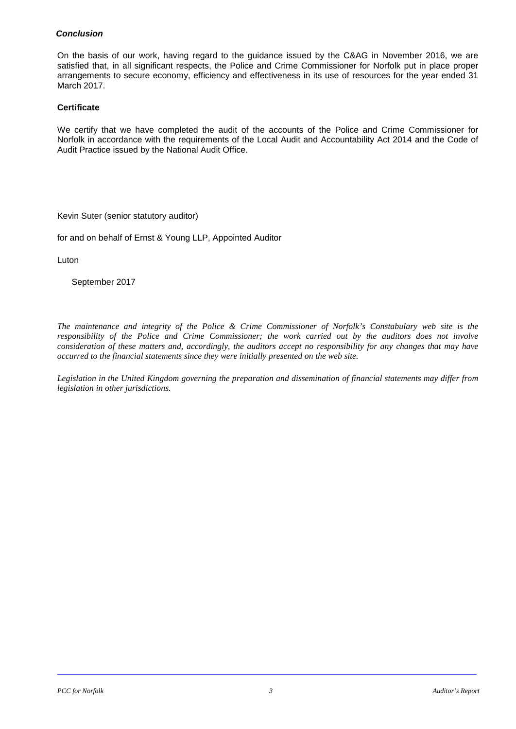***Conclusion***

On the basis of our work, having regard to the guidance issued by the C&AG in November 2016, we are satisfied that, in all significant respects, the Police and Crime Commissioner for Norfolk put in place proper arrangements to secure economy, efficiency and effectiveness in its use of resources for the year ended 31 March 2017.

**Certificate**

We certify that we have completed the audit of the accounts of the Police and Crime Commissioner for Norfolk in accordance with the requirements of the Local Audit and Accountability Act 2014 and the Code of Audit Practice issued by the National Audit Office.

Kevin Suter (senior statutory auditor)

for and on behalf of Ernst & Young LLP, Appointed Auditor

Luton

September 2017

*The maintenance and integrity of the Police & Crime Commissioner of Norfolk's Constabulary web site is the responsibility of the Police and Crime Commissioner; the work carried out by the auditors does not involve consideration of these matters and, accordingly, the auditors accept no responsibility for any changes that may have occurred to the financial statements since they were initially presented on the web site.*

*Legislation in the United Kingdom governing the preparation and dissemination of financial statements may differ from legislation in other jurisdictions.*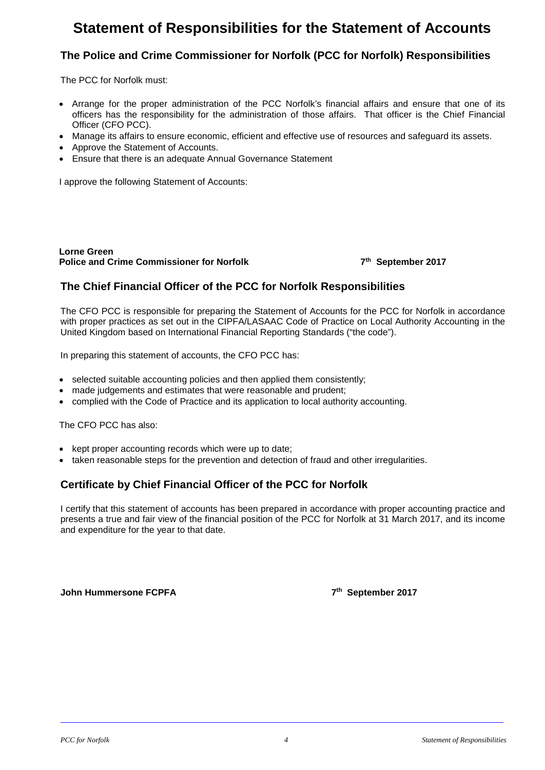# Statement of Responsibilities for the Statement of Accounts

## The Police and Crime Commissioner for Norfolk (PCC for Norfolk) Responsibilities

The PCC for Norfolk must:

- Arrange for the proper administration of the PCC Norfolk's financial affairs and ensure that one of its officers has the responsibility for the administration of those affairs. That officer is the Chief Financial Officer (CFO PCC).
- Manage its affairs to ensure economic, efficient and effective use of resources and safeguard its assets.
- Approve the Statement of Accounts.
- Ensure that there is an adequate Annual Governance Statement

I approve the following Statement of Accounts:

**Lorne Green**
**Police and Crime Commissioner for Norfolk** **7th September 2017**

## The Chief Financial Officer of the PCC for Norfolk Responsibilities

The CFO PCC is responsible for preparing the Statement of Accounts for the PCC for Norfolk in accordance with proper practices as set out in the CIPFA/LASAAC Code of Practice on Local Authority Accounting in the United Kingdom based on International Financial Reporting Standards ("the code").

In preparing this statement of accounts, the CFO PCC has:

- selected suitable accounting policies and then applied them consistently;
- made judgements and estimates that were reasonable and prudent;
- complied with the Code of Practice and its application to local authority accounting.

The CFO PCC has also:

- kept proper accounting records which were up to date;
- taken reasonable steps for the prevention and detection of fraud and other irregularities.

## Certificate by Chief Financial Officer of the PCC for Norfolk

I certify that this statement of accounts has been prepared in accordance with proper accounting practice and presents a true and fair view of the financial position of the PCC for Norfolk at 31 March 2017, and its income and expenditure for the year to that date.

**John Hummersone FCPFA** **7th September 2017**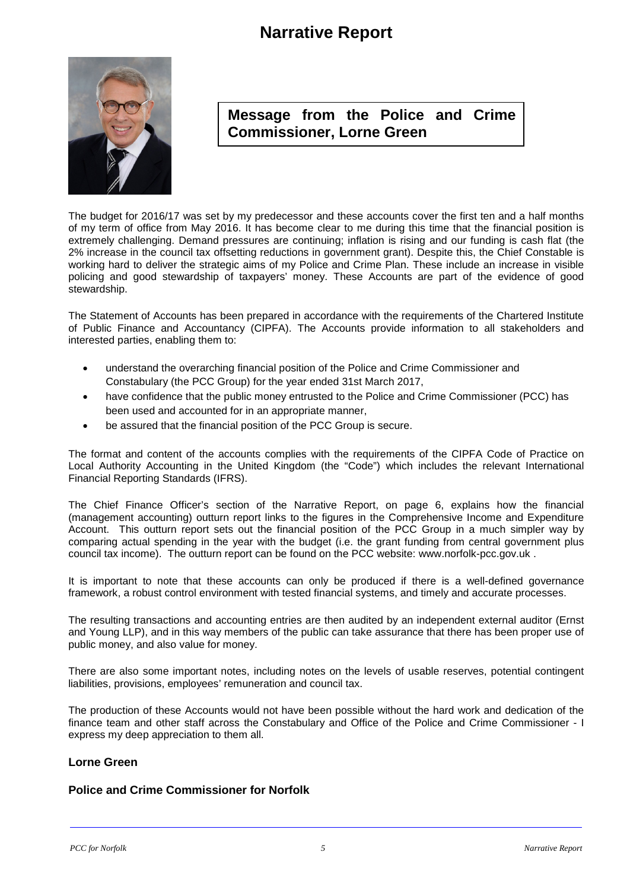# Narrative Report

## Message from the Police and Crime Commissioner, Lorne Green

The budget for 2016/17 was set by my predecessor and these accounts cover the first ten and a half months of my term of office from May 2016. It has become clear to me during this time that the financial position is extremely challenging. Demand pressures are continuing; inflation is rising and our funding is cash flat (the 2% increase in the council tax offsetting reductions in government grant). Despite this, the Chief Constable is working hard to deliver the strategic aims of my Police and Crime Plan. These include an increase in visible policing and good stewardship of taxpayers' money. These Accounts are part of the evidence of good stewardship.

The Statement of Accounts has been prepared in accordance with the requirements of the Chartered Institute of Public Finance and Accountancy (CIPFA). The Accounts provide information to all stakeholders and interested parties, enabling them to:

- understand the overarching financial position of the Police and Crime Commissioner and Constabulary (the PCC Group) for the year ended 31st March 2017,
- have confidence that the public money entrusted to the Police and Crime Commissioner (PCC) has been used and accounted for in an appropriate manner,
- be assured that the financial position of the PCC Group is secure.

The format and content of the accounts complies with the requirements of the CIPFA Code of Practice on Local Authority Accounting in the United Kingdom (the "Code") which includes the relevant International Financial Reporting Standards (IFRS).

The Chief Finance Officer's section of the Narrative Report, on page 6, explains how the financial (management accounting) outturn report links to the figures in the Comprehensive Income and Expenditure Account. This outturn report sets out the financial position of the PCC Group in a much simpler way by comparing actual spending in the year with the budget (i.e. the grant funding from central government plus council tax income). The outturn report can be found on the PCC website: www.norfolk-pcc.gov.uk .

It is important to note that these accounts can only be produced if there is a well-defined governance framework, a robust control environment with tested financial systems, and timely and accurate processes.

The resulting transactions and accounting entries are then audited by an independent external auditor (Ernst and Young LLP), and in this way members of the public can take assurance that there has been proper use of public money, and also value for money.

There are also some important notes, including notes on the levels of usable reserves, potential contingent liabilities, provisions, employees' remuneration and council tax.

The production of these Accounts would not have been possible without the hard work and dedication of the finance team and other staff across the Constabulary and Office of the Police and Crime Commissioner - I express my deep appreciation to them all.

**Lorne Green**

**Police and Crime Commissioner for Norfolk**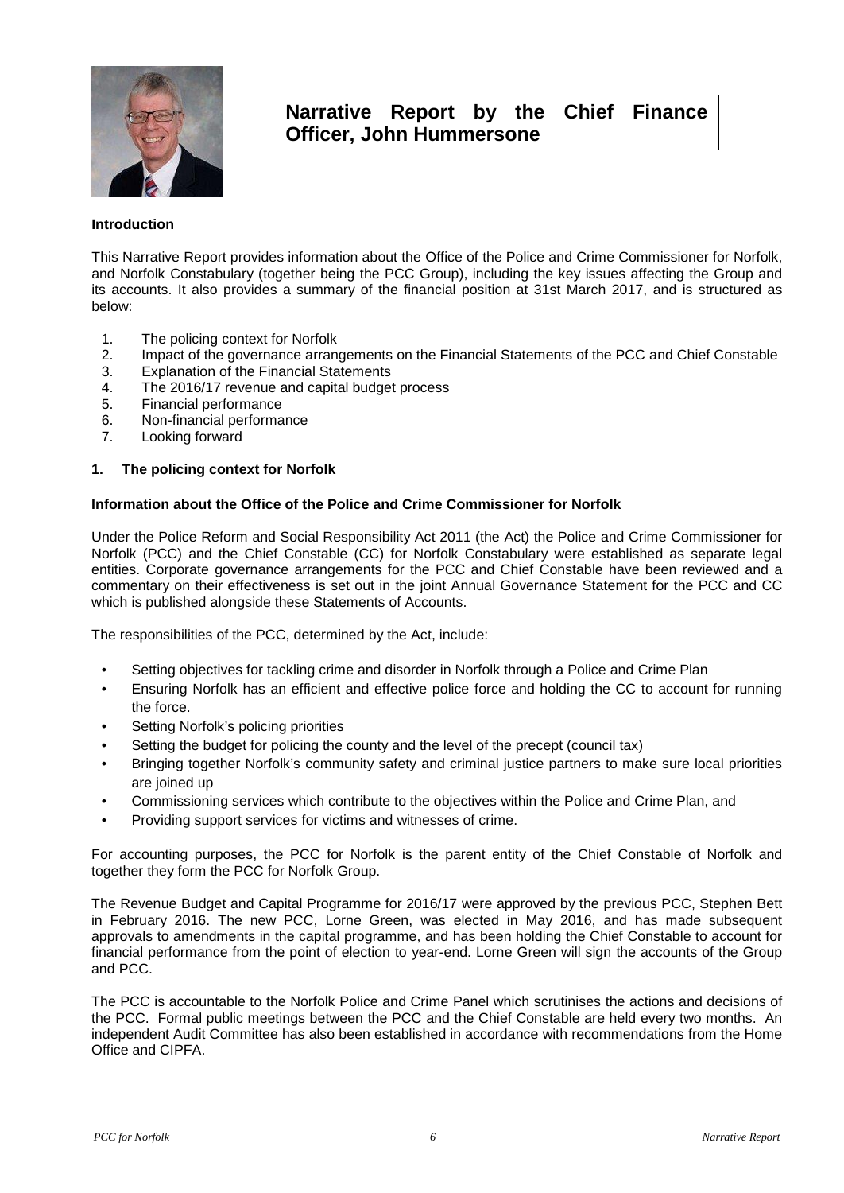# Narrative Report by the Chief Finance Officer, John Hummersone

### Introduction

This Narrative Report provides information about the Office of the Police and Crime Commissioner for Norfolk, and Norfolk Constabulary (together being the PCC Group), including the key issues affecting the Group and its accounts. It also provides a summary of the financial position at 31st March 2017, and is structured as below:

1. The policing context for Norfolk
2. Impact of the governance arrangements on the Financial Statements of the PCC and Chief Constable
3. Explanation of the Financial Statements
4. The 2016/17 revenue and capital budget process
5. Financial performance
6. Non-financial performance
7. Looking forward

### 1. The policing context for Norfolk

#### Information about the Office of the Police and Crime Commissioner for Norfolk

Under the Police Reform and Social Responsibility Act 2011 (the Act) the Police and Crime Commissioner for Norfolk (PCC) and the Chief Constable (CC) for Norfolk Constabulary were established as separate legal entities. Corporate governance arrangements for the PCC and Chief Constable have been reviewed and a commentary on their effectiveness is set out in the joint Annual Governance Statement for the PCC and CC which is published alongside these Statements of Accounts.

The responsibilities of the PCC, determined by the Act, include:

- Setting objectives for tackling crime and disorder in Norfolk through a Police and Crime Plan
- Ensuring Norfolk has an efficient and effective police force and holding the CC to account for running the force.
- Setting Norfolk's policing priorities
- Setting the budget for policing the county and the level of the precept (council tax)
- Bringing together Norfolk's community safety and criminal justice partners to make sure local priorities are joined up
- Commissioning services which contribute to the objectives within the Police and Crime Plan, and
- Providing support services for victims and witnesses of crime.

For accounting purposes, the PCC for Norfolk is the parent entity of the Chief Constable of Norfolk and together they form the PCC for Norfolk Group.

The Revenue Budget and Capital Programme for 2016/17 were approved by the previous PCC, Stephen Bett in February 2016. The new PCC, Lorne Green, was elected in May 2016, and has made subsequent approvals to amendments in the capital programme, and has been holding the Chief Constable to account for financial performance from the point of election to year-end. Lorne Green will sign the accounts of the Group and PCC.

The PCC is accountable to the Norfolk Police and Crime Panel which scrutinises the actions and decisions of the PCC. Formal public meetings between the PCC and the Chief Constable are held every two months. An independent Audit Committee has also been established in accordance with recommendations from the Home Office and CIPFA.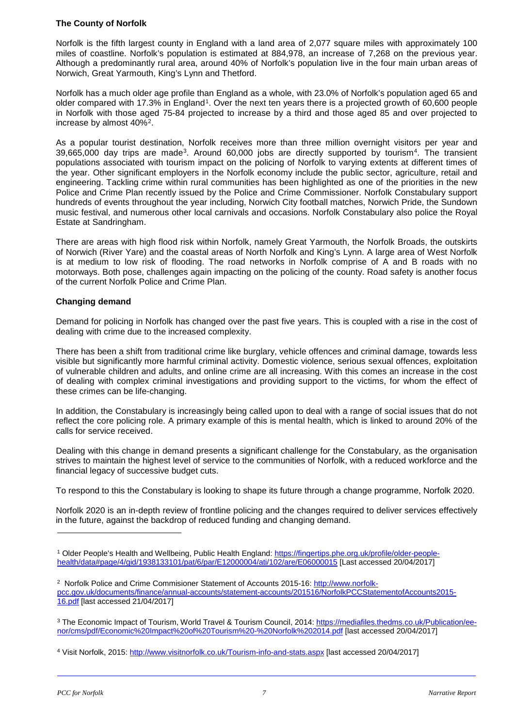### The County of Norfolk

Norfolk is the fifth largest county in England with a land area of 2,077 square miles with approximately 100 miles of coastline. Norfolk's population is estimated at 884,978, an increase of 7,268 on the previous year. Although a predominantly rural area, around 40% of Norfolk's population live in the four main urban areas of Norwich, Great Yarmouth, King's Lynn and Thetford.

Norfolk has a much older age profile than England as a whole, with 23.0% of Norfolk's population aged 65 and older compared with 17.3% in England[1]. Over the next ten years there is a projected growth of 60,600 people in Norfolk with those aged 75-84 projected to increase by a third and those aged 85 and over projected to increase by almost 40%[2].

As a popular tourist destination, Norfolk receives more than three million overnight visitors per year and 39,665,000 day trips are made[3]. Around 60,000 jobs are directly supported by tourism[4]. The transient populations associated with tourism impact on the policing of Norfolk to varying extents at different times of the year. Other significant employers in the Norfolk economy include the public sector, agriculture, retail and engineering. Tackling crime within rural communities has been highlighted as one of the priorities in the new Police and Crime Plan recently issued by the Police and Crime Commissioner. Norfolk Constabulary support hundreds of events throughout the year including, Norwich City football matches, Norwich Pride, the Sundown music festival, and numerous other local carnivals and occasions. Norfolk Constabulary also police the Royal Estate at Sandringham.

There are areas with high flood risk within Norfolk, namely Great Yarmouth, the Norfolk Broads, the outskirts of Norwich (River Yare) and the coastal areas of North Norfolk and King's Lynn. A large area of West Norfolk is at medium to low risk of flooding. The road networks in Norfolk comprise of A and B roads with no motorways. Both pose, challenges again impacting on the policing of the county. Road safety is another focus of the current Norfolk Police and Crime Plan.

### Changing demand

Demand for policing in Norfolk has changed over the past five years. This is coupled with a rise in the cost of dealing with crime due to the increased complexity.

There has been a shift from traditional crime like burglary, vehicle offences and criminal damage, towards less visible but significantly more harmful criminal activity. Domestic violence, serious sexual offences, exploitation of vulnerable children and adults, and online crime are all increasing. With this comes an increase in the cost of dealing with complex criminal investigations and providing support to the victims, for whom the effect of these crimes can be life-changing.

In addition, the Constabulary is increasingly being called upon to deal with a range of social issues that do not reflect the core policing role. A primary example of this is mental health, which is linked to around 20% of the calls for service received.

Dealing with this change in demand presents a significant challenge for the Constabulary, as the organisation strives to maintain the highest level of service to the communities of Norfolk, with a reduced workforce and the financial legacy of successive budget cuts.

To respond to this the Constabulary is looking to shape its future through a change programme, Norfolk 2020.

Norfolk 2020 is an in-depth review of frontline policing and the changes required to deliver services effectively in the future, against the backdrop of reduced funding and changing demand.

---

[1] Older People's Health and Wellbeing, Public Health England: https://fingertips.phe.org.uk/profile/older-people-health/data#page/4/gid/1938133101/pat/6/par/E12000004/ati/102/are/E06000015 [Last accessed 20/04/2017]

[2] Norfolk Police and Crime Commisioner Statement of Accounts 2015-16: http://www.norfolk-pcc.gov.uk/documents/finance/annual-accounts/statement-accounts/201516/NorfolkPCCStatementofAccounts2015-16.pdf [last accessed 21/04/2017]

[3] The Economic Impact of Tourism, World Travel & Tourism Council, 2014: https://mediafiles.thedms.co.uk/Publication/ee-nor/cms/pdf/Economic%20Impact%20of%20Tourism%20-%20Norfolk%202014.pdf [last accessed 20/04/2017]

[4] Visit Norfolk, 2015: http://www.visitnorfolk.co.uk/Tourism-info-and-stats.aspx [last accessed 20/04/2017]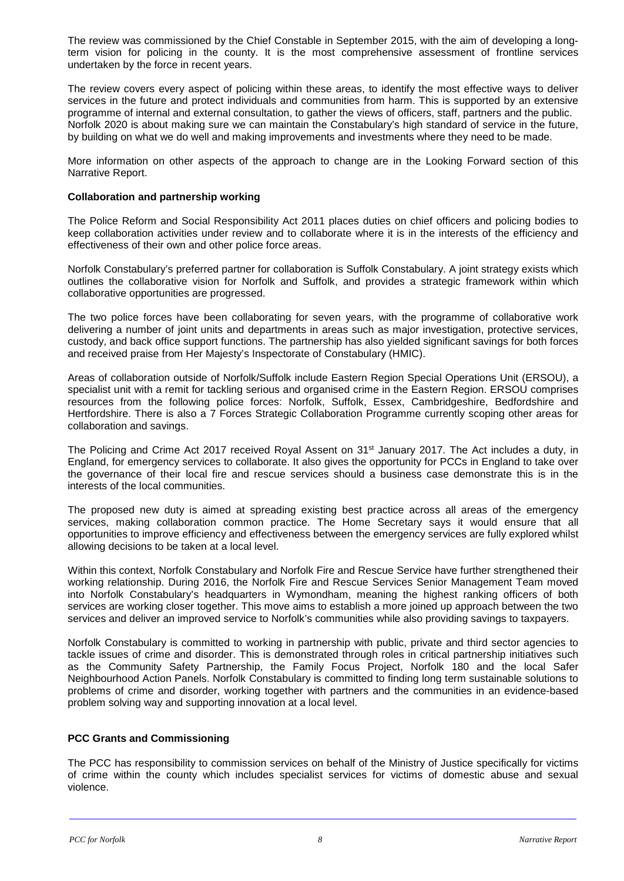The review was commissioned by the Chief Constable in September 2015, with the aim of developing a long-term vision for policing in the county. It is the most comprehensive assessment of frontline services undertaken by the force in recent years.

The review covers every aspect of policing within these areas, to identify the most effective ways to deliver services in the future and protect individuals and communities from harm. This is supported by an extensive programme of internal and external consultation, to gather the views of officers, staff, partners and the public. Norfolk 2020 is about making sure we can maintain the Constabulary's high standard of service in the future, by building on what we do well and making improvements and investments where they need to be made.

More information on other aspects of the approach to change are in the Looking Forward section of this Narrative Report.

**Collaboration and partnership working**

The Police Reform and Social Responsibility Act 2011 places duties on chief officers and policing bodies to keep collaboration activities under review and to collaborate where it is in the interests of the efficiency and effectiveness of their own and other police force areas.

Norfolk Constabulary's preferred partner for collaboration is Suffolk Constabulary. A joint strategy exists which outlines the collaborative vision for Norfolk and Suffolk, and provides a strategic framework within which collaborative opportunities are progressed.

The two police forces have been collaborating for seven years, with the programme of collaborative work delivering a number of joint units and departments in areas such as major investigation, protective services, custody, and back office support functions. The partnership has also yielded significant savings for both forces and received praise from Her Majesty's Inspectorate of Constabulary (HMIC).

Areas of collaboration outside of Norfolk/Suffolk include Eastern Region Special Operations Unit (ERSOU), a specialist unit with a remit for tackling serious and organised crime in the Eastern Region. ERSOU comprises resources from the following police forces: Norfolk, Suffolk, Essex, Cambridgeshire, Bedfordshire and Hertfordshire. There is also a 7 Forces Strategic Collaboration Programme currently scoping other areas for collaboration and savings.

The Policing and Crime Act 2017 received Royal Assent on 31st January 2017. The Act includes a duty, in England, for emergency services to collaborate. It also gives the opportunity for PCCs in England to take over the governance of their local fire and rescue services should a business case demonstrate this is in the interests of the local communities.

The proposed new duty is aimed at spreading existing best practice across all areas of the emergency services, making collaboration common practice. The Home Secretary says it would ensure that all opportunities to improve efficiency and effectiveness between the emergency services are fully explored whilst allowing decisions to be taken at a local level.

Within this context, Norfolk Constabulary and Norfolk Fire and Rescue Service have further strengthened their working relationship. During 2016, the Norfolk Fire and Rescue Services Senior Management Team moved into Norfolk Constabulary's headquarters in Wymondham, meaning the highest ranking officers of both services are working closer together. This move aims to establish a more joined up approach between the two services and deliver an improved service to Norfolk's communities while also providing savings to taxpayers.

Norfolk Constabulary is committed to working in partnership with public, private and third sector agencies to tackle issues of crime and disorder. This is demonstrated through roles in critical partnership initiatives such as the Community Safety Partnership, the Family Focus Project, Norfolk 180 and the local Safer Neighbourhood Action Panels. Norfolk Constabulary is committed to finding long term sustainable solutions to problems of crime and disorder, working together with partners and the communities in an evidence-based problem solving way and supporting innovation at a local level.

**PCC Grants and Commissioning**

The PCC has responsibility to commission services on behalf of the Ministry of Justice specifically for victims of crime within the county which includes specialist services for victims of domestic abuse and sexual violence.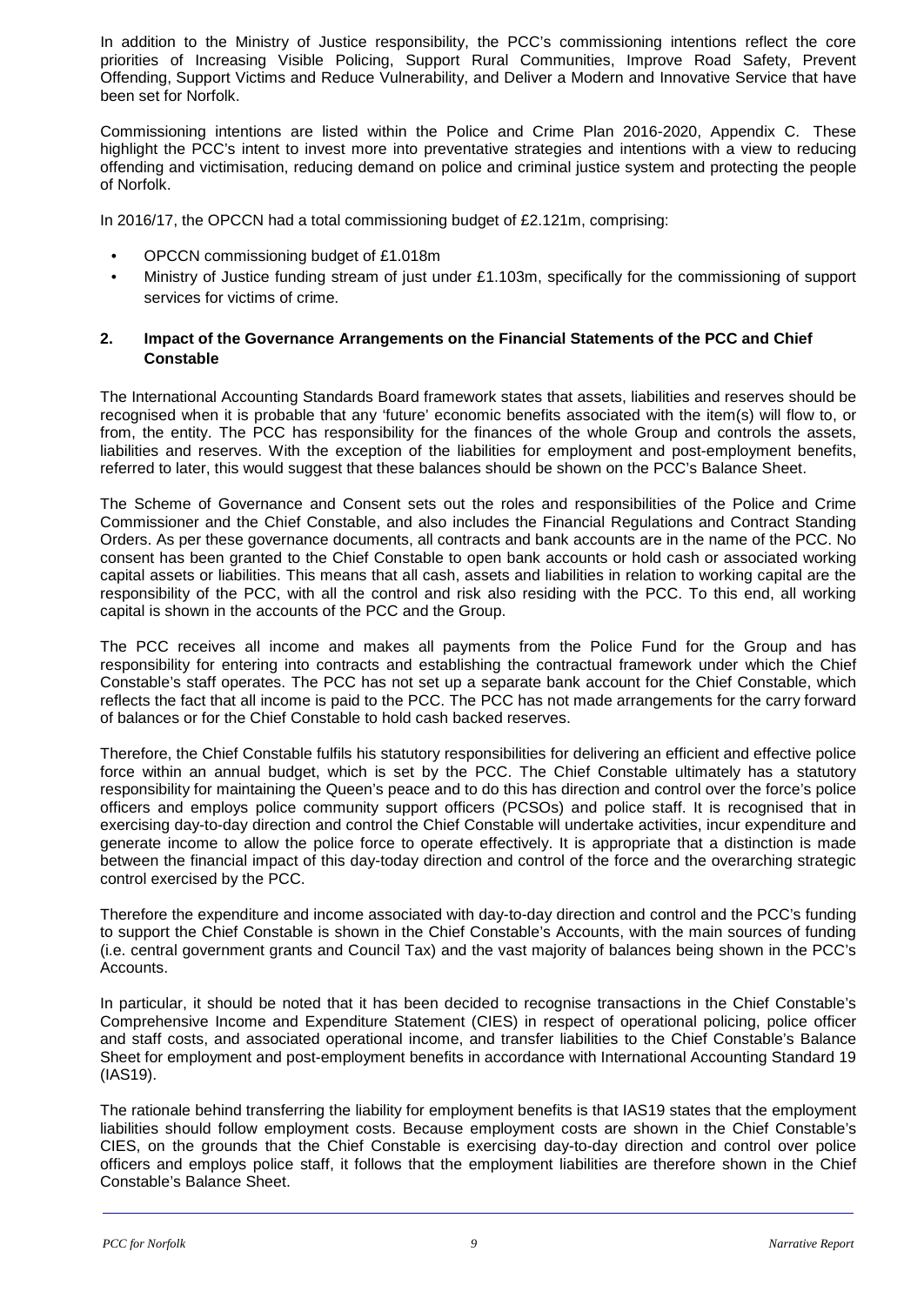In addition to the Ministry of Justice responsibility, the PCC's commissioning intentions reflect the core priorities of Increasing Visible Policing, Support Rural Communities, Improve Road Safety, Prevent Offending, Support Victims and Reduce Vulnerability, and Deliver a Modern and Innovative Service that have been set for Norfolk.

Commissioning intentions are listed within the Police and Crime Plan 2016-2020, Appendix C. These highlight the PCC's intent to invest more into preventative strategies and intentions with a view to reducing offending and victimisation, reducing demand on police and criminal justice system and protecting the people of Norfolk.

In 2016/17, the OPCCN had a total commissioning budget of £2.121m, comprising:

- OPCCN commissioning budget of £1.018m
- Ministry of Justice funding stream of just under £1.103m, specifically for the commissioning of support services for victims of crime.

## 2. Impact of the Governance Arrangements on the Financial Statements of the PCC and Chief Constable

The International Accounting Standards Board framework states that assets, liabilities and reserves should be recognised when it is probable that any 'future' economic benefits associated with the item(s) will flow to, or from, the entity. The PCC has responsibility for the finances of the whole Group and controls the assets, liabilities and reserves. With the exception of the liabilities for employment and post-employment benefits, referred to later, this would suggest that these balances should be shown on the PCC's Balance Sheet.

The Scheme of Governance and Consent sets out the roles and responsibilities of the Police and Crime Commissioner and the Chief Constable, and also includes the Financial Regulations and Contract Standing Orders. As per these governance documents, all contracts and bank accounts are in the name of the PCC. No consent has been granted to the Chief Constable to open bank accounts or hold cash or associated working capital assets or liabilities. This means that all cash, assets and liabilities in relation to working capital are the responsibility of the PCC, with all the control and risk also residing with the PCC. To this end, all working capital is shown in the accounts of the PCC and the Group.

The PCC receives all income and makes all payments from the Police Fund for the Group and has responsibility for entering into contracts and establishing the contractual framework under which the Chief Constable's staff operates. The PCC has not set up a separate bank account for the Chief Constable, which reflects the fact that all income is paid to the PCC. The PCC has not made arrangements for the carry forward of balances or for the Chief Constable to hold cash backed reserves.

Therefore, the Chief Constable fulfils his statutory responsibilities for delivering an efficient and effective police force within an annual budget, which is set by the PCC. The Chief Constable ultimately has a statutory responsibility for maintaining the Queen's peace and to do this has direction and control over the force's police officers and employs police community support officers (PCSOs) and police staff. It is recognised that in exercising day-to-day direction and control the Chief Constable will undertake activities, incur expenditure and generate income to allow the police force to operate effectively. It is appropriate that a distinction is made between the financial impact of this day-today direction and control of the force and the overarching strategic control exercised by the PCC.

Therefore the expenditure and income associated with day-to-day direction and control and the PCC's funding to support the Chief Constable is shown in the Chief Constable's Accounts, with the main sources of funding (i.e. central government grants and Council Tax) and the vast majority of balances being shown in the PCC's Accounts.

In particular, it should be noted that it has been decided to recognise transactions in the Chief Constable's Comprehensive Income and Expenditure Statement (CIES) in respect of operational policing, police officer and staff costs, and associated operational income, and transfer liabilities to the Chief Constable's Balance Sheet for employment and post-employment benefits in accordance with International Accounting Standard 19 (IAS19).

The rationale behind transferring the liability for employment benefits is that IAS19 states that the employment liabilities should follow employment costs. Because employment costs are shown in the Chief Constable's CIES, on the grounds that the Chief Constable is exercising day-to-day direction and control over police officers and employs police staff, it follows that the employment liabilities are therefore shown in the Chief Constable's Balance Sheet.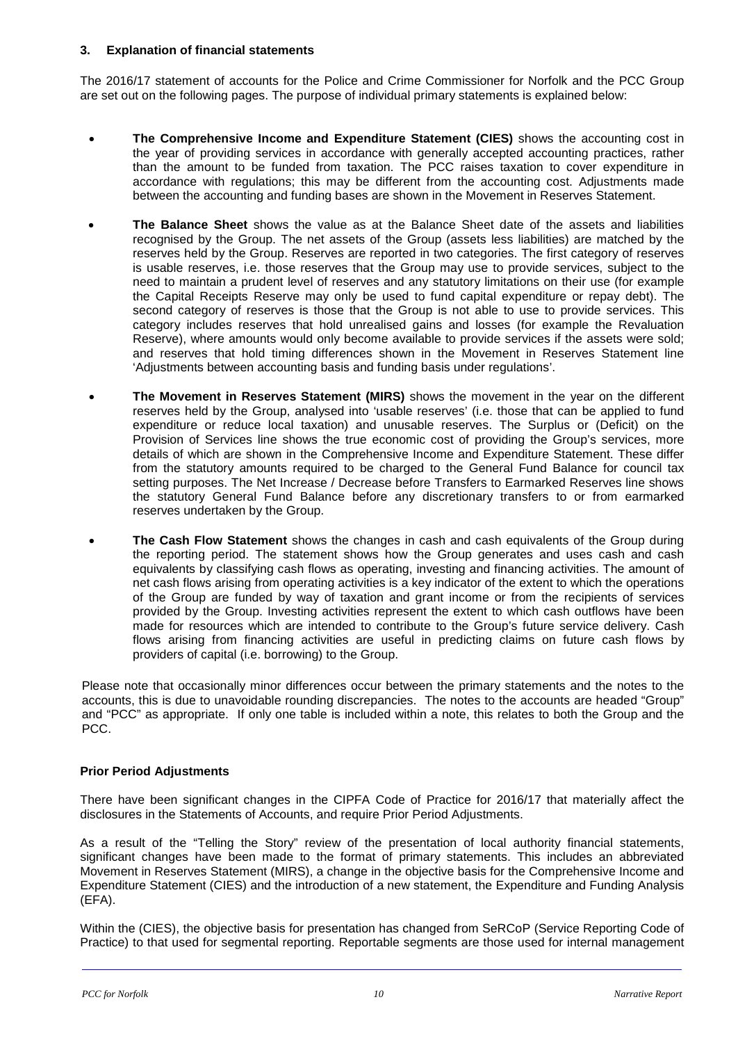## 3. Explanation of financial statements

The 2016/17 statement of accounts for the Police and Crime Commissioner for Norfolk and the PCC Group are set out on the following pages. The purpose of individual primary statements is explained below:

- **The Comprehensive Income and Expenditure Statement (CIES)** shows the accounting cost in the year of providing services in accordance with generally accepted accounting practices, rather than the amount to be funded from taxation. The PCC raises taxation to cover expenditure in accordance with regulations; this may be different from the accounting cost. Adjustments made between the accounting and funding bases are shown in the Movement in Reserves Statement.
- **The Balance Sheet** shows the value as at the Balance Sheet date of the assets and liabilities recognised by the Group. The net assets of the Group (assets less liabilities) are matched by the reserves held by the Group. Reserves are reported in two categories. The first category of reserves is usable reserves, i.e. those reserves that the Group may use to provide services, subject to the need to maintain a prudent level of reserves and any statutory limitations on their use (for example the Capital Receipts Reserve may only be used to fund capital expenditure or repay debt). The second category of reserves is those that the Group is not able to use to provide services. This category includes reserves that hold unrealised gains and losses (for example the Revaluation Reserve), where amounts would only become available to provide services if the assets were sold; and reserves that hold timing differences shown in the Movement in Reserves Statement line 'Adjustments between accounting basis and funding basis under regulations'.
- **The Movement in Reserves Statement (MIRS)** shows the movement in the year on the different reserves held by the Group, analysed into 'usable reserves' (i.e. those that can be applied to fund expenditure or reduce local taxation) and unusable reserves. The Surplus or (Deficit) on the Provision of Services line shows the true economic cost of providing the Group's services, more details of which are shown in the Comprehensive Income and Expenditure Statement. These differ from the statutory amounts required to be charged to the General Fund Balance for council tax setting purposes. The Net Increase / Decrease before Transfers to Earmarked Reserves line shows the statutory General Fund Balance before any discretionary transfers to or from earmarked reserves undertaken by the Group.
- **The Cash Flow Statement** shows the changes in cash and cash equivalents of the Group during the reporting period. The statement shows how the Group generates and uses cash and cash equivalents by classifying cash flows as operating, investing and financing activities. The amount of net cash flows arising from operating activities is a key indicator of the extent to which the operations of the Group are funded by way of taxation and grant income or from the recipients of services provided by the Group. Investing activities represent the extent to which cash outflows have been made for resources which are intended to contribute to the Group's future service delivery. Cash flows arising from financing activities are useful in predicting claims on future cash flows by providers of capital (i.e. borrowing) to the Group.

Please note that occasionally minor differences occur between the primary statements and the notes to the accounts, this is due to unavoidable rounding discrepancies. The notes to the accounts are headed "Group" and "PCC" as appropriate. If only one table is included within a note, this relates to both the Group and the PCC.

### Prior Period Adjustments

There have been significant changes in the CIPFA Code of Practice for 2016/17 that materially affect the disclosures in the Statements of Accounts, and require Prior Period Adjustments.

As a result of the "Telling the Story" review of the presentation of local authority financial statements, significant changes have been made to the format of primary statements. This includes an abbreviated Movement in Reserves Statement (MIRS), a change in the objective basis for the Comprehensive Income and Expenditure Statement (CIES) and the introduction of a new statement, the Expenditure and Funding Analysis (EFA).

Within the (CIES), the objective basis for presentation has changed from SeRCoP (Service Reporting Code of Practice) to that used for segmental reporting. Reportable segments are those used for internal management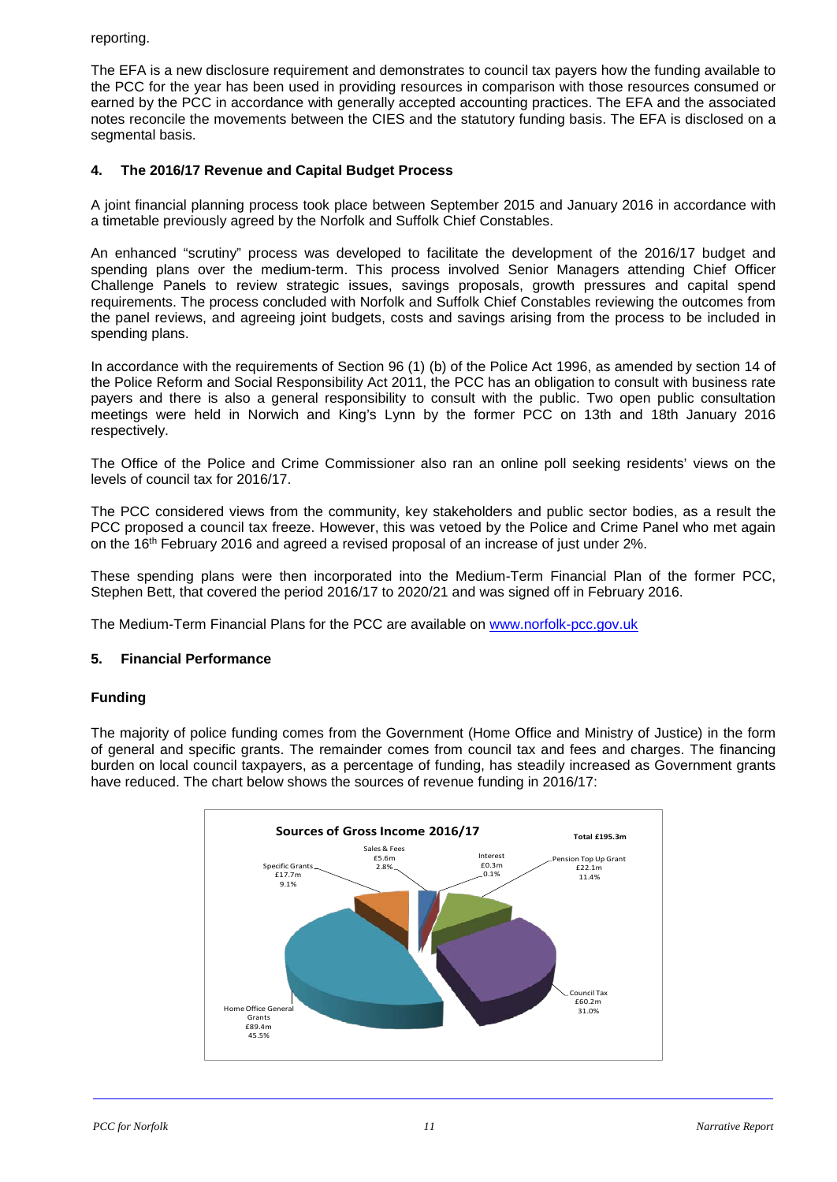reporting.

The EFA is a new disclosure requirement and demonstrates to council tax payers how the funding available to the PCC for the year has been used in providing resources in comparison with those resources consumed or earned by the PCC in accordance with generally accepted accounting practices. The EFA and the associated notes reconcile the movements between the CIES and the statutory funding basis. The EFA is disclosed on a segmental basis.

## 4. The 2016/17 Revenue and Capital Budget Process

A joint financial planning process took place between September 2015 and January 2016 in accordance with a timetable previously agreed by the Norfolk and Suffolk Chief Constables.

An enhanced "scrutiny" process was developed to facilitate the development of the 2016/17 budget and spending plans over the medium-term. This process involved Senior Managers attending Chief Officer Challenge Panels to review strategic issues, savings proposals, growth pressures and capital spend requirements. The process concluded with Norfolk and Suffolk Chief Constables reviewing the outcomes from the panel reviews, and agreeing joint budgets, costs and savings arising from the process to be included in spending plans.

In accordance with the requirements of Section 96 (1) (b) of the Police Act 1996, as amended by section 14 of the Police Reform and Social Responsibility Act 2011, the PCC has an obligation to consult with business rate payers and there is also a general responsibility to consult with the public. Two open public consultation meetings were held in Norwich and King's Lynn by the former PCC on 13th and 18th January 2016 respectively.

The Office of the Police and Crime Commissioner also ran an online poll seeking residents' views on the levels of council tax for 2016/17.

The PCC considered views from the community, key stakeholders and public sector bodies, as a result the PCC proposed a council tax freeze. However, this was vetoed by the Police and Crime Panel who met again on the 16th February 2016 and agreed a revised proposal of an increase of just under 2%.

These spending plans were then incorporated into the Medium-Term Financial Plan of the former PCC, Stephen Bett, that covered the period 2016/17 to 2020/21 and was signed off in February 2016.

The Medium-Term Financial Plans for the PCC are available on www.norfolk-pcc.gov.uk

## 5. Financial Performance

### Funding

The majority of police funding comes from the Government (Home Office and Ministry of Justice) in the form of general and specific grants. The remainder comes from council tax and fees and charges. The financing burden on local council taxpayers, as a percentage of funding, has steadily increased as Government grants have reduced. The chart below shows the sources of revenue funding in 2016/17:

**Sources of Gross Income 2016/17** — Total £195.3m

| Source | Amount | % |
|---|---|---|
| Home Office General Grants | £89.4m | 45.5% |
| Council Tax | £60.2m | 31.0% |
| Pension Top Up Grant | £22.1m | 11.4% |
| Specific Grants | £17.7m | 9.1% |
| Sales & Fees | £5.6m | 2.8% |
| Interest | £0.3m | 0.1% |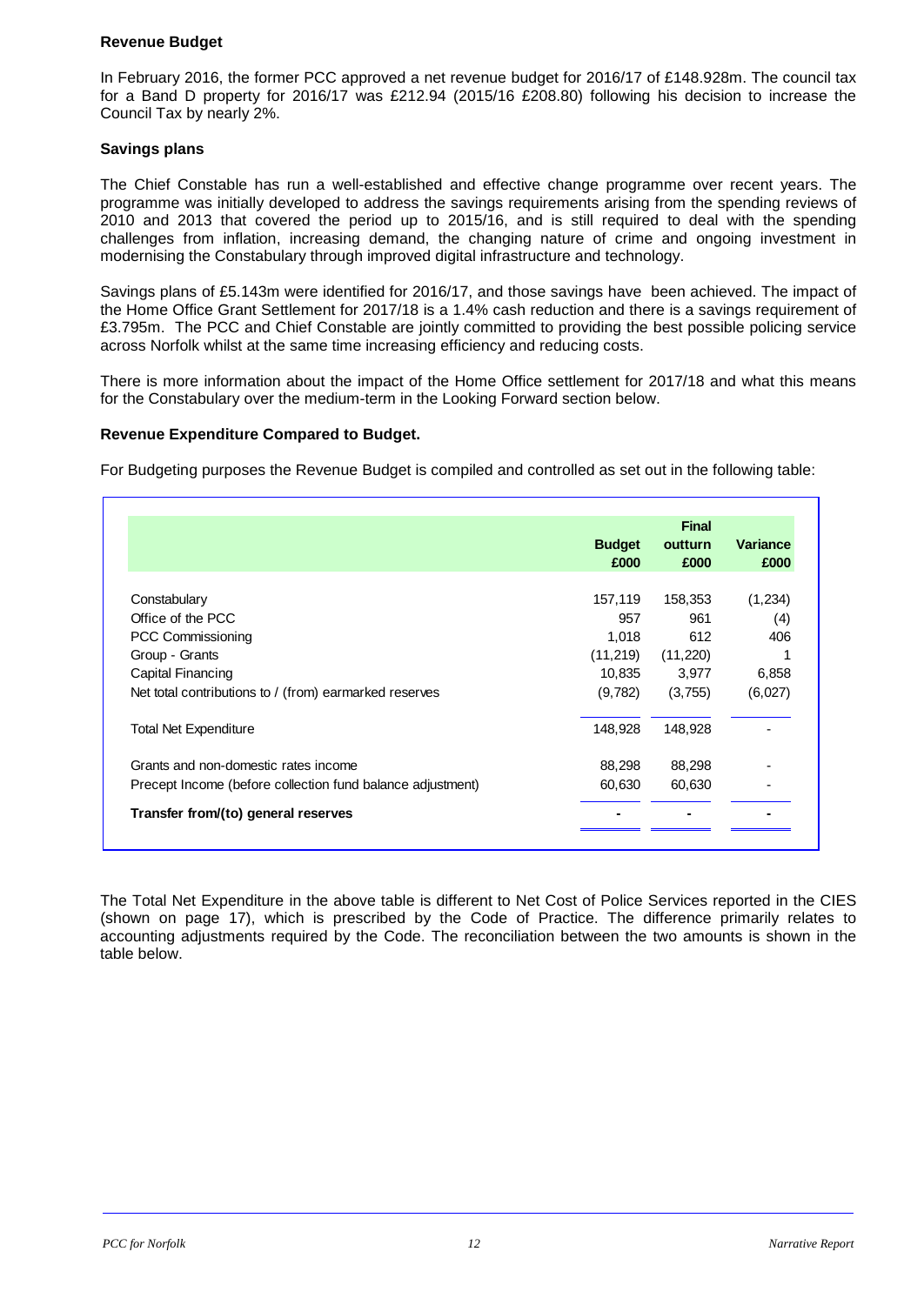**Revenue Budget**

In February 2016, the former PCC approved a net revenue budget for 2016/17 of £148.928m. The council tax for a Band D property for 2016/17 was £212.94 (2015/16 £208.80) following his decision to increase the Council Tax by nearly 2%.

**Savings plans**

The Chief Constable has run a well-established and effective change programme over recent years. The programme was initially developed to address the savings requirements arising from the spending reviews of 2010 and 2013 that covered the period up to 2015/16, and is still required to deal with the spending challenges from inflation, increasing demand, the changing nature of crime and ongoing investment in modernising the Constabulary through improved digital infrastructure and technology.

Savings plans of £5.143m were identified for 2016/17, and those savings have been achieved. The impact of the Home Office Grant Settlement for 2017/18 is a 1.4% cash reduction and there is a savings requirement of £3.795m. The PCC and Chief Constable are jointly committed to providing the best possible policing service across Norfolk whilst at the same time increasing efficiency and reducing costs.

There is more information about the impact of the Home Office settlement for 2017/18 and what this means for the Constabulary over the medium-term in the Looking Forward section below.

**Revenue Expenditure Compared to Budget.**

For Budgeting purposes the Revenue Budget is compiled and controlled as set out in the following table:

| | Budget £000 | Final outturn £000 | Variance £000 |
|---|---|---|---|
| Constabulary | 157,119 | 158,353 | (1,234) |
| Office of the PCC | 957 | 961 | (4) |
| PCC Commissioning | 1,018 | 612 | 406 |
| Group - Grants | (11,219) | (11,220) | 1 |
| Capital Financing | 10,835 | 3,977 | 6,858 |
| Net total contributions to / (from) earmarked reserves | (9,782) | (3,755) | (6,027) |
| Total Net Expenditure | 148,928 | 148,928 | - |
| Grants and non-domestic rates income | 88,298 | 88,298 | - |
| Precept Income (before collection fund balance adjustment) | 60,630 | 60,630 | - |
| **Transfer from/(to) general reserves** | **-** | **-** | **-** |

The Total Net Expenditure in the above table is different to Net Cost of Police Services reported in the CIES (shown on page 17), which is prescribed by the Code of Practice. The difference primarily relates to accounting adjustments required by the Code. The reconciliation between the two amounts is shown in the table below.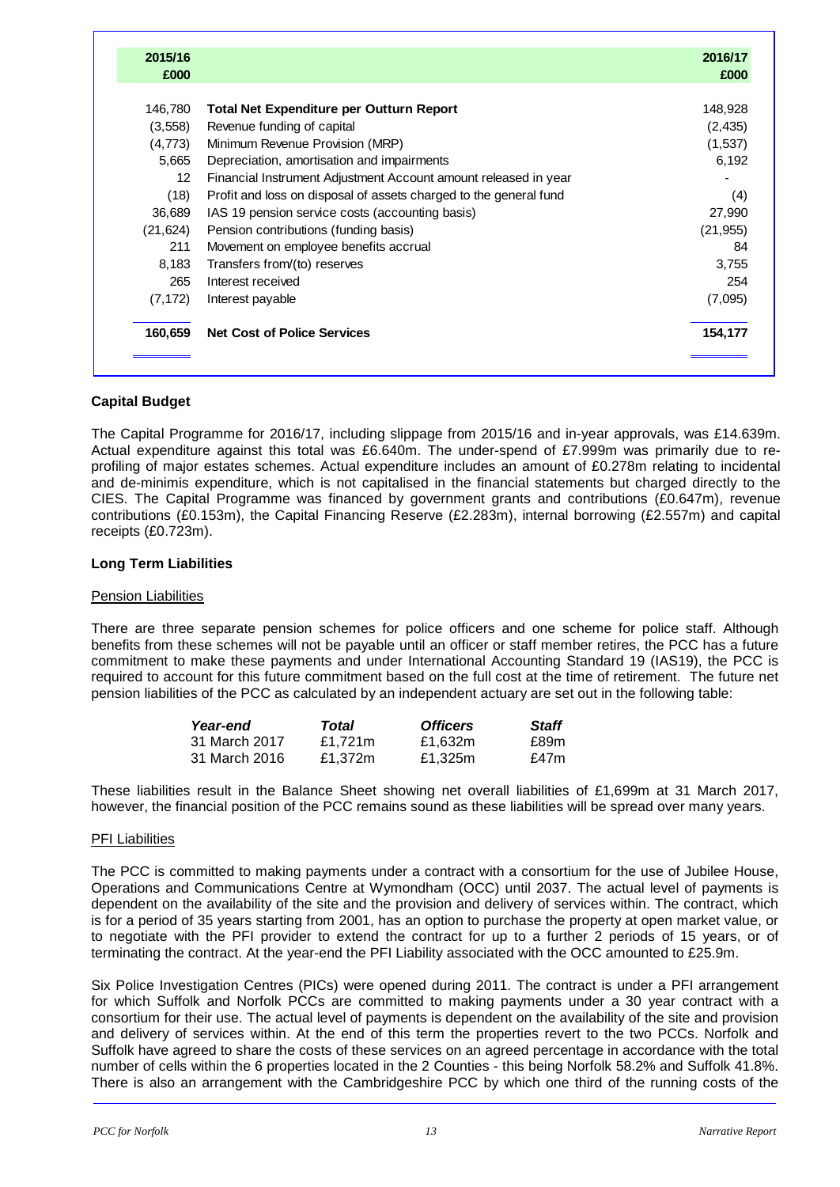| 2015/16 £000 | | 2016/17 £000 |
|---|---|---|
| 146,780 | **Total Net Expenditure per Outturn Report** | 148,928 |
| (3,558) | Revenue funding of capital | (2,435) |
| (4,773) | Minimum Revenue Provision (MRP) | (1,537) |
| 5,665 | Depreciation, amortisation and impairments | 6,192 |
| 12 | Financial Instrument Adjustment Account amount released in year | - |
| (18) | Profit and loss on disposal of assets charged to the general fund | (4) |
| 36,689 | IAS 19 pension service costs (accounting basis) | 27,990 |
| (21,624) | Pension contributions (funding basis) | (21,955) |
| 211 | Movement on employee benefits accrual | 84 |
| 8,183 | Transfers from/(to) reserves | 3,755 |
| 265 | Interest received | 254 |
| (7,172) | Interest payable | (7,095) |
| **160,659** | **Net Cost of Police Services** | **154,177** |

### Capital Budget

The Capital Programme for 2016/17, including slippage from 2015/16 and in-year approvals, was £14.639m. Actual expenditure against this total was £6.640m. The under-spend of £7.999m was primarily due to re-profiling of major estates schemes. Actual expenditure includes an amount of £0.278m relating to incidental and de-minimis expenditure, which is not capitalised in the financial statements but charged directly to the CIES. The Capital Programme was financed by government grants and contributions (£0.647m), revenue contributions (£0.153m), the Capital Financing Reserve (£2.283m), internal borrowing (£2.557m) and capital receipts (£0.723m).

### Long Term Liabilities

#### Pension Liabilities

There are three separate pension schemes for police officers and one scheme for police staff. Although benefits from these schemes will not be payable until an officer or staff member retires, the PCC has a future commitment to make these payments and under International Accounting Standard 19 (IAS19), the PCC is required to account for this future commitment based on the full cost at the time of retirement. The future net pension liabilities of the PCC as calculated by an independent actuary are set out in the following table:

| *Year-end* | *Total* | *Officers* | *Staff* |
|---|---|---|---|
| 31 March 2017 | £1,721m | £1,632m | £89m |
| 31 March 2016 | £1,372m | £1,325m | £47m |

These liabilities result in the Balance Sheet showing net overall liabilities of £1,699m at 31 March 2017, however, the financial position of the PCC remains sound as these liabilities will be spread over many years.

#### PFI Liabilities

The PCC is committed to making payments under a contract with a consortium for the use of Jubilee House, Operations and Communications Centre at Wymondham (OCC) until 2037. The actual level of payments is dependent on the availability of the site and the provision and delivery of services within. The contract, which is for a period of 35 years starting from 2001, has an option to purchase the property at open market value, or to negotiate with the PFI provider to extend the contract for up to a further 2 periods of 15 years, or of terminating the contract. At the year-end the PFI Liability associated with the OCC amounted to £25.9m.

Six Police Investigation Centres (PICs) were opened during 2011. The contract is under a PFI arrangement for which Suffolk and Norfolk PCCs are committed to making payments under a 30 year contract with a consortium for their use. The actual level of payments is dependent on the availability of the site and provision and delivery of services within. At the end of this term the properties revert to the two PCCs. Norfolk and Suffolk have agreed to share the costs of these services on an agreed percentage in accordance with the total number of cells within the 6 properties located in the 2 Counties - this being Norfolk 58.2% and Suffolk 41.8%. There is also an arrangement with the Cambridgeshire PCC by which one third of the running costs of the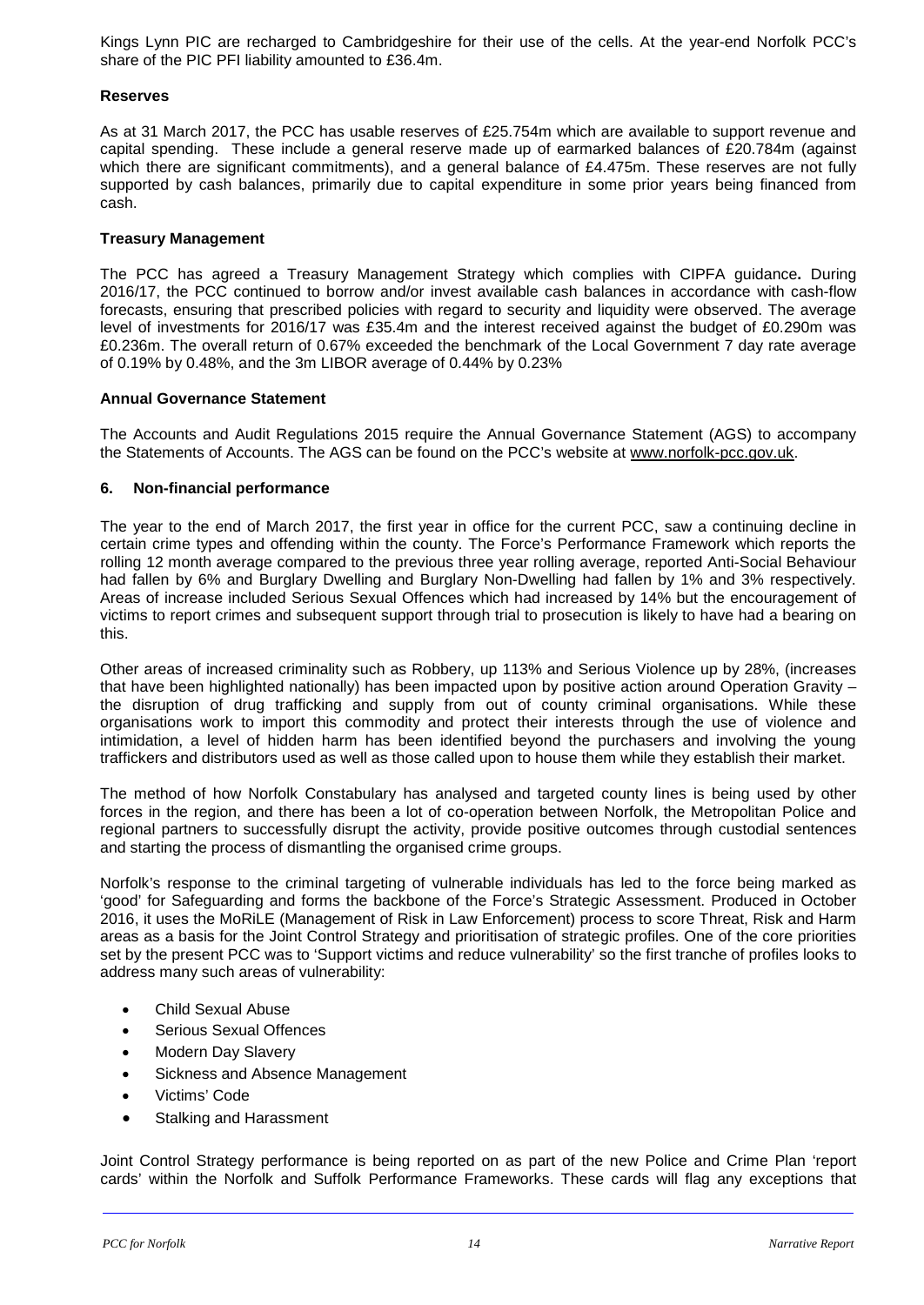Kings Lynn PIC are recharged to Cambridgeshire for their use of the cells. At the year-end Norfolk PCC's share of the PIC PFI liability amounted to £36.4m.

**Reserves**

As at 31 March 2017, the PCC has usable reserves of £25.754m which are available to support revenue and capital spending. These include a general reserve made up of earmarked balances of £20.784m (against which there are significant commitments), and a general balance of £4.475m. These reserves are not fully supported by cash balances, primarily due to capital expenditure in some prior years being financed from cash.

**Treasury Management**

The PCC has agreed a Treasury Management Strategy which complies with CIPFA guidance**.** During 2016/17, the PCC continued to borrow and/or invest available cash balances in accordance with cash-flow forecasts, ensuring that prescribed policies with regard to security and liquidity were observed. The average level of investments for 2016/17 was £35.4m and the interest received against the budget of £0.290m was £0.236m. The overall return of 0.67% exceeded the benchmark of the Local Government 7 day rate average of 0.19% by 0.48%, and the 3m LIBOR average of 0.44% by 0.23%

**Annual Governance Statement**

The Accounts and Audit Regulations 2015 require the Annual Governance Statement (AGS) to accompany the Statements of Accounts. The AGS can be found on the PCC's website at www.norfolk-pcc.gov.uk.

## 6. Non-financial performance

The year to the end of March 2017, the first year in office for the current PCC, saw a continuing decline in certain crime types and offending within the county. The Force's Performance Framework which reports the rolling 12 month average compared to the previous three year rolling average, reported Anti-Social Behaviour had fallen by 6% and Burglary Dwelling and Burglary Non-Dwelling had fallen by 1% and 3% respectively. Areas of increase included Serious Sexual Offences which had increased by 14% but the encouragement of victims to report crimes and subsequent support through trial to prosecution is likely to have had a bearing on this.

Other areas of increased criminality such as Robbery, up 113% and Serious Violence up by 28%, (increases that have been highlighted nationally) has been impacted upon by positive action around Operation Gravity – the disruption of drug trafficking and supply from out of county criminal organisations. While these organisations work to import this commodity and protect their interests through the use of violence and intimidation, a level of hidden harm has been identified beyond the purchasers and involving the young traffickers and distributors used as well as those called upon to house them while they establish their market.

The method of how Norfolk Constabulary has analysed and targeted county lines is being used by other forces in the region, and there has been a lot of co-operation between Norfolk, the Metropolitan Police and regional partners to successfully disrupt the activity, provide positive outcomes through custodial sentences and starting the process of dismantling the organised crime groups.

Norfolk's response to the criminal targeting of vulnerable individuals has led to the force being marked as 'good' for Safeguarding and forms the backbone of the Force's Strategic Assessment. Produced in October 2016, it uses the MoRiLE (Management of Risk in Law Enforcement) process to score Threat, Risk and Harm areas as a basis for the Joint Control Strategy and prioritisation of strategic profiles. One of the core priorities set by the present PCC was to 'Support victims and reduce vulnerability' so the first tranche of profiles looks to address many such areas of vulnerability:

- Child Sexual Abuse
- Serious Sexual Offences
- Modern Day Slavery
- Sickness and Absence Management
- Victims' Code
- Stalking and Harassment

Joint Control Strategy performance is being reported on as part of the new Police and Crime Plan 'report cards' within the Norfolk and Suffolk Performance Frameworks. These cards will flag any exceptions that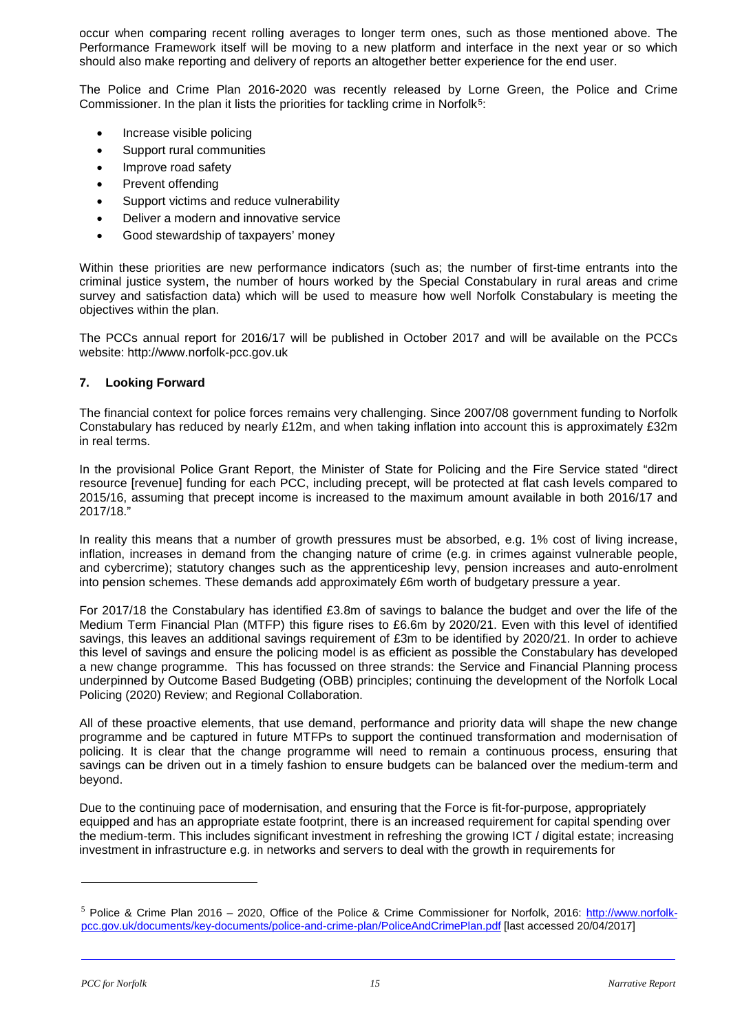occur when comparing recent rolling averages to longer term ones, such as those mentioned above. The Performance Framework itself will be moving to a new platform and interface in the next year or so which should also make reporting and delivery of reports an altogether better experience for the end user.

The Police and Crime Plan 2016-2020 was recently released by Lorne Green, the Police and Crime Commissioner. In the plan it lists the priorities for tackling crime in Norfolk[5]:

- Increase visible policing
- Support rural communities
- Improve road safety
- Prevent offending
- Support victims and reduce vulnerability
- Deliver a modern and innovative service
- Good stewardship of taxpayers' money

Within these priorities are new performance indicators (such as; the number of first-time entrants into the criminal justice system, the number of hours worked by the Special Constabulary in rural areas and crime survey and satisfaction data) which will be used to measure how well Norfolk Constabulary is meeting the objectives within the plan.

The PCCs annual report for 2016/17 will be published in October 2017 and will be available on the PCCs website: http://www.norfolk-pcc.gov.uk

## 7. Looking Forward

The financial context for police forces remains very challenging. Since 2007/08 government funding to Norfolk Constabulary has reduced by nearly £12m, and when taking inflation into account this is approximately £32m in real terms.

In the provisional Police Grant Report, the Minister of State for Policing and the Fire Service stated "direct resource [revenue] funding for each PCC, including precept, will be protected at flat cash levels compared to 2015/16, assuming that precept income is increased to the maximum amount available in both 2016/17 and 2017/18."

In reality this means that a number of growth pressures must be absorbed, e.g. 1% cost of living increase, inflation, increases in demand from the changing nature of crime (e.g. in crimes against vulnerable people, and cybercrime); statutory changes such as the apprenticeship levy, pension increases and auto-enrolment into pension schemes. These demands add approximately £6m worth of budgetary pressure a year.

For 2017/18 the Constabulary has identified £3.8m of savings to balance the budget and over the life of the Medium Term Financial Plan (MTFP) this figure rises to £6.6m by 2020/21. Even with this level of identified savings, this leaves an additional savings requirement of £3m to be identified by 2020/21. In order to achieve this level of savings and ensure the policing model is as efficient as possible the Constabulary has developed a new change programme. This has focussed on three strands: the Service and Financial Planning process underpinned by Outcome Based Budgeting (OBB) principles; continuing the development of the Norfolk Local Policing (2020) Review; and Regional Collaboration.

All of these proactive elements, that use demand, performance and priority data will shape the new change programme and be captured in future MTFPs to support the continued transformation and modernisation of policing. It is clear that the change programme will need to remain a continuous process, ensuring that savings can be driven out in a timely fashion to ensure budgets can be balanced over the medium-term and beyond.

Due to the continuing pace of modernisation, and ensuring that the Force is fit-for-purpose, appropriately equipped and has an appropriate estate footprint, there is an increased requirement for capital spending over the medium-term. This includes significant investment in refreshing the growing ICT / digital estate; increasing investment in infrastructure e.g. in networks and servers to deal with the growth in requirements for

[5] Police & Crime Plan 2016 – 2020, Office of the Police & Crime Commissioner for Norfolk, 2016: http://www.norfolk-pcc.gov.uk/documents/key-documents/police-and-crime-plan/PoliceAndCrimePlan.pdf [last accessed 20/04/2017]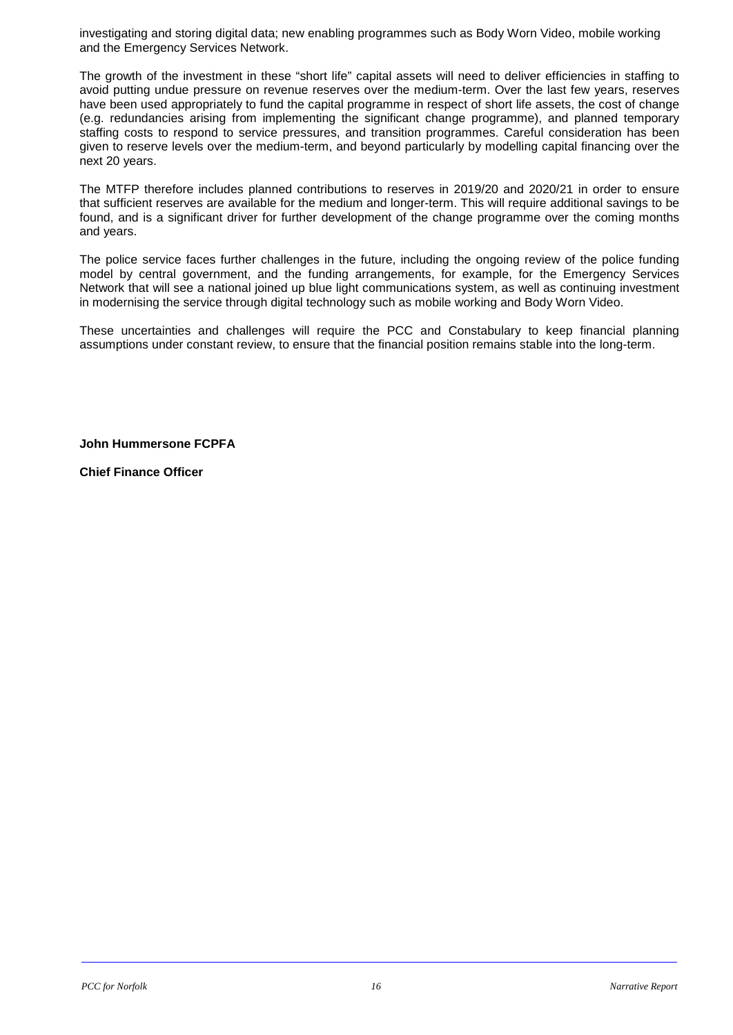investigating and storing digital data; new enabling programmes such as Body Worn Video, mobile working and the Emergency Services Network.

The growth of the investment in these "short life" capital assets will need to deliver efficiencies in staffing to avoid putting undue pressure on revenue reserves over the medium-term. Over the last few years, reserves have been used appropriately to fund the capital programme in respect of short life assets, the cost of change (e.g. redundancies arising from implementing the significant change programme), and planned temporary staffing costs to respond to service pressures, and transition programmes. Careful consideration has been given to reserve levels over the medium-term, and beyond particularly by modelling capital financing over the next 20 years.

The MTFP therefore includes planned contributions to reserves in 2019/20 and 2020/21 in order to ensure that sufficient reserves are available for the medium and longer-term. This will require additional savings to be found, and is a significant driver for further development of the change programme over the coming months and years.

The police service faces further challenges in the future, including the ongoing review of the police funding model by central government, and the funding arrangements, for example, for the Emergency Services Network that will see a national joined up blue light communications system, as well as continuing investment in modernising the service through digital technology such as mobile working and Body Worn Video.

These uncertainties and challenges will require the PCC and Constabulary to keep financial planning assumptions under constant review, to ensure that the financial position remains stable into the long-term.

**John Hummersone FCPFA**

**Chief Finance Officer**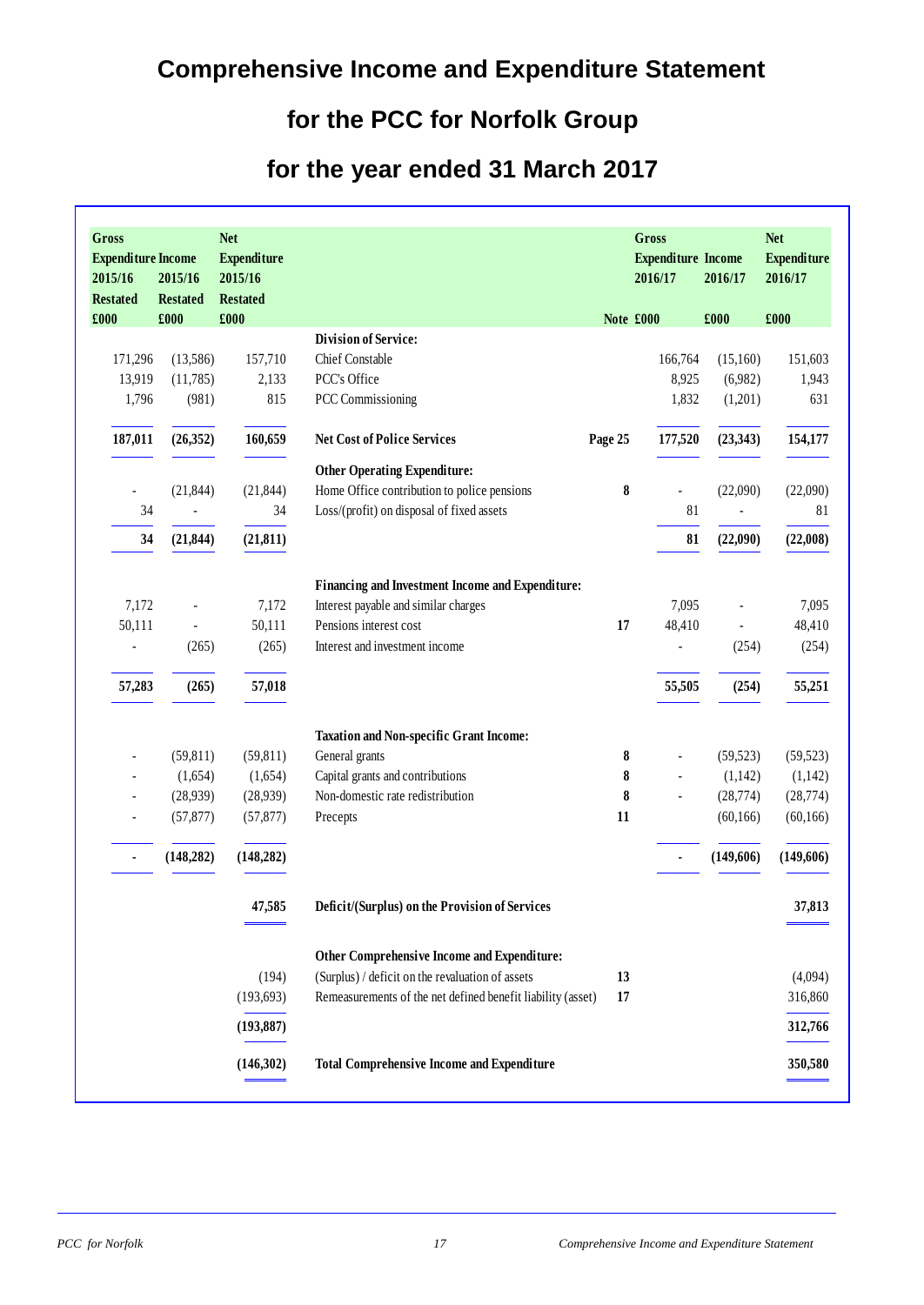# Comprehensive Income and Expenditure Statement

# for the PCC for Norfolk Group

# for the year ended 31 March 2017

| Gross Expenditure 2015/16 Restated £000 | Income 2015/16 Restated £000 | Net Expenditure 2015/16 Restated £000 | | Note | Gross Expenditure 2016/17 £000 | Income 2016/17 £000 | Net Expenditure 2016/17 £000 |
|---|---|---|---|---|---|---|---|
| | | | **Division of Service:** | | | | |
| 171,296 | (13,586) | 157,710 | Chief Constable | | 166,764 | (15,160) | 151,603 |
| 13,919 | (11,785) | 2,133 | PCC's Office | | 8,925 | (6,982) | 1,943 |
| 1,796 | (981) | 815 | PCC Commissioning | | 1,832 | (1,201) | 631 |
| **187,011** | **(26,352)** | **160,659** | **Net Cost of Police Services** | **Page 25** | **177,520** | **(23,343)** | **154,177** |
| | | | **Other Operating Expenditure:** | | | | |
| - | (21,844) | (21,844) | Home Office contribution to police pensions | **8** | - | (22,090) | (22,090) |
| 34 | - | 34 | Loss/(profit) on disposal of fixed assets | | 81 | - | 81 |
| **34** | **(21,844)** | **(21,811)** | | | **81** | **(22,090)** | **(22,008)** |
| | | | **Financing and Investment Income and Expenditure:** | | | | |
| 7,172 | - | 7,172 | Interest payable and similar charges | | 7,095 | - | 7,095 |
| 50,111 | - | 50,111 | Pensions interest cost | **17** | 48,410 | - | 48,410 |
| - | (265) | (265) | Interest and investment income | | - | (254) | (254) |
| **57,283** | **(265)** | **57,018** | | | **55,505** | **(254)** | **55,251** |
| | | | **Taxation and Non-specific Grant Income:** | | | | |
| - | (59,811) | (59,811) | General grants | **8** | - | (59,523) | (59,523) |
| - | (1,654) | (1,654) | Capital grants and contributions | **8** | - | (1,142) | (1,142) |
| - | (28,939) | (28,939) | Non-domestic rate redistribution | **8** | - | (28,774) | (28,774) |
| - | (57,877) | (57,877) | Precepts | **11** | | (60,166) | (60,166) |
| **-** | **(148,282)** | **(148,282)** | | | **-** | **(149,606)** | **(149,606)** |
| | | **47,585** | **Deficit/(Surplus) on the Provision of Services** | | | | **37,813** |
| | | | **Other Comprehensive Income and Expenditure:** | | | | |
| | | (194) | (Surplus) / deficit on the revaluation of assets | **13** | | | (4,094) |
| | | (193,693) | Remeasurements of the net defined benefit liability (asset) | **17** | | | 316,860 |
| | | **(193,887)** | | | | | **312,766** |
| | | **(146,302)** | **Total Comprehensive Income and Expenditure** | | | | **350,580** |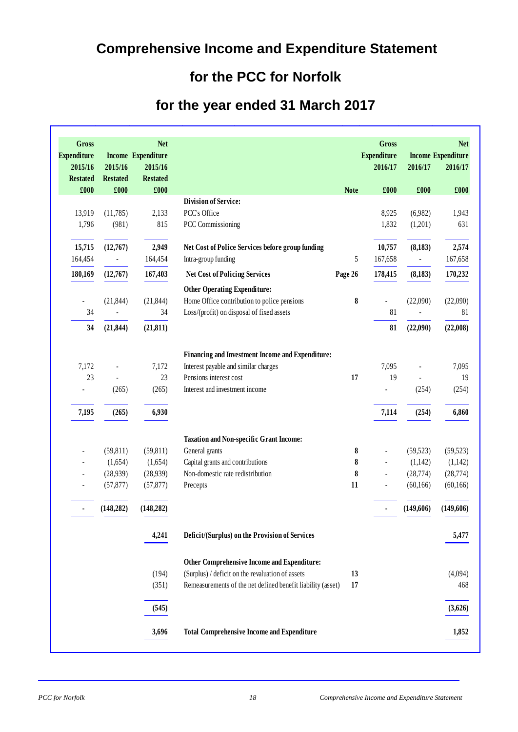# Comprehensive Income and Expenditure Statement

# for the PCC for Norfolk

# for the year ended 31 March 2017

| Gross Expenditure 2015/16 Restated £000 | Income 2015/16 Restated £000 | Net Expenditure 2015/16 Restated £000 | | Note | Gross Expenditure 2016/17 £000 | Income 2016/17 £000 | Net Expenditure 2016/17 £000 |
|---|---|---|---|---|---|---|---|
| | | | **Division of Service:** | | | | |
| 13,919 | (11,785) | 2,133 | PCC's Office | | 8,925 | (6,982) | 1,943 |
| 1,796 | (981) | 815 | PCC Commissioning | | 1,832 | (1,201) | 631 |
| **15,715** | **(12,767)** | **2,949** | **Net Cost of Police Services before group funding** | | **10,757** | **(8,183)** | **2,574** |
| 164,454 | - | 164,454 | Intra-group funding | 5 | 167,658 | - | 167,658 |
| **180,169** | **(12,767)** | **167,403** | **Net Cost of Policing Services** | **Page 26** | **178,415** | **(8,183)** | **170,232** |
| | | | **Other Operating Expenditure:** | | | | |
| - | (21,844) | (21,844) | Home Office contribution to police pensions | **8** | - | (22,090) | (22,090) |
| 34 | - | 34 | Loss/(profit) on disposal of fixed assets | | 81 | - | 81 |
| **34** | **(21,844)** | **(21,811)** | | | **81** | **(22,090)** | **(22,008)** |
| | | | **Financing and Investment Income and Expenditure:** | | | | |
| 7,172 | - | 7,172 | Interest payable and similar charges | | 7,095 | - | 7,095 |
| 23 | - | 23 | Pensions interest cost | **17** | 19 | - | 19 |
| - | (265) | (265) | Interest and investment income | | - | (254) | (254) |
| **7,195** | **(265)** | **6,930** | | | **7,114** | **(254)** | **6,860** |
| | | | **Taxation and Non-specific Grant Income:** | | | | |
| - | (59,811) | (59,811) | General grants | **8** | - | (59,523) | (59,523) |
| - | (1,654) | (1,654) | Capital grants and contributions | **8** | - | (1,142) | (1,142) |
| - | (28,939) | (28,939) | Non-domestic rate redistribution | **8** | - | (28,774) | (28,774) |
| - | (57,877) | (57,877) | Precepts | **11** | - | (60,166) | (60,166) |
| **-** | **(148,282)** | **(148,282)** | | | **-** | **(149,606)** | **(149,606)** |
| | | **4,241** | **Deficit/(Surplus) on the Provision of Services** | | | | **5,477** |
| | | | **Other Comprehensive Income and Expenditure:** | | | | |
| | | (194) | (Surplus) / deficit on the revaluation of assets | **13** | | | (4,094) |
| | | (351) | Remeasurements of the net defined benefit liability (asset) | **17** | | | 468 |
| | | **(545)** | | | | | **(3,626)** |
| | | **3,696** | **Total Comprehensive Income and Expenditure** | | | | **1,852** |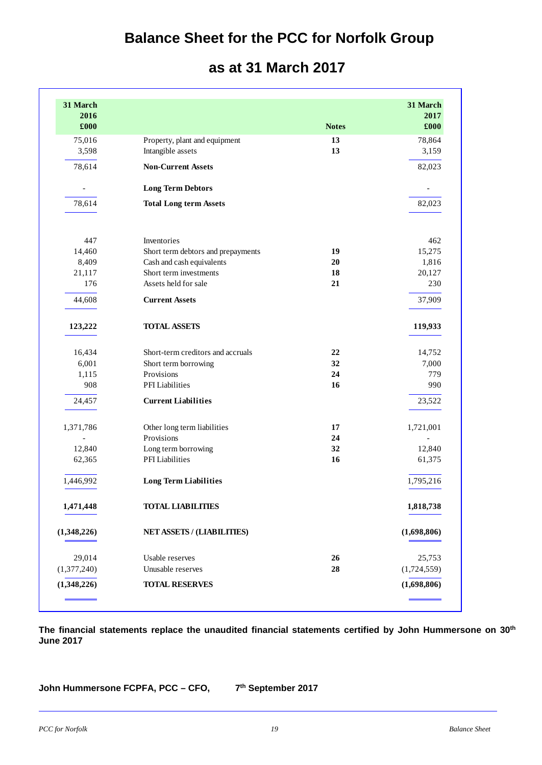# Balance Sheet for the PCC for Norfolk Group

## as at 31 March 2017

| 31 March 2016 £000 | | Notes | 31 March 2017 £000 |
|---|---|---|---|
| 75,016 | Property, plant and equipment | **13** | 78,864 |
| 3,598 | Intangible assets | **13** | 3,159 |
| 78,614 | **Non-Current Assets** | | 82,023 |
| - | **Long Term Debtors** | | - |
| 78,614 | **Total Long term Assets** | | 82,023 |
| 447 | Inventories | | 462 |
| 14,460 | Short term debtors and prepayments | **19** | 15,275 |
| 8,409 | Cash and cash equivalents | **20** | 1,816 |
| 21,117 | Short term investments | **18** | 20,127 |
| 176 | Assets held for sale | **21** | 230 |
| 44,608 | **Current Assets** | | 37,909 |
| **123,222** | **TOTAL ASSETS** | | **119,933** |
| 16,434 | Short-term creditors and accruals | **22** | 14,752 |
| 6,001 | Short term borrowing | **32** | 7,000 |
| 1,115 | Provisions | **24** | 779 |
| 908 | PFI Liabilities | **16** | 990 |
| 24,457 | **Current Liabilities** | | 23,522 |
| 1,371,786 | Other long term liabilities | **17** | 1,721,001 |
| - | Provisions | **24** | - |
| 12,840 | Long term borrowing | **32** | 12,840 |
| 62,365 | PFI Liabilities | **16** | 61,375 |
| 1,446,992 | **Long Term Liabilities** | | 1,795,216 |
| **1,471,448** | **TOTAL LIABILITIES** | | **1,818,738** |
| **(1,348,226)** | **NET ASSETS / (LIABILITIES)** | | **(1,698,806)** |
| 29,014 | Usable reserves | **26** | 25,753 |
| (1,377,240) | Unusable reserves | **28** | (1,724,559) |
| **(1,348,226)** | **TOTAL RESERVES** | | **(1,698,806)** |

**The financial statements replace the unaudited financial statements certified by John Hummersone on 30th June 2017**

**John Hummersone FCPFA, PCC – CFO, 7th September 2017**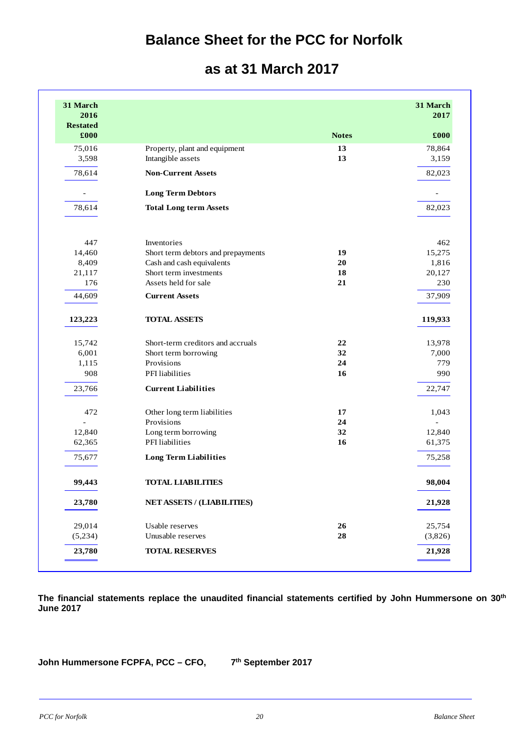# Balance Sheet for the PCC for Norfolk

## as at 31 March 2017

| 31 March 2016 Restated £000 | | Notes | 31 March 2017 £000 |
|---|---|---|---|
| 75,016 | Property, plant and equipment | 13 | 78,864 |
| 3,598 | Intangible assets | 13 | 3,159 |
| 78,614 | **Non-Current Assets** | | 82,023 |
| - | **Long Term Debtors** | | - |
| 78,614 | **Total Long term Assets** | | 82,023 |
| 447 | Inventories | | 462 |
| 14,460 | Short term debtors and prepayments | 19 | 15,275 |
| 8,409 | Cash and cash equivalents | 20 | 1,816 |
| 21,117 | Short term investments | 18 | 20,127 |
| 176 | Assets held for sale | 21 | 230 |
| 44,609 | **Current Assets** | | 37,909 |
| **123,223** | **TOTAL ASSETS** | | **119,933** |
| 15,742 | Short-term creditors and accruals | 22 | 13,978 |
| 6,001 | Short term borrowing | 32 | 7,000 |
| 1,115 | Provisions | 24 | 779 |
| 908 | PFI liabilities | 16 | 990 |
| 23,766 | **Current Liabilities** | | 22,747 |
| 472 | Other long term liabilities | 17 | 1,043 |
| - | Provisions | 24 | - |
| 12,840 | Long term borrowing | 32 | 12,840 |
| 62,365 | PFI liabilities | 16 | 61,375 |
| 75,677 | **Long Term Liabilities** | | 75,258 |
| **99,443** | **TOTAL LIABILITIES** | | **98,004** |
| **23,780** | **NET ASSETS / (LIABILITIES)** | | **21,928** |
| 29,014 | Usable reserves | 26 | 25,754 |
| (5,234) | Unusable reserves | 28 | (3,826) |
| **23,780** | **TOTAL RESERVES** | | **21,928** |

**The financial statements replace the unaudited financial statements certified by John Hummersone on 30th June 2017**

**John Hummersone FCPFA, PCC – CFO, 7th September 2017**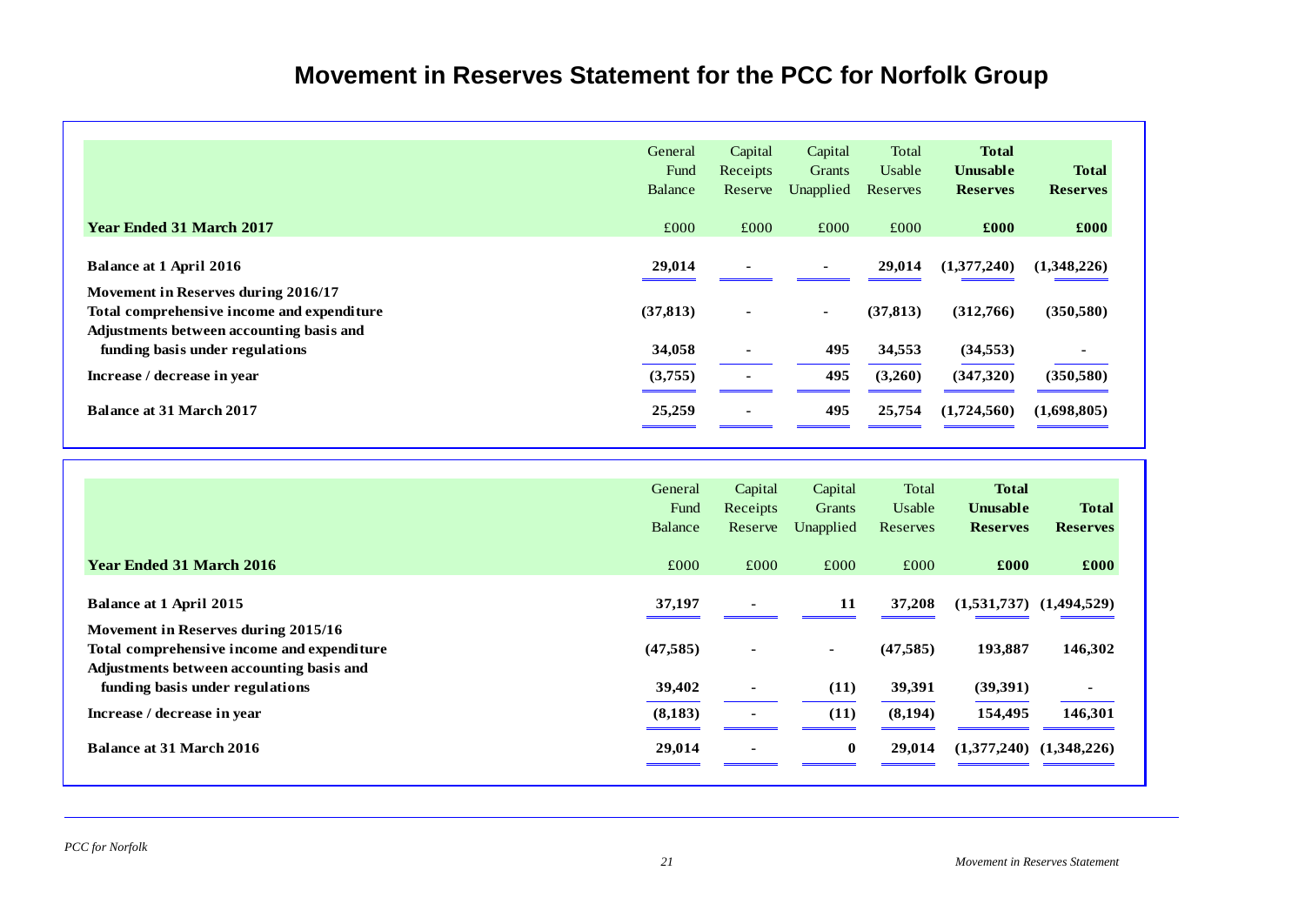# Movement in Reserves Statement for the PCC for Norfolk Group

| | General Fund Balance | Capital Receipts Reserve | Capital Grants Unapplied | Total Usable Reserves | **Total Unusable Reserves** | **Total Reserves** |
|---|---|---|---|---|---|---|
| **Year Ended 31 March 2017** | £000 | £000 | £000 | £000 | **£000** | **£000** |
| **Balance at 1 April 2016** | **29,014** | **-** | **-** | **29,014** | **(1,377,240)** | **(1,348,226)** |
| **Movement in Reserves during 2016/17** | | | | | | |
| **Total comprehensive income and expenditure** | **(37,813)** | **-** | **-** | **(37,813)** | **(312,766)** | **(350,580)** |
| **Adjustments between accounting basis and funding basis under regulations** | **34,058** | **-** | **495** | **34,553** | **(34,553)** | **-** |
| **Increase / decrease in year** | **(3,755)** | **-** | **495** | **(3,260)** | **(347,320)** | **(350,580)** |
| **Balance at 31 March 2017** | **25,259** | **-** | **495** | **25,754** | **(1,724,560)** | **(1,698,805)** |

| | General Fund Balance | Capital Receipts Reserve | Capital Grants Unapplied | Total Usable Reserves | **Total Unusable Reserves** | **Total Reserves** |
|---|---|---|---|---|---|---|
| **Year Ended 31 March 2016** | £000 | £000 | £000 | £000 | **£000** | **£000** |
| **Balance at 1 April 2015** | **37,197** | **-** | **11** | **37,208** | **(1,531,737)** | **(1,494,529)** |
| **Movement in Reserves during 2015/16** | | | | | | |
| **Total comprehensive income and expenditure** | **(47,585)** | **-** | **-** | **(47,585)** | **193,887** | **146,302** |
| **Adjustments between accounting basis and funding basis under regulations** | **39,402** | **-** | **(11)** | **39,391** | **(39,391)** | **-** |
| **Increase / decrease in year** | **(8,183)** | **-** | **(11)** | **(8,194)** | **154,495** | **146,301** |
| **Balance at 31 March 2016** | **29,014** | **-** | **0** | **29,014** | **(1,377,240)** | **(1,348,226)** |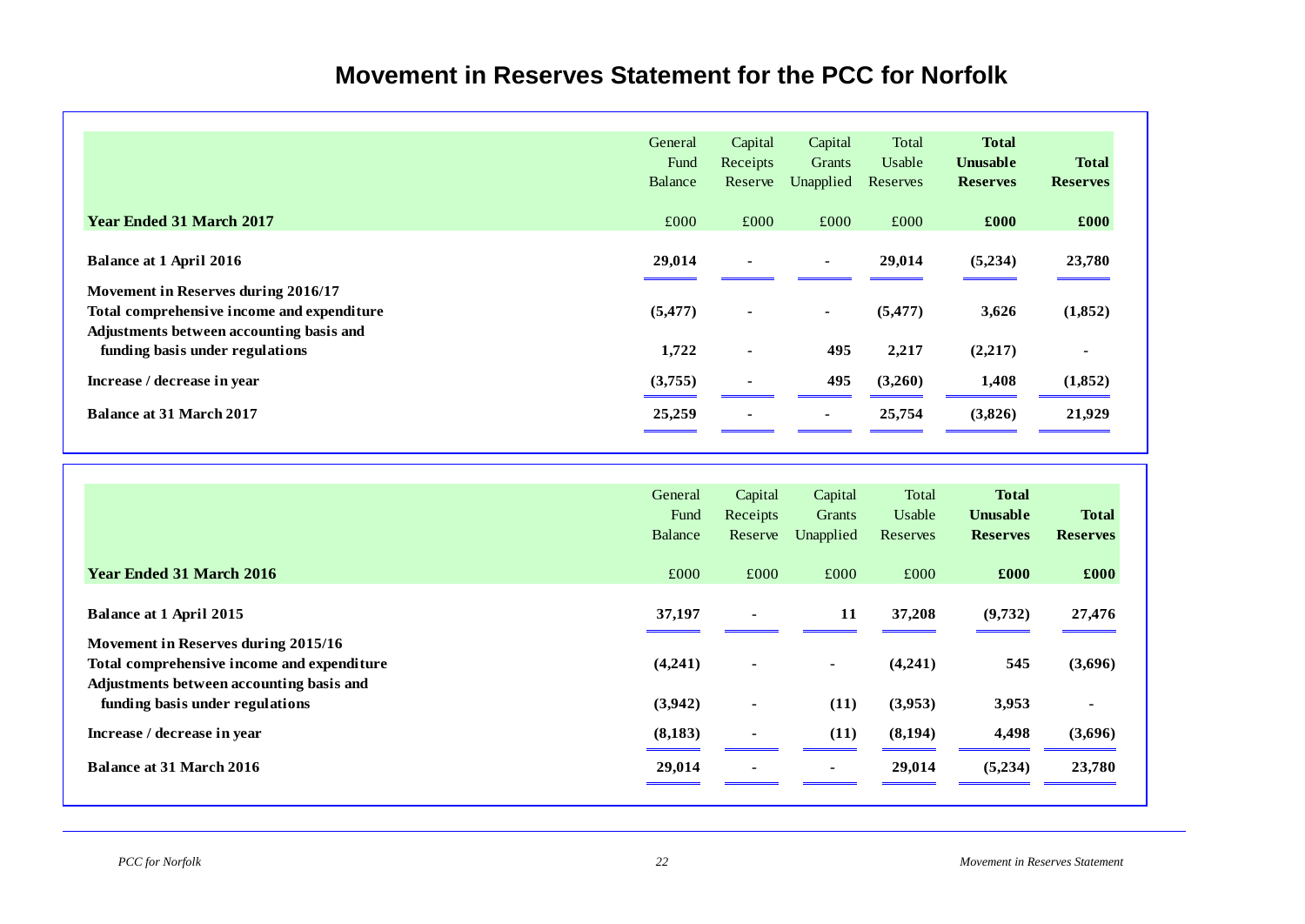# Movement in Reserves Statement for the PCC for Norfolk

| | General Fund Balance | Capital Receipts Reserve | Capital Grants Unapplied | Total Usable Reserves | **Total Unusable Reserves** | **Total Reserves** |
|---|---|---|---|---|---|---|
| **Year Ended 31 March 2017** | £000 | £000 | £000 | £000 | **£000** | **£000** |
| **Balance at 1 April 2016** | **29,014** | **-** | **-** | **29,014** | **(5,234)** | **23,780** |
| **Movement in Reserves during 2016/17** | | | | | | |
| **Total comprehensive income and expenditure** | **(5,477)** | **-** | **-** | **(5,477)** | **3,626** | **(1,852)** |
| **Adjustments between accounting basis and funding basis under regulations** | **1,722** | **-** | **495** | **2,217** | **(2,217)** | **-** |
| **Increase / decrease in year** | **(3,755)** | **-** | **495** | **(3,260)** | **1,408** | **(1,852)** |
| **Balance at 31 March 2017** | **25,259** | **-** | **-** | **25,754** | **(3,826)** | **21,929** |

| | General Fund Balance | Capital Receipts Reserve | Capital Grants Unapplied | Total Usable Reserves | **Total Unusable Reserves** | **Total Reserves** |
|---|---|---|---|---|---|---|
| **Year Ended 31 March 2016** | £000 | £000 | £000 | £000 | **£000** | **£000** |
| **Balance at 1 April 2015** | **37,197** | **-** | **11** | **37,208** | **(9,732)** | **27,476** |
| **Movement in Reserves during 2015/16** | | | | | | |
| **Total comprehensive income and expenditure** | **(4,241)** | **-** | **-** | **(4,241)** | **545** | **(3,696)** |
| **Adjustments between accounting basis and funding basis under regulations** | **(3,942)** | **-** | **(11)** | **(3,953)** | **3,953** | **-** |
| **Increase / decrease in year** | **(8,183)** | **-** | **(11)** | **(8,194)** | **4,498** | **(3,696)** |
| **Balance at 31 March 2016** | **29,014** | **-** | **-** | **29,014** | **(5,234)** | **23,780** |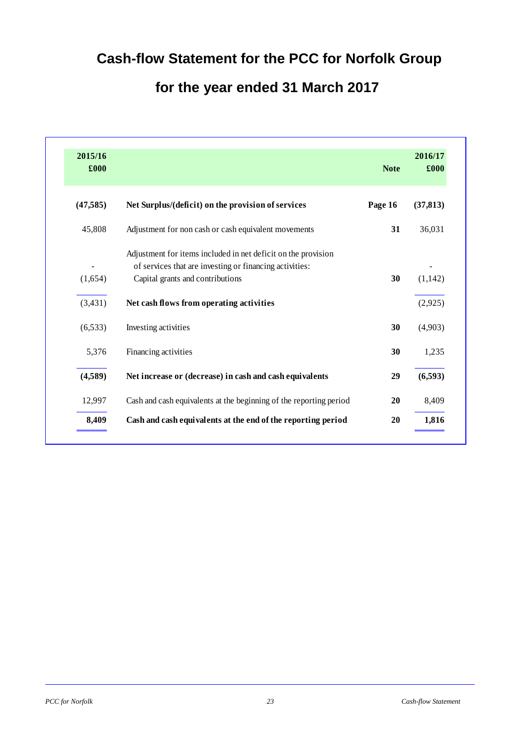# Cash-flow Statement for the PCC for Norfolk Group

# for the year ended 31 March 2017

| 2015/16 £000 | | Note | 2016/17 £000 |
|---|---|---|---|
| **(47,585)** | **Net Surplus/(deficit) on the provision of services** | **Page 16** | **(37,813)** |
| 45,808 | Adjustment for non cash or cash equivalent movements | **31** | 36,031 |
| - | Adjustment for items included in net deficit on the provision of services that are investing or financing activities: | | - |
| (1,654) | Capital grants and contributions | **30** | (1,142) |
| (3,431) | **Net cash flows from operating activities** | | (2,925) |
| (6,533) | Investing activities | **30** | (4,903) |
| 5,376 | Financing activities | **30** | 1,235 |
| **(4,589)** | **Net increase or (decrease) in cash and cash equivalents** | **29** | **(6,593)** |
| 12,997 | Cash and cash equivalents at the beginning of the reporting period | **20** | 8,409 |
| **8,409** | **Cash and cash equivalents at the end of the reporting period** | **20** | **1,816** |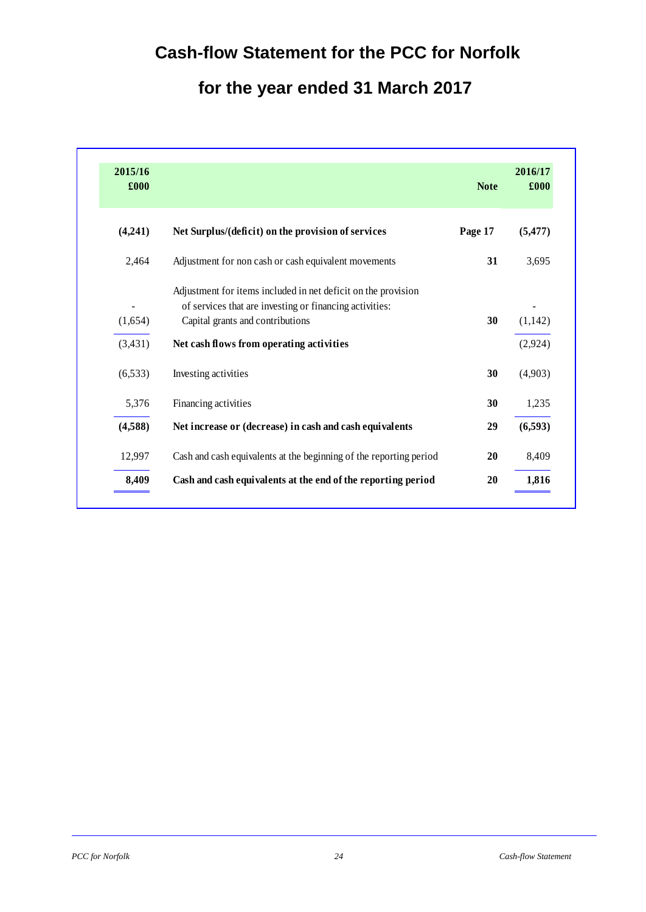# Cash-flow Statement for the PCC for Norfolk

# for the year ended 31 March 2017

| 2015/16 £000 | | Note | 2016/17 £000 |
|---|---|---|---|
| **(4,241)** | **Net Surplus/(deficit) on the provision of services** | **Page 17** | **(5,477)** |
| 2,464 | Adjustment for non cash or cash equivalent movements | **31** | 3,695 |
| - | Adjustment for items included in net deficit on the provision of services that are investing or financing activities: | | - |
| (1,654) | Capital grants and contributions | **30** | (1,142) |
| (3,431) | **Net cash flows from operating activities** | | (2,924) |
| (6,533) | Investing activities | **30** | (4,903) |
| 5,376 | Financing activities | **30** | 1,235 |
| **(4,588)** | **Net increase or (decrease) in cash and cash equivalents** | **29** | **(6,593)** |
| 12,997 | Cash and cash equivalents at the beginning of the reporting period | **20** | 8,409 |
| **8,409** | **Cash and cash equivalents at the end of the reporting period** | **20** | **1,816** |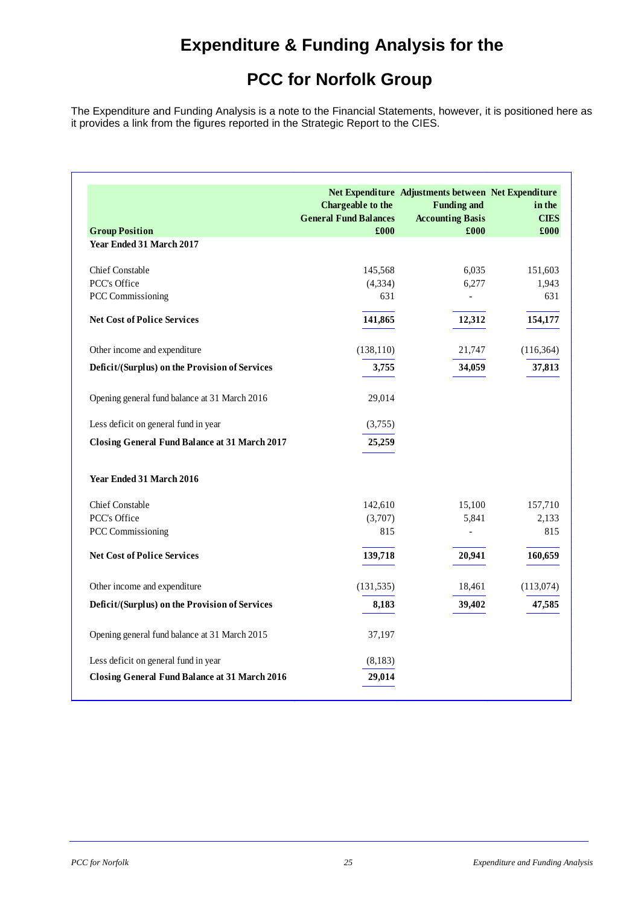# Expenditure & Funding Analysis for the

# PCC for Norfolk Group

The Expenditure and Funding Analysis is a note to the Financial Statements, however, it is positioned here as it provides a link from the figures reported in the Strategic Report to the CIES.

| Group Position | Net Expenditure Chargeable to the General Fund Balances £000 | Adjustments between Funding and Accounting Basis £000 | Net Expenditure in the CIES £000 |
|---|---|---|---|
| **Year Ended 31 March 2017** | | | |
| Chief Constable | 145,568 | 6,035 | 151,603 |
| PCC's Office | (4,334) | 6,277 | 1,943 |
| PCC Commissioning | 631 | - | 631 |
| **Net Cost of Police Services** | **141,865** | **12,312** | **154,177** |
| Other income and expenditure | (138,110) | 21,747 | (116,364) |
| **Deficit/(Surplus) on the Provision of Services** | **3,755** | **34,059** | **37,813** |
| Opening general fund balance at 31 March 2016 | 29,014 | | |
| Less deficit on general fund in year | (3,755) | | |
| **Closing General Fund Balance at 31 March 2017** | **25,259** | | |
| **Year Ended 31 March 2016** | | | |
| Chief Constable | 142,610 | 15,100 | 157,710 |
| PCC's Office | (3,707) | 5,841 | 2,133 |
| PCC Commissioning | 815 | - | 815 |
| **Net Cost of Police Services** | **139,718** | **20,941** | **160,659** |
| Other income and expenditure | (131,535) | 18,461 | (113,074) |
| **Deficit/(Surplus) on the Provision of Services** | **8,183** | **39,402** | **47,585** |
| Opening general fund balance at 31 March 2015 | 37,197 | | |
| Less deficit on general fund in year | (8,183) | | |
| **Closing General Fund Balance at 31 March 2016** | **29,014** | | |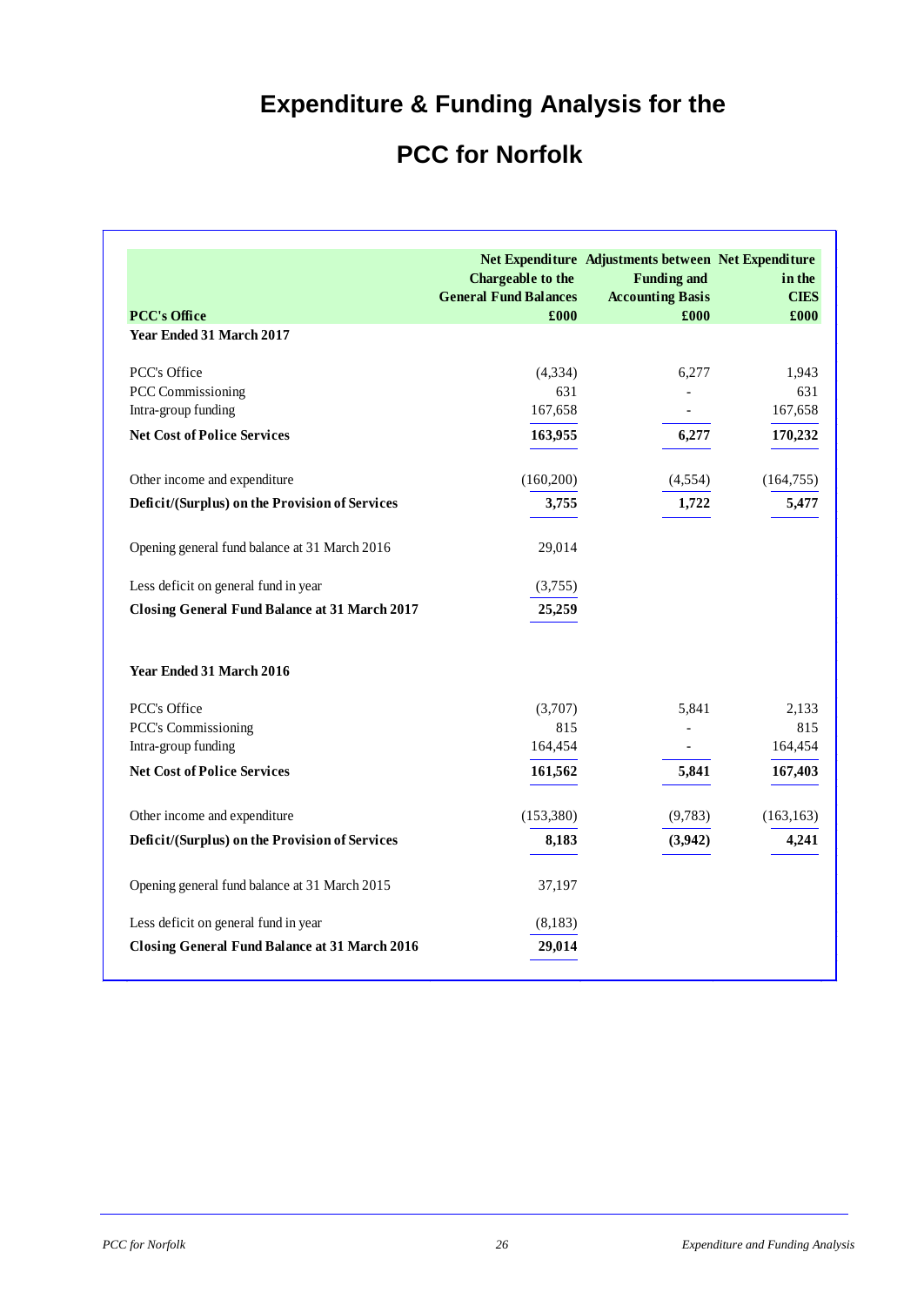# Expenditure & Funding Analysis for the

# PCC for Norfolk

| PCC's Office | Net Expenditure Chargeable to the General Fund Balances £000 | Adjustments between Funding and Accounting Basis £000 | Net Expenditure in the CIES £000 |
|---|---|---|---|
| **Year Ended 31 March 2017** | | | |
| PCC's Office | (4,334) | 6,277 | 1,943 |
| PCC Commissioning | 631 | - | 631 |
| Intra-group funding | 167,658 | - | 167,658 |
| **Net Cost of Police Services** | **163,955** | **6,277** | **170,232** |
| Other income and expenditure | (160,200) | (4,554) | (164,755) |
| **Deficit/(Surplus) on the Provision of Services** | **3,755** | **1,722** | **5,477** |
| Opening general fund balance at 31 March 2016 | 29,014 | | |
| Less deficit on general fund in year | (3,755) | | |
| **Closing General Fund Balance at 31 March 2017** | **25,259** | | |
| **Year Ended 31 March 2016** | | | |
| PCC's Office | (3,707) | 5,841 | 2,133 |
| PCC's Commissioning | 815 | - | 815 |
| Intra-group funding | 164,454 | - | 164,454 |
| **Net Cost of Police Services** | **161,562** | **5,841** | **167,403** |
| Other income and expenditure | (153,380) | (9,783) | (163,163) |
| **Deficit/(Surplus) on the Provision of Services** | **8,183** | **(3,942)** | **4,241** |
| Opening general fund balance at 31 March 2015 | 37,197 | | |
| Less deficit on general fund in year | (8,183) | | |
| **Closing General Fund Balance at 31 March 2016** | **29,014** | | |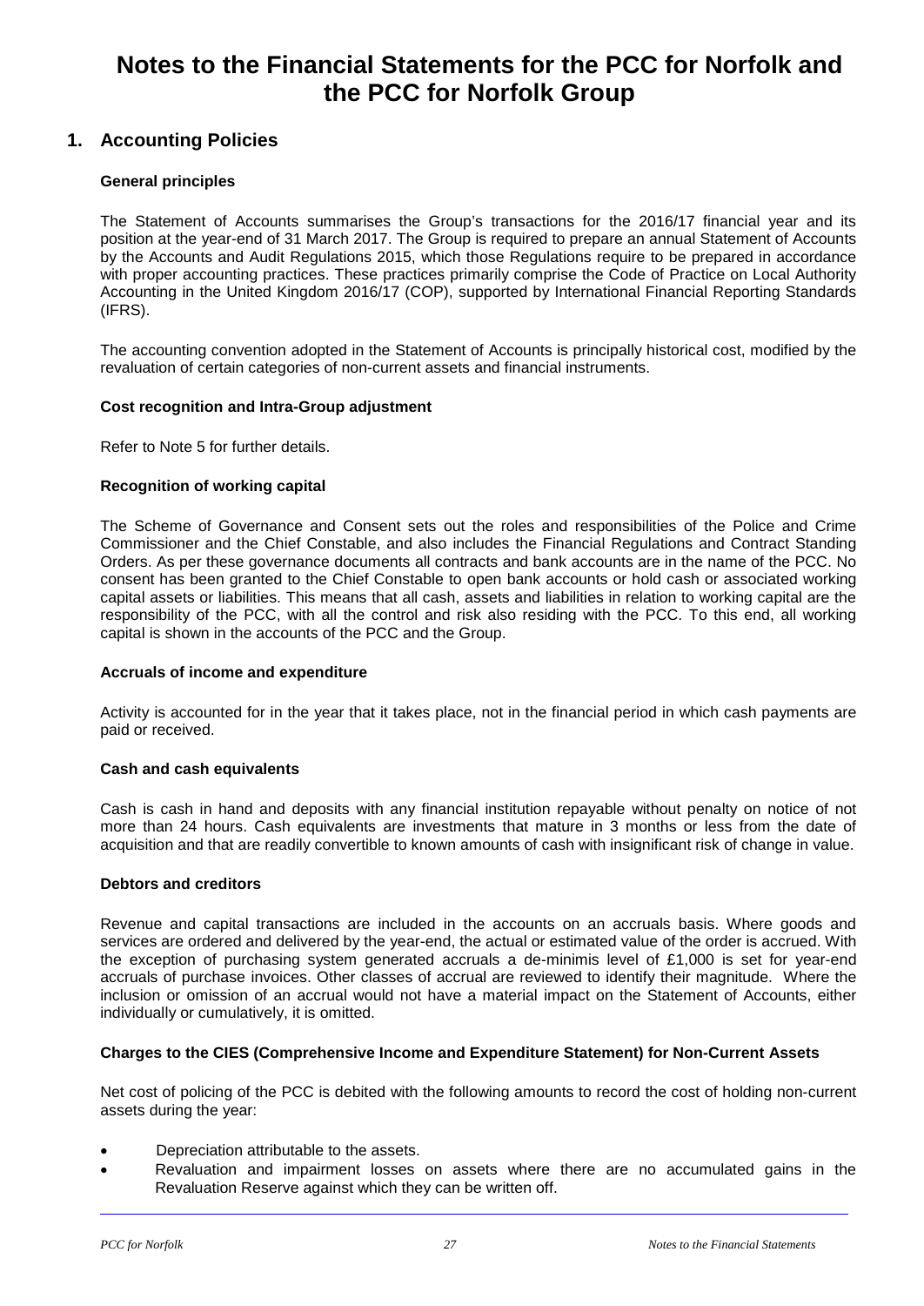# Notes to the Financial Statements for the PCC for Norfolk and the PCC for Norfolk Group

## 1. Accounting Policies

### General principles

The Statement of Accounts summarises the Group's transactions for the 2016/17 financial year and its position at the year-end of 31 March 2017. The Group is required to prepare an annual Statement of Accounts by the Accounts and Audit Regulations 2015, which those Regulations require to be prepared in accordance with proper accounting practices. These practices primarily comprise the Code of Practice on Local Authority Accounting in the United Kingdom 2016/17 (COP), supported by International Financial Reporting Standards (IFRS).

The accounting convention adopted in the Statement of Accounts is principally historical cost, modified by the revaluation of certain categories of non-current assets and financial instruments.

### Cost recognition and Intra-Group adjustment

Refer to Note 5 for further details.

### Recognition of working capital

The Scheme of Governance and Consent sets out the roles and responsibilities of the Police and Crime Commissioner and the Chief Constable, and also includes the Financial Regulations and Contract Standing Orders. As per these governance documents all contracts and bank accounts are in the name of the PCC. No consent has been granted to the Chief Constable to open bank accounts or hold cash or associated working capital assets or liabilities. This means that all cash, assets and liabilities in relation to working capital are the responsibility of the PCC, with all the control and risk also residing with the PCC. To this end, all working capital is shown in the accounts of the PCC and the Group.

### Accruals of income and expenditure

Activity is accounted for in the year that it takes place, not in the financial period in which cash payments are paid or received.

### Cash and cash equivalents

Cash is cash in hand and deposits with any financial institution repayable without penalty on notice of not more than 24 hours. Cash equivalents are investments that mature in 3 months or less from the date of acquisition and that are readily convertible to known amounts of cash with insignificant risk of change in value.

### Debtors and creditors

Revenue and capital transactions are included in the accounts on an accruals basis. Where goods and services are ordered and delivered by the year-end, the actual or estimated value of the order is accrued. With the exception of purchasing system generated accruals a de-minimis level of £1,000 is set for year-end accruals of purchase invoices. Other classes of accrual are reviewed to identify their magnitude. Where the inclusion or omission of an accrual would not have a material impact on the Statement of Accounts, either individually or cumulatively, it is omitted.

### Charges to the CIES (Comprehensive Income and Expenditure Statement) for Non-Current Assets

Net cost of policing of the PCC is debited with the following amounts to record the cost of holding non-current assets during the year:

- Depreciation attributable to the assets.
- Revaluation and impairment losses on assets where there are no accumulated gains in the Revaluation Reserve against which they can be written off.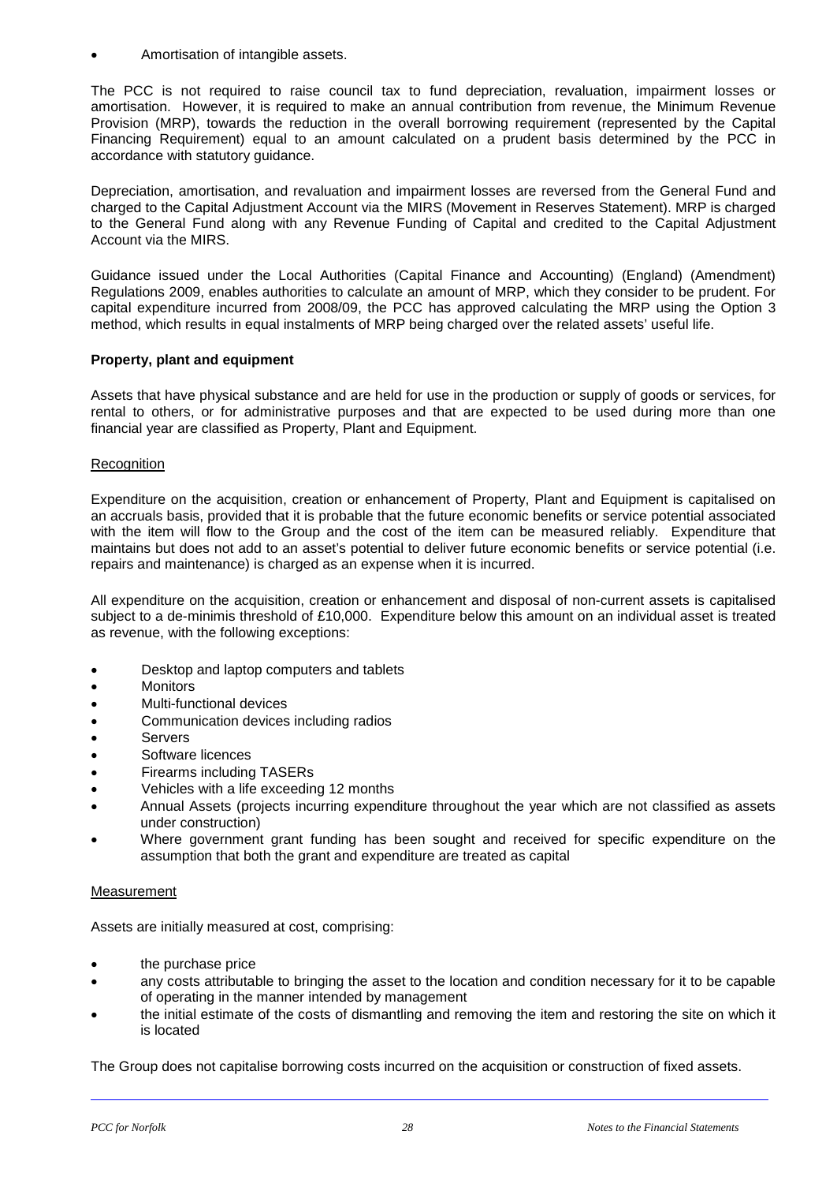- Amortisation of intangible assets.

The PCC is not required to raise council tax to fund depreciation, revaluation, impairment losses or amortisation. However, it is required to make an annual contribution from revenue, the Minimum Revenue Provision (MRP), towards the reduction in the overall borrowing requirement (represented by the Capital Financing Requirement) equal to an amount calculated on a prudent basis determined by the PCC in accordance with statutory guidance.

Depreciation, amortisation, and revaluation and impairment losses are reversed from the General Fund and charged to the Capital Adjustment Account via the MIRS (Movement in Reserves Statement). MRP is charged to the General Fund along with any Revenue Funding of Capital and credited to the Capital Adjustment Account via the MIRS.

Guidance issued under the Local Authorities (Capital Finance and Accounting) (England) (Amendment) Regulations 2009, enables authorities to calculate an amount of MRP, which they consider to be prudent. For capital expenditure incurred from 2008/09, the PCC has approved calculating the MRP using the Option 3 method, which results in equal instalments of MRP being charged over the related assets' useful life.

**Property, plant and equipment**

Assets that have physical substance and are held for use in the production or supply of goods or services, for rental to others, or for administrative purposes and that are expected to be used during more than one financial year are classified as Property, Plant and Equipment.

Recognition

Expenditure on the acquisition, creation or enhancement of Property, Plant and Equipment is capitalised on an accruals basis, provided that it is probable that the future economic benefits or service potential associated with the item will flow to the Group and the cost of the item can be measured reliably. Expenditure that maintains but does not add to an asset's potential to deliver future economic benefits or service potential (i.e. repairs and maintenance) is charged as an expense when it is incurred.

All expenditure on the acquisition, creation or enhancement and disposal of non-current assets is capitalised subject to a de-minimis threshold of £10,000. Expenditure below this amount on an individual asset is treated as revenue, with the following exceptions:

- Desktop and laptop computers and tablets
- Monitors
- Multi-functional devices
- Communication devices including radios
- Servers
- Software licences
- Firearms including TASERs
- Vehicles with a life exceeding 12 months
- Annual Assets (projects incurring expenditure throughout the year which are not classified as assets under construction)
- Where government grant funding has been sought and received for specific expenditure on the assumption that both the grant and expenditure are treated as capital

Measurement

Assets are initially measured at cost, comprising:

- the purchase price
- any costs attributable to bringing the asset to the location and condition necessary for it to be capable of operating in the manner intended by management
- the initial estimate of the costs of dismantling and removing the item and restoring the site on which it is located

The Group does not capitalise borrowing costs incurred on the acquisition or construction of fixed assets.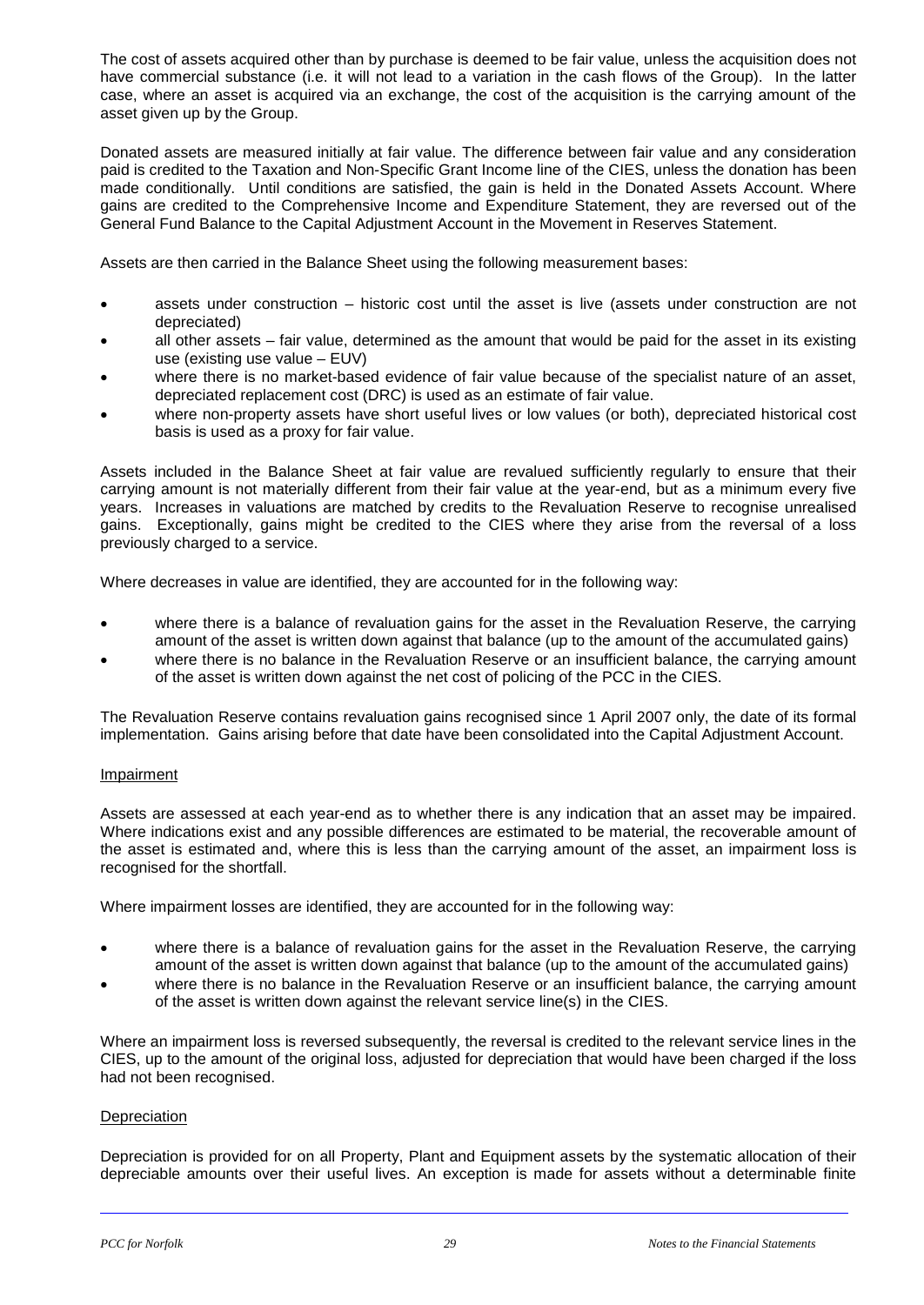The cost of assets acquired other than by purchase is deemed to be fair value, unless the acquisition does not have commercial substance (i.e. it will not lead to a variation in the cash flows of the Group). In the latter case, where an asset is acquired via an exchange, the cost of the acquisition is the carrying amount of the asset given up by the Group.

Donated assets are measured initially at fair value. The difference between fair value and any consideration paid is credited to the Taxation and Non-Specific Grant Income line of the CIES, unless the donation has been made conditionally. Until conditions are satisfied, the gain is held in the Donated Assets Account. Where gains are credited to the Comprehensive Income and Expenditure Statement, they are reversed out of the General Fund Balance to the Capital Adjustment Account in the Movement in Reserves Statement.

Assets are then carried in the Balance Sheet using the following measurement bases:

- assets under construction – historic cost until the asset is live (assets under construction are not depreciated)
- all other assets – fair value, determined as the amount that would be paid for the asset in its existing use (existing use value – EUV)
- where there is no market-based evidence of fair value because of the specialist nature of an asset, depreciated replacement cost (DRC) is used as an estimate of fair value.
- where non-property assets have short useful lives or low values (or both), depreciated historical cost basis is used as a proxy for fair value.

Assets included in the Balance Sheet at fair value are revalued sufficiently regularly to ensure that their carrying amount is not materially different from their fair value at the year-end, but as a minimum every five years. Increases in valuations are matched by credits to the Revaluation Reserve to recognise unrealised gains. Exceptionally, gains might be credited to the CIES where they arise from the reversal of a loss previously charged to a service.

Where decreases in value are identified, they are accounted for in the following way:

- where there is a balance of revaluation gains for the asset in the Revaluation Reserve, the carrying amount of the asset is written down against that balance (up to the amount of the accumulated gains)
- where there is no balance in the Revaluation Reserve or an insufficient balance, the carrying amount of the asset is written down against the net cost of policing of the PCC in the CIES.

The Revaluation Reserve contains revaluation gains recognised since 1 April 2007 only, the date of its formal implementation. Gains arising before that date have been consolidated into the Capital Adjustment Account.

Impairment

Assets are assessed at each year-end as to whether there is any indication that an asset may be impaired. Where indications exist and any possible differences are estimated to be material, the recoverable amount of the asset is estimated and, where this is less than the carrying amount of the asset, an impairment loss is recognised for the shortfall.

Where impairment losses are identified, they are accounted for in the following way:

- where there is a balance of revaluation gains for the asset in the Revaluation Reserve, the carrying amount of the asset is written down against that balance (up to the amount of the accumulated gains)
- where there is no balance in the Revaluation Reserve or an insufficient balance, the carrying amount of the asset is written down against the relevant service line(s) in the CIES.

Where an impairment loss is reversed subsequently, the reversal is credited to the relevant service lines in the CIES, up to the amount of the original loss, adjusted for depreciation that would have been charged if the loss had not been recognised.

Depreciation

Depreciation is provided for on all Property, Plant and Equipment assets by the systematic allocation of their depreciable amounts over their useful lives. An exception is made for assets without a determinable finite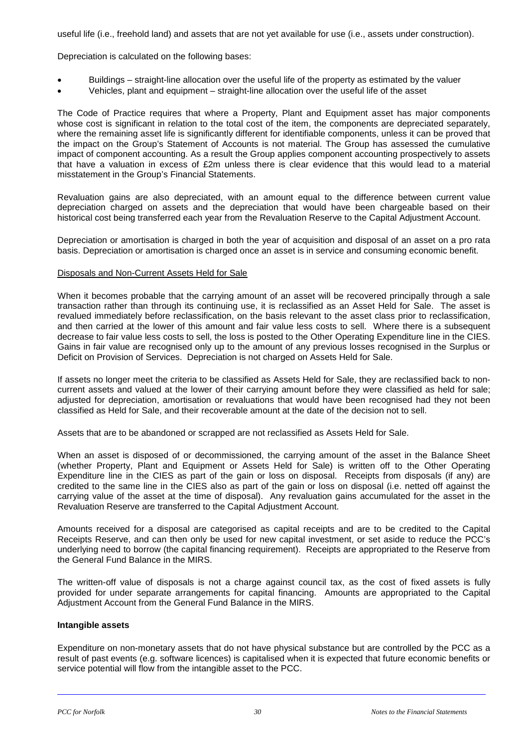useful life (i.e., freehold land) and assets that are not yet available for use (i.e., assets under construction).

Depreciation is calculated on the following bases:

- Buildings – straight-line allocation over the useful life of the property as estimated by the valuer
- Vehicles, plant and equipment – straight-line allocation over the useful life of the asset

The Code of Practice requires that where a Property, Plant and Equipment asset has major components whose cost is significant in relation to the total cost of the item, the components are depreciated separately, where the remaining asset life is significantly different for identifiable components, unless it can be proved that the impact on the Group's Statement of Accounts is not material. The Group has assessed the cumulative impact of component accounting. As a result the Group applies component accounting prospectively to assets that have a valuation in excess of £2m unless there is clear evidence that this would lead to a material misstatement in the Group's Financial Statements.

Revaluation gains are also depreciated, with an amount equal to the difference between current value depreciation charged on assets and the depreciation that would have been chargeable based on their historical cost being transferred each year from the Revaluation Reserve to the Capital Adjustment Account.

Depreciation or amortisation is charged in both the year of acquisition and disposal of an asset on a pro rata basis. Depreciation or amortisation is charged once an asset is in service and consuming economic benefit.

Disposals and Non-Current Assets Held for Sale

When it becomes probable that the carrying amount of an asset will be recovered principally through a sale transaction rather than through its continuing use, it is reclassified as an Asset Held for Sale. The asset is revalued immediately before reclassification, on the basis relevant to the asset class prior to reclassification, and then carried at the lower of this amount and fair value less costs to sell. Where there is a subsequent decrease to fair value less costs to sell, the loss is posted to the Other Operating Expenditure line in the CIES. Gains in fair value are recognised only up to the amount of any previous losses recognised in the Surplus or Deficit on Provision of Services. Depreciation is not charged on Assets Held for Sale.

If assets no longer meet the criteria to be classified as Assets Held for Sale, they are reclassified back to non-current assets and valued at the lower of their carrying amount before they were classified as held for sale; adjusted for depreciation, amortisation or revaluations that would have been recognised had they not been classified as Held for Sale, and their recoverable amount at the date of the decision not to sell.

Assets that are to be abandoned or scrapped are not reclassified as Assets Held for Sale.

When an asset is disposed of or decommissioned, the carrying amount of the asset in the Balance Sheet (whether Property, Plant and Equipment or Assets Held for Sale) is written off to the Other Operating Expenditure line in the CIES as part of the gain or loss on disposal. Receipts from disposals (if any) are credited to the same line in the CIES also as part of the gain or loss on disposal (i.e. netted off against the carrying value of the asset at the time of disposal). Any revaluation gains accumulated for the asset in the Revaluation Reserve are transferred to the Capital Adjustment Account.

Amounts received for a disposal are categorised as capital receipts and are to be credited to the Capital Receipts Reserve, and can then only be used for new capital investment, or set aside to reduce the PCC's underlying need to borrow (the capital financing requirement). Receipts are appropriated to the Reserve from the General Fund Balance in the MIRS.

The written-off value of disposals is not a charge against council tax, as the cost of fixed assets is fully provided for under separate arrangements for capital financing. Amounts are appropriated to the Capital Adjustment Account from the General Fund Balance in the MIRS.

**Intangible assets**

Expenditure on non-monetary assets that do not have physical substance but are controlled by the PCC as a result of past events (e.g. software licences) is capitalised when it is expected that future economic benefits or service potential will flow from the intangible asset to the PCC.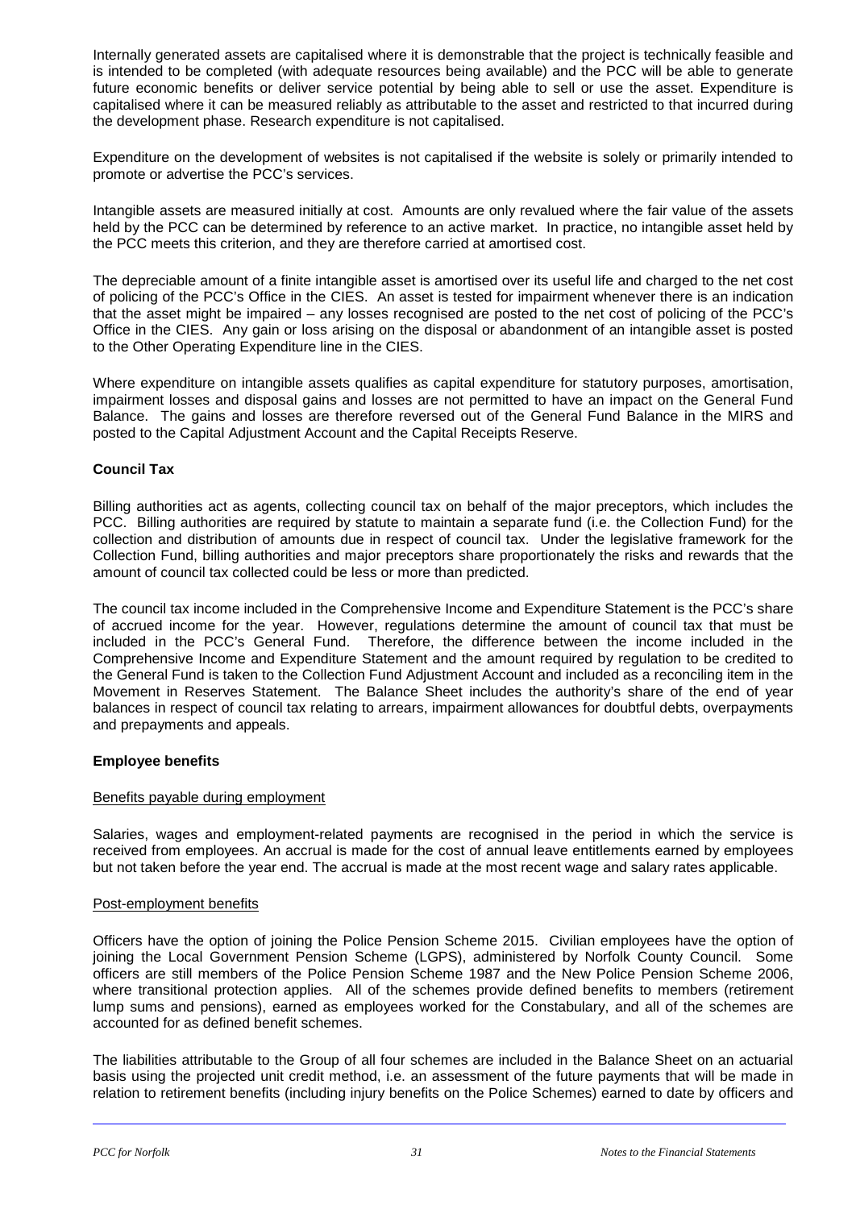Internally generated assets are capitalised where it is demonstrable that the project is technically feasible and is intended to be completed (with adequate resources being available) and the PCC will be able to generate future economic benefits or deliver service potential by being able to sell or use the asset. Expenditure is capitalised where it can be measured reliably as attributable to the asset and restricted to that incurred during the development phase. Research expenditure is not capitalised.

Expenditure on the development of websites is not capitalised if the website is solely or primarily intended to promote or advertise the PCC's services.

Intangible assets are measured initially at cost. Amounts are only revalued where the fair value of the assets held by the PCC can be determined by reference to an active market. In practice, no intangible asset held by the PCC meets this criterion, and they are therefore carried at amortised cost.

The depreciable amount of a finite intangible asset is amortised over its useful life and charged to the net cost of policing of the PCC's Office in the CIES. An asset is tested for impairment whenever there is an indication that the asset might be impaired – any losses recognised are posted to the net cost of policing of the PCC's Office in the CIES. Any gain or loss arising on the disposal or abandonment of an intangible asset is posted to the Other Operating Expenditure line in the CIES.

Where expenditure on intangible assets qualifies as capital expenditure for statutory purposes, amortisation, impairment losses and disposal gains and losses are not permitted to have an impact on the General Fund Balance. The gains and losses are therefore reversed out of the General Fund Balance in the MIRS and posted to the Capital Adjustment Account and the Capital Receipts Reserve.

**Council Tax**

Billing authorities act as agents, collecting council tax on behalf of the major preceptors, which includes the PCC. Billing authorities are required by statute to maintain a separate fund (i.e. the Collection Fund) for the collection and distribution of amounts due in respect of council tax. Under the legislative framework for the Collection Fund, billing authorities and major preceptors share proportionately the risks and rewards that the amount of council tax collected could be less or more than predicted.

The council tax income included in the Comprehensive Income and Expenditure Statement is the PCC's share of accrued income for the year. However, regulations determine the amount of council tax that must be included in the PCC's General Fund. Therefore, the difference between the income included in the Comprehensive Income and Expenditure Statement and the amount required by regulation to be credited to the General Fund is taken to the Collection Fund Adjustment Account and included as a reconciling item in the Movement in Reserves Statement. The Balance Sheet includes the authority's share of the end of year balances in respect of council tax relating to arrears, impairment allowances for doubtful debts, overpayments and prepayments and appeals.

**Employee benefits**

Benefits payable during employment

Salaries, wages and employment-related payments are recognised in the period in which the service is received from employees. An accrual is made for the cost of annual leave entitlements earned by employees but not taken before the year end. The accrual is made at the most recent wage and salary rates applicable.

Post-employment benefits

Officers have the option of joining the Police Pension Scheme 2015. Civilian employees have the option of joining the Local Government Pension Scheme (LGPS), administered by Norfolk County Council. Some officers are still members of the Police Pension Scheme 1987 and the New Police Pension Scheme 2006, where transitional protection applies. All of the schemes provide defined benefits to members (retirement lump sums and pensions), earned as employees worked for the Constabulary, and all of the schemes are accounted for as defined benefit schemes.

The liabilities attributable to the Group of all four schemes are included in the Balance Sheet on an actuarial basis using the projected unit credit method, i.e. an assessment of the future payments that will be made in relation to retirement benefits (including injury benefits on the Police Schemes) earned to date by officers and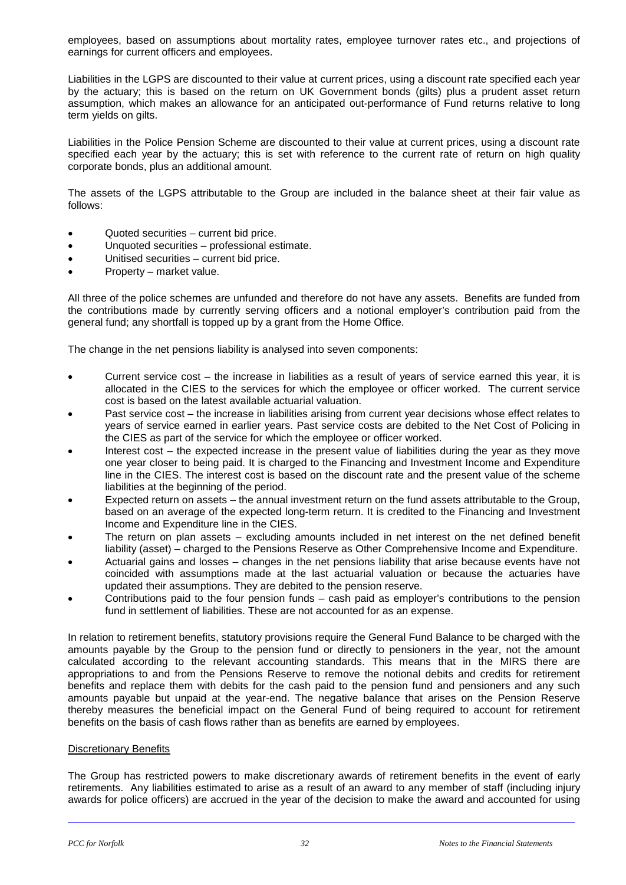employees, based on assumptions about mortality rates, employee turnover rates etc., and projections of earnings for current officers and employees.

Liabilities in the LGPS are discounted to their value at current prices, using a discount rate specified each year by the actuary; this is based on the return on UK Government bonds (gilts) plus a prudent asset return assumption, which makes an allowance for an anticipated out-performance of Fund returns relative to long term yields on gilts.

Liabilities in the Police Pension Scheme are discounted to their value at current prices, using a discount rate specified each year by the actuary; this is set with reference to the current rate of return on high quality corporate bonds, plus an additional amount.

The assets of the LGPS attributable to the Group are included in the balance sheet at their fair value as follows:

- Quoted securities – current bid price.
- Unquoted securities – professional estimate.
- Unitised securities – current bid price.
- Property – market value.

All three of the police schemes are unfunded and therefore do not have any assets. Benefits are funded from the contributions made by currently serving officers and a notional employer's contribution paid from the general fund; any shortfall is topped up by a grant from the Home Office.

The change in the net pensions liability is analysed into seven components:

- Current service cost – the increase in liabilities as a result of years of service earned this year, it is allocated in the CIES to the services for which the employee or officer worked. The current service cost is based on the latest available actuarial valuation.
- Past service cost – the increase in liabilities arising from current year decisions whose effect relates to years of service earned in earlier years. Past service costs are debited to the Net Cost of Policing in the CIES as part of the service for which the employee or officer worked.
- Interest cost – the expected increase in the present value of liabilities during the year as they move one year closer to being paid. It is charged to the Financing and Investment Income and Expenditure line in the CIES. The interest cost is based on the discount rate and the present value of the scheme liabilities at the beginning of the period.
- Expected return on assets – the annual investment return on the fund assets attributable to the Group, based on an average of the expected long-term return. It is credited to the Financing and Investment Income and Expenditure line in the CIES.
- The return on plan assets – excluding amounts included in net interest on the net defined benefit liability (asset) – charged to the Pensions Reserve as Other Comprehensive Income and Expenditure.
- Actuarial gains and losses – changes in the net pensions liability that arise because events have not coincided with assumptions made at the last actuarial valuation or because the actuaries have updated their assumptions. They are debited to the pension reserve.
- Contributions paid to the four pension funds – cash paid as employer's contributions to the pension fund in settlement of liabilities. These are not accounted for as an expense.

In relation to retirement benefits, statutory provisions require the General Fund Balance to be charged with the amounts payable by the Group to the pension fund or directly to pensioners in the year, not the amount calculated according to the relevant accounting standards. This means that in the MIRS there are appropriations to and from the Pensions Reserve to remove the notional debits and credits for retirement benefits and replace them with debits for the cash paid to the pension fund and pensioners and any such amounts payable but unpaid at the year-end. The negative balance that arises on the Pension Reserve thereby measures the beneficial impact on the General Fund of being required to account for retirement benefits on the basis of cash flows rather than as benefits are earned by employees.

Discretionary Benefits

The Group has restricted powers to make discretionary awards of retirement benefits in the event of early retirements. Any liabilities estimated to arise as a result of an award to any member of staff (including injury awards for police officers) are accrued in the year of the decision to make the award and accounted for using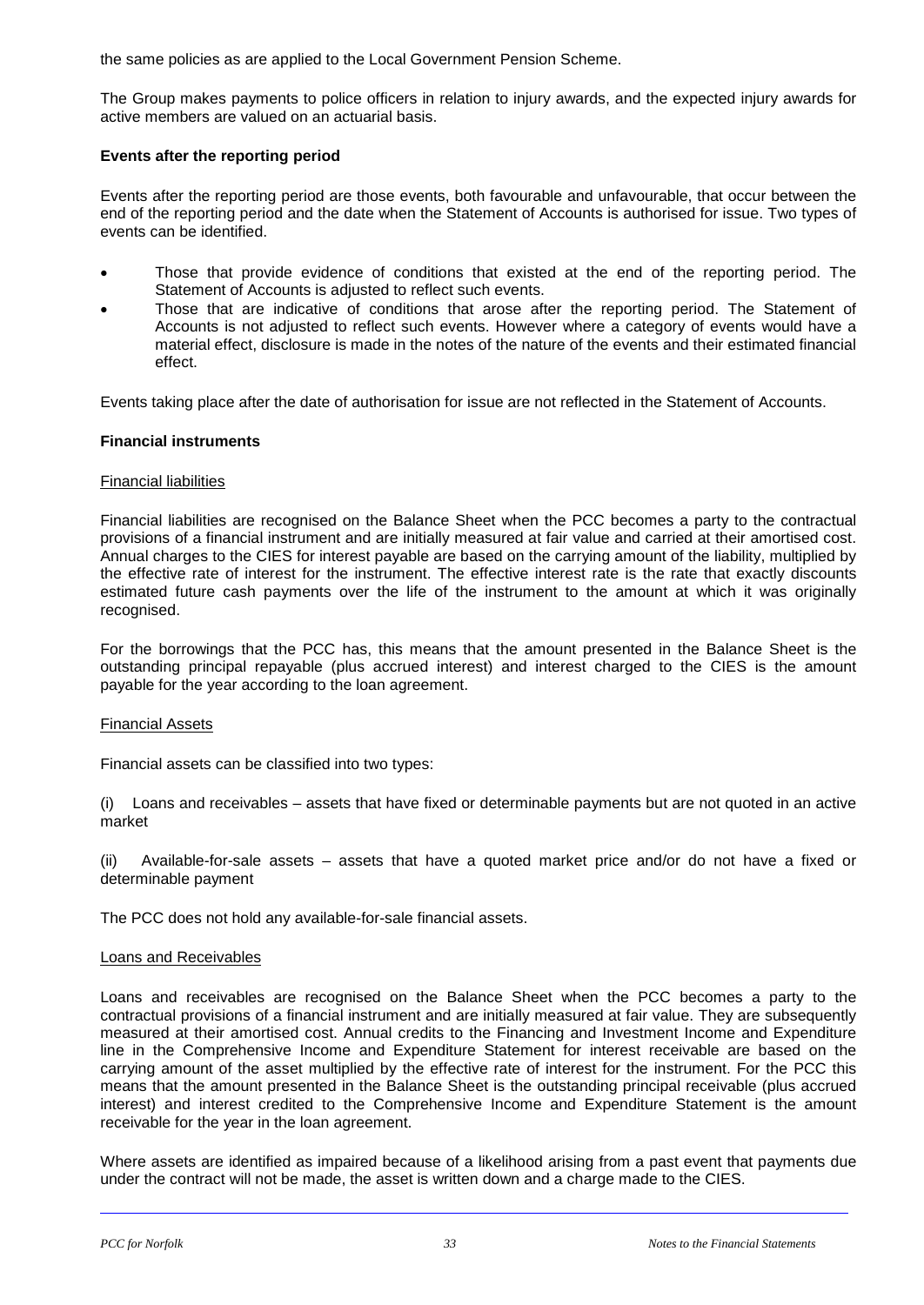the same policies as are applied to the Local Government Pension Scheme.

The Group makes payments to police officers in relation to injury awards, and the expected injury awards for active members are valued on an actuarial basis.

**Events after the reporting period**

Events after the reporting period are those events, both favourable and unfavourable, that occur between the end of the reporting period and the date when the Statement of Accounts is authorised for issue. Two types of events can be identified.

- Those that provide evidence of conditions that existed at the end of the reporting period. The Statement of Accounts is adjusted to reflect such events.
- Those that are indicative of conditions that arose after the reporting period. The Statement of Accounts is not adjusted to reflect such events. However where a category of events would have a material effect, disclosure is made in the notes of the nature of the events and their estimated financial effect.

Events taking place after the date of authorisation for issue are not reflected in the Statement of Accounts.

**Financial instruments**

Financial liabilities

Financial liabilities are recognised on the Balance Sheet when the PCC becomes a party to the contractual provisions of a financial instrument and are initially measured at fair value and carried at their amortised cost. Annual charges to the CIES for interest payable are based on the carrying amount of the liability, multiplied by the effective rate of interest for the instrument. The effective interest rate is the rate that exactly discounts estimated future cash payments over the life of the instrument to the amount at which it was originally recognised.

For the borrowings that the PCC has, this means that the amount presented in the Balance Sheet is the outstanding principal repayable (plus accrued interest) and interest charged to the CIES is the amount payable for the year according to the loan agreement.

Financial Assets

Financial assets can be classified into two types:

(i) Loans and receivables – assets that have fixed or determinable payments but are not quoted in an active market

(ii) Available-for-sale assets – assets that have a quoted market price and/or do not have a fixed or determinable payment

The PCC does not hold any available-for-sale financial assets.

Loans and Receivables

Loans and receivables are recognised on the Balance Sheet when the PCC becomes a party to the contractual provisions of a financial instrument and are initially measured at fair value. They are subsequently measured at their amortised cost. Annual credits to the Financing and Investment Income and Expenditure line in the Comprehensive Income and Expenditure Statement for interest receivable are based on the carrying amount of the asset multiplied by the effective rate of interest for the instrument. For the PCC this means that the amount presented in the Balance Sheet is the outstanding principal receivable (plus accrued interest) and interest credited to the Comprehensive Income and Expenditure Statement is the amount receivable for the year in the loan agreement.

Where assets are identified as impaired because of a likelihood arising from a past event that payments due under the contract will not be made, the asset is written down and a charge made to the CIES.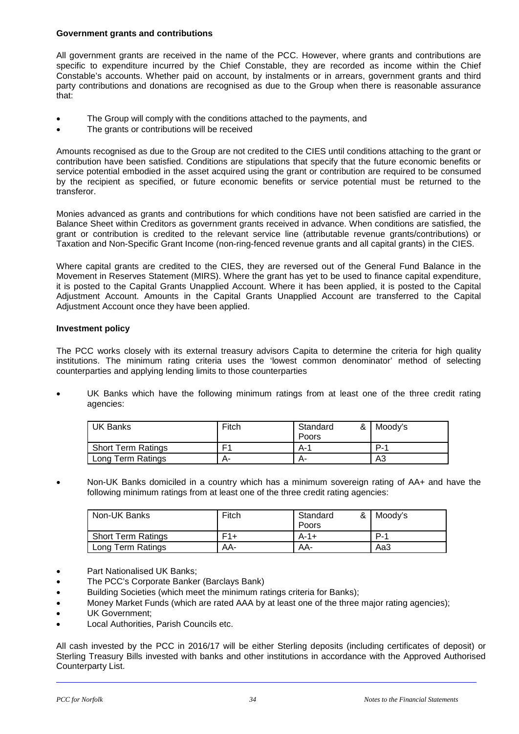**Government grants and contributions**

All government grants are received in the name of the PCC. However, where grants and contributions are specific to expenditure incurred by the Chief Constable, they are recorded as income within the Chief Constable's accounts. Whether paid on account, by instalments or in arrears, government grants and third party contributions and donations are recognised as due to the Group when there is reasonable assurance that:

- The Group will comply with the conditions attached to the payments, and
- The grants or contributions will be received

Amounts recognised as due to the Group are not credited to the CIES until conditions attaching to the grant or contribution have been satisfied. Conditions are stipulations that specify that the future economic benefits or service potential embodied in the asset acquired using the grant or contribution are required to be consumed by the recipient as specified, or future economic benefits or service potential must be returned to the transferor.

Monies advanced as grants and contributions for which conditions have not been satisfied are carried in the Balance Sheet within Creditors as government grants received in advance. When conditions are satisfied, the grant or contribution is credited to the relevant service line (attributable revenue grants/contributions) or Taxation and Non-Specific Grant Income (non-ring-fenced revenue grants and all capital grants) in the CIES.

Where capital grants are credited to the CIES, they are reversed out of the General Fund Balance in the Movement in Reserves Statement (MIRS). Where the grant has yet to be used to finance capital expenditure, it is posted to the Capital Grants Unapplied Account. Where it has been applied, it is posted to the Capital Adjustment Account. Amounts in the Capital Grants Unapplied Account are transferred to the Capital Adjustment Account once they have been applied.

**Investment policy**

The PCC works closely with its external treasury advisors Capita to determine the criteria for high quality institutions. The minimum rating criteria uses the 'lowest common denominator' method of selecting counterparties and applying lending limits to those counterparties

- UK Banks which have the following minimum ratings from at least one of the three credit rating agencies:

| UK Banks | Fitch | Standard & Poors | Moody's |
|---|---|---|---|
| Short Term Ratings | F1 | A-1 | P-1 |
| Long Term Ratings | A- | A- | A3 |

- Non-UK Banks domiciled in a country which has a minimum sovereign rating of AA+ and have the following minimum ratings from at least one of the three credit rating agencies:

| Non-UK Banks | Fitch | Standard & Poors | Moody's |
|---|---|---|---|
| Short Term Ratings | F1+ | A-1+ | P-1 |
| Long Term Ratings | AA- | AA- | Aa3 |

- Part Nationalised UK Banks;
- The PCC's Corporate Banker (Barclays Bank)
- Building Societies (which meet the minimum ratings criteria for Banks);
- Money Market Funds (which are rated AAA by at least one of the three major rating agencies);
- UK Government;
- Local Authorities, Parish Councils etc.

All cash invested by the PCC in 2016/17 will be either Sterling deposits (including certificates of deposit) or Sterling Treasury Bills invested with banks and other institutions in accordance with the Approved Authorised Counterparty List.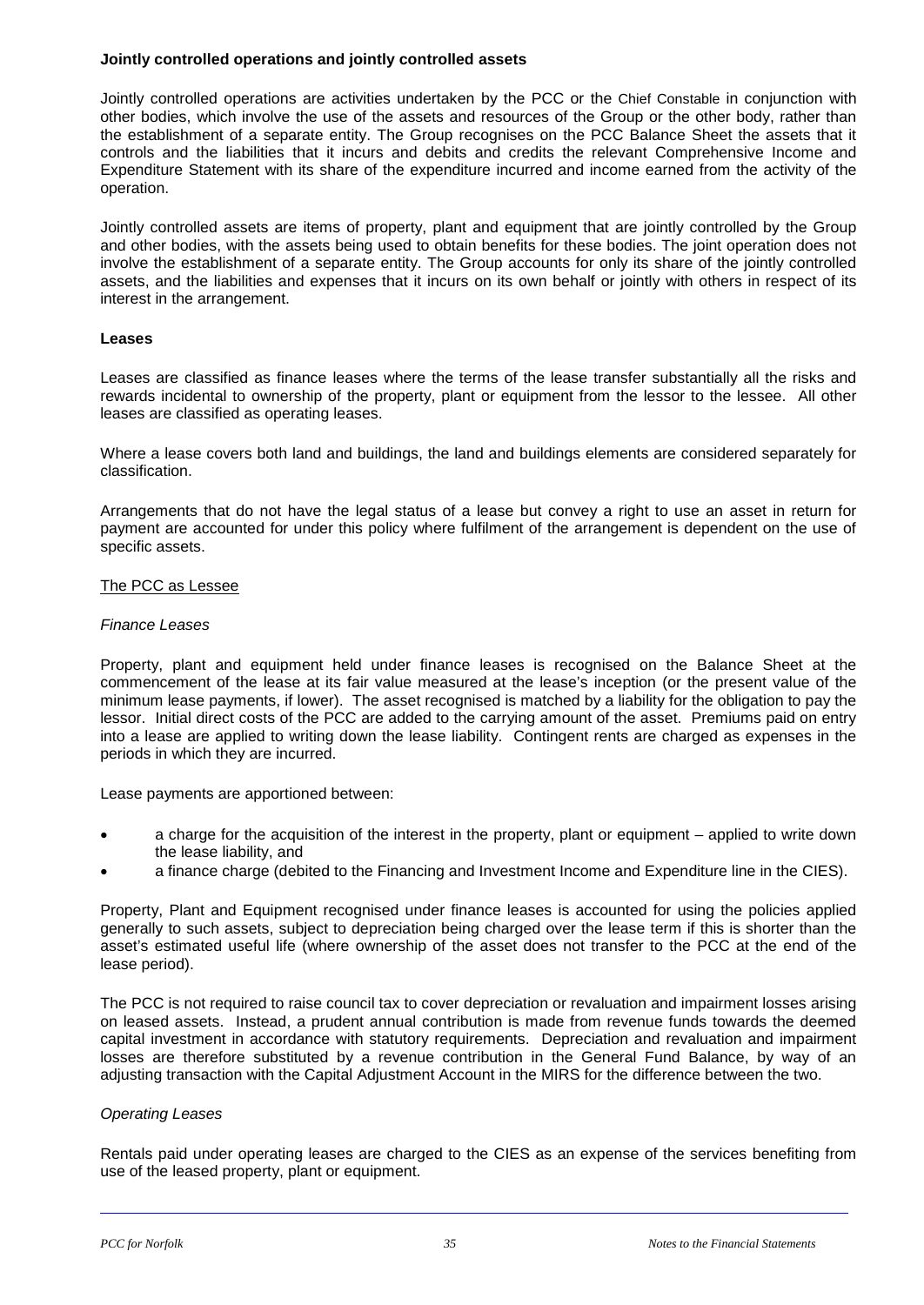**Jointly controlled operations and jointly controlled assets**

Jointly controlled operations are activities undertaken by the PCC or the Chief Constable in conjunction with other bodies, which involve the use of the assets and resources of the Group or the other body, rather than the establishment of a separate entity. The Group recognises on the PCC Balance Sheet the assets that it controls and the liabilities that it incurs and debits and credits the relevant Comprehensive Income and Expenditure Statement with its share of the expenditure incurred and income earned from the activity of the operation.

Jointly controlled assets are items of property, plant and equipment that are jointly controlled by the Group and other bodies, with the assets being used to obtain benefits for these bodies. The joint operation does not involve the establishment of a separate entity. The Group accounts for only its share of the jointly controlled assets, and the liabilities and expenses that it incurs on its own behalf or jointly with others in respect of its interest in the arrangement.

**Leases**

Leases are classified as finance leases where the terms of the lease transfer substantially all the risks and rewards incidental to ownership of the property, plant or equipment from the lessor to the lessee. All other leases are classified as operating leases.

Where a lease covers both land and buildings, the land and buildings elements are considered separately for classification.

Arrangements that do not have the legal status of a lease but convey a right to use an asset in return for payment are accounted for under this policy where fulfilment of the arrangement is dependent on the use of specific assets.

The PCC as Lessee

*Finance Leases*

Property, plant and equipment held under finance leases is recognised on the Balance Sheet at the commencement of the lease at its fair value measured at the lease's inception (or the present value of the minimum lease payments, if lower). The asset recognised is matched by a liability for the obligation to pay the lessor. Initial direct costs of the PCC are added to the carrying amount of the asset. Premiums paid on entry into a lease are applied to writing down the lease liability. Contingent rents are charged as expenses in the periods in which they are incurred.

Lease payments are apportioned between:

- a charge for the acquisition of the interest in the property, plant or equipment – applied to write down the lease liability, and
- a finance charge (debited to the Financing and Investment Income and Expenditure line in the CIES).

Property, Plant and Equipment recognised under finance leases is accounted for using the policies applied generally to such assets, subject to depreciation being charged over the lease term if this is shorter than the asset's estimated useful life (where ownership of the asset does not transfer to the PCC at the end of the lease period).

The PCC is not required to raise council tax to cover depreciation or revaluation and impairment losses arising on leased assets. Instead, a prudent annual contribution is made from revenue funds towards the deemed capital investment in accordance with statutory requirements. Depreciation and revaluation and impairment losses are therefore substituted by a revenue contribution in the General Fund Balance, by way of an adjusting transaction with the Capital Adjustment Account in the MIRS for the difference between the two.

*Operating Leases*

Rentals paid under operating leases are charged to the CIES as an expense of the services benefiting from use of the leased property, plant or equipment.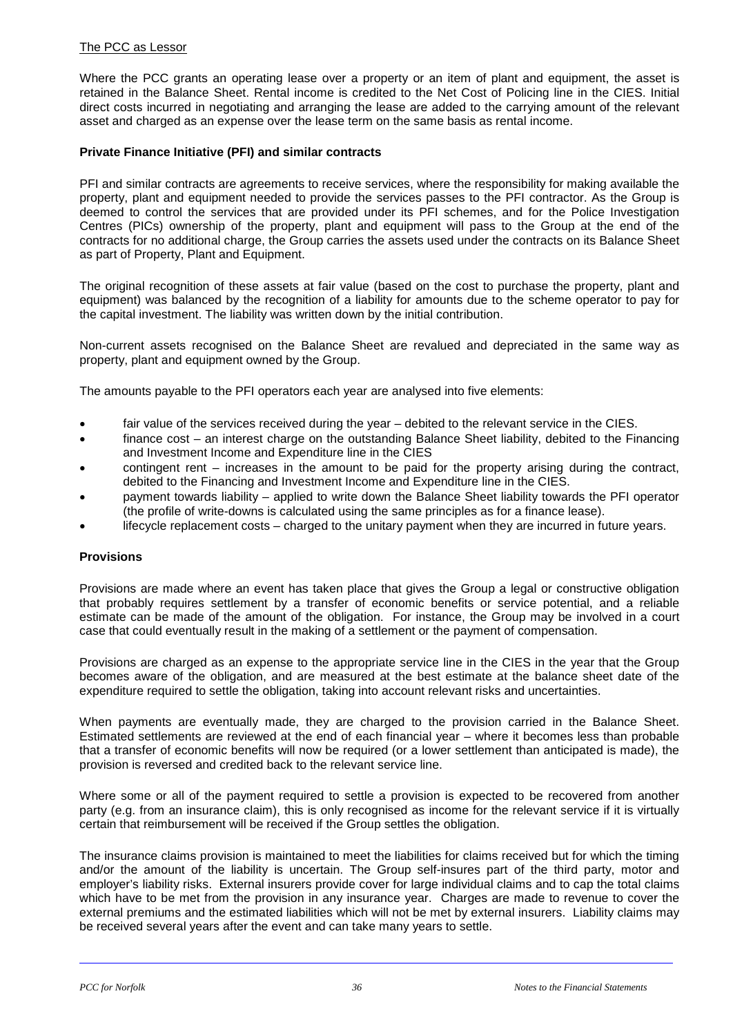The PCC as Lessor

Where the PCC grants an operating lease over a property or an item of plant and equipment, the asset is retained in the Balance Sheet. Rental income is credited to the Net Cost of Policing line in the CIES. Initial direct costs incurred in negotiating and arranging the lease are added to the carrying amount of the relevant asset and charged as an expense over the lease term on the same basis as rental income.

**Private Finance Initiative (PFI) and similar contracts**

PFI and similar contracts are agreements to receive services, where the responsibility for making available the property, plant and equipment needed to provide the services passes to the PFI contractor. As the Group is deemed to control the services that are provided under its PFI schemes, and for the Police Investigation Centres (PICs) ownership of the property, plant and equipment will pass to the Group at the end of the contracts for no additional charge, the Group carries the assets used under the contracts on its Balance Sheet as part of Property, Plant and Equipment.

The original recognition of these assets at fair value (based on the cost to purchase the property, plant and equipment) was balanced by the recognition of a liability for amounts due to the scheme operator to pay for the capital investment. The liability was written down by the initial contribution.

Non-current assets recognised on the Balance Sheet are revalued and depreciated in the same way as property, plant and equipment owned by the Group.

The amounts payable to the PFI operators each year are analysed into five elements:

- fair value of the services received during the year – debited to the relevant service in the CIES.
- finance cost – an interest charge on the outstanding Balance Sheet liability, debited to the Financing and Investment Income and Expenditure line in the CIES
- contingent rent – increases in the amount to be paid for the property arising during the contract, debited to the Financing and Investment Income and Expenditure line in the CIES.
- payment towards liability – applied to write down the Balance Sheet liability towards the PFI operator (the profile of write-downs is calculated using the same principles as for a finance lease).
- lifecycle replacement costs – charged to the unitary payment when they are incurred in future years.

**Provisions**

Provisions are made where an event has taken place that gives the Group a legal or constructive obligation that probably requires settlement by a transfer of economic benefits or service potential, and a reliable estimate can be made of the amount of the obligation. For instance, the Group may be involved in a court case that could eventually result in the making of a settlement or the payment of compensation.

Provisions are charged as an expense to the appropriate service line in the CIES in the year that the Group becomes aware of the obligation, and are measured at the best estimate at the balance sheet date of the expenditure required to settle the obligation, taking into account relevant risks and uncertainties.

When payments are eventually made, they are charged to the provision carried in the Balance Sheet. Estimated settlements are reviewed at the end of each financial year – where it becomes less than probable that a transfer of economic benefits will now be required (or a lower settlement than anticipated is made), the provision is reversed and credited back to the relevant service line.

Where some or all of the payment required to settle a provision is expected to be recovered from another party (e.g. from an insurance claim), this is only recognised as income for the relevant service if it is virtually certain that reimbursement will be received if the Group settles the obligation.

The insurance claims provision is maintained to meet the liabilities for claims received but for which the timing and/or the amount of the liability is uncertain. The Group self-insures part of the third party, motor and employer's liability risks. External insurers provide cover for large individual claims and to cap the total claims which have to be met from the provision in any insurance year. Charges are made to revenue to cover the external premiums and the estimated liabilities which will not be met by external insurers. Liability claims may be received several years after the event and can take many years to settle.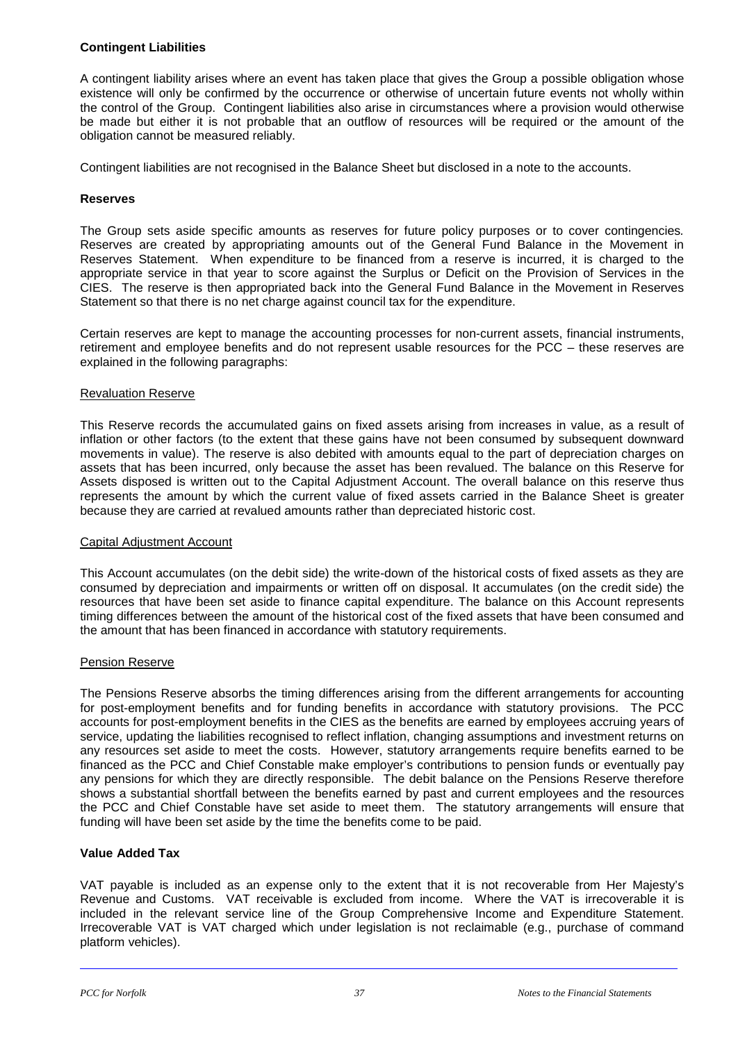**Contingent Liabilities**

A contingent liability arises where an event has taken place that gives the Group a possible obligation whose existence will only be confirmed by the occurrence or otherwise of uncertain future events not wholly within the control of the Group. Contingent liabilities also arise in circumstances where a provision would otherwise be made but either it is not probable that an outflow of resources will be required or the amount of the obligation cannot be measured reliably.

Contingent liabilities are not recognised in the Balance Sheet but disclosed in a note to the accounts.

**Reserves**

The Group sets aside specific amounts as reserves for future policy purposes or to cover contingencies. Reserves are created by appropriating amounts out of the General Fund Balance in the Movement in Reserves Statement. When expenditure to be financed from a reserve is incurred, it is charged to the appropriate service in that year to score against the Surplus or Deficit on the Provision of Services in the CIES. The reserve is then appropriated back into the General Fund Balance in the Movement in Reserves Statement so that there is no net charge against council tax for the expenditure.

Certain reserves are kept to manage the accounting processes for non-current assets, financial instruments, retirement and employee benefits and do not represent usable resources for the PCC – these reserves are explained in the following paragraphs:

Revaluation Reserve

This Reserve records the accumulated gains on fixed assets arising from increases in value, as a result of inflation or other factors (to the extent that these gains have not been consumed by subsequent downward movements in value). The reserve is also debited with amounts equal to the part of depreciation charges on assets that has been incurred, only because the asset has been revalued. The balance on this Reserve for Assets disposed is written out to the Capital Adjustment Account. The overall balance on this reserve thus represents the amount by which the current value of fixed assets carried in the Balance Sheet is greater because they are carried at revalued amounts rather than depreciated historic cost.

Capital Adjustment Account

This Account accumulates (on the debit side) the write-down of the historical costs of fixed assets as they are consumed by depreciation and impairments or written off on disposal. It accumulates (on the credit side) the resources that have been set aside to finance capital expenditure. The balance on this Account represents timing differences between the amount of the historical cost of the fixed assets that have been consumed and the amount that has been financed in accordance with statutory requirements.

Pension Reserve

The Pensions Reserve absorbs the timing differences arising from the different arrangements for accounting for post-employment benefits and for funding benefits in accordance with statutory provisions. The PCC accounts for post-employment benefits in the CIES as the benefits are earned by employees accruing years of service, updating the liabilities recognised to reflect inflation, changing assumptions and investment returns on any resources set aside to meet the costs. However, statutory arrangements require benefits earned to be financed as the PCC and Chief Constable make employer's contributions to pension funds or eventually pay any pensions for which they are directly responsible. The debit balance on the Pensions Reserve therefore shows a substantial shortfall between the benefits earned by past and current employees and the resources the PCC and Chief Constable have set aside to meet them. The statutory arrangements will ensure that funding will have been set aside by the time the benefits come to be paid.

**Value Added Tax**

VAT payable is included as an expense only to the extent that it is not recoverable from Her Majesty's Revenue and Customs. VAT receivable is excluded from income. Where the VAT is irrecoverable it is included in the relevant service line of the Group Comprehensive Income and Expenditure Statement. Irrecoverable VAT is VAT charged which under legislation is not reclaimable (e.g., purchase of command platform vehicles).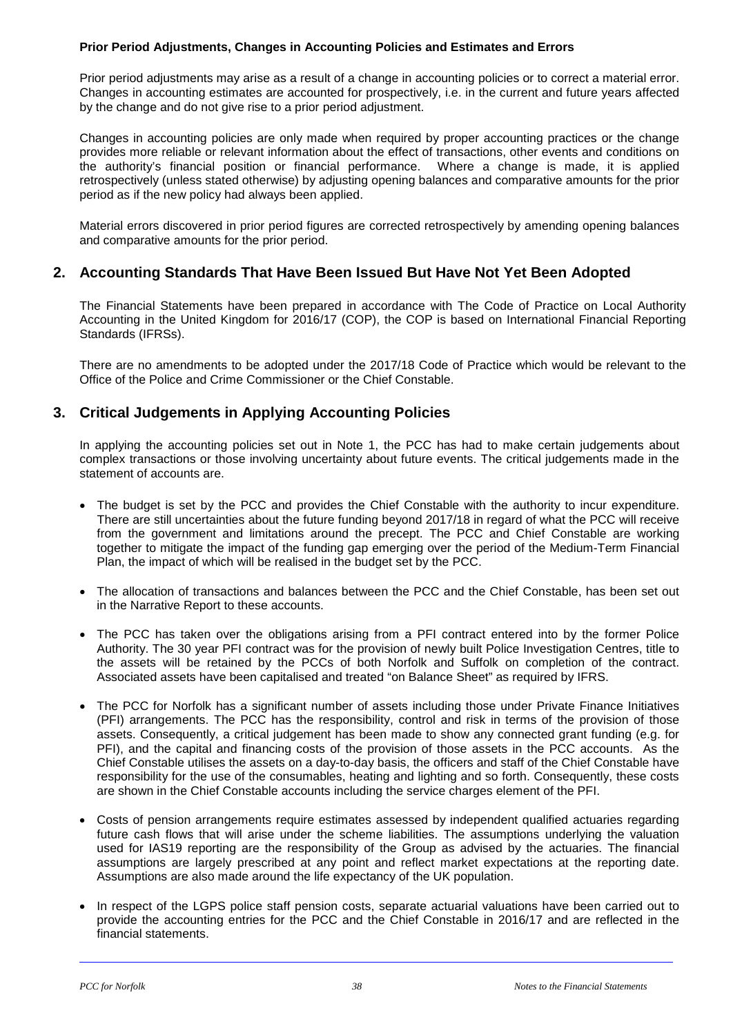**Prior Period Adjustments, Changes in Accounting Policies and Estimates and Errors**

Prior period adjustments may arise as a result of a change in accounting policies or to correct a material error. Changes in accounting estimates are accounted for prospectively, i.e. in the current and future years affected by the change and do not give rise to a prior period adjustment.

Changes in accounting policies are only made when required by proper accounting practices or the change provides more reliable or relevant information about the effect of transactions, other events and conditions on the authority's financial position or financial performance. Where a change is made, it is applied retrospectively (unless stated otherwise) by adjusting opening balances and comparative amounts for the prior period as if the new policy had always been applied.

Material errors discovered in prior period figures are corrected retrospectively by amending opening balances and comparative amounts for the prior period.

## 2. Accounting Standards That Have Been Issued But Have Not Yet Been Adopted

The Financial Statements have been prepared in accordance with The Code of Practice on Local Authority Accounting in the United Kingdom for 2016/17 (COP), the COP is based on International Financial Reporting Standards (IFRSs).

There are no amendments to be adopted under the 2017/18 Code of Practice which would be relevant to the Office of the Police and Crime Commissioner or the Chief Constable.

## 3. Critical Judgements in Applying Accounting Policies

In applying the accounting policies set out in Note 1, the PCC has had to make certain judgements about complex transactions or those involving uncertainty about future events. The critical judgements made in the statement of accounts are.

- The budget is set by the PCC and provides the Chief Constable with the authority to incur expenditure. There are still uncertainties about the future funding beyond 2017/18 in regard of what the PCC will receive from the government and limitations around the precept. The PCC and Chief Constable are working together to mitigate the impact of the funding gap emerging over the period of the Medium-Term Financial Plan, the impact of which will be realised in the budget set by the PCC.

- The allocation of transactions and balances between the PCC and the Chief Constable, has been set out in the Narrative Report to these accounts.

- The PCC has taken over the obligations arising from a PFI contract entered into by the former Police Authority. The 30 year PFI contract was for the provision of newly built Police Investigation Centres, title to the assets will be retained by the PCCs of both Norfolk and Suffolk on completion of the contract. Associated assets have been capitalised and treated "on Balance Sheet" as required by IFRS.

- The PCC for Norfolk has a significant number of assets including those under Private Finance Initiatives (PFI) arrangements. The PCC has the responsibility, control and risk in terms of the provision of those assets. Consequently, a critical judgement has been made to show any connected grant funding (e.g. for PFI), and the capital and financing costs of the provision of those assets in the PCC accounts. As the Chief Constable utilises the assets on a day-to-day basis, the officers and staff of the Chief Constable have responsibility for the use of the consumables, heating and lighting and so forth. Consequently, these costs are shown in the Chief Constable accounts including the service charges element of the PFI.

- Costs of pension arrangements require estimates assessed by independent qualified actuaries regarding future cash flows that will arise under the scheme liabilities. The assumptions underlying the valuation used for IAS19 reporting are the responsibility of the Group as advised by the actuaries. The financial assumptions are largely prescribed at any point and reflect market expectations at the reporting date. Assumptions are also made around the life expectancy of the UK population.

- In respect of the LGPS police staff pension costs, separate actuarial valuations have been carried out to provide the accounting entries for the PCC and the Chief Constable in 2016/17 and are reflected in the financial statements.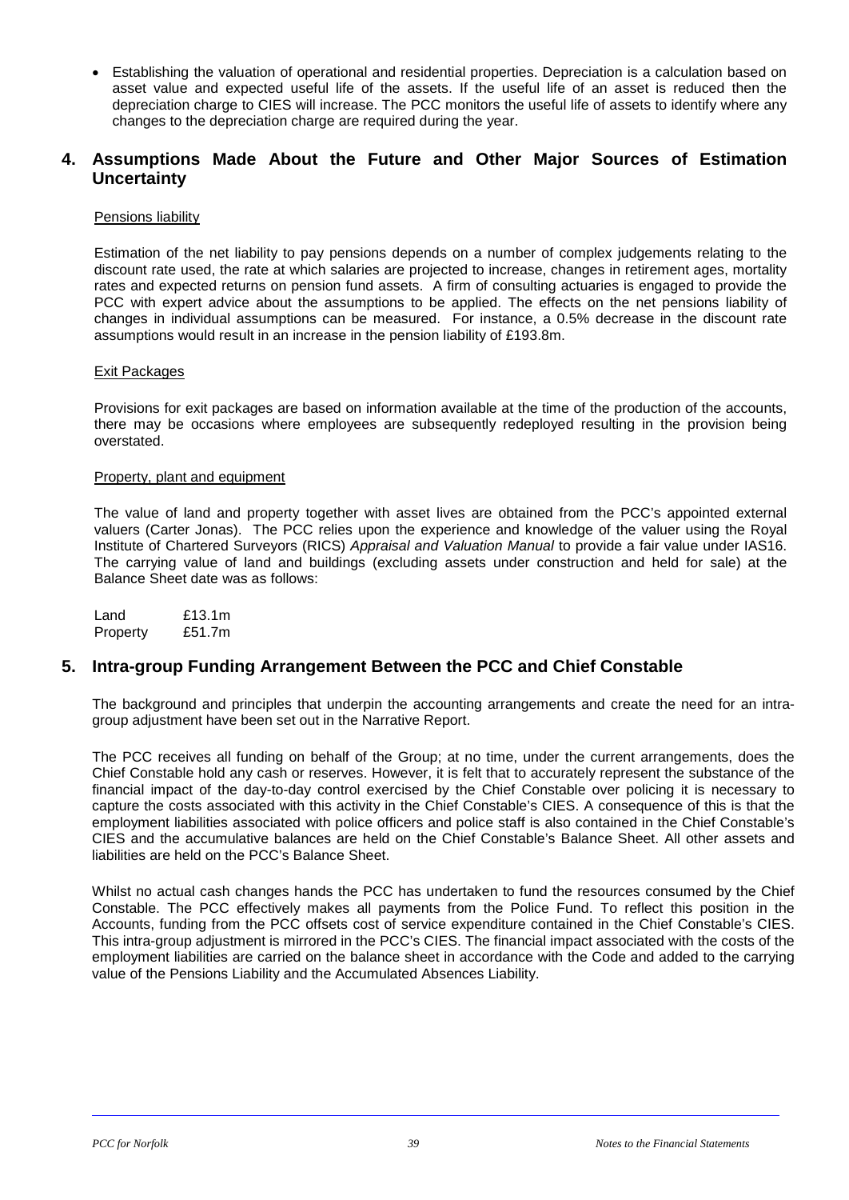- Establishing the valuation of operational and residential properties. Depreciation is a calculation based on asset value and expected useful life of the assets. If the useful life of an asset is reduced then the depreciation charge to CIES will increase. The PCC monitors the useful life of assets to identify where any changes to the depreciation charge are required during the year.

## 4. Assumptions Made About the Future and Other Major Sources of Estimation Uncertainty

Pensions liability

Estimation of the net liability to pay pensions depends on a number of complex judgements relating to the discount rate used, the rate at which salaries are projected to increase, changes in retirement ages, mortality rates and expected returns on pension fund assets. A firm of consulting actuaries is engaged to provide the PCC with expert advice about the assumptions to be applied. The effects on the net pensions liability of changes in individual assumptions can be measured. For instance, a 0.5% decrease in the discount rate assumptions would result in an increase in the pension liability of £193.8m.

Exit Packages

Provisions for exit packages are based on information available at the time of the production of the accounts, there may be occasions where employees are subsequently redeployed resulting in the provision being overstated.

Property, plant and equipment

The value of land and property together with asset lives are obtained from the PCC's appointed external valuers (Carter Jonas). The PCC relies upon the experience and knowledge of the valuer using the Royal Institute of Chartered Surveyors (RICS) *Appraisal and Valuation Manual* to provide a fair value under IAS16. The carrying value of land and buildings (excluding assets under construction and held for sale) at the Balance Sheet date was as follows:

| | |
|---|---|
| Land | £13.1m |
| Property | £51.7m |

## 5. Intra-group Funding Arrangement Between the PCC and Chief Constable

The background and principles that underpin the accounting arrangements and create the need for an intra-group adjustment have been set out in the Narrative Report.

The PCC receives all funding on behalf of the Group; at no time, under the current arrangements, does the Chief Constable hold any cash or reserves. However, it is felt that to accurately represent the substance of the financial impact of the day-to-day control exercised by the Chief Constable over policing it is necessary to capture the costs associated with this activity in the Chief Constable's CIES. A consequence of this is that the employment liabilities associated with police officers and police staff is also contained in the Chief Constable's CIES and the accumulative balances are held on the Chief Constable's Balance Sheet. All other assets and liabilities are held on the PCC's Balance Sheet.

Whilst no actual cash changes hands the PCC has undertaken to fund the resources consumed by the Chief Constable. The PCC effectively makes all payments from the Police Fund. To reflect this position in the Accounts, funding from the PCC offsets cost of service expenditure contained in the Chief Constable's CIES. This intra-group adjustment is mirrored in the PCC's CIES. The financial impact associated with the costs of the employment liabilities are carried on the balance sheet in accordance with the Code and added to the carrying value of the Pensions Liability and the Accumulated Absences Liability.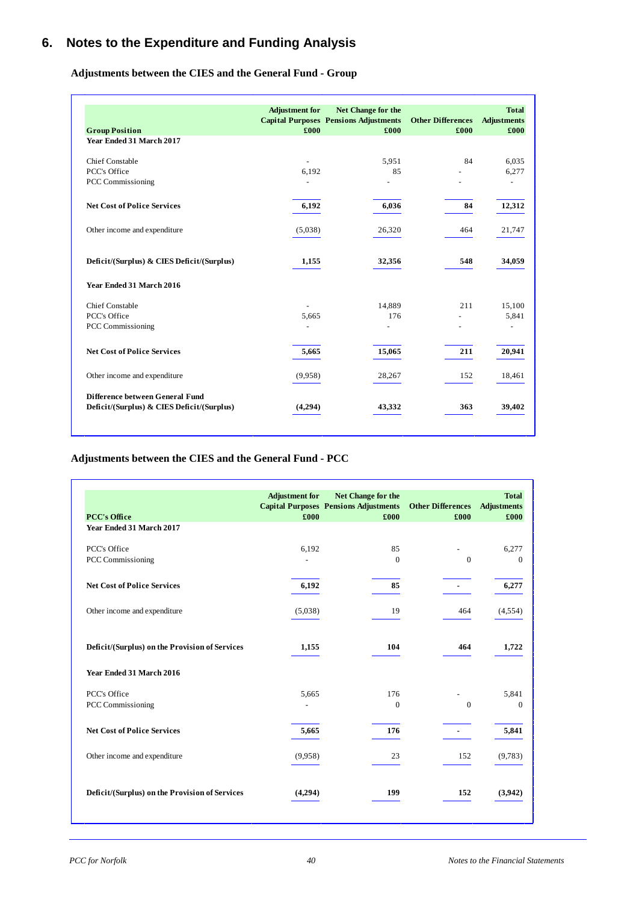## 6. Notes to the Expenditure and Funding Analysis

### Adjustments between the CIES and the General Fund - Group

| Group Position | Adjustment for Capital Purposes £000 | Net Change for the Pensions Adjustments £000 | Other Differences £000 | Total Adjustments £000 |
|---|---|---|---|---|
| **Year Ended 31 March 2017** | | | | |
| Chief Constable | - | 5,951 | 84 | 6,035 |
| PCC's Office | 6,192 | 85 | - | 6,277 |
| PCC Commissioning | - | - | - | - |
| **Net Cost of Police Services** | **6,192** | **6,036** | **84** | **12,312** |
| Other income and expenditure | (5,038) | 26,320 | 464 | 21,747 |
| **Deficit/(Surplus) & CIES Deficit/(Surplus)** | **1,155** | **32,356** | **548** | **34,059** |
| **Year Ended 31 March 2016** | | | | |
| Chief Constable | - | 14,889 | 211 | 15,100 |
| PCC's Office | 5,665 | 176 | - | 5,841 |
| PCC Commissioning | - | - | - | - |
| **Net Cost of Police Services** | **5,665** | **15,065** | **211** | **20,941** |
| Other income and expenditure | (9,958) | 28,267 | 152 | 18,461 |
| **Difference between General Fund Deficit/(Surplus) & CIES Deficit/(Surplus)** | **(4,294)** | **43,332** | **363** | **39,402** |

### Adjustments between the CIES and the General Fund - PCC

| PCC's Office | Adjustment for Capital Purposes £000 | Net Change for the Pensions Adjustments £000 | Other Differences £000 | Total Adjustments £000 |
|---|---|---|---|---|
| **Year Ended 31 March 2017** | | | | |
| PCC's Office | 6,192 | 85 | - | 6,277 |
| PCC Commissioning | - | 0 | 0 | 0 |
| **Net Cost of Police Services** | **6,192** | **85** | **-** | **6,277** |
| Other income and expenditure | (5,038) | 19 | 464 | (4,554) |
| **Deficit/(Surplus) on the Provision of Services** | **1,155** | **104** | **464** | **1,722** |
| **Year Ended 31 March 2016** | | | | |
| PCC's Office | 5,665 | 176 | - | 5,841 |
| PCC Commissioning | - | 0 | 0 | 0 |
| **Net Cost of Police Services** | **5,665** | **176** | **-** | **5,841** |
| Other income and expenditure | (9,958) | 23 | 152 | (9,783) |
| **Deficit/(Surplus) on the Provision of Services** | **(4,294)** | **199** | **152** | **(3,942)** |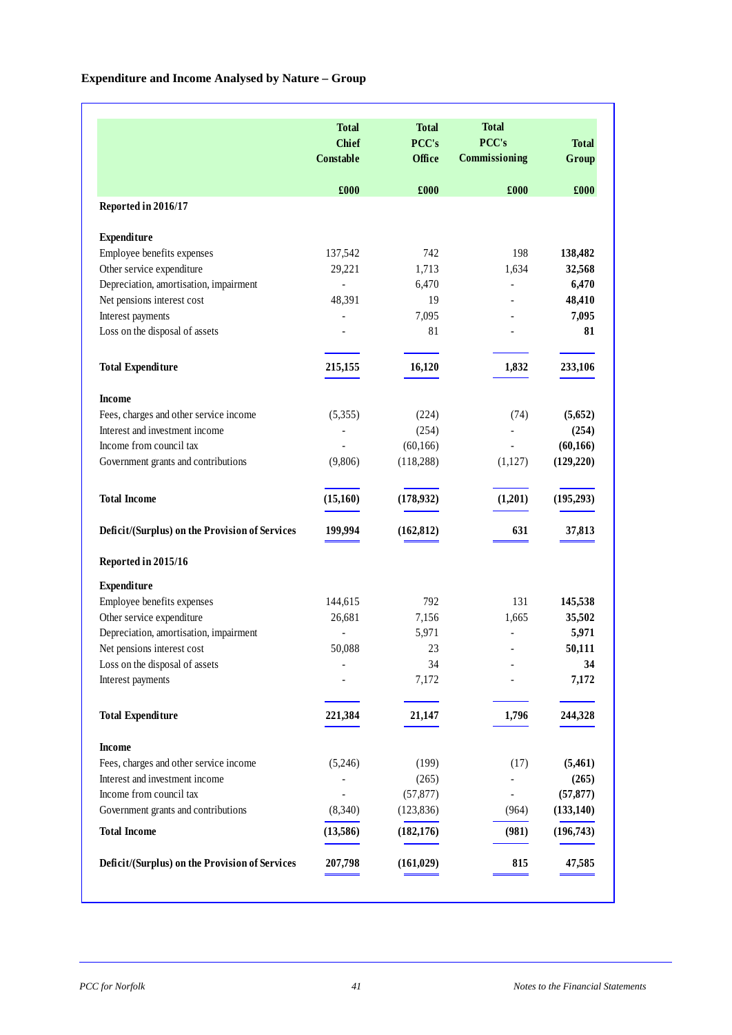### Expenditure and Income Analysed by Nature – Group

| | Total Chief Constable | Total PCC's Office | Total PCC's Commissioning | Total Group |
|---|---|---|---|---|
| | £000 | £000 | £000 | £000 |
| **Reported in 2016/17** | | | | |
| **Expenditure** | | | | |
| Employee benefits expenses | 137,542 | 742 | 198 | **138,482** |
| Other service expenditure | 29,221 | 1,713 | 1,634 | **32,568** |
| Depreciation, amortisation, impairment | - | 6,470 | - | **6,470** |
| Net pensions interest cost | 48,391 | 19 | - | **48,410** |
| Interest payments | - | 7,095 | - | **7,095** |
| Loss on the disposal of assets | - | 81 | - | **81** |
| **Total Expenditure** | **215,155** | **16,120** | **1,832** | **233,106** |
| **Income** | | | | |
| Fees, charges and other service income | (5,355) | (224) | (74) | **(5,652)** |
| Interest and investment income | - | (254) | - | **(254)** |
| Income from council tax | - | (60,166) | - | **(60,166)** |
| Government grants and contributions | (9,806) | (118,288) | (1,127) | **(129,220)** |
| **Total Income** | **(15,160)** | **(178,932)** | **(1,201)** | **(195,293)** |
| **Deficit/(Surplus) on the Provision of Services** | **199,994** | **(162,812)** | **631** | **37,813** |
| **Reported in 2015/16** | | | | |
| **Expenditure** | | | | |
| Employee benefits expenses | 144,615 | 792 | 131 | **145,538** |
| Other service expenditure | 26,681 | 7,156 | 1,665 | **35,502** |
| Depreciation, amortisation, impairment | - | 5,971 | - | **5,971** |
| Net pensions interest cost | 50,088 | 23 | - | **50,111** |
| Loss on the disposal of assets | - | 34 | - | **34** |
| Interest payments | - | 7,172 | - | **7,172** |
| **Total Expenditure** | **221,384** | **21,147** | **1,796** | **244,328** |
| **Income** | | | | |
| Fees, charges and other service income | (5,246) | (199) | (17) | **(5,461)** |
| Interest and investment income | - | (265) | - | **(265)** |
| Income from council tax | - | (57,877) | - | **(57,877)** |
| Government grants and contributions | (8,340) | (123,836) | (964) | **(133,140)** |
| **Total Income** | **(13,586)** | **(182,176)** | **(981)** | **(196,743)** |
| **Deficit/(Surplus) on the Provision of Services** | **207,798** | **(161,029)** | **815** | **47,585** |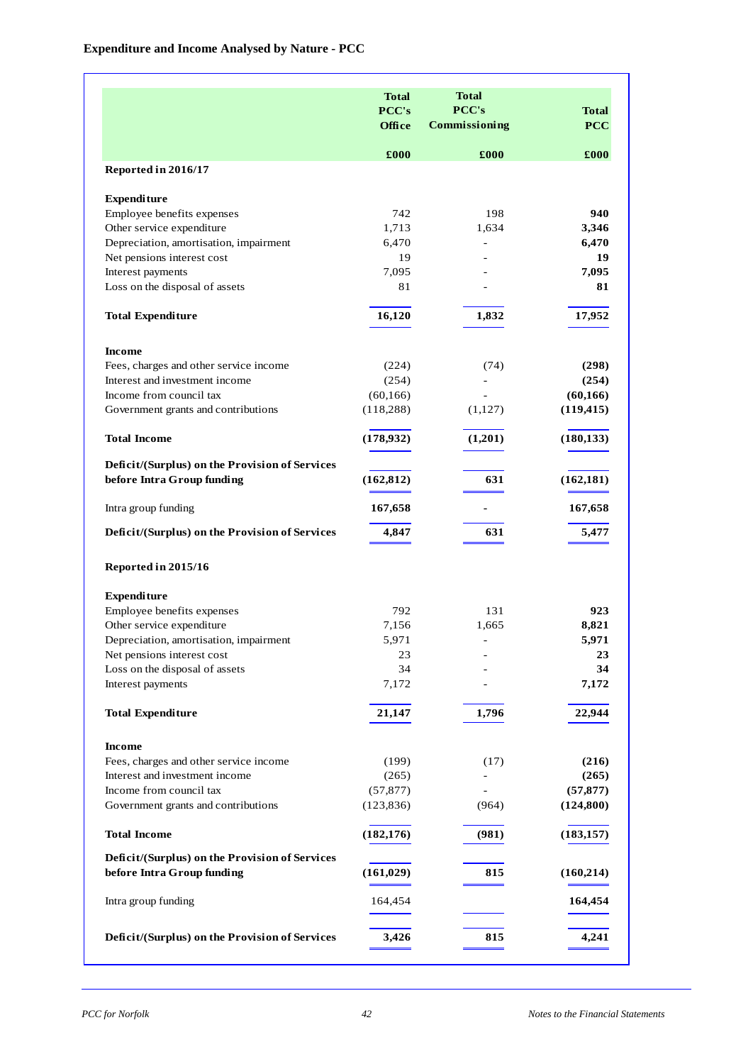**Expenditure and Income Analysed by Nature - PCC**

| | Total PCC's Office | Total PCC's Commissioning | Total PCC |
|---|---|---|---|
| | £000 | £000 | £000 |
| **Reported in 2016/17** | | | |
| **Expenditure** | | | |
| Employee benefits expenses | 742 | 198 | **940** |
| Other service expenditure | 1,713 | 1,634 | **3,346** |
| Depreciation, amortisation, impairment | 6,470 | - | **6,470** |
| Net pensions interest cost | 19 | - | **19** |
| Interest payments | 7,095 | - | **7,095** |
| Loss on the disposal of assets | 81 | - | **81** |
| **Total Expenditure** | **16,120** | **1,832** | **17,952** |
| **Income** | | | |
| Fees, charges and other service income | (224) | (74) | **(298)** |
| Interest and investment income | (254) | - | **(254)** |
| Income from council tax | (60,166) | - | **(60,166)** |
| Government grants and contributions | (118,288) | (1,127) | **(119,415)** |
| **Total Income** | **(178,932)** | **(1,201)** | **(180,133)** |
| **Deficit/(Surplus) on the Provision of Services before Intra Group funding** | **(162,812)** | **631** | **(162,181)** |
| Intra group funding | **167,658** | - | **167,658** |
| **Deficit/(Surplus) on the Provision of Services** | **4,847** | **631** | **5,477** |
| **Reported in 2015/16** | | | |
| **Expenditure** | | | |
| Employee benefits expenses | 792 | 131 | **923** |
| Other service expenditure | 7,156 | 1,665 | **8,821** |
| Depreciation, amortisation, impairment | 5,971 | - | **5,971** |
| Net pensions interest cost | 23 | - | **23** |
| Loss on the disposal of assets | 34 | - | **34** |
| Interest payments | 7,172 | - | **7,172** |
| **Total Expenditure** | **21,147** | **1,796** | **22,944** |
| **Income** | | | |
| Fees, charges and other service income | (199) | (17) | **(216)** |
| Interest and investment income | (265) | - | **(265)** |
| Income from council tax | (57,877) | - | **(57,877)** |
| Government grants and contributions | (123,836) | (964) | **(124,800)** |
| **Total Income** | **(182,176)** | **(981)** | **(183,157)** |
| **Deficit/(Surplus) on the Provision of Services before Intra Group funding** | **(161,029)** | **815** | **(160,214)** |
| Intra group funding | 164,454 | | **164,454** |
| **Deficit/(Surplus) on the Provision of Services** | **3,426** | **815** | **4,241** |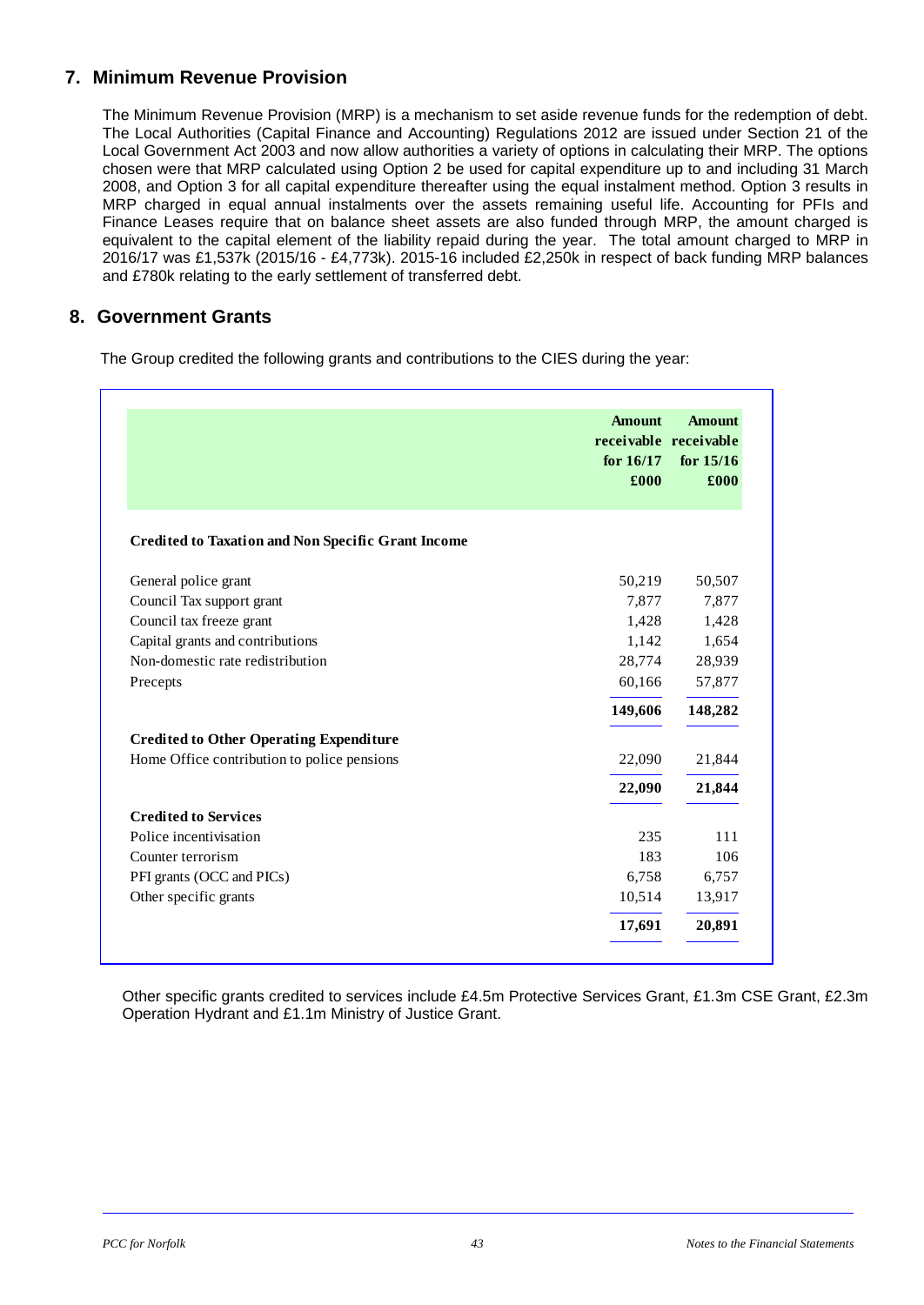## 7. Minimum Revenue Provision

The Minimum Revenue Provision (MRP) is a mechanism to set aside revenue funds for the redemption of debt. The Local Authorities (Capital Finance and Accounting) Regulations 2012 are issued under Section 21 of the Local Government Act 2003 and now allow authorities a variety of options in calculating their MRP. The options chosen were that MRP calculated using Option 2 be used for capital expenditure up to and including 31 March 2008, and Option 3 for all capital expenditure thereafter using the equal instalment method. Option 3 results in MRP charged in equal annual instalments over the assets remaining useful life. Accounting for PFIs and Finance Leases require that on balance sheet assets are also funded through MRP, the amount charged is equivalent to the capital element of the liability repaid during the year. The total amount charged to MRP in 2016/17 was £1,537k (2015/16 - £4,773k). 2015-16 included £2,250k in respect of back funding MRP balances and £780k relating to the early settlement of transferred debt.

## 8. Government Grants

The Group credited the following grants and contributions to the CIES during the year:

| | Amount receivable for 16/17 £000 | Amount receivable for 15/16 £000 |
|---|---|---|
| **Credited to Taxation and Non Specific Grant Income** | | |
| General police grant | 50,219 | 50,507 |
| Council Tax support grant | 7,877 | 7,877 |
| Council tax freeze grant | 1,428 | 1,428 |
| Capital grants and contributions | 1,142 | 1,654 |
| Non-domestic rate redistribution | 28,774 | 28,939 |
| Precepts | 60,166 | 57,877 |
| | **149,606** | **148,282** |
| **Credited to Other Operating Expenditure** | | |
| Home Office contribution to police pensions | 22,090 | 21,844 |
| | **22,090** | **21,844** |
| **Credited to Services** | | |
| Police incentivisation | 235 | 111 |
| Counter terrorism | 183 | 106 |
| PFI grants (OCC and PICs) | 6,758 | 6,757 |
| Other specific grants | 10,514 | 13,917 |
| | **17,691** | **20,891** |

Other specific grants credited to services include £4.5m Protective Services Grant, £1.3m CSE Grant, £2.3m Operation Hydrant and £1.1m Ministry of Justice Grant.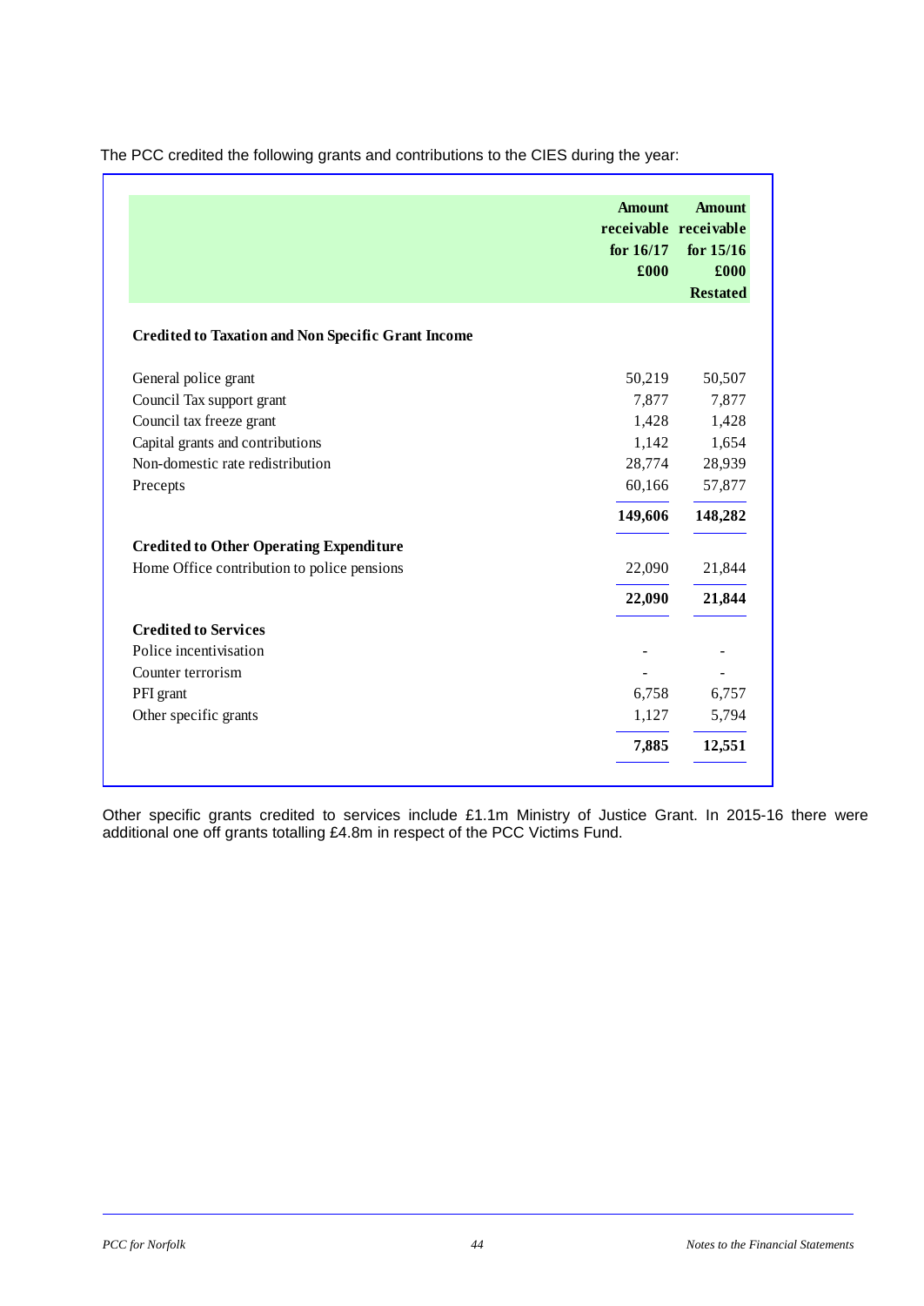The PCC credited the following grants and contributions to the CIES during the year:

| | Amount receivable for 16/17 £000 | Amount receivable for 15/16 £000 Restated |
|---|---|---|
| **Credited to Taxation and Non Specific Grant Income** | | |
| General police grant | 50,219 | 50,507 |
| Council Tax support grant | 7,877 | 7,877 |
| Council tax freeze grant | 1,428 | 1,428 |
| Capital grants and contributions | 1,142 | 1,654 |
| Non-domestic rate redistribution | 28,774 | 28,939 |
| Precepts | 60,166 | 57,877 |
| | **149,606** | **148,282** |
| **Credited to Other Operating Expenditure** | | |
| Home Office contribution to police pensions | 22,090 | 21,844 |
| | **22,090** | **21,844** |
| **Credited to Services** | | |
| Police incentivisation | - | - |
| Counter terrorism | - | - |
| PFI grant | 6,758 | 6,757 |
| Other specific grants | 1,127 | 5,794 |
| | **7,885** | **12,551** |

Other specific grants credited to services include £1.1m Ministry of Justice Grant. In 2015-16 there were additional one off grants totalling £4.8m in respect of the PCC Victims Fund.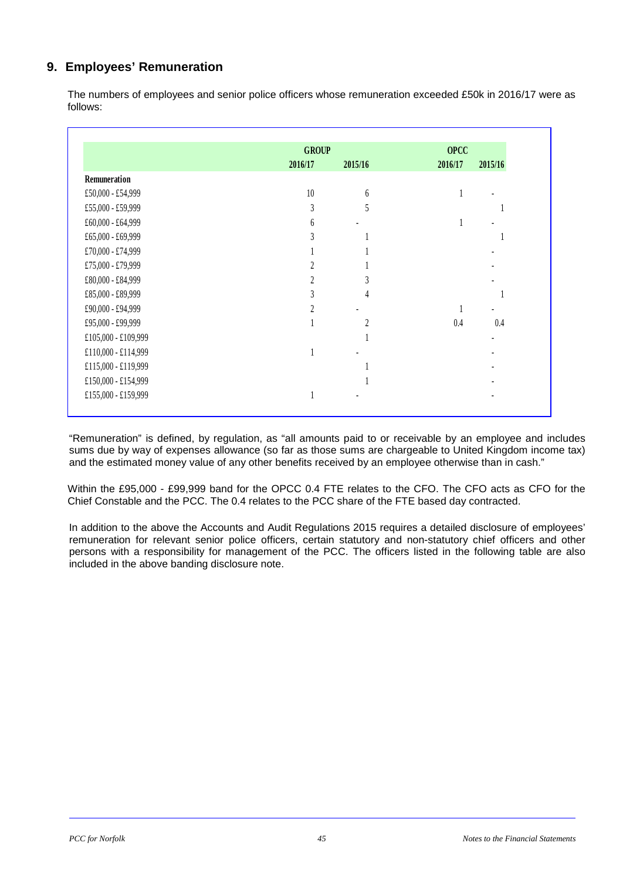## 9. Employees' Remuneration

The numbers of employees and senior police officers whose remuneration exceeded £50k in 2016/17 were as follows:

| | GROUP | | OPCC | |
|---|---|---|---|---|
| | 2016/17 | 2015/16 | 2016/17 | 2015/16 |
| **Remuneration** | | | | |
| £50,000 - £54,999 | 10 | 6 | 1 | - |
| £55,000 - £59,999 | 3 | 5 | | 1 |
| £60,000 - £64,999 | 6 | - | 1 | - |
| £65,000 - £69,999 | 3 | 1 | | 1 |
| £70,000 - £74,999 | 1 | 1 | | - |
| £75,000 - £79,999 | 2 | 1 | | - |
| £80,000 - £84,999 | 2 | 3 | | - |
| £85,000 - £89,999 | 3 | 4 | | 1 |
| £90,000 - £94,999 | 2 | - | 1 | - |
| £95,000 - £99,999 | 1 | 2 | 0.4 | 0.4 |
| £105,000 - £109,999 | | 1 | | - |
| £110,000 - £114,999 | 1 | - | | - |
| £115,000 - £119,999 | | 1 | | - |
| £150,000 - £154,999 | | 1 | | - |
| £155,000 - £159,999 | 1 | - | | - |

"Remuneration" is defined, by regulation, as "all amounts paid to or receivable by an employee and includes sums due by way of expenses allowance (so far as those sums are chargeable to United Kingdom income tax) and the estimated money value of any other benefits received by an employee otherwise than in cash."

Within the £95,000 - £99,999 band for the OPCC 0.4 FTE relates to the CFO. The CFO acts as CFO for the Chief Constable and the PCC. The 0.4 relates to the PCC share of the FTE based day contracted.

In addition to the above the Accounts and Audit Regulations 2015 requires a detailed disclosure of employees' remuneration for relevant senior police officers, certain statutory and non-statutory chief officers and other persons with a responsibility for management of the PCC. The officers listed in the following table are also included in the above banding disclosure note.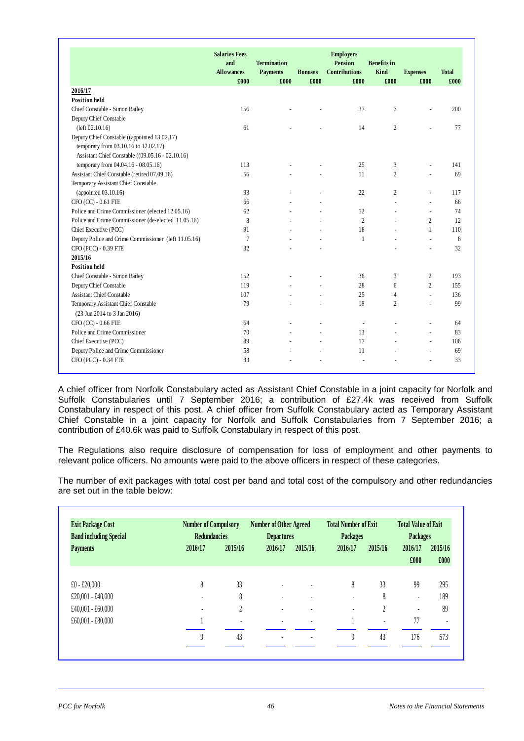| | Salaries Fees and Allowances £000 | Termination Payments £000 | Bonuses £000 | Employers Pension Contributions £000 | Benefits in Kind £000 | Expenses £000 | Total £000 |
|---|---|---|---|---|---|---|---|
| **2016/17** | | | | | | | |
| **Position held** | | | | | | | |
| Chief Constable - Simon Bailey | 156 | - | - | 37 | 7 | - | 200 |
| Deputy Chief Constable | | | | | | | |
| (left 02.10.16) | 61 | - | - | 14 | 2 | - | 77 |
| Deputy Chief Constable ((appointed 13.02.17) | | | | | | | |
| temporary from 03.10.16 to 12.02.17) | | | | | | | |
| Assistant Chief Constable ((09.05.16 - 02.10.16) | | | | | | | |
| temporary from 04.04.16 - 08.05.16) | 113 | - | - | 25 | 3 | - | 141 |
| Assistant Chief Constable (retired 07.09.16) | 56 | - | - | 11 | 2 | - | 69 |
| Temporary Assistant Chief Constable | | | | | | | |
| (appointed 03.10.16) | 93 | - | - | 22 | 2 | - | 117 |
| CFO (CC) - 0.61 FTE | 66 | - | - | | - | - | 66 |
| Police and Crime Commissioner (elected 12.05.16) | 62 | - | - | 12 | - | - | 74 |
| Police and Crime Commissioner (de-elected 11.05.16) | 8 | - | - | 2 | - | 2 | 12 |
| Chief Executive (PCC) | 91 | - | - | 18 | - | 1 | 110 |
| Deputy Police and Crime Commissioner (left 11.05.16) | 7 | - | - | 1 | - | - | 8 |
| CFO (PCC) - 0.39 FTE | 32 | - | - | | - | - | 32 |
| **2015/16** | | | | | | | |
| **Position held** | | | | | | | |
| Chief Constable - Simon Bailey | 152 | - | - | 36 | 3 | 2 | 193 |
| Deputy Chief Constable | 119 | - | - | 28 | 6 | 2 | 155 |
| Assistant Chief Constable | 107 | - | - | 25 | 4 | - | 136 |
| Temporary Assistant Chief Constable | 79 | - | - | 18 | 2 | - | 99 |
| (23 Jun 2014 to 3 Jan 2016) | | | | | | | |
| CFO (CC) - 0.66 FTE | 64 | - | - | - | - | - | 64 |
| Police and Crime Commissioner | 70 | - | - | 13 | - | - | 83 |
| Chief Executive (PCC) | 89 | - | - | 17 | - | - | 106 |
| Deputy Police and Crime Commissioner | 58 | - | - | 11 | - | - | 69 |
| CFO (PCC) - 0.34 FTE | 33 | - | - | - | - | - | 33 |

A chief officer from Norfolk Constabulary acted as Assistant Chief Constable in a joint capacity for Norfolk and Suffolk Constabularies until 7 September 2016; a contribution of £27.4k was received from Suffolk Constabulary in respect of this post. A chief officer from Suffolk Constabulary acted as Temporary Assistant Chief Constable in a joint capacity for Norfolk and Suffolk Constabularies from 7 September 2016; a contribution of £40.6k was paid to Suffolk Constabulary in respect of this post.

The Regulations also require disclosure of compensation for loss of employment and other payments to relevant police officers. No amounts were paid to the above officers in respect of these categories.

The number of exit packages with total cost per band and total cost of the compulsory and other redundancies are set out in the table below:

| Exit Package Cost Band including Special Payments | Number of Compulsory Redundancies | | Number of Other Agreed Departures | | Total Number of Exit Packages | | Total Value of Exit Packages | |
|---|---|---|---|---|---|---|---|---|
| | 2016/17 | 2015/16 | 2016/17 | 2015/16 | 2016/17 | 2015/16 | 2016/17 £000 | 2015/16 £000 |
| £0 - £20,000 | 8 | 33 | - | - | 8 | 33 | 99 | 295 |
| £20,001 - £40,000 | - | 8 | - | - | - | 8 | - | 189 |
| £40,001 - £60,000 | - | 2 | - | - | - | 2 | - | 89 |
| £60,001 - £80,000 | 1 | - | - | - | 1 | - | 77 | - |
| | 9 | 43 | - | - | 9 | 43 | 176 | 573 |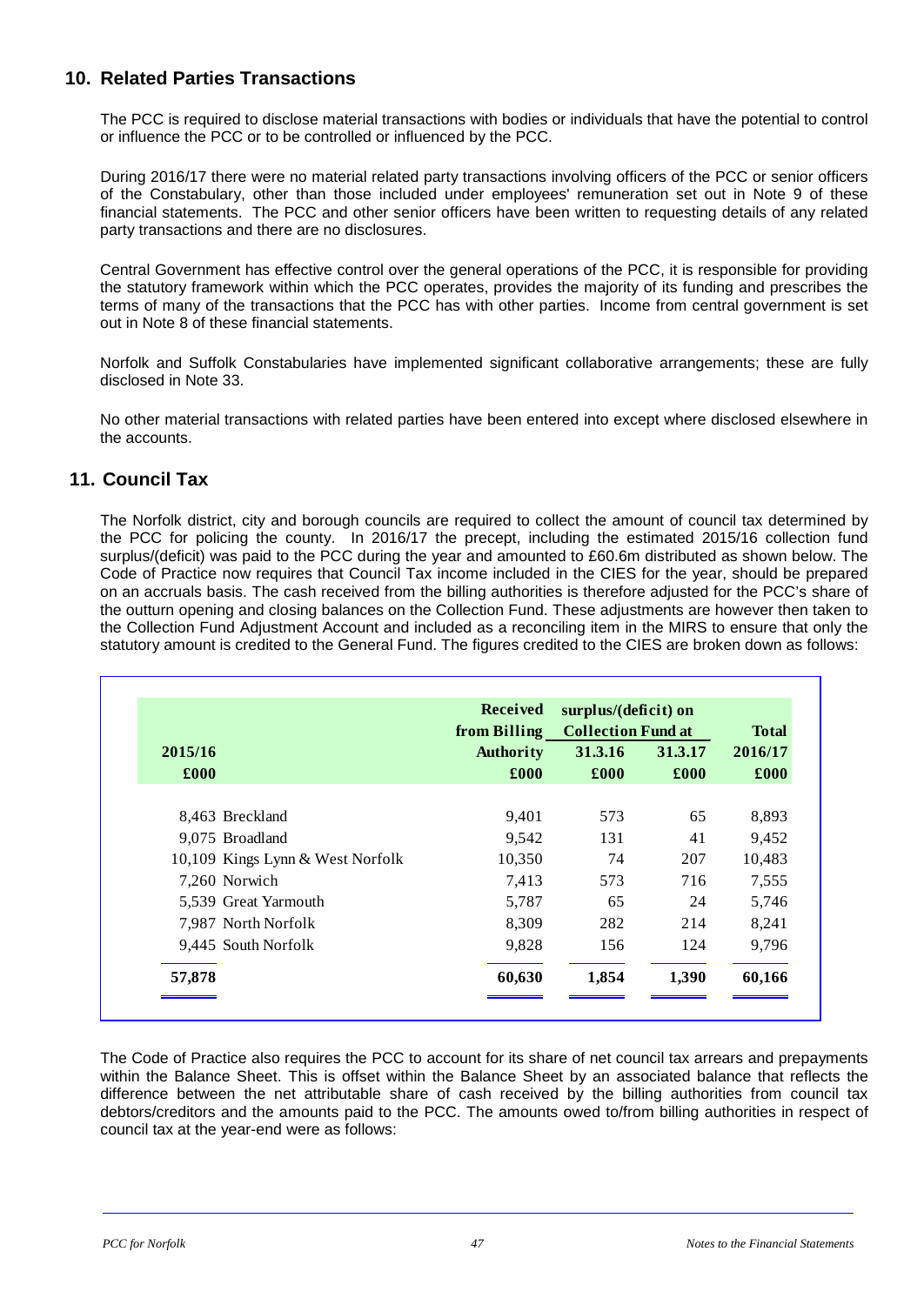## 10. Related Parties Transactions

The PCC is required to disclose material transactions with bodies or individuals that have the potential to control or influence the PCC or to be controlled or influenced by the PCC.

During 2016/17 there were no material related party transactions involving officers of the PCC or senior officers of the Constabulary, other than those included under employees' remuneration set out in Note 9 of these financial statements. The PCC and other senior officers have been written to requesting details of any related party transactions and there are no disclosures.

Central Government has effective control over the general operations of the PCC, it is responsible for providing the statutory framework within which the PCC operates, provides the majority of its funding and prescribes the terms of many of the transactions that the PCC has with other parties. Income from central government is set out in Note 8 of these financial statements.

Norfolk and Suffolk Constabularies have implemented significant collaborative arrangements; these are fully disclosed in Note 33.

No other material transactions with related parties have been entered into except where disclosed elsewhere in the accounts.

## 11. Council Tax

The Norfolk district, city and borough councils are required to collect the amount of council tax determined by the PCC for policing the county. In 2016/17 the precept, including the estimated 2015/16 collection fund surplus/(deficit) was paid to the PCC during the year and amounted to £60.6m distributed as shown below. The Code of Practice now requires that Council Tax income included in the CIES for the year, should be prepared on an accruals basis. The cash received from the billing authorities is therefore adjusted for the PCC's share of the outturn opening and closing balances on the Collection Fund. These adjustments are however then taken to the Collection Fund Adjustment Account and included as a reconciling item in the MIRS to ensure that only the statutory amount is credited to the General Fund. The figures credited to the CIES are broken down as follows:

| 2015/16 | | Received from Billing Authority | surplus/(deficit) on Collection Fund at | | Total 2016/17 |
|---|---|---|---|---|---|
| | | | 31.3.16 | 31.3.17 | |
| £000 | | £000 | £000 | £000 | £000 |
| 8,463 | Breckland | 9,401 | 573 | 65 | 8,893 |
| 9,075 | Broadland | 9,542 | 131 | 41 | 9,452 |
| 10,109 | Kings Lynn & West Norfolk | 10,350 | 74 | 207 | 10,483 |
| 7,260 | Norwich | 7,413 | 573 | 716 | 7,555 |
| 5,539 | Great Yarmouth | 5,787 | 65 | 24 | 5,746 |
| 7,987 | North Norfolk | 8,309 | 282 | 214 | 8,241 |
| 9,445 | South Norfolk | 9,828 | 156 | 124 | 9,796 |
| **57,878** | | **60,630** | **1,854** | **1,390** | **60,166** |

The Code of Practice also requires the PCC to account for its share of net council tax arrears and prepayments within the Balance Sheet. This is offset within the Balance Sheet by an associated balance that reflects the difference between the net attributable share of cash received by the billing authorities from council tax debtors/creditors and the amounts paid to the PCC. The amounts owed to/from billing authorities in respect of council tax at the year-end were as follows: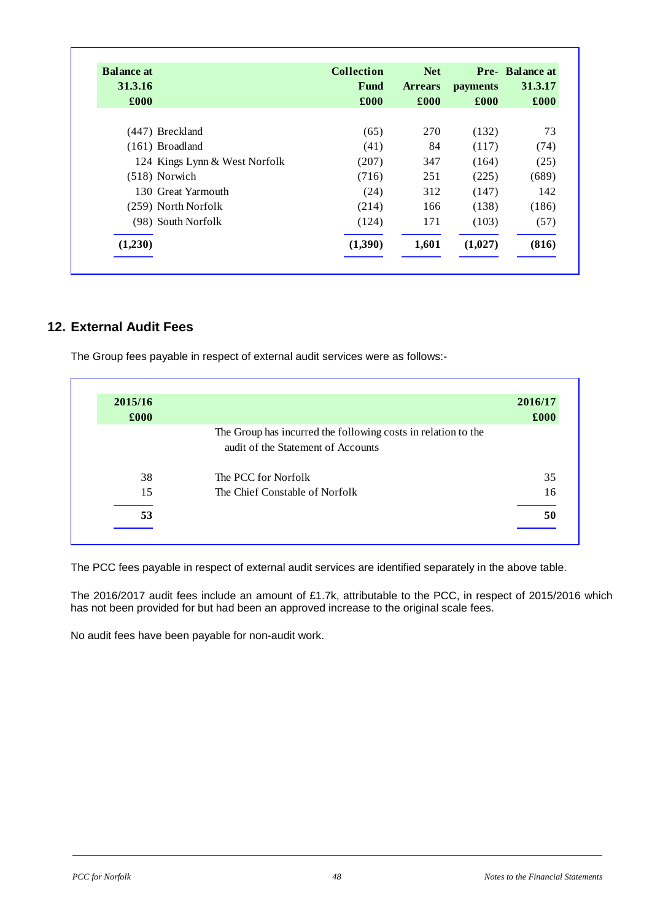| Balance at 31.3.16 £000 | | Collection Fund £000 | Net Arrears £000 | Pre-payments £000 | Balance at 31.3.17 £000 |
|---|---|---|---|---|---|
| (447) | Breckland | (65) | 270 | (132) | 73 |
| (161) | Broadland | (41) | 84 | (117) | (74) |
| 124 | Kings Lynn & West Norfolk | (207) | 347 | (164) | (25) |
| (518) | Norwich | (716) | 251 | (225) | (689) |
| 130 | Great Yarmouth | (24) | 312 | (147) | 142 |
| (259) | North Norfolk | (214) | 166 | (138) | (186) |
| (98) | South Norfolk | (124) | 171 | (103) | (57) |
| **(1,230)** | | **(1,390)** | **1,601** | **(1,027)** | **(816)** |

## 12. External Audit Fees

The Group fees payable in respect of external audit services were as follows:-

| 2015/16 £000 | | 2016/17 £000 |
|---|---|---|
| | The Group has incurred the following costs in relation to the audit of the Statement of Accounts | |
| 38 | The PCC for Norfolk | 35 |
| 15 | The Chief Constable of Norfolk | 16 |
| **53** | | **50** |

The PCC fees payable in respect of external audit services are identified separately in the above table.

The 2016/2017 audit fees include an amount of £1.7k, attributable to the PCC, in respect of 2015/2016 which has not been provided for but had been an approved increase to the original scale fees.

No audit fees have been payable for non-audit work.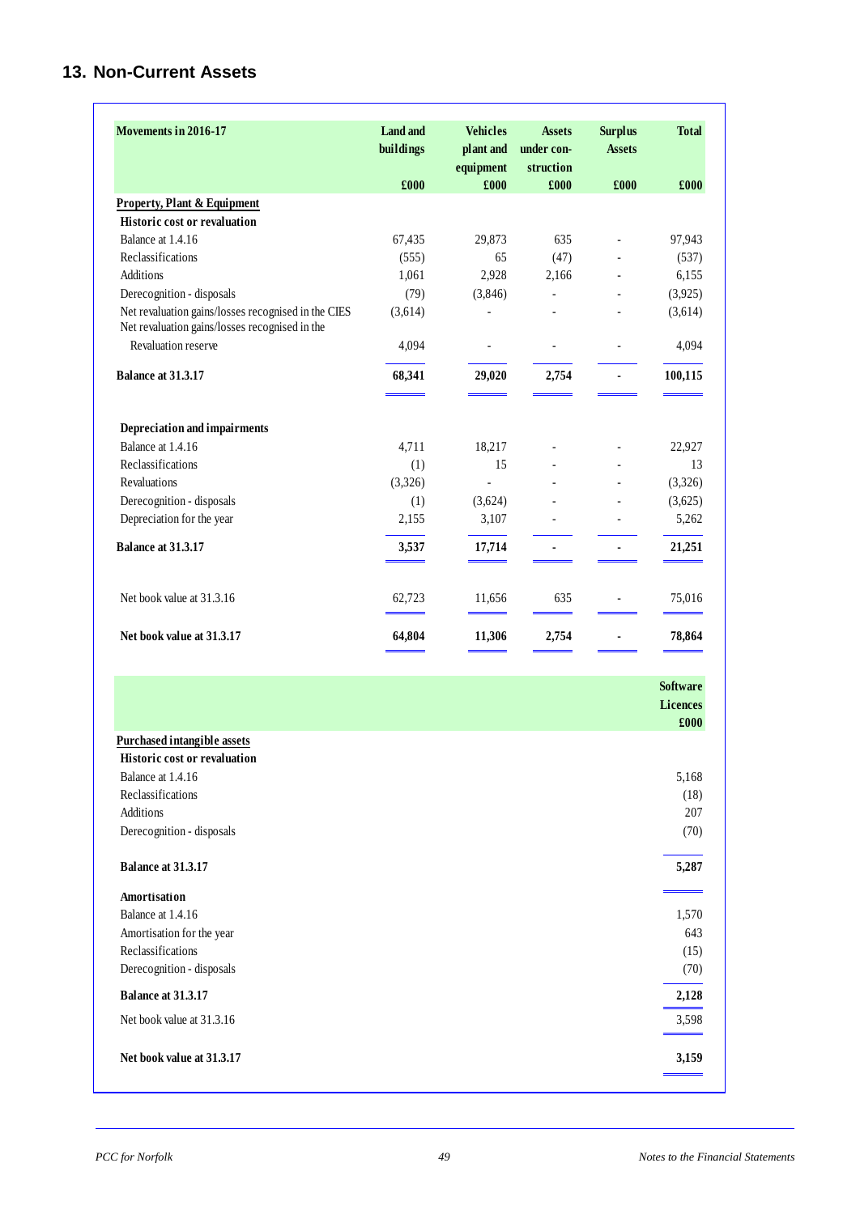## 13. Non-Current Assets

| Movements in 2016-17 | Land and buildings | Vehicles plant and equipment | Assets under con-struction | Surplus Assets | Total |
|---|---|---|---|---|---|
| | £000 | £000 | £000 | £000 | £000 |
| **Property, Plant & Equipment** | | | | | |
| **Historic cost or revaluation** | | | | | |
| Balance at 1.4.16 | 67,435 | 29,873 | 635 | - | 97,943 |
| Reclassifications | (555) | 65 | (47) | - | (537) |
| Additions | 1,061 | 2,928 | 2,166 | - | 6,155 |
| Derecognition - disposals | (79) | (3,846) | - | - | (3,925) |
| Net revaluation gains/losses recognised in the CIES | (3,614) | - | - | - | (3,614) |
| Net revaluation gains/losses recognised in the Revaluation reserve | 4,094 | - | - | - | 4,094 |
| **Balance at 31.3.17** | **68,341** | **29,020** | **2,754** | **-** | **100,115** |
| **Depreciation and impairments** | | | | | |
| Balance at 1.4.16 | 4,711 | 18,217 | - | - | 22,927 |
| Reclassifications | (1) | 15 | - | - | 13 |
| Revaluations | (3,326) | - | - | - | (3,326) |
| Derecognition - disposals | (1) | (3,624) | - | - | (3,625) |
| Depreciation for the year | 2,155 | 3,107 | - | - | 5,262 |
| **Balance at 31.3.17** | **3,537** | **17,714** | **-** | **-** | **21,251** |
| Net book value at 31.3.16 | 62,723 | 11,656 | 635 | - | 75,016 |
| **Net book value at 31.3.17** | **64,804** | **11,306** | **2,754** | **-** | **78,864** |

| | Software Licences |
|---|---|
| | £000 |
| **Purchased intangible assets** | |
| **Historic cost or revaluation** | |
| Balance at 1.4.16 | 5,168 |
| Reclassifications | (18) |
| Additions | 207 |
| Derecognition - disposals | (70) |
| **Balance at 31.3.17** | **5,287** |
| **Amortisation** | |
| Balance at 1.4.16 | 1,570 |
| Amortisation for the year | 643 |
| Reclassifications | (15) |
| Derecognition - disposals | (70) |
| **Balance at 31.3.17** | **2,128** |
| Net book value at 31.3.16 | 3,598 |
| **Net book value at 31.3.17** | **3,159** |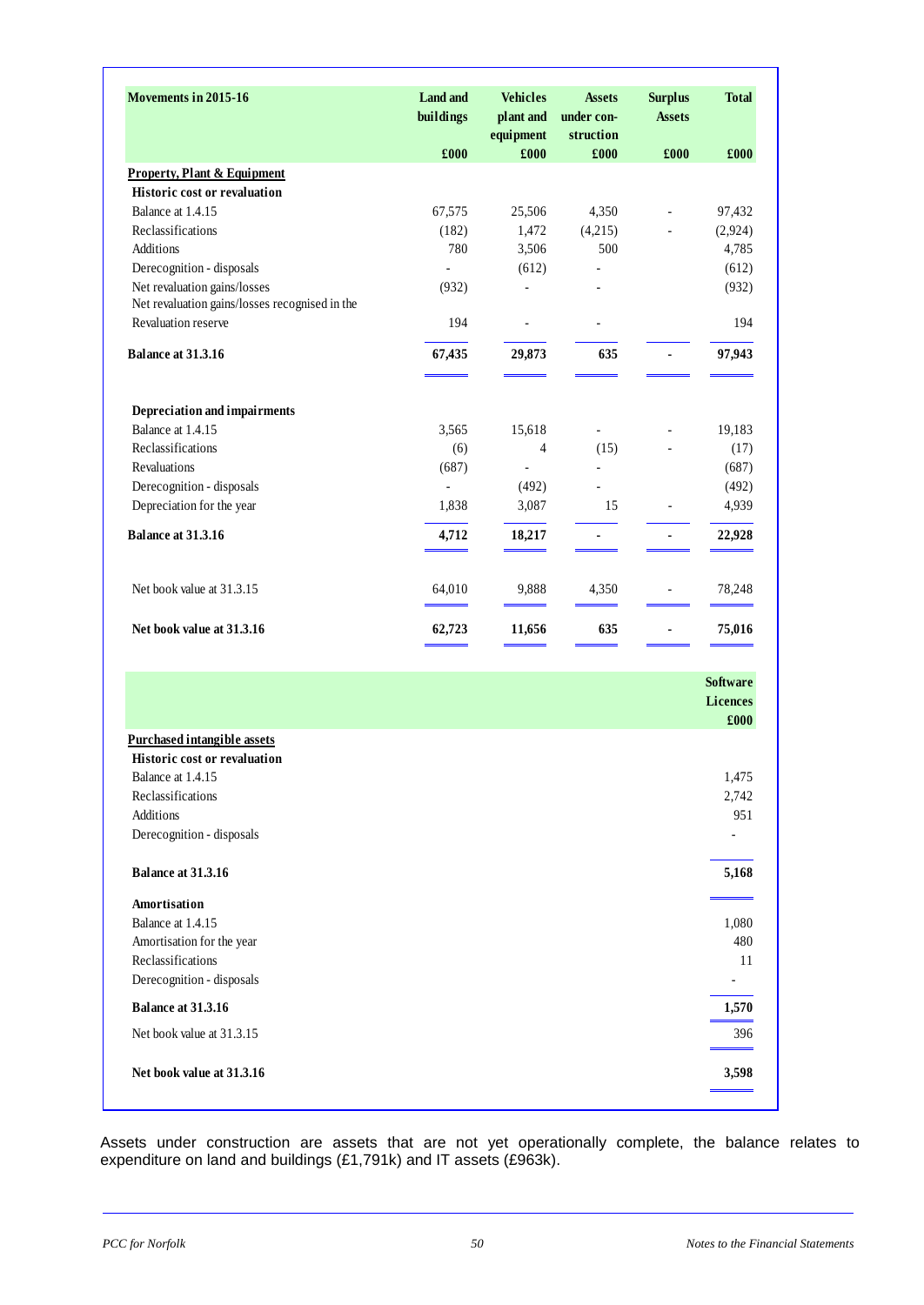| Movements in 2015-16 | Land and buildings | Vehicles plant and equipment | Assets under con-struction | Surplus Assets | Total |
|---|---|---|---|---|---|
| | £000 | £000 | £000 | £000 | £000 |
| **Property, Plant & Equipment** | | | | | |
| **Historic cost or revaluation** | | | | | |
| Balance at 1.4.15 | 67,575 | 25,506 | 4,350 | - | 97,432 |
| Reclassifications | (182) | 1,472 | (4,215) | - | (2,924) |
| Additions | 780 | 3,506 | 500 | | 4,785 |
| Derecognition - disposals | - | (612) | - | | (612) |
| Net revaluation gains/losses | (932) | - | - | | (932) |
| Net revaluation gains/losses recognised in the Revaluation reserve | 194 | - | - | | 194 |
| **Balance at 31.3.16** | **67,435** | **29,873** | **635** | **-** | **97,943** |
| | | | | | |
| **Depreciation and impairments** | | | | | |
| Balance at 1.4.15 | 3,565 | 15,618 | - | - | 19,183 |
| Reclassifications | (6) | 4 | (15) | - | (17) |
| Revaluations | (687) | - | - | | (687) |
| Derecognition - disposals | - | (492) | - | | (492) |
| Depreciation for the year | 1,838 | 3,087 | 15 | - | 4,939 |
| **Balance at 31.3.16** | **4,712** | **18,217** | **-** | **-** | **22,928** |
| | | | | | |
| Net book value at 31.3.15 | 64,010 | 9,888 | 4,350 | - | 78,248 |
| **Net book value at 31.3.16** | **62,723** | **11,656** | **635** | **-** | **75,016** |

| | Software Licences |
|---|---|
| | £000 |
| **Purchased intangible assets** | |
| **Historic cost or revaluation** | |
| Balance at 1.4.15 | 1,475 |
| Reclassifications | 2,742 |
| Additions | 951 |
| Derecognition - disposals | - |
| **Balance at 31.3.16** | **5,168** |
| **Amortisation** | |
| Balance at 1.4.15 | 1,080 |
| Amortisation for the year | 480 |
| Reclassifications | 11 |
| Derecognition - disposals | - |
| **Balance at 31.3.16** | **1,570** |
| Net book value at 31.3.15 | 396 |
| **Net book value at 31.3.16** | **3,598** |

Assets under construction are assets that are not yet operationally complete, the balance relates to expenditure on land and buildings (£1,791k) and IT assets (£963k).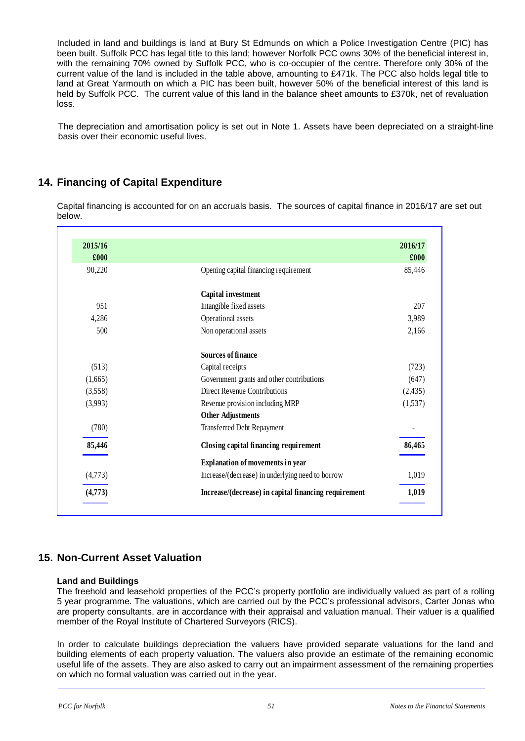Included in land and buildings is land at Bury St Edmunds on which a Police Investigation Centre (PIC) has been built. Suffolk PCC has legal title to this land; however Norfolk PCC owns 30% of the beneficial interest in, with the remaining 70% owned by Suffolk PCC, who is co-occupier of the centre. Therefore only 30% of the current value of the land is included in the table above, amounting to £471k. The PCC also holds legal title to land at Great Yarmouth on which a PIC has been built, however 50% of the beneficial interest of this land is held by Suffolk PCC. The current value of this land in the balance sheet amounts to £370k, net of revaluation loss.

The depreciation and amortisation policy is set out in Note 1. Assets have been depreciated on a straight-line basis over their economic useful lives.

## 14. Financing of Capital Expenditure

Capital financing is accounted for on an accruals basis. The sources of capital finance in 2016/17 are set out below.

| 2015/16<br>£000 | | 2016/17<br>£000 |
|---|---|---|
| 90,220 | Opening capital financing requirement | 85,446 |
| | **Capital investment** | |
| 951 | Intangible fixed assets | 207 |
| 4,286 | Operational assets | 3,989 |
| 500 | Non operational assets | 2,166 |
| | **Sources of finance** | |
| (513) | Capital receipts | (723) |
| (1,665) | Government grants and other contributions | (647) |
| (3,558) | Direct Revenue Contributions | (2,435) |
| (3,993) | Revenue provision including MRP | (1,537) |
| | **Other Adjustments** | |
| (780) | Transferred Debt Repayment | - |
| **85,446** | **Closing capital financing requirement** | **86,465** |
| | **Explanation of movements in year** | |
| (4,773) | Increase/(decrease) in underlying need to borrow | 1,019 |
| **(4,773)** | **Increase/(decrease) in capital financing requirement** | **1,019** |

## 15. Non-Current Asset Valuation

### Land and Buildings

The freehold and leasehold properties of the PCC's property portfolio are individually valued as part of a rolling 5 year programme. The valuations, which are carried out by the PCC's professional advisors, Carter Jonas who are property consultants, are in accordance with their appraisal and valuation manual. Their valuer is a qualified member of the Royal Institute of Chartered Surveyors (RICS).

In order to calculate buildings depreciation the valuers have provided separate valuations for the land and building elements of each property valuation. The valuers also provide an estimate of the remaining economic useful life of the assets. They are also asked to carry out an impairment assessment of the remaining properties on which no formal valuation was carried out in the year.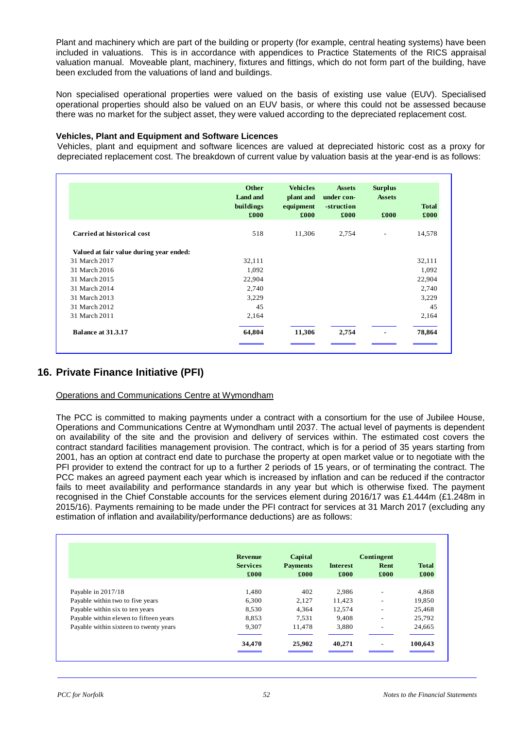Plant and machinery which are part of the building or property (for example, central heating systems) have been included in valuations. This is in accordance with appendices to Practice Statements of the RICS appraisal valuation manual. Moveable plant, machinery, fixtures and fittings, which do not form part of the building, have been excluded from the valuations of land and buildings.

Non specialised operational properties were valued on the basis of existing use value (EUV). Specialised operational properties should also be valued on an EUV basis, or where this could not be assessed because there was no market for the subject asset, they were valued according to the depreciated replacement cost.

### Vehicles, Plant and Equipment and Software Licences

Vehicles, plant and equipment and software licences are valued at depreciated historic cost as a proxy for depreciated replacement cost. The breakdown of current value by valuation basis at the year-end is as follows:

| | Other Land and buildings £000 | Vehicles plant and equipment £000 | Assets under con-struction £000 | Surplus Assets £000 | Total £000 |
|---|---|---|---|---|---|
| **Carried at historical cost** | 518 | 11,306 | 2,754 | - | 14,578 |
| **Valued at fair value during year ended:** | | | | | |
| 31 March 2017 | 32,111 | | | | 32,111 |
| 31 March 2016 | 1,092 | | | | 1,092 |
| 31 March 2015 | 22,904 | | | | 22,904 |
| 31 March 2014 | 2,740 | | | | 2,740 |
| 31 March 2013 | 3,229 | | | | 3,229 |
| 31 March 2012 | 45 | | | | 45 |
| 31 March 2011 | 2,164 | | | | 2,164 |
| **Balance at 31.3.17** | **64,804** | **11,306** | **2,754** | **-** | **78,864** |

## 16. Private Finance Initiative (PFI)

Operations and Communications Centre at Wymondham

The PCC is committed to making payments under a contract with a consortium for the use of Jubilee House, Operations and Communications Centre at Wymondham until 2037. The actual level of payments is dependent on availability of the site and the provision and delivery of services within. The estimated cost covers the contract standard facilities management provision. The contract, which is for a period of 35 years starting from 2001, has an option at contract end date to purchase the property at open market value or to negotiate with the PFI provider to extend the contract for up to a further 2 periods of 15 years, or of terminating the contract. The PCC makes an agreed payment each year which is increased by inflation and can be reduced if the contractor fails to meet availability and performance standards in any year but which is otherwise fixed. The payment recognised in the Chief Constable accounts for the services element during 2016/17 was £1.444m (£1.248m in 2015/16). Payments remaining to be made under the PFI contract for services at 31 March 2017 (excluding any estimation of inflation and availability/performance deductions) are as follows:

| | Revenue Services £000 | Capital Payments £000 | Interest £000 | Contingent Rent £000 | Total £000 |
|---|---|---|---|---|---|
| Payable in 2017/18 | 1,480 | 402 | 2,986 | - | 4,868 |
| Payable within two to five years | 6,300 | 2,127 | 11,423 | - | 19,850 |
| Payable within six to ten years | 8,530 | 4,364 | 12,574 | - | 25,468 |
| Payable within eleven to fifteen years | 8,853 | 7,531 | 9,408 | - | 25,792 |
| Payable within sixteen to twenty years | 9,307 | 11,478 | 3,880 | - | 24,665 |
| | **34,470** | **25,902** | **40,271** | **-** | **100,643** |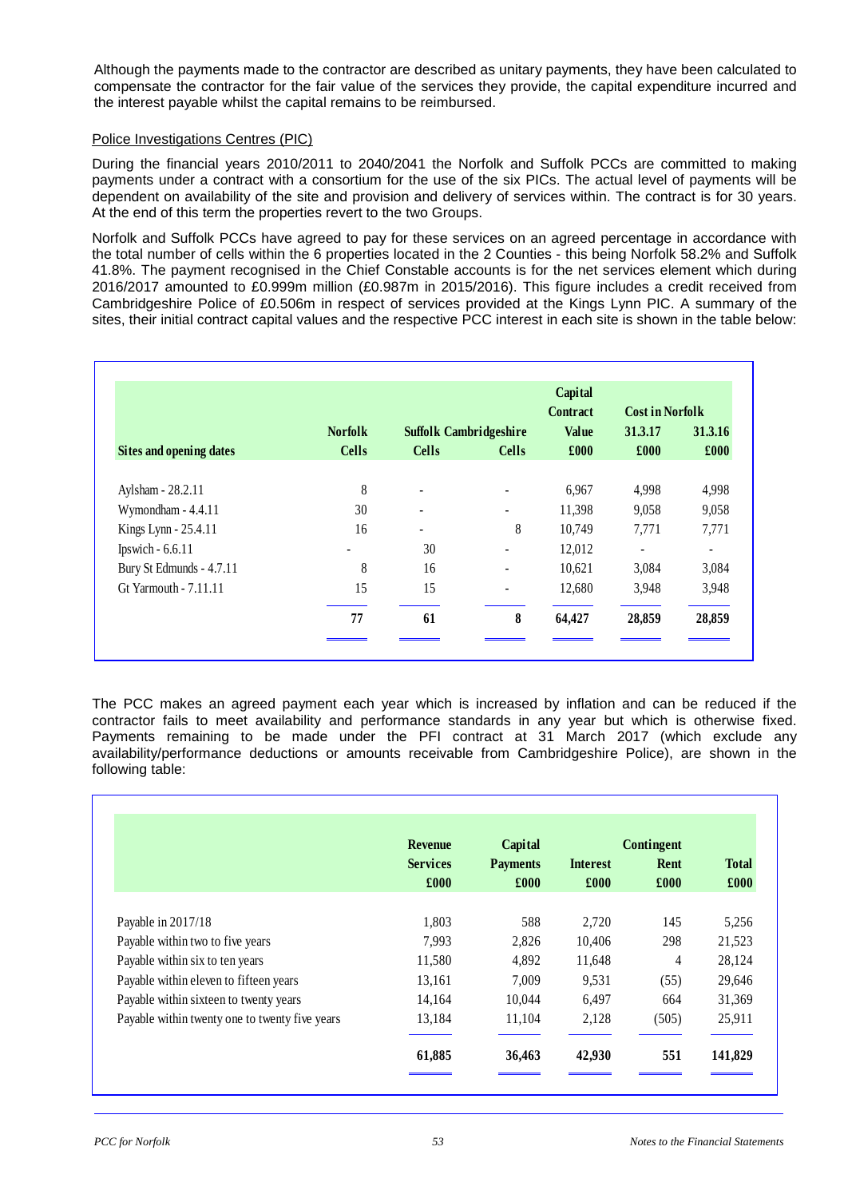Although the payments made to the contractor are described as unitary payments, they have been calculated to compensate the contractor for the fair value of the services they provide, the capital expenditure incurred and the interest payable whilst the capital remains to be reimbursed.

Police Investigations Centres (PIC)

During the financial years 2010/2011 to 2040/2041 the Norfolk and Suffolk PCCs are committed to making payments under a contract with a consortium for the use of the six PICs. The actual level of payments will be dependent on availability of the site and provision and delivery of services within. The contract is for 30 years. At the end of this term the properties revert to the two Groups.

Norfolk and Suffolk PCCs have agreed to pay for these services on an agreed percentage in accordance with the total number of cells within the 6 properties located in the 2 Counties - this being Norfolk 58.2% and Suffolk 41.8%. The payment recognised in the Chief Constable accounts is for the net services element which during 2016/2017 amounted to £0.999m million (£0.987m in 2015/2016). This figure includes a credit received from Cambridgeshire Police of £0.506m in respect of services provided at the Kings Lynn PIC. A summary of the sites, their initial contract capital values and the respective PCC interest in each site is shown in the table below:

| Sites and opening dates | Norfolk Cells | Suffolk Cells | Cambridgeshire Cells | Capital Contract Value £000 | Cost in Norfolk 31.3.17 £000 | Cost in Norfolk 31.3.16 £000 |
|---|---|---|---|---|---|---|
| Aylsham - 28.2.11 | 8 | - | - | 6,967 | 4,998 | 4,998 |
| Wymondham - 4.4.11 | 30 | - | - | 11,398 | 9,058 | 9,058 |
| Kings Lynn - 25.4.11 | 16 | - | 8 | 10,749 | 7,771 | 7,771 |
| Ipswich - 6.6.11 | - | 30 | - | 12,012 | - | - |
| Bury St Edmunds - 4.7.11 | 8 | 16 | - | 10,621 | 3,084 | 3,084 |
| Gt Yarmouth - 7.11.11 | 15 | 15 | - | 12,680 | 3,948 | 3,948 |
| | **77** | **61** | **8** | **64,427** | **28,859** | **28,859** |

The PCC makes an agreed payment each year which is increased by inflation and can be reduced if the contractor fails to meet availability and performance standards in any year but which is otherwise fixed. Payments remaining to be made under the PFI contract at 31 March 2017 (which exclude any availability/performance deductions or amounts receivable from Cambridgeshire Police), are shown in the following table:

| | Revenue Services £000 | Capital Payments £000 | Interest £000 | Contingent Rent £000 | Total £000 |
|---|---|---|---|---|---|
| Payable in 2017/18 | 1,803 | 588 | 2,720 | 145 | 5,256 |
| Payable within two to five years | 7,993 | 2,826 | 10,406 | 298 | 21,523 |
| Payable within six to ten years | 11,580 | 4,892 | 11,648 | 4 | 28,124 |
| Payable within eleven to fifteen years | 13,161 | 7,009 | 9,531 | (55) | 29,646 |
| Payable within sixteen to twenty years | 14,164 | 10,044 | 6,497 | 664 | 31,369 |
| Payable within twenty one to twenty five years | 13,184 | 11,104 | 2,128 | (505) | 25,911 |
| | **61,885** | **36,463** | **42,930** | **551** | **141,829** |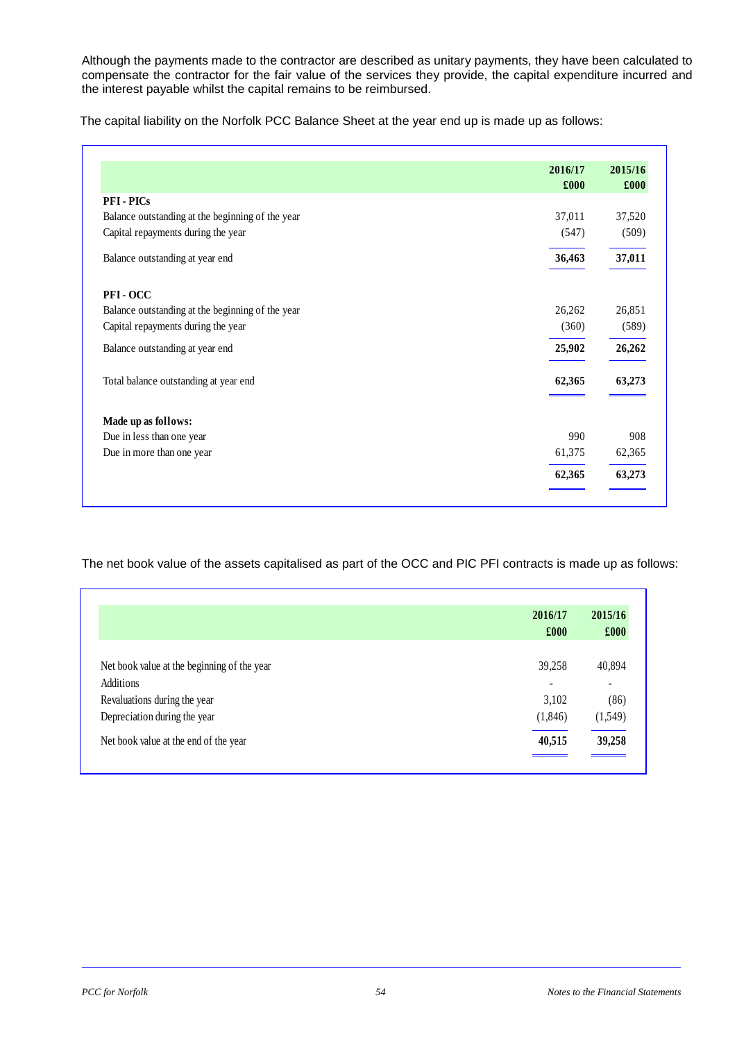Although the payments made to the contractor are described as unitary payments, they have been calculated to compensate the contractor for the fair value of the services they provide, the capital expenditure incurred and the interest payable whilst the capital remains to be reimbursed.

The capital liability on the Norfolk PCC Balance Sheet at the year end up is made up as follows:

| | 2016/17 £000 | 2015/16 £000 |
|---|---|---|
| **PFI - PICs** | | |
| Balance outstanding at the beginning of the year | 37,011 | 37,520 |
| Capital repayments during the year | (547) | (509) |
| Balance outstanding at year end | **36,463** | **37,011** |
| **PFI - OCC** | | |
| Balance outstanding at the beginning of the year | 26,262 | 26,851 |
| Capital repayments during the year | (360) | (589) |
| Balance outstanding at year end | **25,902** | **26,262** |
| Total balance outstanding at year end | **62,365** | **63,273** |
| **Made up as follows:** | | |
| Due in less than one year | 990 | 908 |
| Due in more than one year | 61,375 | 62,365 |
| | **62,365** | **63,273** |

The net book value of the assets capitalised as part of the OCC and PIC PFI contracts is made up as follows:

| | 2016/17 £000 | 2015/16 £000 |
|---|---|---|
| Net book value at the beginning of the year | 39,258 | 40,894 |
| Additions | - | - |
| Revaluations during the year | 3,102 | (86) |
| Depreciation during the year | (1,846) | (1,549) |
| Net book value at the end of the year | **40,515** | **39,258** |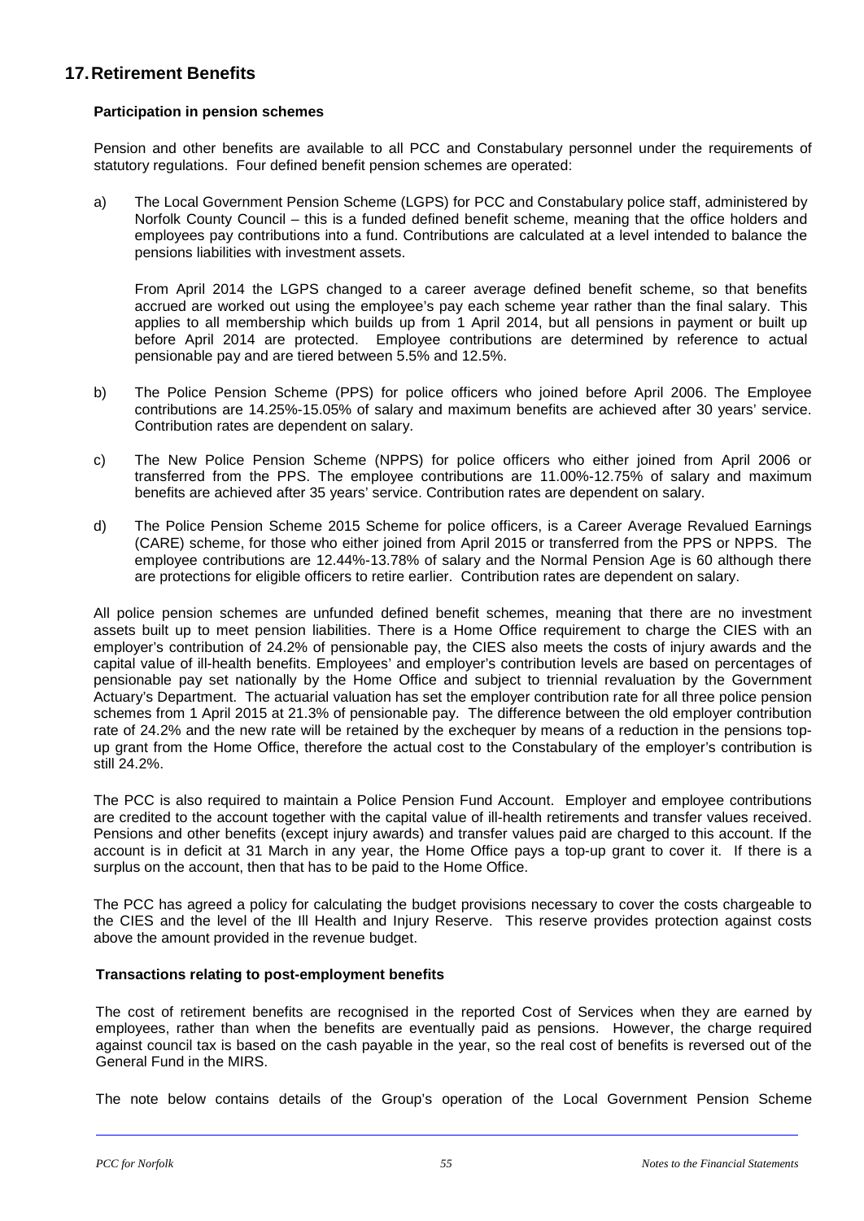## 17. Retirement Benefits

### Participation in pension schemes

Pension and other benefits are available to all PCC and Constabulary personnel under the requirements of statutory regulations. Four defined benefit pension schemes are operated:

a) The Local Government Pension Scheme (LGPS) for PCC and Constabulary police staff, administered by Norfolk County Council – this is a funded defined benefit scheme, meaning that the office holders and employees pay contributions into a fund. Contributions are calculated at a level intended to balance the pensions liabilities with investment assets.

   From April 2014 the LGPS changed to a career average defined benefit scheme, so that benefits accrued are worked out using the employee's pay each scheme year rather than the final salary. This applies to all membership which builds up from 1 April 2014, but all pensions in payment or built up before April 2014 are protected. Employee contributions are determined by reference to actual pensionable pay and are tiered between 5.5% and 12.5%.

b) The Police Pension Scheme (PPS) for police officers who joined before April 2006. The Employee contributions are 14.25%-15.05% of salary and maximum benefits are achieved after 30 years' service. Contribution rates are dependent on salary.

c) The New Police Pension Scheme (NPPS) for police officers who either joined from April 2006 or transferred from the PPS. The employee contributions are 11.00%-12.75% of salary and maximum benefits are achieved after 35 years' service. Contribution rates are dependent on salary.

d) The Police Pension Scheme 2015 Scheme for police officers, is a Career Average Revalued Earnings (CARE) scheme, for those who either joined from April 2015 or transferred from the PPS or NPPS. The employee contributions are 12.44%-13.78% of salary and the Normal Pension Age is 60 although there are protections for eligible officers to retire earlier. Contribution rates are dependent on salary.

All police pension schemes are unfunded defined benefit schemes, meaning that there are no investment assets built up to meet pension liabilities. There is a Home Office requirement to charge the CIES with an employer's contribution of 24.2% of pensionable pay, the CIES also meets the costs of injury awards and the capital value of ill-health benefits. Employees' and employer's contribution levels are based on percentages of pensionable pay set nationally by the Home Office and subject to triennial revaluation by the Government Actuary's Department. The actuarial valuation has set the employer contribution rate for all three police pension schemes from 1 April 2015 at 21.3% of pensionable pay. The difference between the old employer contribution rate of 24.2% and the new rate will be retained by the exchequer by means of a reduction in the pensions top-up grant from the Home Office, therefore the actual cost to the Constabulary of the employer's contribution is still 24.2%.

The PCC is also required to maintain a Police Pension Fund Account. Employer and employee contributions are credited to the account together with the capital value of ill-health retirements and transfer values received. Pensions and other benefits (except injury awards) and transfer values paid are charged to this account. If the account is in deficit at 31 March in any year, the Home Office pays a top-up grant to cover it. If there is a surplus on the account, then that has to be paid to the Home Office.

The PCC has agreed a policy for calculating the budget provisions necessary to cover the costs chargeable to the CIES and the level of the Ill Health and Injury Reserve. This reserve provides protection against costs above the amount provided in the revenue budget.

### Transactions relating to post-employment benefits

The cost of retirement benefits are recognised in the reported Cost of Services when they are earned by employees, rather than when the benefits are eventually paid as pensions. However, the charge required against council tax is based on the cash payable in the year, so the real cost of benefits is reversed out of the General Fund in the MIRS.

The note below contains details of the Group's operation of the Local Government Pension Scheme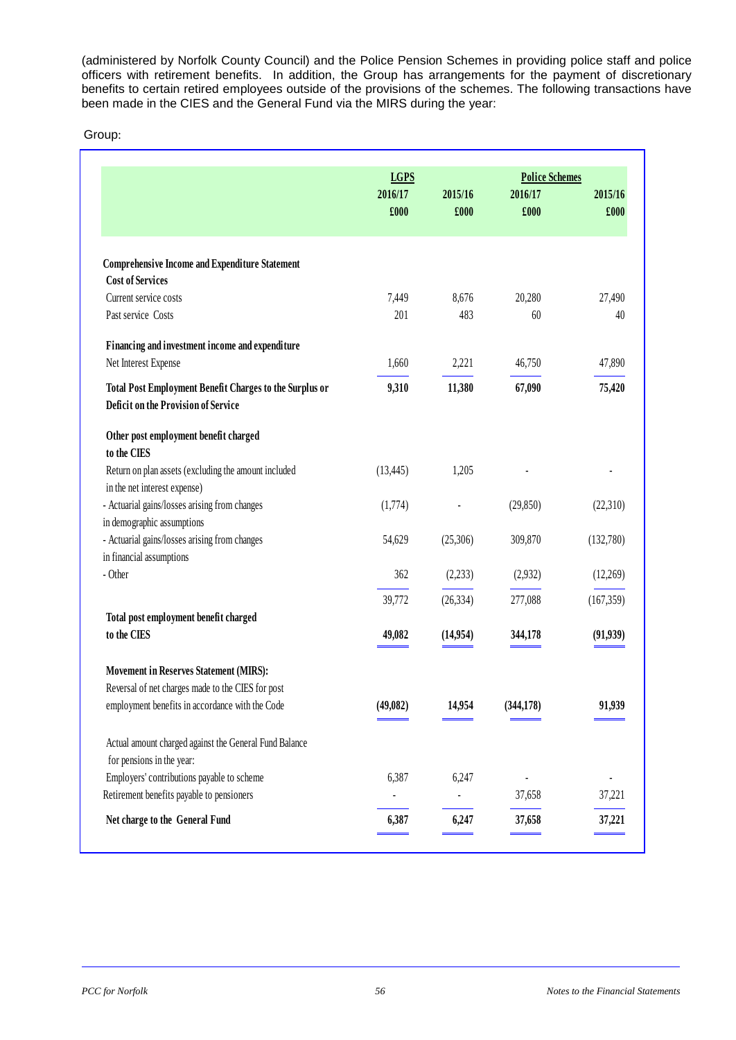(administered by Norfolk County Council) and the Police Pension Schemes in providing police staff and police officers with retirement benefits. In addition, the Group has arrangements for the payment of discretionary benefits to certain retired employees outside of the provisions of the schemes. The following transactions have been made in the CIES and the General Fund via the MIRS during the year:

Group:

| | LGPS | | Police Schemes | |
|---|---|---|---|---|
| | 2016/17 | 2015/16 | 2016/17 | 2015/16 |
| | £000 | £000 | £000 | £000 |
| **Comprehensive Income and Expenditure Statement** | | | | |
| **Cost of Services** | | | | |
| Current service costs | 7,449 | 8,676 | 20,280 | 27,490 |
| Past service Costs | 201 | 483 | 60 | 40 |
| **Financing and investment income and expenditure** | | | | |
| Net Interest Expense | 1,660 | 2,221 | 46,750 | 47,890 |
| **Total Post Employment Benefit Charges to the Surplus or Deficit on the Provision of Service** | **9,310** | **11,380** | **67,090** | **75,420** |
| **Other post employment benefit charged to the CIES** | | | | |
| Return on plan assets (excluding the amount included in the net interest expense) | (13,445) | 1,205 | - | - |
| - Actuarial gains/losses arising from changes in demographic assumptions | (1,774) | - | (29,850) | (22,310) |
| - Actuarial gains/losses arising from changes in financial assumptions | 54,629 | (25,306) | 309,870 | (132,780) |
| - Other | 362 | (2,233) | (2,932) | (12,269) |
| | 39,772 | (26,334) | 277,088 | (167,359) |
| **Total post employment benefit charged to the CIES** | **49,082** | **(14,954)** | **344,178** | **(91,939)** |
| **Movement in Reserves Statement (MIRS):** | | | | |
| Reversal of net charges made to the CIES for post employment benefits in accordance with the Code | **(49,082)** | **14,954** | **(344,178)** | **91,939** |
| Actual amount charged against the General Fund Balance for pensions in the year: | | | | |
| Employers' contributions payable to scheme | 6,387 | 6,247 | - | - |
| Retirement benefits payable to pensioners | - | - | 37,658 | 37,221 |
| **Net charge to the General Fund** | **6,387** | **6,247** | **37,658** | **37,221** |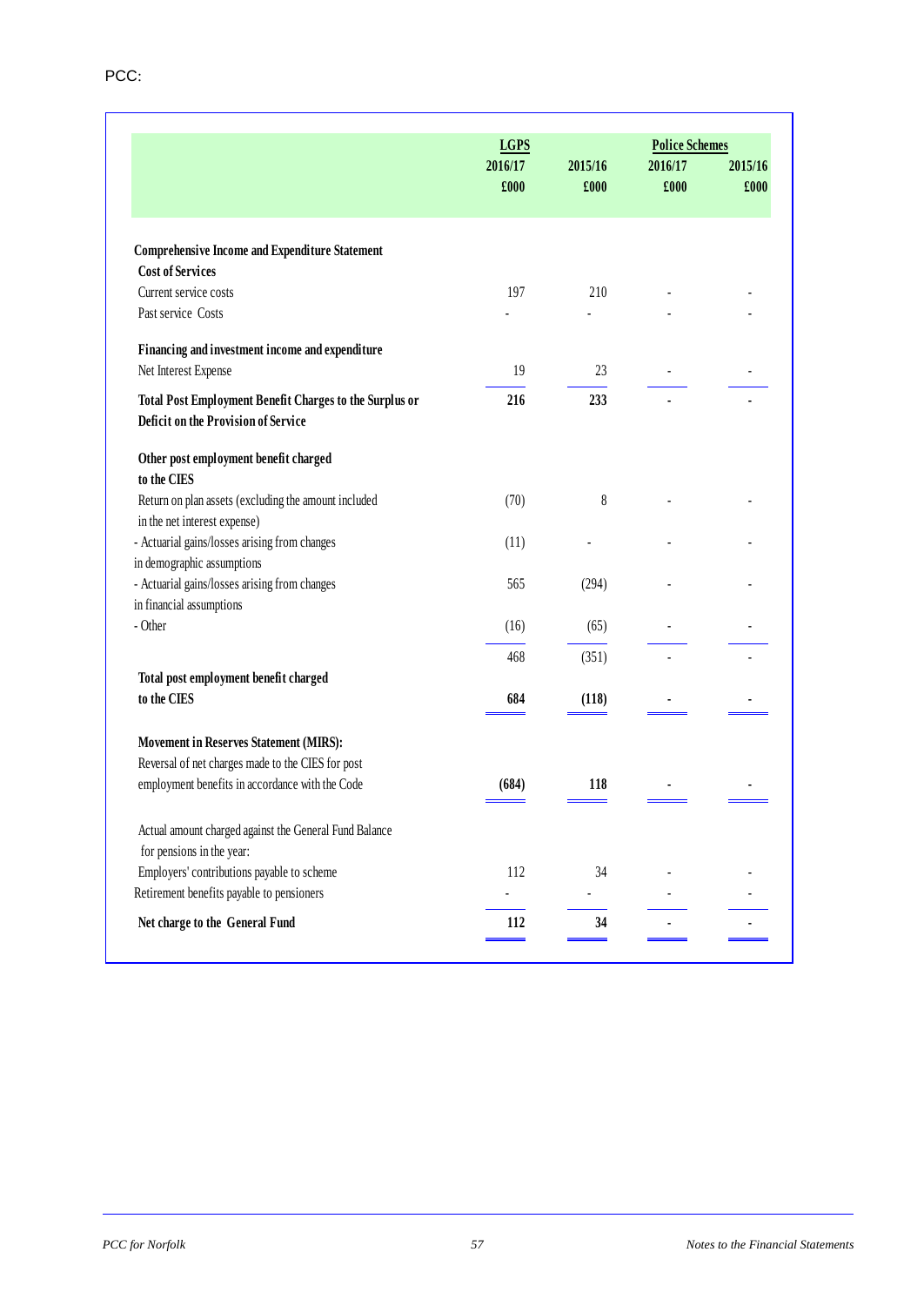PCC:

| | LGPS | | Police Schemes | |
|---|---|---|---|---|
| | 2016/17 | 2015/16 | 2016/17 | 2015/16 |
| | £000 | £000 | £000 | £000 |
| **Comprehensive Income and Expenditure Statement** | | | | |
| **Cost of Services** | | | | |
| Current service costs | 197 | 210 | - | - |
| Past service Costs | - | - | - | - |
| **Financing and investment income and expenditure** | | | | |
| Net Interest Expense | 19 | 23 | - | - |
| **Total Post Employment Benefit Charges to the Surplus or Deficit on the Provision of Service** | **216** | **233** | **-** | **-** |
| **Other post employment benefit charged to the CIES** | | | | |
| Return on plan assets (excluding the amount included in the net interest expense) | (70) | 8 | - | - |
| - Actuarial gains/losses arising from changes in demographic assumptions | (11) | - | - | - |
| - Actuarial gains/losses arising from changes in financial assumptions | 565 | (294) | - | - |
| - Other | (16) | (65) | - | - |
| | 468 | (351) | - | - |
| **Total post employment benefit charged to the CIES** | **684** | **(118)** | **-** | **-** |
| **Movement in Reserves Statement (MIRS):** | | | | |
| Reversal of net charges made to the CIES for post employment benefits in accordance with the Code | **(684)** | **118** | **-** | **-** |
| Actual amount charged against the General Fund Balance for pensions in the year: | | | | |
| Employers' contributions payable to scheme | 112 | 34 | - | - |
| Retirement benefits payable to pensioners | - | - | - | - |
| **Net charge to the General Fund** | **112** | **34** | **-** | **-** |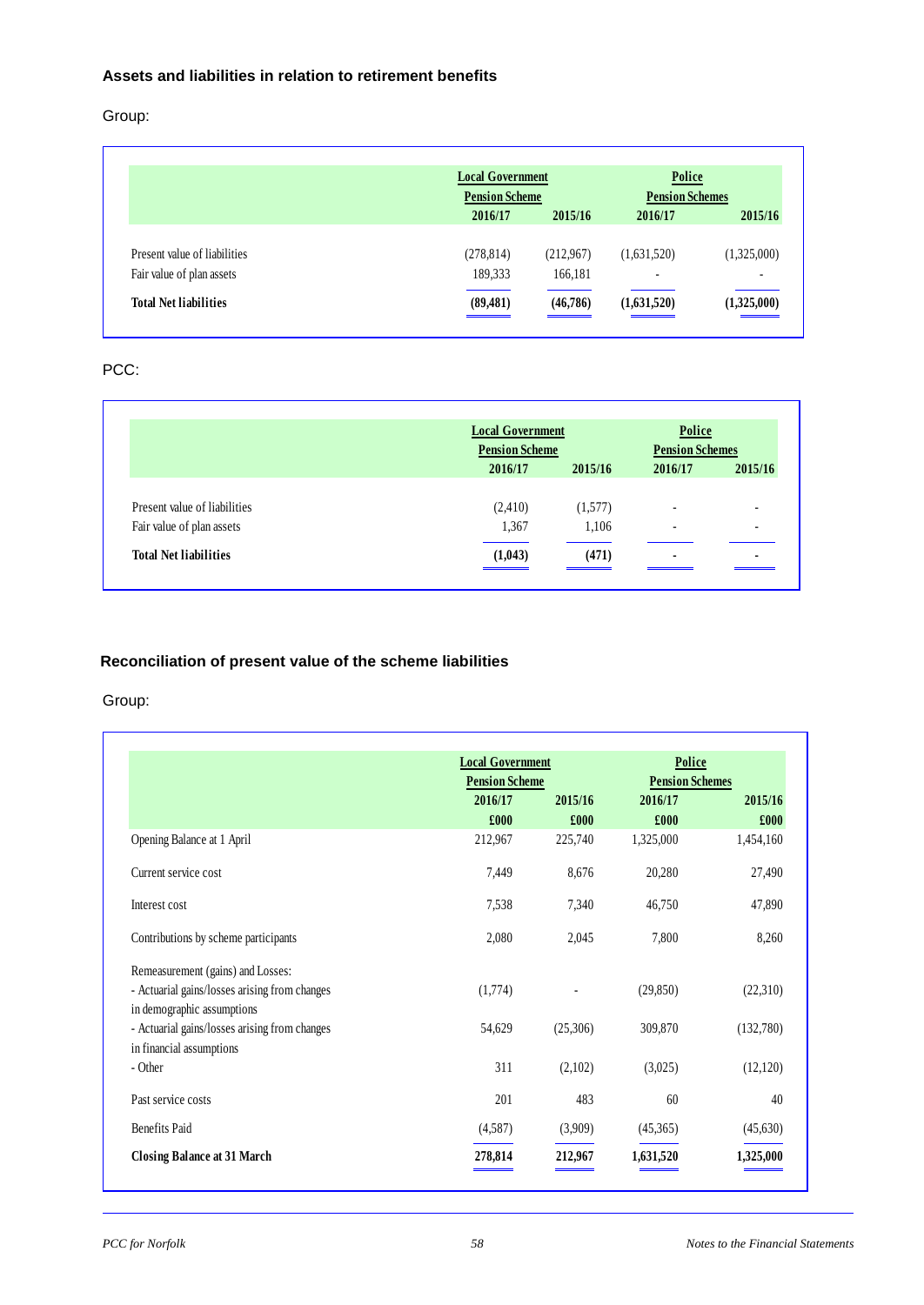### Assets and liabilities in relation to retirement benefits

Group:

| | Local Government Pension Scheme | | Police Pension Schemes | |
|---|---|---|---|---|
| | 2016/17 | 2015/16 | 2016/17 | 2015/16 |
| Present value of liabilities | (278,814) | (212,967) | (1,631,520) | (1,325,000) |
| Fair value of plan assets | 189,333 | 166,181 | - | - |
| **Total Net liabilities** | **(89,481)** | **(46,786)** | **(1,631,520)** | **(1,325,000)** |

PCC:

| | Local Government Pension Scheme | | Police Pension Schemes | |
|---|---|---|---|---|
| | 2016/17 | 2015/16 | 2016/17 | 2015/16 |
| Present value of liabilities | (2,410) | (1,577) | - | - |
| Fair value of plan assets | 1,367 | 1,106 | - | - |
| **Total Net liabilities** | **(1,043)** | **(471)** | **-** | **-** |

### Reconciliation of present value of the scheme liabilities

Group:

| | Local Government Pension Scheme | | Police Pension Schemes | |
|---|---|---|---|---|
| | 2016/17 | 2015/16 | 2016/17 | 2015/16 |
| | £000 | £000 | £000 | £000 |
| Opening Balance at 1 April | 212,967 | 225,740 | 1,325,000 | 1,454,160 |
| Current service cost | 7,449 | 8,676 | 20,280 | 27,490 |
| Interest cost | 7,538 | 7,340 | 46,750 | 47,890 |
| Contributions by scheme participants | 2,080 | 2,045 | 7,800 | 8,260 |
| Remeasurement (gains) and Losses: | | | | |
| - Actuarial gains/losses arising from changes in demographic assumptions | (1,774) | - | (29,850) | (22,310) |
| - Actuarial gains/losses arising from changes in financial assumptions | 54,629 | (25,306) | 309,870 | (132,780) |
| - Other | 311 | (2,102) | (3,025) | (12,120) |
| Past service costs | 201 | 483 | 60 | 40 |
| Benefits Paid | (4,587) | (3,909) | (45,365) | (45,630) |
| **Closing Balance at 31 March** | **278,814** | **212,967** | **1,631,520** | **1,325,000** |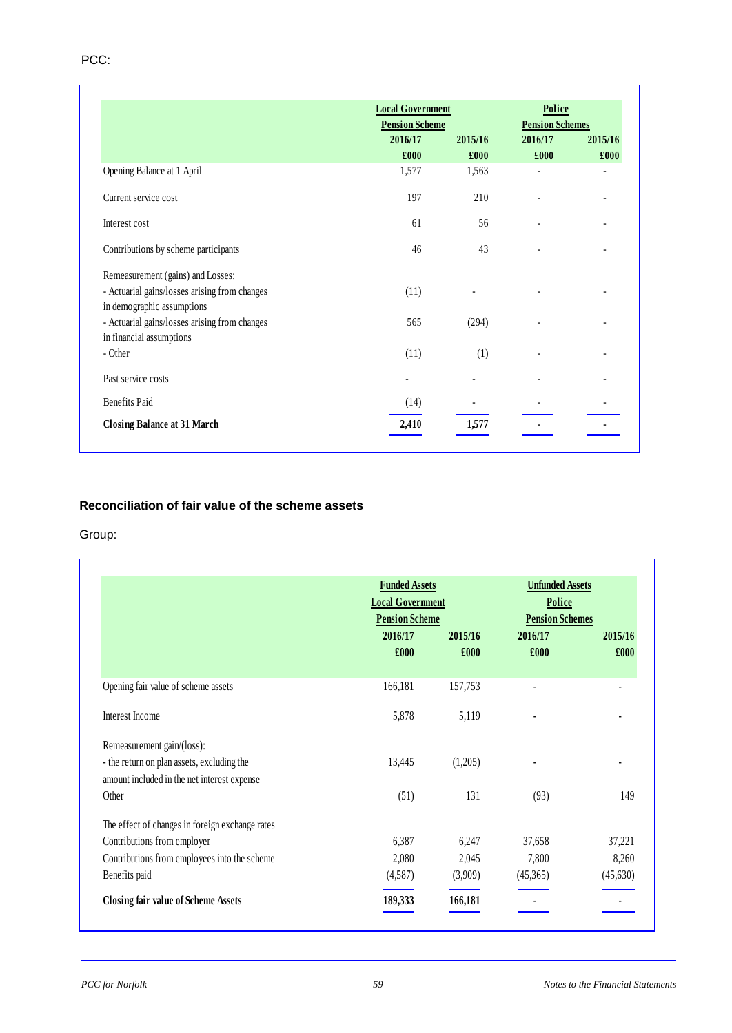PCC:

| | Local Government Pension Scheme 2016/17 £000 | 2015/16 £000 | Police Pension Schemes 2016/17 £000 | 2015/16 £000 |
|---|---|---|---|---|
| Opening Balance at 1 April | 1,577 | 1,563 | - | - |
| Current service cost | 197 | 210 | - | - |
| Interest cost | 61 | 56 | - | - |
| Contributions by scheme participants | 46 | 43 | - | - |
| Remeasurement (gains) and Losses: | | | | |
| - Actuarial gains/losses arising from changes in demographic assumptions | (11) | - | - | - |
| - Actuarial gains/losses arising from changes in financial assumptions | 565 | (294) | - | - |
| - Other | (11) | (1) | - | - |
| Past service costs | - | - | - | - |
| Benefits Paid | (14) | - | - | - |
| **Closing Balance at 31 March** | **2,410** | **1,577** | **-** | **-** |

## Reconciliation of fair value of the scheme assets

Group:

| | Funded Assets Local Government Pension Scheme 2016/17 £000 | 2015/16 £000 | Unfunded Assets Police Pension Schemes 2016/17 £000 | 2015/16 £000 |
|---|---|---|---|---|
| Opening fair value of scheme assets | 166,181 | 157,753 | - | - |
| Interest Income | 5,878 | 5,119 | - | - |
| Remeasurement gain/(loss): | | | | |
| - the return on plan assets, excluding the amount included in the net interest expense | 13,445 | (1,205) | - | - |
| Other | (51) | 131 | (93) | 149 |
| The effect of changes in foreign exchange rates | | | | |
| Contributions from employer | 6,387 | 6,247 | 37,658 | 37,221 |
| Contributions from employees into the scheme | 2,080 | 2,045 | 7,800 | 8,260 |
| Benefits paid | (4,587) | (3,909) | (45,365) | (45,630) |
| **Closing fair value of Scheme Assets** | **189,333** | **166,181** | **-** | **-** |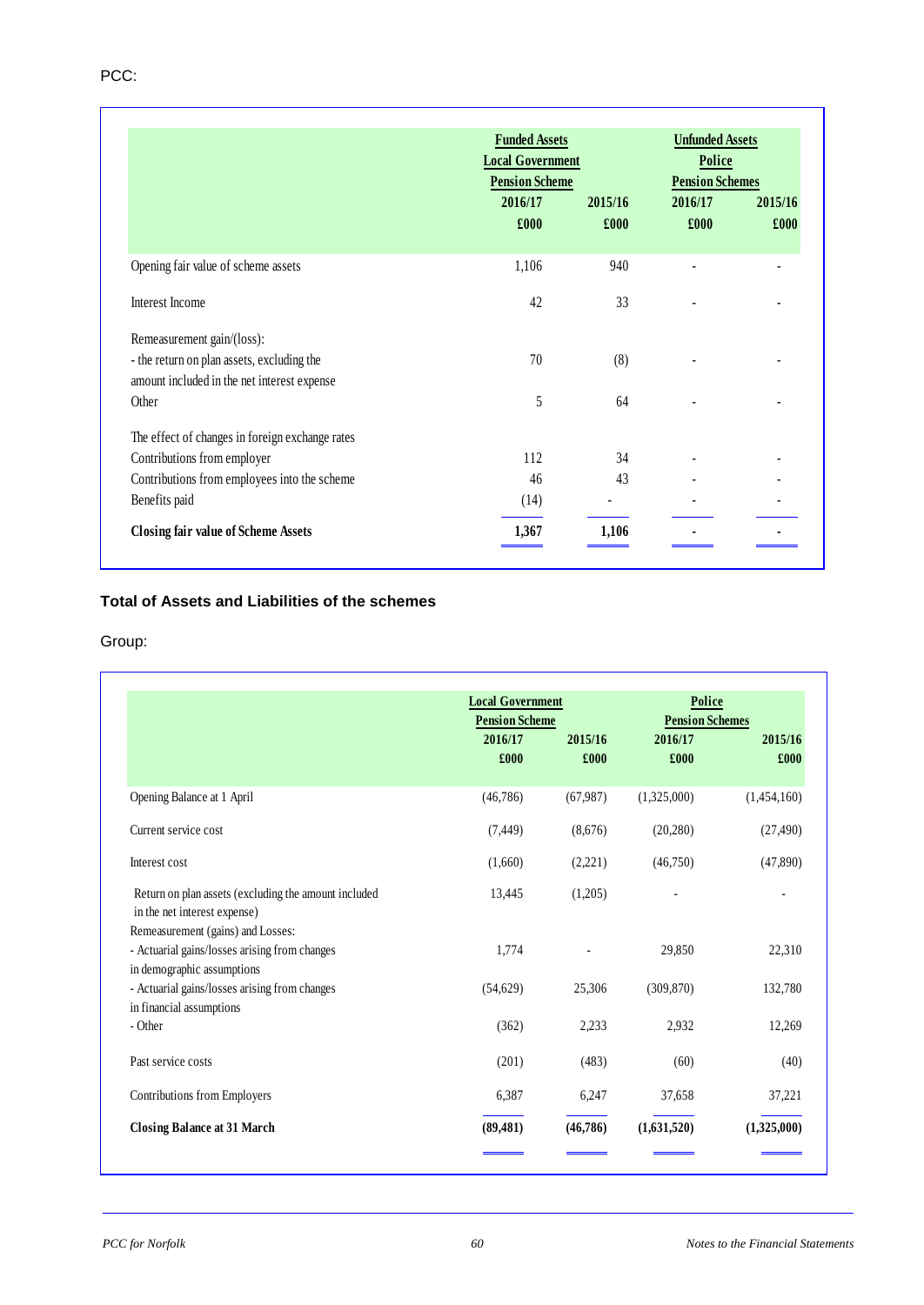PCC:

| | Funded Assets Local Government Pension Scheme | | Unfunded Assets Police Pension Schemes | |
|---|---|---|---|---|
| | 2016/17 £000 | 2015/16 £000 | 2016/17 £000 | 2015/16 £000 |
| Opening fair value of scheme assets | 1,106 | 940 | - | - |
| Interest Income | 42 | 33 | - | - |
| Remeasurement gain/(loss): | | | | |
| - the return on plan assets, excluding the amount included in the net interest expense | 70 | (8) | - | - |
| Other | 5 | 64 | - | - |
| The effect of changes in foreign exchange rates | | | | |
| Contributions from employer | 112 | 34 | - | - |
| Contributions from employees into the scheme | 46 | 43 | - | - |
| Benefits paid | (14) | - | - | - |
| **Closing fair value of Scheme Assets** | **1,367** | **1,106** | **-** | **-** |

**Total of Assets and Liabilities of the schemes**

Group:

| | Local Government Pension Scheme | | Police Pension Schemes | |
|---|---|---|---|---|
| | 2016/17 £000 | 2015/16 £000 | 2016/17 £000 | 2015/16 £000 |
| Opening Balance at 1 April | (46,786) | (67,987) | (1,325,000) | (1,454,160) |
| Current service cost | (7,449) | (8,676) | (20,280) | (27,490) |
| Interest cost | (1,660) | (2,221) | (46,750) | (47,890) |
| Return on plan assets (excluding the amount included in the net interest expense) | 13,445 | (1,205) | - | - |
| Remeasurement (gains) and Losses: | | | | |
| - Actuarial gains/losses arising from changes in demographic assumptions | 1,774 | - | 29,850 | 22,310 |
| - Actuarial gains/losses arising from changes in financial assumptions | (54,629) | 25,306 | (309,870) | 132,780 |
| - Other | (362) | 2,233 | 2,932 | 12,269 |
| Past service costs | (201) | (483) | (60) | (40) |
| Contributions from Employers | 6,387 | 6,247 | 37,658 | 37,221 |
| **Closing Balance at 31 March** | **(89,481)** | **(46,786)** | **(1,631,520)** | **(1,325,000)** |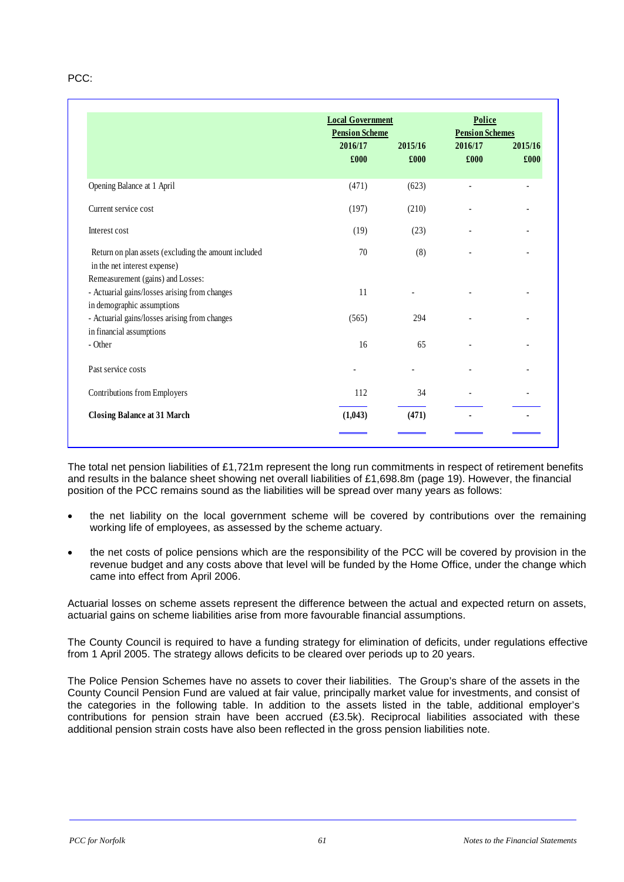PCC:

| | Local Government Pension Scheme | | Police Pension Schemes | |
|---|---|---|---|---|
| | 2016/17 | 2015/16 | 2016/17 | 2015/16 |
| | £000 | £000 | £000 | £000 |
| Opening Balance at 1 April | (471) | (623) | - | - |
| Current service cost | (197) | (210) | - | - |
| Interest cost | (19) | (23) | - | - |
| Return on plan assets (excluding the amount included in the net interest expense) | 70 | (8) | - | - |
| Remeasurement (gains) and Losses: | | | | |
| - Actuarial gains/losses arising from changes in demographic assumptions | 11 | - | - | - |
| - Actuarial gains/losses arising from changes in financial assumptions | (565) | 294 | - | - |
| - Other | 16 | 65 | - | - |
| Past service costs | - | - | - | - |
| Contributions from Employers | 112 | 34 | - | - |
| **Closing Balance at 31 March** | **(1,043)** | **(471)** | **-** | **-** |

The total net pension liabilities of £1,721m represent the long run commitments in respect of retirement benefits and results in the balance sheet showing net overall liabilities of £1,698.8m (page 19). However, the financial position of the PCC remains sound as the liabilities will be spread over many years as follows:

- the net liability on the local government scheme will be covered by contributions over the remaining working life of employees, as assessed by the scheme actuary.
- the net costs of police pensions which are the responsibility of the PCC will be covered by provision in the revenue budget and any costs above that level will be funded by the Home Office, under the change which came into effect from April 2006.

Actuarial losses on scheme assets represent the difference between the actual and expected return on assets, actuarial gains on scheme liabilities arise from more favourable financial assumptions.

The County Council is required to have a funding strategy for elimination of deficits, under regulations effective from 1 April 2005. The strategy allows deficits to be cleared over periods up to 20 years.

The Police Pension Schemes have no assets to cover their liabilities. The Group's share of the assets in the County Council Pension Fund are valued at fair value, principally market value for investments, and consist of the categories in the following table. In addition to the assets listed in the table, additional employer's contributions for pension strain have been accrued (£3.5k). Reciprocal liabilities associated with these additional pension strain costs have also been reflected in the gross pension liabilities note.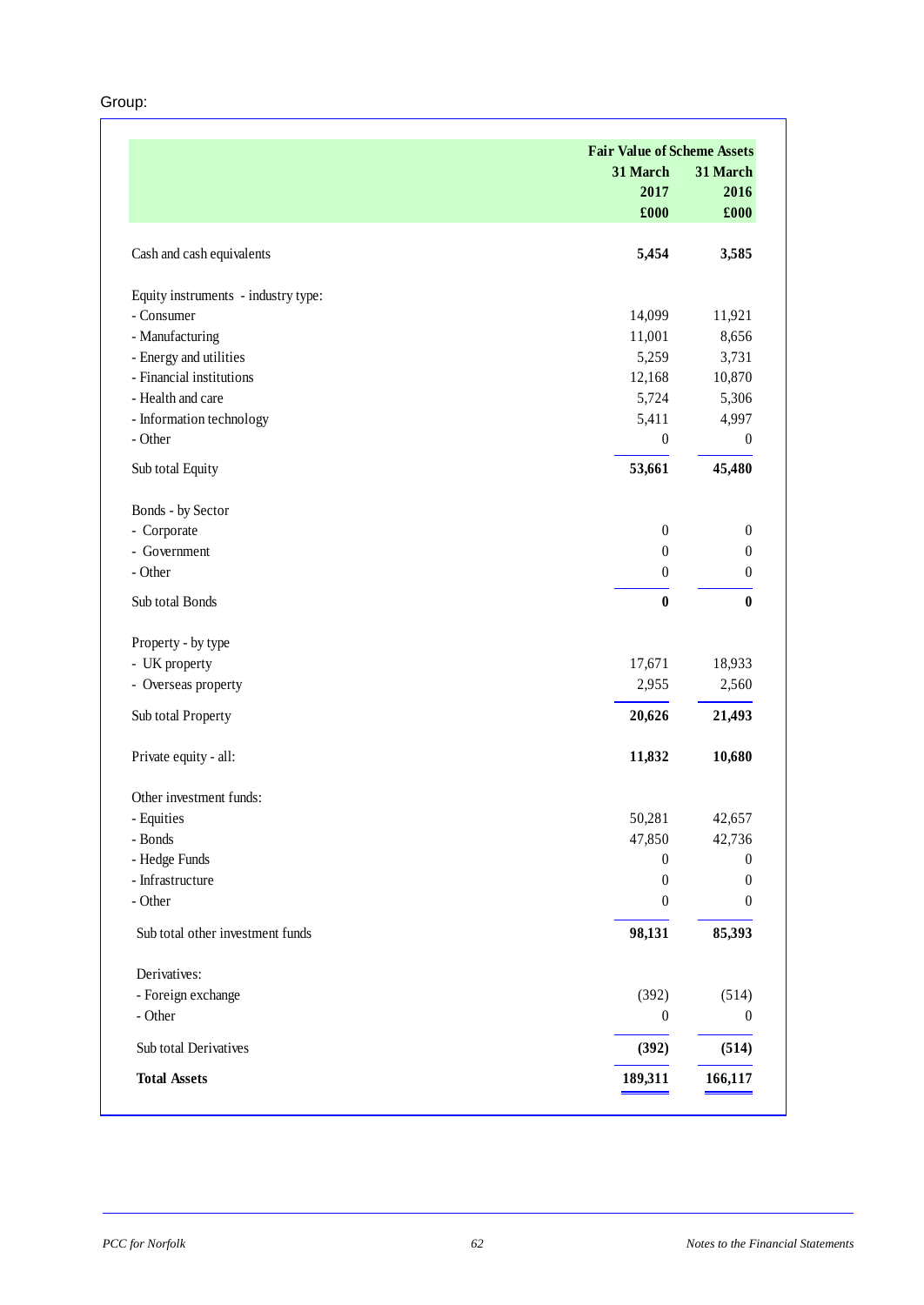Group:

| | Fair Value of Scheme Assets | |
|---|---|---|
| | **31 March 2017** | **31 March 2016** |
| | **£000** | **£000** |
| Cash and cash equivalents | **5,454** | **3,585** |
| Equity instruments - industry type: | | |
| - Consumer | 14,099 | 11,921 |
| - Manufacturing | 11,001 | 8,656 |
| - Energy and utilities | 5,259 | 3,731 |
| - Financial institutions | 12,168 | 10,870 |
| - Health and care | 5,724 | 5,306 |
| - Information technology | 5,411 | 4,997 |
| - Other | 0 | 0 |
| Sub total Equity | **53,661** | **45,480** |
| Bonds - by Sector | | |
| - Corporate | 0 | 0 |
| - Government | 0 | 0 |
| - Other | 0 | 0 |
| Sub total Bonds | **0** | **0** |
| Property - by type | | |
| - UK property | 17,671 | 18,933 |
| - Overseas property | 2,955 | 2,560 |
| Sub total Property | **20,626** | **21,493** |
| Private equity - all: | **11,832** | **10,680** |
| Other investment funds: | | |
| - Equities | 50,281 | 42,657 |
| - Bonds | 47,850 | 42,736 |
| - Hedge Funds | 0 | 0 |
| - Infrastructure | 0 | 0 |
| - Other | 0 | 0 |
| Sub total other investment funds | **98,131** | **85,393** |
| Derivatives: | | |
| - Foreign exchange | (392) | (514) |
| - Other | 0 | 0 |
| Sub total Derivatives | **(392)** | **(514)** |
| **Total Assets** | **189,311** | **166,117** |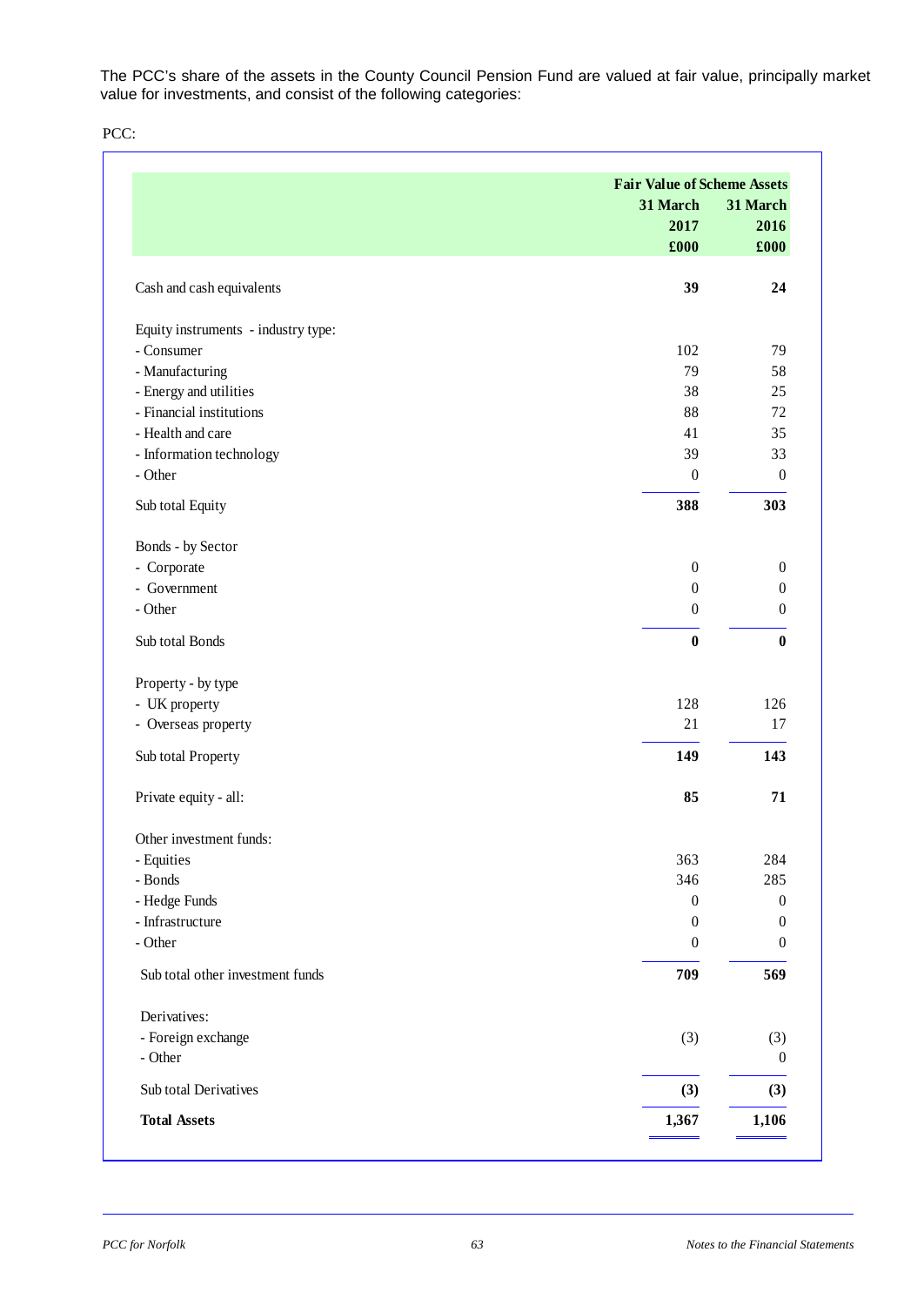The PCC's share of the assets in the County Council Pension Fund are valued at fair value, principally market value for investments, and consist of the following categories:

PCC:

| | Fair Value of Scheme Assets | |
|---|---|---|
| | 31 March 2017 £000 | 31 March 2016 £000 |
| Cash and cash equivalents | **39** | **24** |
| Equity instruments - industry type: | | |
| - Consumer | 102 | 79 |
| - Manufacturing | 79 | 58 |
| - Energy and utilities | 38 | 25 |
| - Financial institutions | 88 | 72 |
| - Health and care | 41 | 35 |
| - Information technology | 39 | 33 |
| - Other | 0 | 0 |
| Sub total Equity | **388** | **303** |
| Bonds - by Sector | | |
| - Corporate | 0 | 0 |
| - Government | 0 | 0 |
| - Other | 0 | 0 |
| Sub total Bonds | **0** | **0** |
| Property - by type | | |
| - UK property | 128 | 126 |
| - Overseas property | 21 | 17 |
| Sub total Property | **149** | **143** |
| Private equity - all: | **85** | **71** |
| Other investment funds: | | |
| - Equities | 363 | 284 |
| - Bonds | 346 | 285 |
| - Hedge Funds | 0 | 0 |
| - Infrastructure | 0 | 0 |
| - Other | 0 | 0 |
| Sub total other investment funds | **709** | **569** |
| Derivatives: | | |
| - Foreign exchange | (3) | (3) |
| - Other | | 0 |
| Sub total Derivatives | **(3)** | **(3)** |
| **Total Assets** | **1,367** | **1,106** |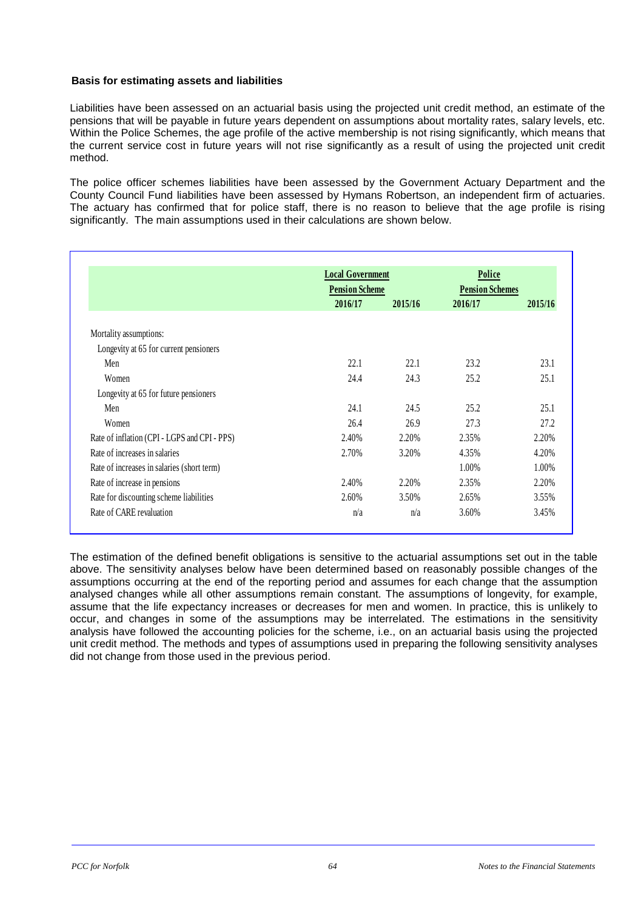### Basis for estimating assets and liabilities

Liabilities have been assessed on an actuarial basis using the projected unit credit method, an estimate of the pensions that will be payable in future years dependent on assumptions about mortality rates, salary levels, etc. Within the Police Schemes, the age profile of the active membership is not rising significantly, which means that the current service cost in future years will not rise significantly as a result of using the projected unit credit method.

The police officer schemes liabilities have been assessed by the Government Actuary Department and the County Council Fund liabilities have been assessed by Hymans Robertson, an independent firm of actuaries. The actuary has confirmed that for police staff, there is no reason to believe that the age profile is rising significantly. The main assumptions used in their calculations are shown below.

| | Local Government Pension Scheme | | Police Pension Schemes | |
|---|---|---|---|---|
| | 2016/17 | 2015/16 | 2016/17 | 2015/16 |
| Mortality assumptions: | | | | |
| Longevity at 65 for current pensioners | | | | |
| Men | 22.1 | 22.1 | 23.2 | 23.1 |
| Women | 24.4 | 24.3 | 25.2 | 25.1 |
| Longevity at 65 for future pensioners | | | | |
| Men | 24.1 | 24.5 | 25.2 | 25.1 |
| Women | 26.4 | 26.9 | 27.3 | 27.2 |
| Rate of inflation (CPI - LGPS and CPI - PPS) | 2.40% | 2.20% | 2.35% | 2.20% |
| Rate of increases in salaries | 2.70% | 3.20% | 4.35% | 4.20% |
| Rate of increases in salaries (short term) | | | 1.00% | 1.00% |
| Rate of increase in pensions | 2.40% | 2.20% | 2.35% | 2.20% |
| Rate for discounting scheme liabilities | 2.60% | 3.50% | 2.65% | 3.55% |
| Rate of CARE revaluation | n/a | n/a | 3.60% | 3.45% |

The estimation of the defined benefit obligations is sensitive to the actuarial assumptions set out in the table above. The sensitivity analyses below have been determined based on reasonably possible changes of the assumptions occurring at the end of the reporting period and assumes for each change that the assumption analysed changes while all other assumptions remain constant. The assumptions of longevity, for example, assume that the life expectancy increases or decreases for men and women. In practice, this is unlikely to occur, and changes in some of the assumptions may be interrelated. The estimations in the sensitivity analysis have followed the accounting policies for the scheme, i.e., on an actuarial basis using the projected unit credit method. The methods and types of assumptions used in preparing the following sensitivity analyses did not change from those used in the previous period.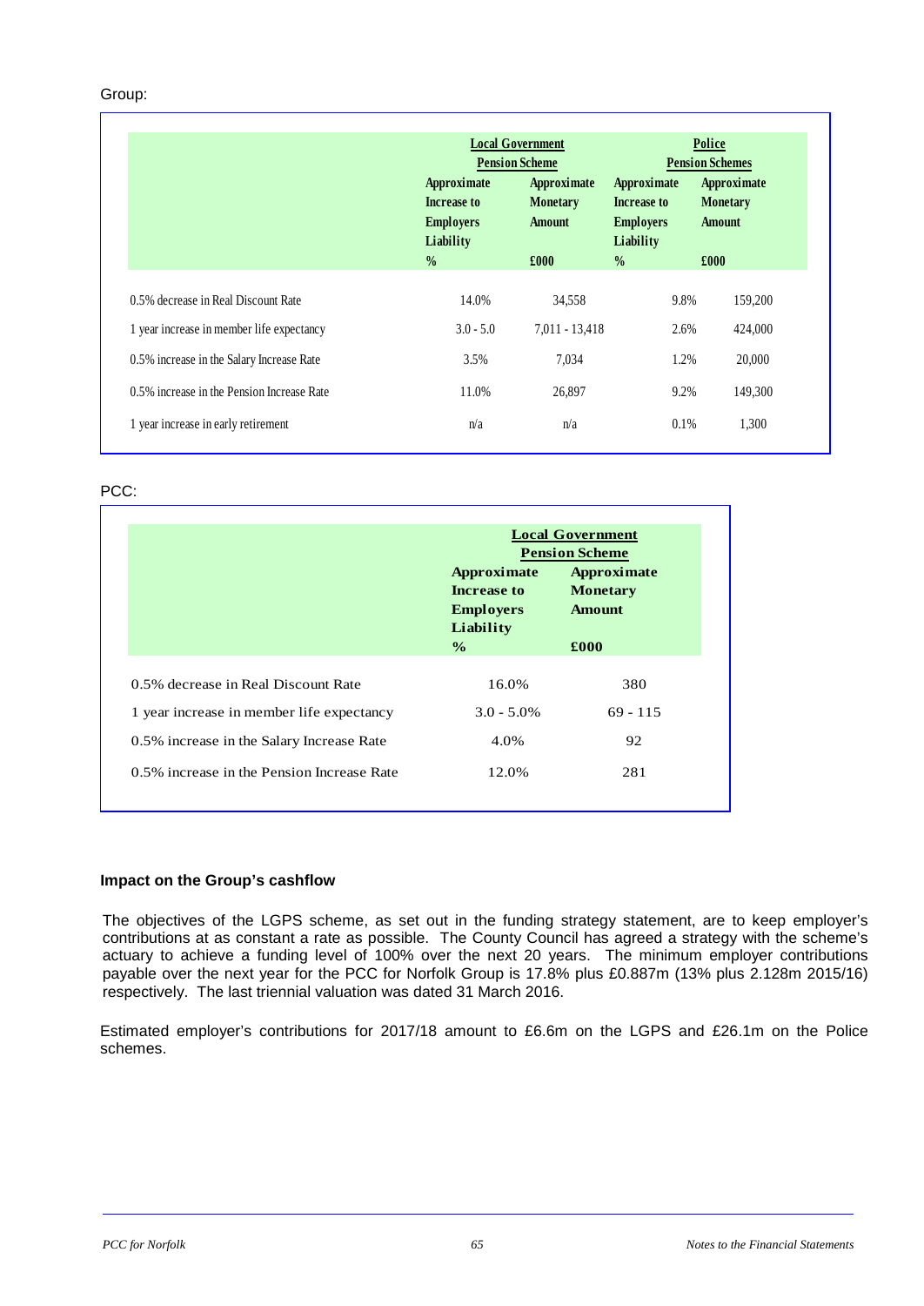Group:

| | Local Government Pension Scheme | | Police Pension Schemes | |
|---|---|---|---|---|
| | Approximate Increase to Employers Liability | Approximate Monetary Amount | Approximate Increase to Employers Liability | Approximate Monetary Amount |
| | % | £000 | % | £000 |
| 0.5% decrease in Real Discount Rate | 14.0% | 34,558 | 9.8% | 159,200 |
| 1 year increase in member life expectancy | 3.0 - 5.0 | 7,011 - 13,418 | 2.6% | 424,000 |
| 0.5% increase in the Salary Increase Rate | 3.5% | 7,034 | 1.2% | 20,000 |
| 0.5% increase in the Pension Increase Rate | 11.0% | 26,897 | 9.2% | 149,300 |
| 1 year increase in early retirement | n/a | n/a | 0.1% | 1,300 |

PCC:

| | Local Government Pension Scheme | |
|---|---|---|
| | Approximate Increase to Employers Liability | Approximate Monetary Amount |
| | % | £000 |
| 0.5% decrease in Real Discount Rate | 16.0% | 380 |
| 1 year increase in member life expectancy | 3.0 - 5.0% | 69 - 115 |
| 0.5% increase in the Salary Increase Rate | 4.0% | 92 |
| 0.5% increase in the Pension Increase Rate | 12.0% | 281 |

**Impact on the Group's cashflow**

The objectives of the LGPS scheme, as set out in the funding strategy statement, are to keep employer's contributions at as constant a rate as possible. The County Council has agreed a strategy with the scheme's actuary to achieve a funding level of 100% over the next 20 years. The minimum employer contributions payable over the next year for the PCC for Norfolk Group is 17.8% plus £0.887m (13% plus 2.128m 2015/16) respectively. The last triennial valuation was dated 31 March 2016.

Estimated employer's contributions for 2017/18 amount to £6.6m on the LGPS and £26.1m on the Police schemes.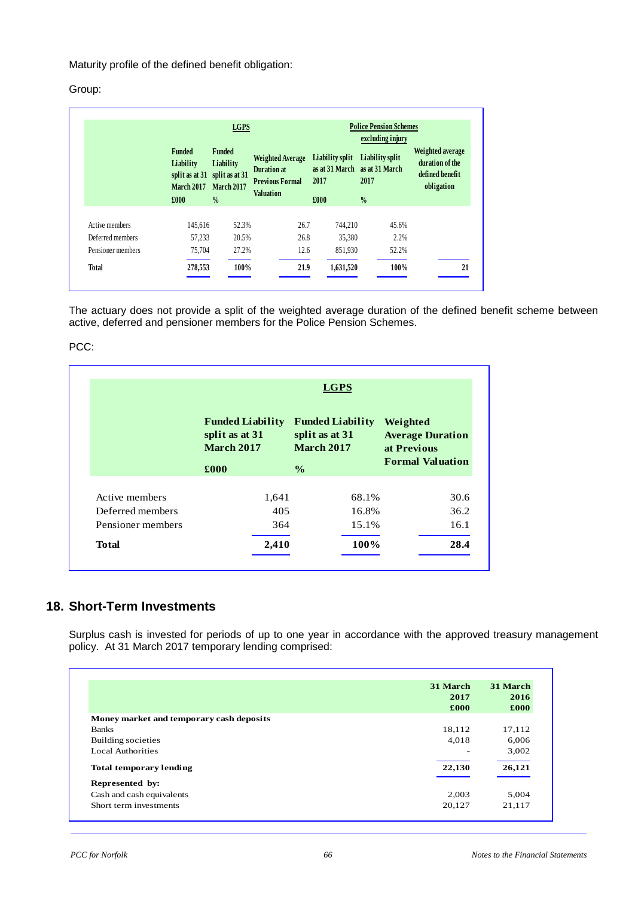Maturity profile of the defined benefit obligation:

Group:

| | LGPS | | | Police Pension Schemes excluding injury | | |
|---|---|---|---|---|---|---|
| | Funded Liability split as at 31 March 2017 £000 | Funded Liability split as at 31 March 2017 % | Weighted Average Duration at Previous Formal Valuation | Liability split as at 31 March 2017 £000 | Liability split as at 31 March 2017 % | Weighted average duration of the defined benefit obligation |
| Active members | 145,616 | 52.3% | 26.7 | 744,210 | 45.6% | |
| Deferred members | 57,233 | 20.5% | 26.8 | 35,380 | 2.2% | |
| Pensioner members | 75,704 | 27.2% | 12.6 | 851,930 | 52.2% | |
| **Total** | **278,553** | **100%** | **21.9** | **1,631,520** | **100%** | **21** |

The actuary does not provide a split of the weighted average duration of the defined benefit scheme between active, deferred and pensioner members for the Police Pension Schemes.

PCC:

| | LGPS | | |
|---|---|---|---|
| | Funded Liability split as at 31 March 2017 £000 | Funded Liability split as at 31 March 2017 % | Weighted Average Duration at Previous Formal Valuation |
| Active members | 1,641 | 68.1% | 30.6 |
| Deferred members | 405 | 16.8% | 36.2 |
| Pensioner members | 364 | 15.1% | 16.1 |
| **Total** | **2,410** | **100%** | **28.4** |

## 18. Short-Term Investments

Surplus cash is invested for periods of up to one year in accordance with the approved treasury management policy. At 31 March 2017 temporary lending comprised:

| | 31 March 2017 £000 | 31 March 2016 £000 |
|---|---|---|
| **Money market and temporary cash deposits** | | |
| Banks | 18,112 | 17,112 |
| Building societies | 4,018 | 6,006 |
| Local Authorities | - | 3,002 |
| **Total temporary lending** | **22,130** | **26,121** |
| **Represented by:** | | |
| Cash and cash equivalents | 2,003 | 5,004 |
| Short term investments | 20,127 | 21,117 |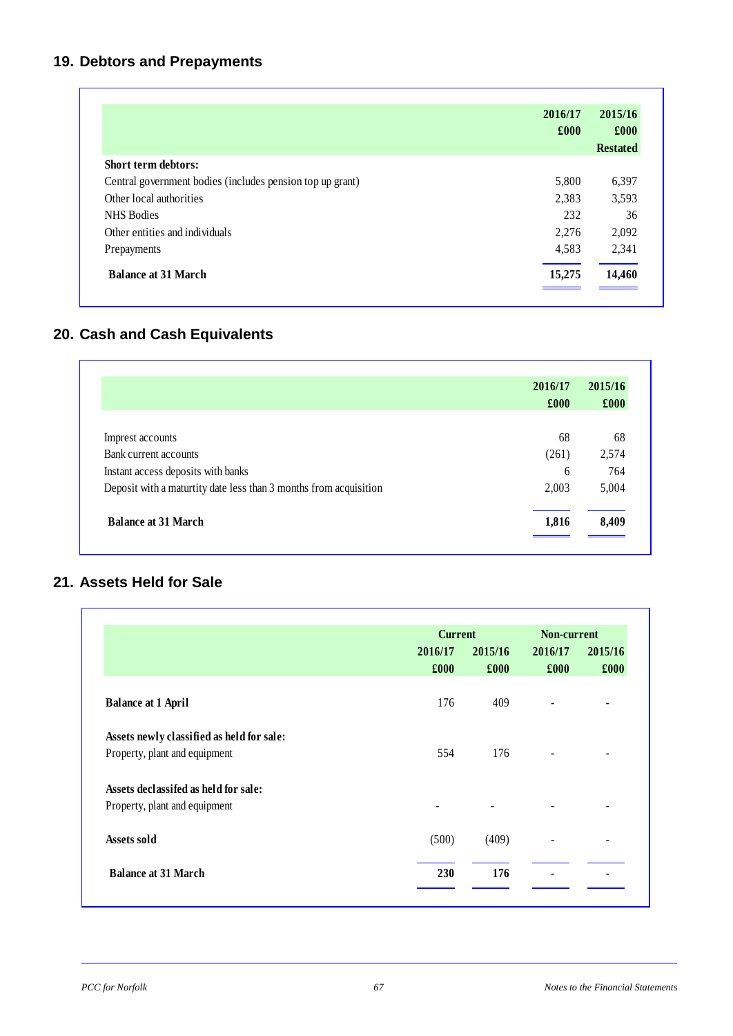## 19. Debtors and Prepayments

| | 2016/17<br>£000 | 2015/16<br>£000<br>Restated |
|---|---|---|
| **Short term debtors:** | | |
| Central government bodies (includes pension top up grant) | 5,800 | 6,397 |
| Other local authorities | 2,383 | 3,593 |
| NHS Bodies | 232 | 36 |
| Other entities and individuals | 2,276 | 2,092 |
| Prepayments | 4,583 | 2,341 |
| **Balance at 31 March** | **15,275** | **14,460** |

## 20. Cash and Cash Equivalents

| | 2016/17<br>£000 | 2015/16<br>£000 |
|---|---|---|
| Imprest accounts | 68 | 68 |
| Bank current accounts | (261) | 2,574 |
| Instant access deposits with banks | 6 | 764 |
| Deposit with a maturtity date less than 3 months from acquisition | 2,003 | 5,004 |
| **Balance at 31 March** | **1,816** | **8,409** |

## 21. Assets Held for Sale

| | Current | | Non-current | |
|---|---|---|---|---|
| | 2016/17<br>£000 | 2015/16<br>£000 | 2016/17<br>£000 | 2015/16<br>£000 |
| **Balance at 1 April** | 176 | 409 | - | - |
| **Assets newly classified as held for sale:** | | | | |
| Property, plant and equipment | 554 | 176 | - | - |
| **Assets declassifed as held for sale:** | | | | |
| Property, plant and equipment | - | - | - | - |
| **Assets sold** | (500) | (409) | - | - |
| **Balance at 31 March** | **230** | **176** | **-** | **-** |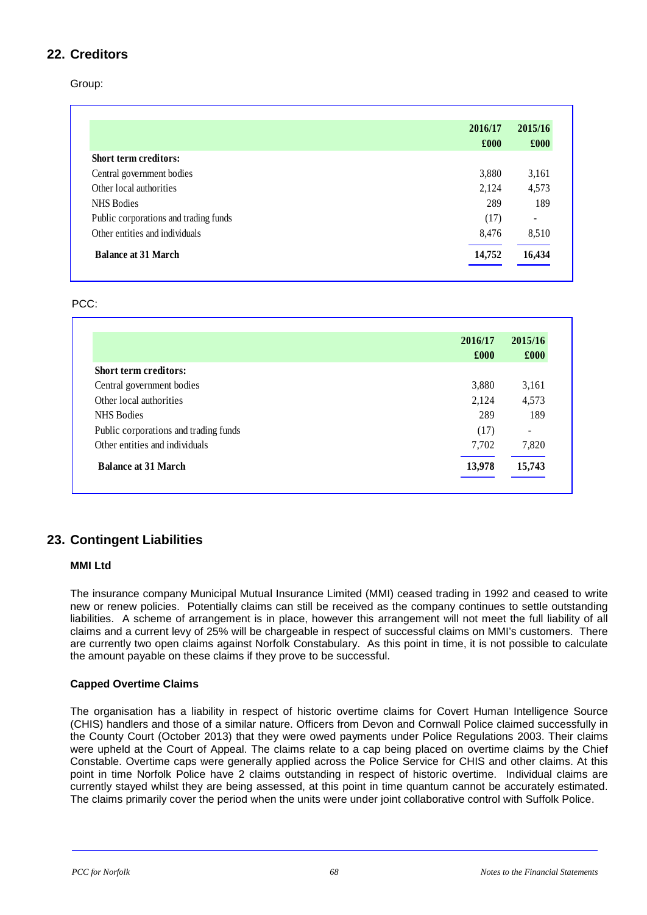## 22. Creditors

Group:

| | 2016/17<br>£000 | 2015/16<br>£000 |
|---|---|---|
| **Short term creditors:** | | |
| Central government bodies | 3,880 | 3,161 |
| Other local authorities | 2,124 | 4,573 |
| NHS Bodies | 289 | 189 |
| Public corporations and trading funds | (17) | - |
| Other entities and individuals | 8,476 | 8,510 |
| **Balance at 31 March** | **14,752** | **16,434** |

PCC:

| | 2016/17<br>£000 | 2015/16<br>£000 |
|---|---|---|
| **Short term creditors:** | | |
| Central government bodies | 3,880 | 3,161 |
| Other local authorities | 2,124 | 4,573 |
| NHS Bodies | 289 | 189 |
| Public corporations and trading funds | (17) | - |
| Other entities and individuals | 7,702 | 7,820 |
| **Balance at 31 March** | **13,978** | **15,743** |

## 23. Contingent Liabilities

### MMI Ltd

The insurance company Municipal Mutual Insurance Limited (MMI) ceased trading in 1992 and ceased to write new or renew policies. Potentially claims can still be received as the company continues to settle outstanding liabilities. A scheme of arrangement is in place, however this arrangement will not meet the full liability of all claims and a current levy of 25% will be chargeable in respect of successful claims on MMI's customers. There are currently two open claims against Norfolk Constabulary. As this point in time, it is not possible to calculate the amount payable on these claims if they prove to be successful.

### Capped Overtime Claims

The organisation has a liability in respect of historic overtime claims for Covert Human Intelligence Source (CHIS) handlers and those of a similar nature. Officers from Devon and Cornwall Police claimed successfully in the County Court (October 2013) that they were owed payments under Police Regulations 2003. Their claims were upheld at the Court of Appeal. The claims relate to a cap being placed on overtime claims by the Chief Constable. Overtime caps were generally applied across the Police Service for CHIS and other claims. At this point in time Norfolk Police have 2 claims outstanding in respect of historic overtime. Individual claims are currently stayed whilst they are being assessed, at this point in time quantum cannot be accurately estimated. The claims primarily cover the period when the units were under joint collaborative control with Suffolk Police.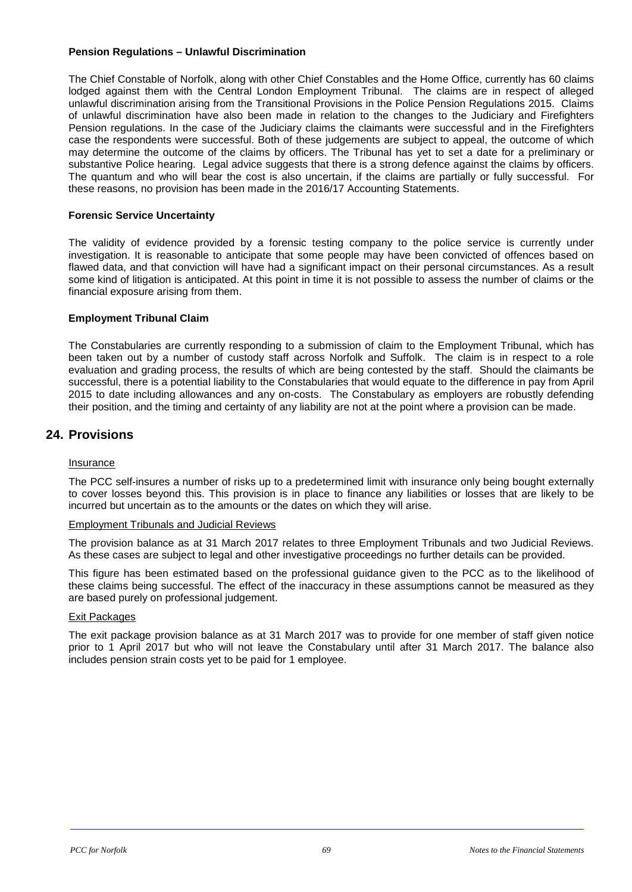**Pension Regulations – Unlawful Discrimination**

The Chief Constable of Norfolk, along with other Chief Constables and the Home Office, currently has 60 claims lodged against them with the Central London Employment Tribunal. The claims are in respect of alleged unlawful discrimination arising from the Transitional Provisions in the Police Pension Regulations 2015. Claims of unlawful discrimination have also been made in relation to the changes to the Judiciary and Firefighters Pension regulations. In the case of the Judiciary claims the claimants were successful and in the Firefighters case the respondents were successful. Both of these judgements are subject to appeal, the outcome of which may determine the outcome of the claims by officers. The Tribunal has yet to set a date for a preliminary or substantive Police hearing. Legal advice suggests that there is a strong defence against the claims by officers. The quantum and who will bear the cost is also uncertain, if the claims are partially or fully successful. For these reasons, no provision has been made in the 2016/17 Accounting Statements.

**Forensic Service Uncertainty**

The validity of evidence provided by a forensic testing company to the police service is currently under investigation. It is reasonable to anticipate that some people may have been convicted of offences based on flawed data, and that conviction will have had a significant impact on their personal circumstances. As a result some kind of litigation is anticipated. At this point in time it is not possible to assess the number of claims or the financial exposure arising from them.

**Employment Tribunal Claim**

The Constabularies are currently responding to a submission of claim to the Employment Tribunal, which has been taken out by a number of custody staff across Norfolk and Suffolk. The claim is in respect to a role evaluation and grading process, the results of which are being contested by the staff. Should the claimants be successful, there is a potential liability to the Constabularies that would equate to the difference in pay from April 2015 to date including allowances and any on-costs. The Constabulary as employers are robustly defending their position, and the timing and certainty of any liability are not at the point where a provision can be made.

## 24. Provisions

Insurance

The PCC self-insures a number of risks up to a predetermined limit with insurance only being bought externally to cover losses beyond this. This provision is in place to finance any liabilities or losses that are likely to be incurred but uncertain as to the amounts or the dates on which they will arise.

Employment Tribunals and Judicial Reviews

The provision balance as at 31 March 2017 relates to three Employment Tribunals and two Judicial Reviews. As these cases are subject to legal and other investigative proceedings no further details can be provided.

This figure has been estimated based on the professional guidance given to the PCC as to the likelihood of these claims being successful. The effect of the inaccuracy in these assumptions cannot be measured as they are based purely on professional judgement.

Exit Packages

The exit package provision balance as at 31 March 2017 was to provide for one member of staff given notice prior to 1 April 2017 but who will not leave the Constabulary until after 31 March 2017. The balance also includes pension strain costs yet to be paid for 1 employee.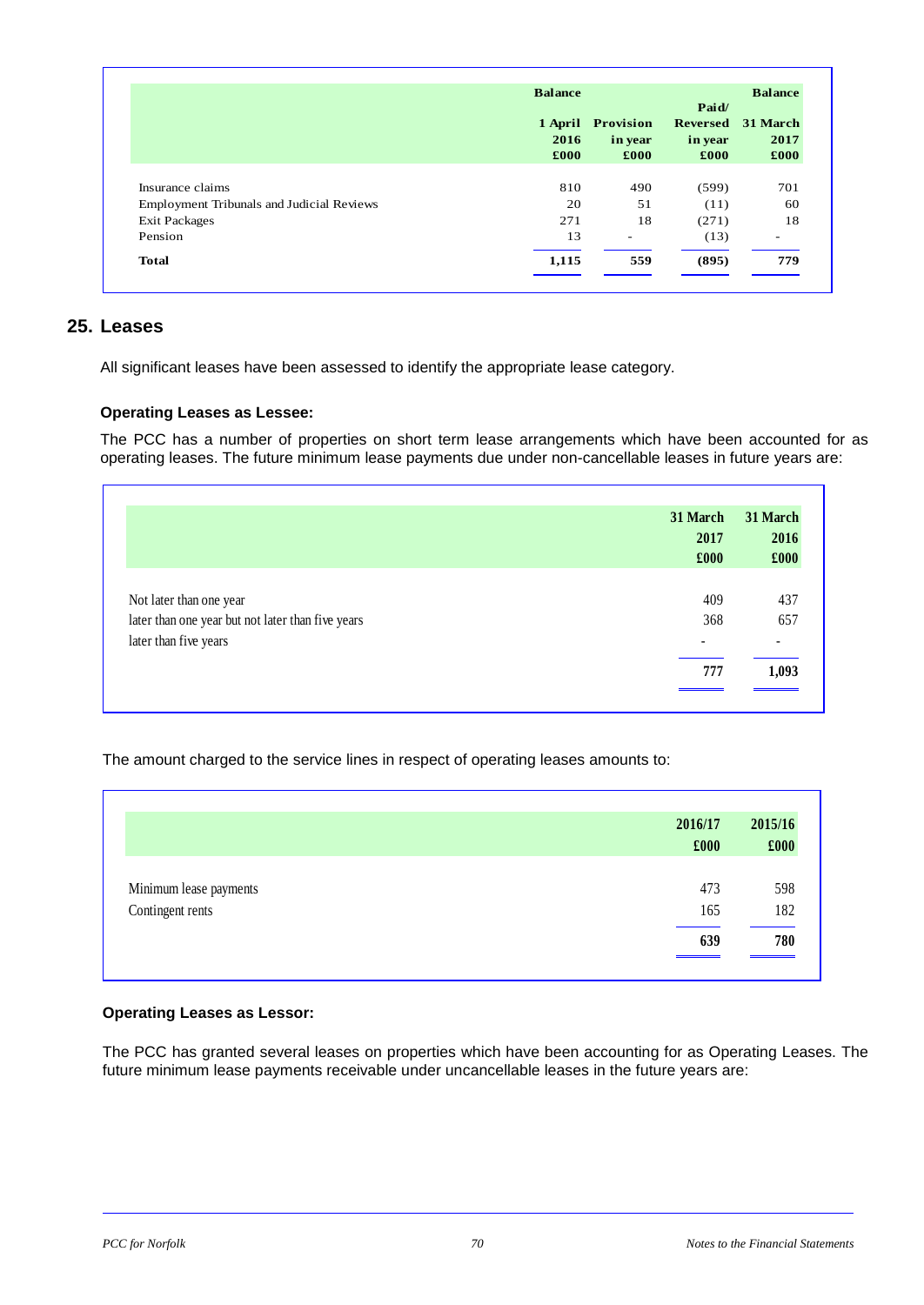| | Balance 1 April 2016 £000 | Provision in year £000 | Paid/ Reversed in year £000 | Balance 31 March 2017 £000 |
|---|---|---|---|---|
| Insurance claims | 810 | 490 | (599) | 701 |
| Employment Tribunals and Judicial Reviews | 20 | 51 | (11) | 60 |
| Exit Packages | 271 | 18 | (271) | 18 |
| Pension | 13 | - | (13) | - |
| **Total** | **1,115** | **559** | **(895)** | **779** |

## 25. Leases

All significant leases have been assessed to identify the appropriate lease category.

### Operating Leases as Lessee:

The PCC has a number of properties on short term lease arrangements which have been accounted for as operating leases. The future minimum lease payments due under non-cancellable leases in future years are:

| | 31 March 2017 £000 | 31 March 2016 £000 |
|---|---|---|
| Not later than one year | 409 | 437 |
| later than one year but not later than five years | 368 | 657 |
| later than five years | - | - |
| | **777** | **1,093** |

The amount charged to the service lines in respect of operating leases amounts to:

| | 2016/17 £000 | 2015/16 £000 |
|---|---|---|
| Minimum lease payments | 473 | 598 |
| Contingent rents | 165 | 182 |
| | **639** | **780** |

### Operating Leases as Lessor:

The PCC has granted several leases on properties which have been accounting for as Operating Leases. The future minimum lease payments receivable under uncancellable leases in the future years are: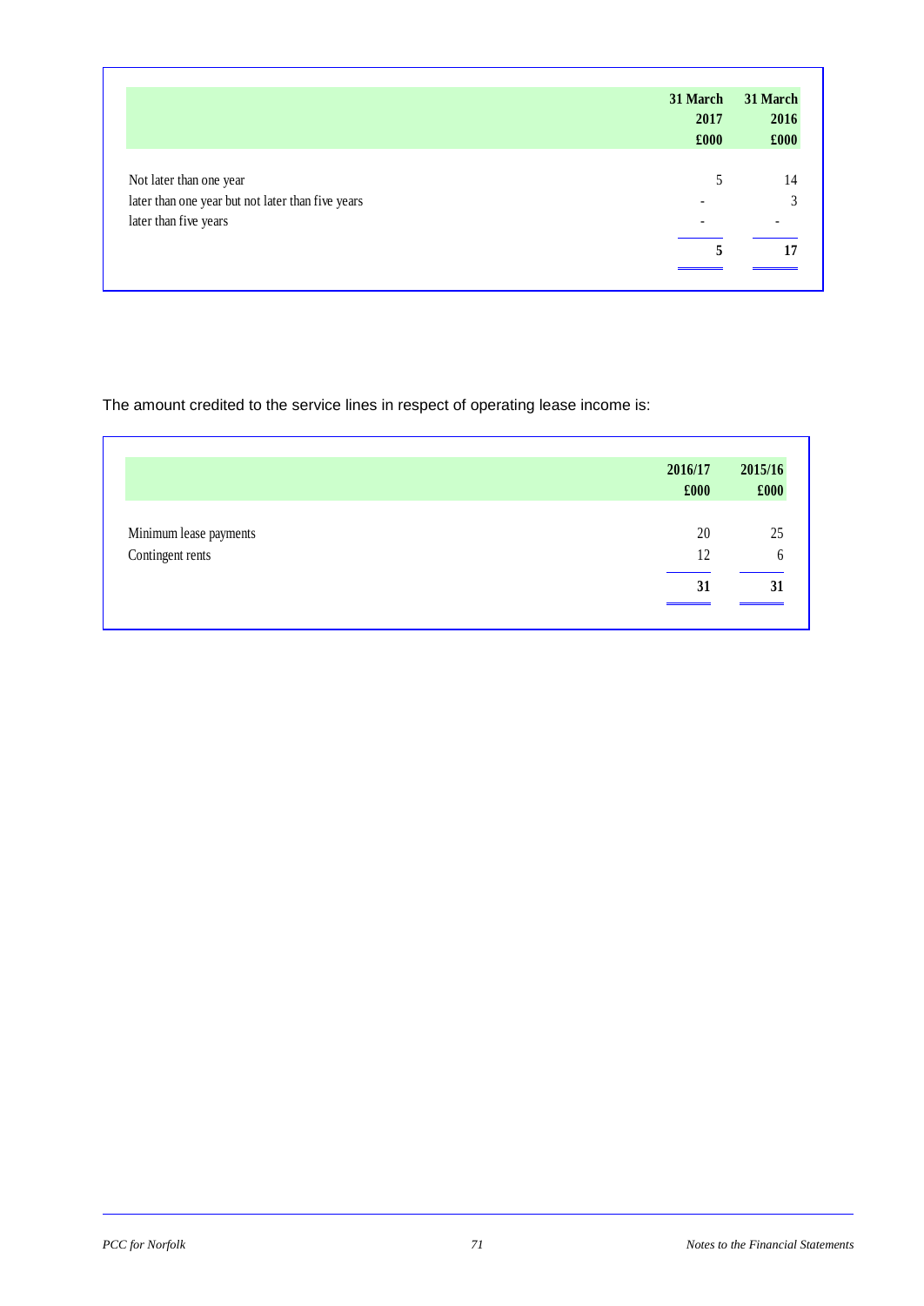| | 31 March 2017 £000 | 31 March 2016 £000 |
|---|---|---|
| Not later than one year | 5 | 14 |
| later than one year but not later than five years | - | 3 |
| later than five years | - | - |
| | **5** | **17** |

The amount credited to the service lines in respect of operating lease income is:

| | 2016/17 £000 | 2015/16 £000 |
|---|---|---|
| Minimum lease payments | 20 | 25 |
| Contingent rents | 12 | 6 |
| | **31** | **31** |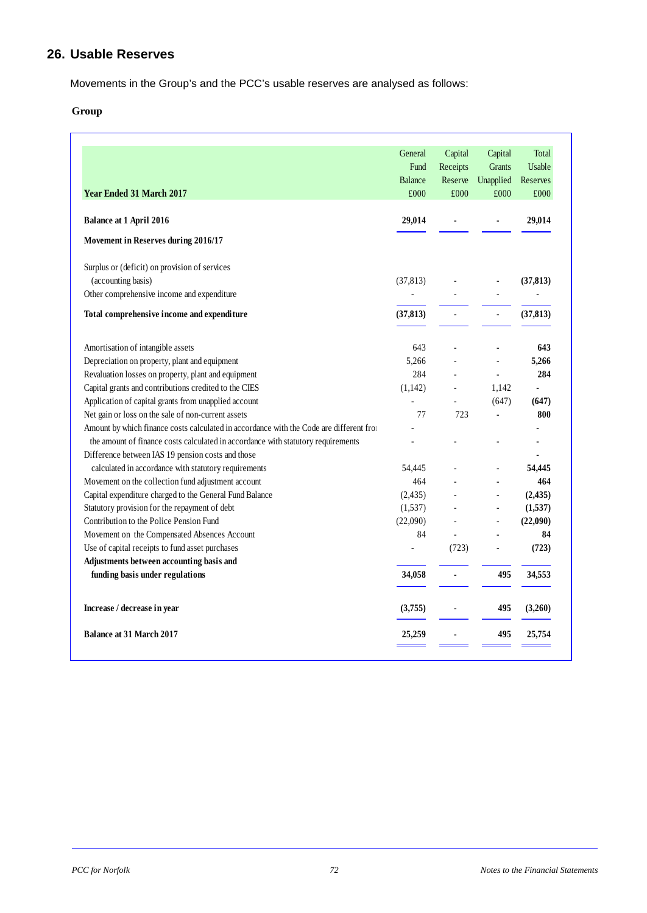## 26. Usable Reserves

Movements in the Group's and the PCC's usable reserves are analysed as follows:

**Group**

| Year Ended 31 March 2017 | General Fund Balance £000 | Capital Receipts Reserve £000 | Capital Grants Unapplied £000 | Total Usable Reserves £000 |
|---|---|---|---|---|
| **Balance at 1 April 2016** | **29,014** | **-** | **-** | **29,014** |
| **Movement in Reserves during 2016/17** | | | | |
| Surplus or (deficit) on provision of services (accounting basis) | (37,813) | - | - | **(37,813)** |
| Other comprehensive income and expenditure | - | - | - | **-** |
| **Total comprehensive income and expenditure** | **(37,813)** | **-** | **-** | **(37,813)** |
| Amortisation of intangible assets | 643 | - | - | **643** |
| Depreciation on property, plant and equipment | 5,266 | - | - | **5,266** |
| Revaluation losses on property, plant and equipment | 284 | - | - | **284** |
| Capital grants and contributions credited to the CIES | (1,142) | - | 1,142 | **-** |
| Application of capital grants from unapplied account | - | - | (647) | **(647)** |
| Net gain or loss on the sale of non-current assets | 77 | 723 | - | **800** |
| Amount by which finance costs calculated in accordance with the Code are different from the amount of finance costs calculated in accordance with statutory requirements | - | - | - | **-** |
| Difference between IAS 19 pension costs and those calculated in accordance with statutory requirements | 54,445 | - | - | **54,445** |
| Movement on the collection fund adjustment account | 464 | - | - | **464** |
| Capital expenditure charged to the General Fund Balance | (2,435) | - | - | **(2,435)** |
| Statutory provision for the repayment of debt | (1,537) | - | - | **(1,537)** |
| Contribution to the Police Pension Fund | (22,090) | - | - | **(22,090)** |
| Movement on the Compensated Absences Account | 84 | - | - | **84** |
| Use of capital receipts to fund asset purchases | - | (723) | - | **(723)** |
| **Adjustments between accounting basis and funding basis under regulations** | **34,058** | **-** | **495** | **34,553** |
| **Increase / decrease in year** | **(3,755)** | **-** | **495** | **(3,260)** |
| **Balance at 31 March 2017** | **25,259** | **-** | **495** | **25,754** |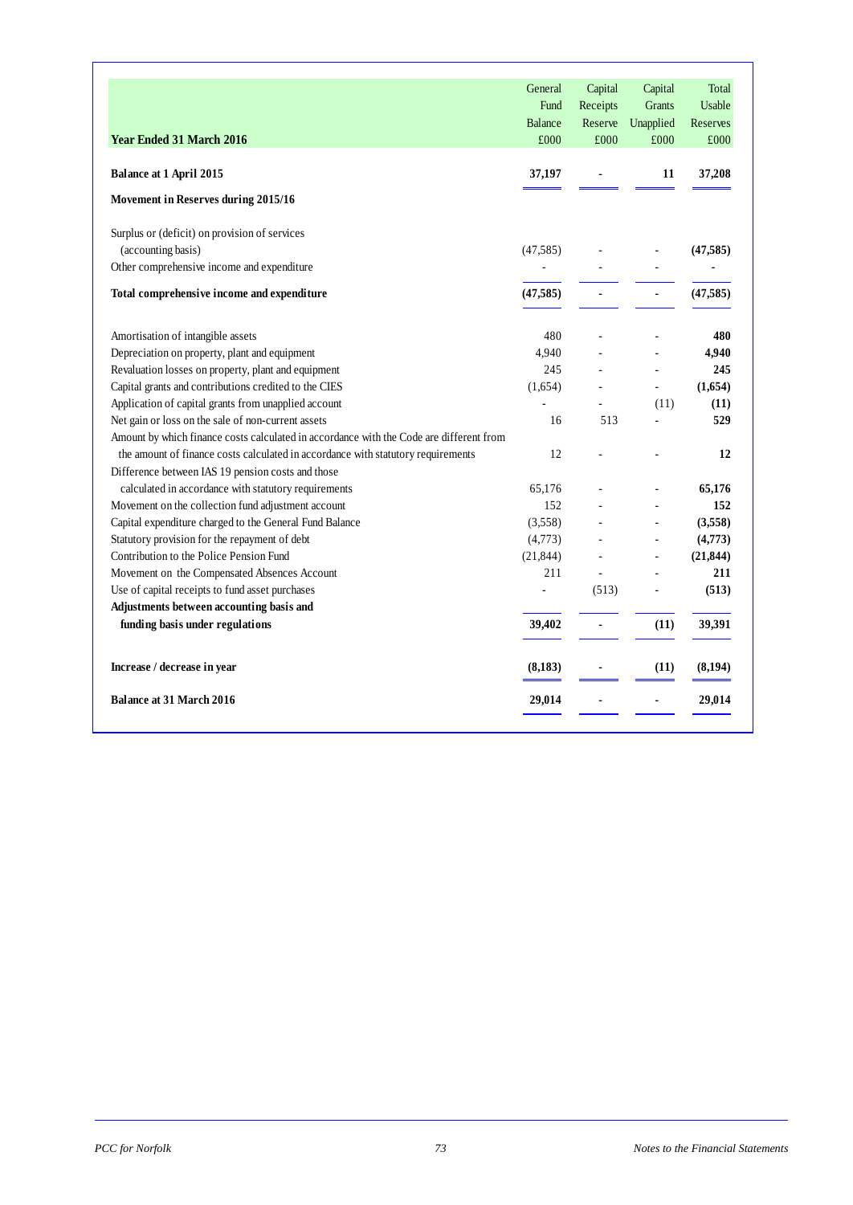| Year Ended 31 March 2016 | General Fund Balance £000 | Capital Receipts Reserve £000 | Capital Grants Unapplied £000 | Total Usable Reserves £000 |
|---|---|---|---|---|
| **Balance at 1 April 2015** | **37,197** | **-** | **11** | **37,208** |
| **Movement in Reserves during 2015/16** | | | | |
| Surplus or (deficit) on provision of services (accounting basis) | (47,585) | - | - | **(47,585)** |
| Other comprehensive income and expenditure | - | - | - | **-** |
| **Total comprehensive income and expenditure** | **(47,585)** | **-** | **-** | **(47,585)** |
| Amortisation of intangible assets | 480 | - | - | **480** |
| Depreciation on property, plant and equipment | 4,940 | - | - | **4,940** |
| Revaluation losses on property, plant and equipment | 245 | - | - | **245** |
| Capital grants and contributions credited to the CIES | (1,654) | - | - | **(1,654)** |
| Application of capital grants from unapplied account | - | - | (11) | **(11)** |
| Net gain or loss on the sale of non-current assets | 16 | 513 | - | **529** |
| Amount by which finance costs calculated in accordance with the Code are different from the amount of finance costs calculated in accordance with statutory requirements | 12 | - | - | **12** |
| Difference between IAS 19 pension costs and those calculated in accordance with statutory requirements | 65,176 | - | - | **65,176** |
| Movement on the collection fund adjustment account | 152 | - | - | **152** |
| Capital expenditure charged to the General Fund Balance | (3,558) | - | - | **(3,558)** |
| Statutory provision for the repayment of debt | (4,773) | - | - | **(4,773)** |
| Contribution to the Police Pension Fund | (21,844) | - | - | **(21,844)** |
| Movement on the Compensated Absences Account | 211 | - | - | **211** |
| Use of capital receipts to fund asset purchases | - | (513) | - | **(513)** |
| **Adjustments between accounting basis and funding basis under regulations** | **39,402** | **-** | **(11)** | **39,391** |
| **Increase / decrease in year** | **(8,183)** | **-** | **(11)** | **(8,194)** |
| **Balance at 31 March 2016** | **29,014** | **-** | **-** | **29,014** |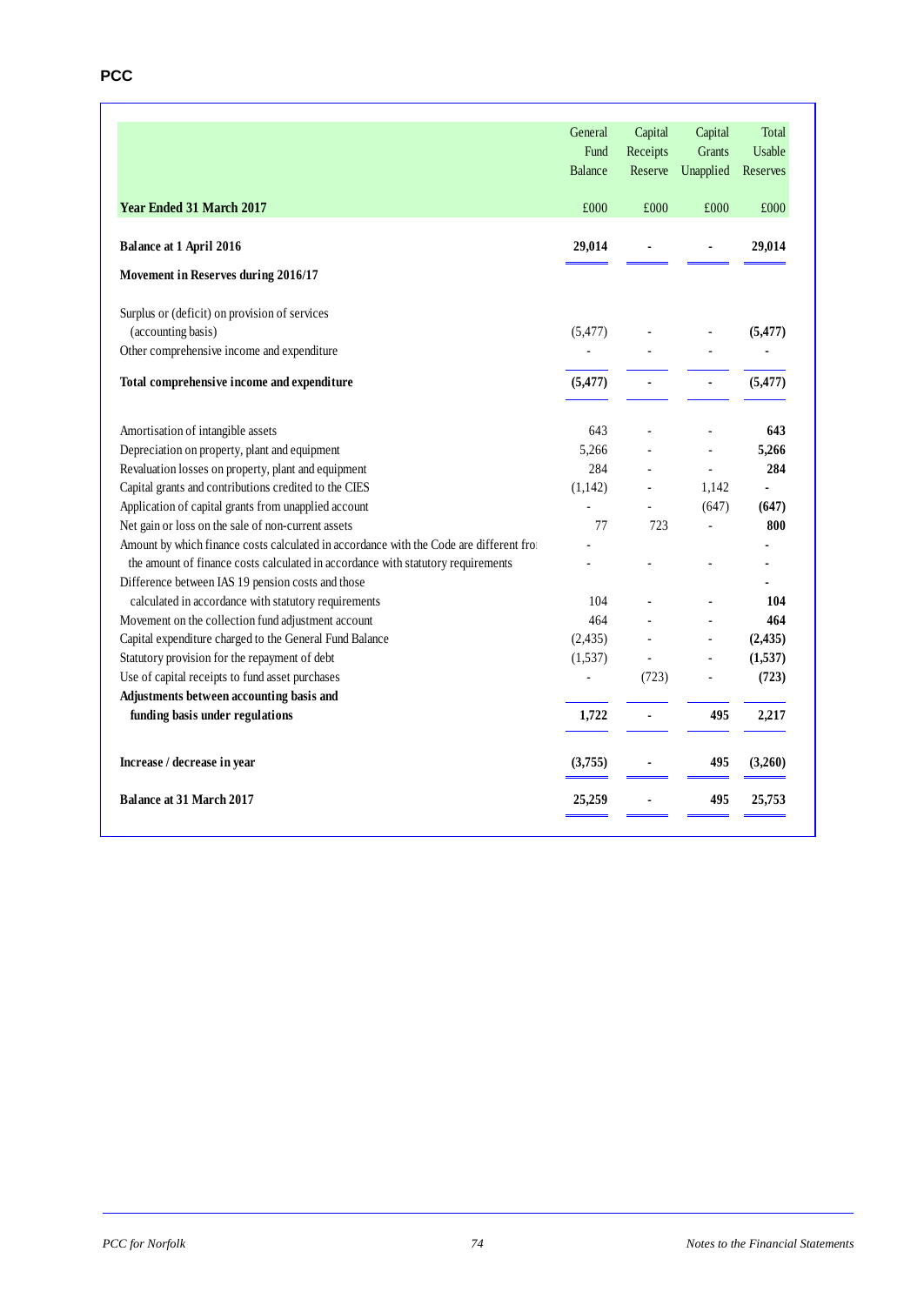**PCC**

| Year Ended 31 March 2017 | General Fund Balance £000 | Capital Receipts Reserve £000 | Capital Grants Unapplied £000 | Total Usable Reserves £000 |
|---|---|---|---|---|
| **Balance at 1 April 2016** | **29,014** | **-** | **-** | **29,014** |
| **Movement in Reserves during 2016/17** | | | | |
| Surplus or (deficit) on provision of services (accounting basis) | (5,477) | - | - | **(5,477)** |
| Other comprehensive income and expenditure | - | - | - | **-** |
| **Total comprehensive income and expenditure** | **(5,477)** | **-** | **-** | **(5,477)** |
| Amortisation of intangible assets | 643 | - | - | **643** |
| Depreciation on property, plant and equipment | 5,266 | - | - | **5,266** |
| Revaluation losses on property, plant and equipment | 284 | - | - | **284** |
| Capital grants and contributions credited to the CIES | (1,142) | - | 1,142 | **-** |
| Application of capital grants from unapplied account | - | - | (647) | **(647)** |
| Net gain or loss on the sale of non-current assets | 77 | 723 | - | **800** |
| Amount by which finance costs calculated in accordance with the Code are different fro | - | | | **-** |
| the amount of finance costs calculated in accordance with statutory requirements | - | - | - | **-** |
| Difference between IAS 19 pension costs and those | | | | **-** |
| calculated in accordance with statutory requirements | 104 | - | - | **104** |
| Movement on the collection fund adjustment account | 464 | - | - | **464** |
| Capital expenditure charged to the General Fund Balance | (2,435) | - | - | **(2,435)** |
| Statutory provision for the repayment of debt | (1,537) | - | - | **(1,537)** |
| Use of capital receipts to fund asset purchases | - | (723) | - | **(723)** |
| **Adjustments between accounting basis and funding basis under regulations** | **1,722** | **-** | **495** | **2,217** |
| **Increase / decrease in year** | **(3,755)** | **-** | **495** | **(3,260)** |
| **Balance at 31 March 2017** | **25,259** | **-** | **495** | **25,753** |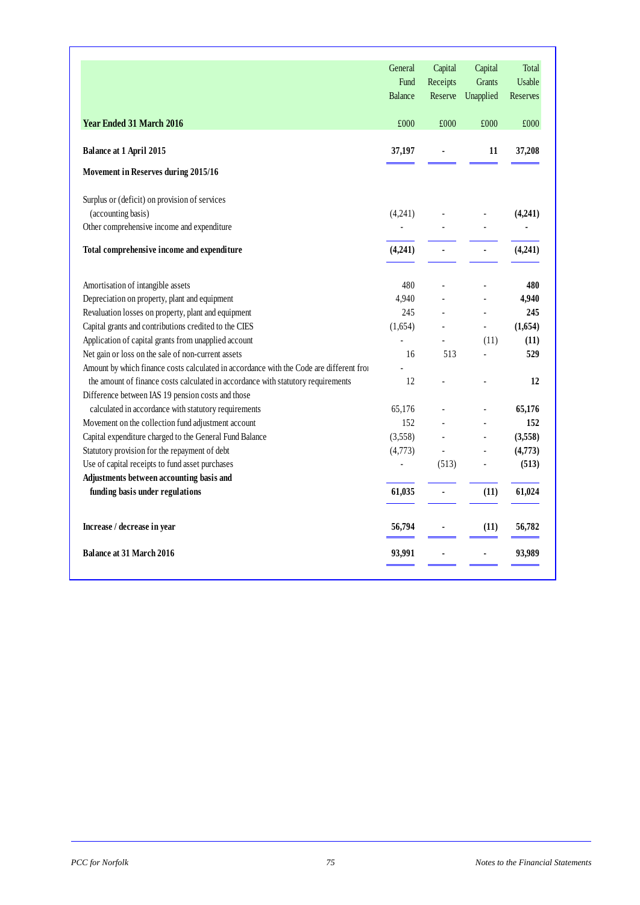| Year Ended 31 March 2016 | General Fund Balance £000 | Capital Receipts Reserve £000 | Capital Grants Unapplied £000 | Total Usable Reserves £000 |
|---|---|---|---|---|
| **Balance at 1 April 2015** | **37,197** | **-** | **11** | **37,208** |
| **Movement in Reserves during 2015/16** | | | | |
| Surplus or (deficit) on provision of services (accounting basis) | (4,241) | - | - | **(4,241)** |
| Other comprehensive income and expenditure | - | - | - | **-** |
| **Total comprehensive income and expenditure** | **(4,241)** | **-** | **-** | **(4,241)** |
| Amortisation of intangible assets | 480 | - | - | **480** |
| Depreciation on property, plant and equipment | 4,940 | - | - | **4,940** |
| Revaluation losses on property, plant and equipment | 245 | - | - | **245** |
| Capital grants and contributions credited to the CIES | (1,654) | - | - | **(1,654)** |
| Application of capital grants from unapplied account | - | - | (11) | **(11)** |
| Net gain or loss on the sale of non-current assets | 16 | 513 | - | **529** |
| Amount by which finance costs calculated in accordance with the Code are different fro the amount of finance costs calculated in accordance with statutory requirements | 12 | - | - | **12** |
| Difference between IAS 19 pension costs and those calculated in accordance with statutory requirements | 65,176 | - | - | **65,176** |
| Movement on the collection fund adjustment account | 152 | - | - | **152** |
| Capital expenditure charged to the General Fund Balance | (3,558) | - | - | **(3,558)** |
| Statutory provision for the repayment of debt | (4,773) | - | - | **(4,773)** |
| Use of capital receipts to fund asset purchases | - | (513) | - | **(513)** |
| **Adjustments between accounting basis and funding basis under regulations** | **61,035** | **-** | **(11)** | **61,024** |
| **Increase / decrease in year** | **56,794** | **-** | **(11)** | **56,782** |
| **Balance at 31 March 2016** | **93,991** | **-** | **-** | **93,989** |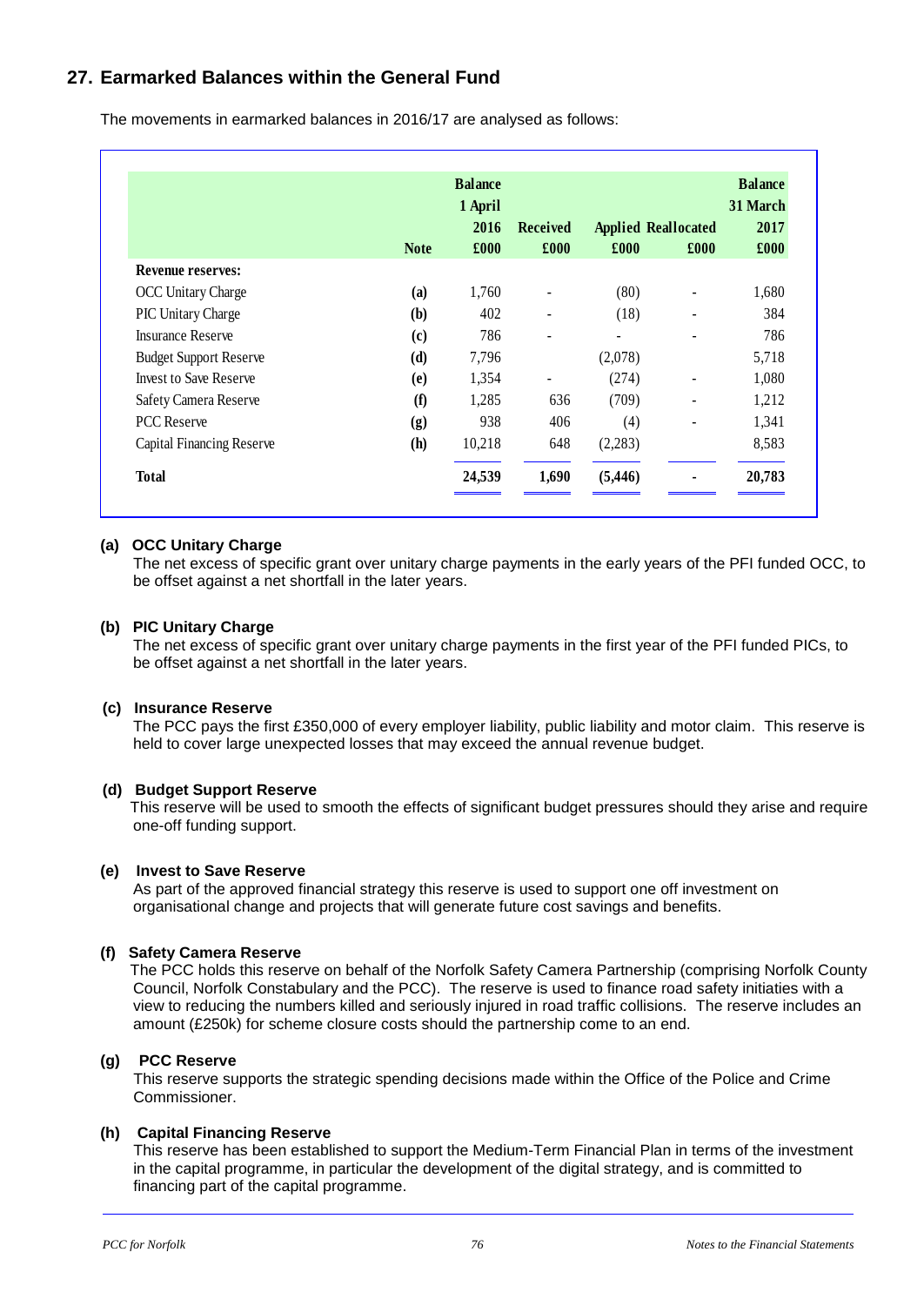## 27. Earmarked Balances within the General Fund

The movements in earmarked balances in 2016/17 are analysed as follows:

| | Note | Balance 1 April 2016 £000 | Received £000 | Applied £000 | Reallocated £000 | Balance 31 March 2017 £000 |
|---|---|---|---|---|---|---|
| **Revenue reserves:** | | | | | | |
| OCC Unitary Charge | (a) | 1,760 | - | (80) | - | 1,680 |
| PIC Unitary Charge | (b) | 402 | - | (18) | - | 384 |
| Insurance Reserve | (c) | 786 | - | - | - | 786 |
| Budget Support Reserve | (d) | 7,796 | | (2,078) | | 5,718 |
| Invest to Save Reserve | (e) | 1,354 | - | (274) | - | 1,080 |
| Safety Camera Reserve | (f) | 1,285 | 636 | (709) | - | 1,212 |
| PCC Reserve | (g) | 938 | 406 | (4) | - | 1,341 |
| Capital Financing Reserve | (h) | 10,218 | 648 | (2,283) | | 8,583 |
| **Total** | | **24,539** | **1,690** | **(5,446)** | **-** | **20,783** |

**(a) OCC Unitary Charge**

The net excess of specific grant over unitary charge payments in the early years of the PFI funded OCC, to be offset against a net shortfall in the later years.

**(b) PIC Unitary Charge**

The net excess of specific grant over unitary charge payments in the first year of the PFI funded PICs, to be offset against a net shortfall in the later years.

**(c) Insurance Reserve**

The PCC pays the first £350,000 of every employer liability, public liability and motor claim. This reserve is held to cover large unexpected losses that may exceed the annual revenue budget.

**(d) Budget Support Reserve**

This reserve will be used to smooth the effects of significant budget pressures should they arise and require one-off funding support.

**(e) Invest to Save Reserve**

As part of the approved financial strategy this reserve is used to support one off investment on organisational change and projects that will generate future cost savings and benefits.

**(f) Safety Camera Reserve**

The PCC holds this reserve on behalf of the Norfolk Safety Camera Partnership (comprising Norfolk County Council, Norfolk Constabulary and the PCC). The reserve is used to finance road safety initiatives with a view to reducing the numbers killed and seriously injured in road traffic collisions. The reserve includes an amount (£250k) for scheme closure costs should the partnership come to an end.

**(g) PCC Reserve**

This reserve supports the strategic spending decisions made within the Office of the Police and Crime Commissioner.

**(h) Capital Financing Reserve**

This reserve has been established to support the Medium-Term Financial Plan in terms of the investment in the capital programme, in particular the development of the digital strategy, and is committed to financing part of the capital programme.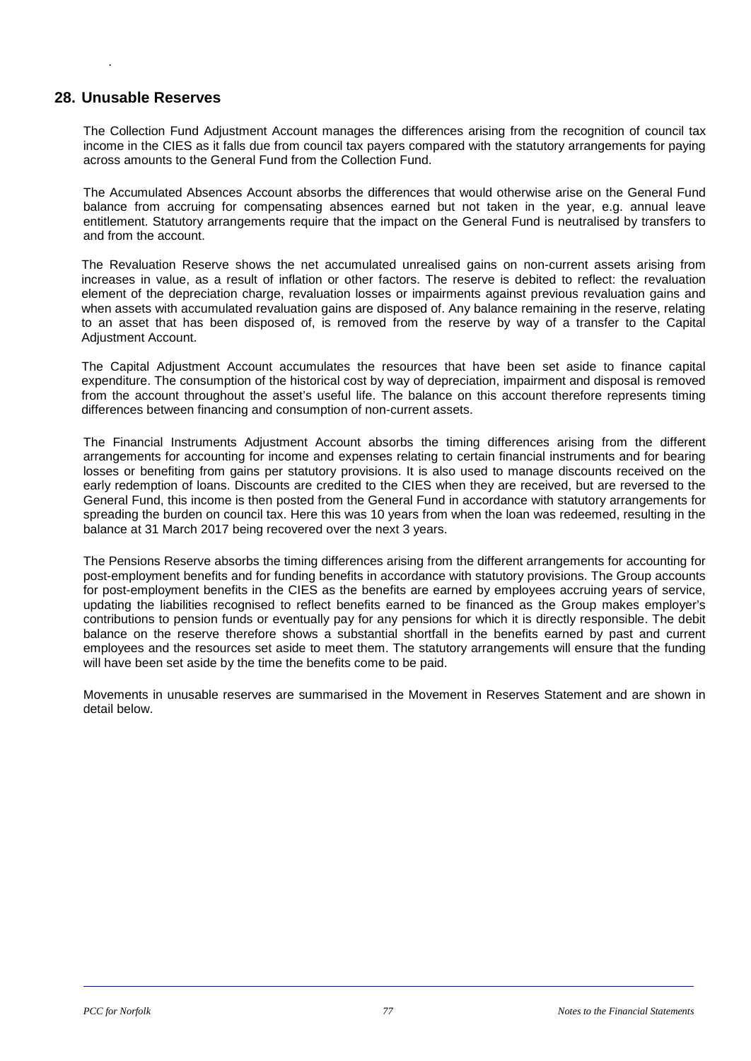## 28. Unusable Reserves

The Collection Fund Adjustment Account manages the differences arising from the recognition of council tax income in the CIES as it falls due from council tax payers compared with the statutory arrangements for paying across amounts to the General Fund from the Collection Fund.

The Accumulated Absences Account absorbs the differences that would otherwise arise on the General Fund balance from accruing for compensating absences earned but not taken in the year, e.g. annual leave entitlement. Statutory arrangements require that the impact on the General Fund is neutralised by transfers to and from the account.

The Revaluation Reserve shows the net accumulated unrealised gains on non-current assets arising from increases in value, as a result of inflation or other factors. The reserve is debited to reflect: the revaluation element of the depreciation charge, revaluation losses or impairments against previous revaluation gains and when assets with accumulated revaluation gains are disposed of. Any balance remaining in the reserve, relating to an asset that has been disposed of, is removed from the reserve by way of a transfer to the Capital Adjustment Account.

The Capital Adjustment Account accumulates the resources that have been set aside to finance capital expenditure. The consumption of the historical cost by way of depreciation, impairment and disposal is removed from the account throughout the asset's useful life. The balance on this account therefore represents timing differences between financing and consumption of non-current assets.

The Financial Instruments Adjustment Account absorbs the timing differences arising from the different arrangements for accounting for income and expenses relating to certain financial instruments and for bearing losses or benefiting from gains per statutory provisions. It is also used to manage discounts received on the early redemption of loans. Discounts are credited to the CIES when they are received, but are reversed to the General Fund, this income is then posted from the General Fund in accordance with statutory arrangements for spreading the burden on council tax. Here this was 10 years from when the loan was redeemed, resulting in the balance at 31 March 2017 being recovered over the next 3 years.

The Pensions Reserve absorbs the timing differences arising from the different arrangements for accounting for post-employment benefits and for funding benefits in accordance with statutory provisions. The Group accounts for post-employment benefits in the CIES as the benefits are earned by employees accruing years of service, updating the liabilities recognised to reflect benefits earned to be financed as the Group makes employer's contributions to pension funds or eventually pay for any pensions for which it is directly responsible. The debit balance on the reserve therefore shows a substantial shortfall in the benefits earned by past and current employees and the resources set aside to meet them. The statutory arrangements will ensure that the funding will have been set aside by the time the benefits come to be paid.

Movements in unusable reserves are summarised in the Movement in Reserves Statement and are shown in detail below.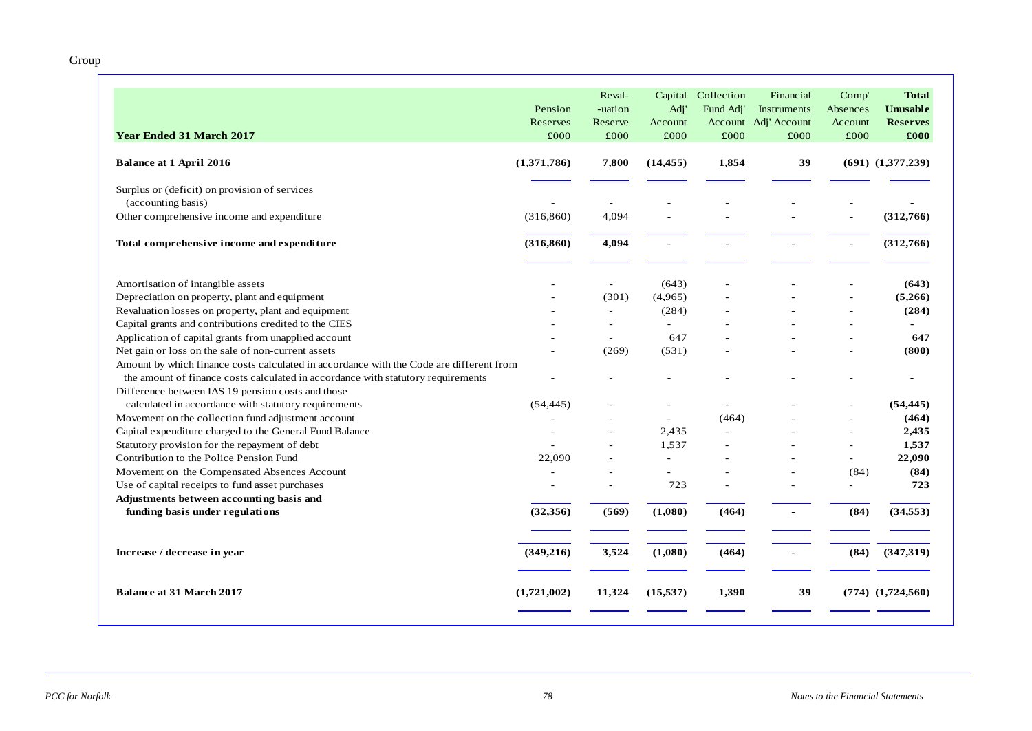Group

| Year Ended 31 March 2017 | Pension Reserves £000 | Reval- -uation Reserve £000 | Capital Adj' Account £000 | Collection Fund Adj' Account £000 | Financial Instruments Adj' Account £000 | Comp' Absences Account £000 | **Total Unusable Reserves £000** |
|---|---|---|---|---|---|---|---|
| **Balance at 1 April 2016** | **(1,371,786)** | **7,800** | **(14,455)** | **1,854** | **39** | **(691)** | **(1,377,239)** |
| Surplus or (deficit) on provision of services (accounting basis) | - | - | - | - | - | - | - |
| Other comprehensive income and expenditure | (316,860) | 4,094 | - | - | - | - | **(312,766)** |
| **Total comprehensive income and expenditure** | **(316,860)** | **4,094** | **-** | **-** | **-** | **-** | **(312,766)** |
| Amortisation of intangible assets | - | - | (643) | - | - | - | **(643)** |
| Depreciation on property, plant and equipment | - | (301) | (4,965) | - | - | - | **(5,266)** |
| Revaluation losses on property, plant and equipment | - | - | (284) | - | - | - | **(284)** |
| Capital grants and contributions credited to the CIES | - | - | - | - | - | - | **-** |
| Application of capital grants from unapplied account | - | - | 647 | - | - | - | **647** |
| Net gain or loss on the sale of non-current assets | - | (269) | (531) | - | - | - | **(800)** |
| Amount by which finance costs calculated in accordance with the Code are different from the amount of finance costs calculated in accordance with statutory requirements | - | - | - | - | - | - | **-** |
| Difference between IAS 19 pension costs and those calculated in accordance with statutory requirements | (54,445) | - | - | - | - | - | **(54,445)** |
| Movement on the collection fund adjustment account | - | - | - | (464) | - | - | **(464)** |
| Capital expenditure charged to the General Fund Balance | - | - | 2,435 | - | - | - | **2,435** |
| Statutory provision for the repayment of debt | - | - | 1,537 | - | - | - | **1,537** |
| Contribution to the Police Pension Fund | 22,090 | - | - | - | - | - | **22,090** |
| Movement on the Compensated Absences Account | - | - | - | - | - | (84) | **(84)** |
| Use of capital receipts to fund asset purchases | - | - | 723 | - | - | - | **723** |
| **Adjustments between accounting basis and funding basis under regulations** | **(32,356)** | **(569)** | **(1,080)** | **(464)** | **-** | **(84)** | **(34,553)** |
| **Increase / decrease in year** | **(349,216)** | **3,524** | **(1,080)** | **(464)** | **-** | **(84)** | **(347,319)** |
| **Balance at 31 March 2017** | **(1,721,002)** | **11,324** | **(15,537)** | **1,390** | **39** | **(774)** | **(1,724,560)** |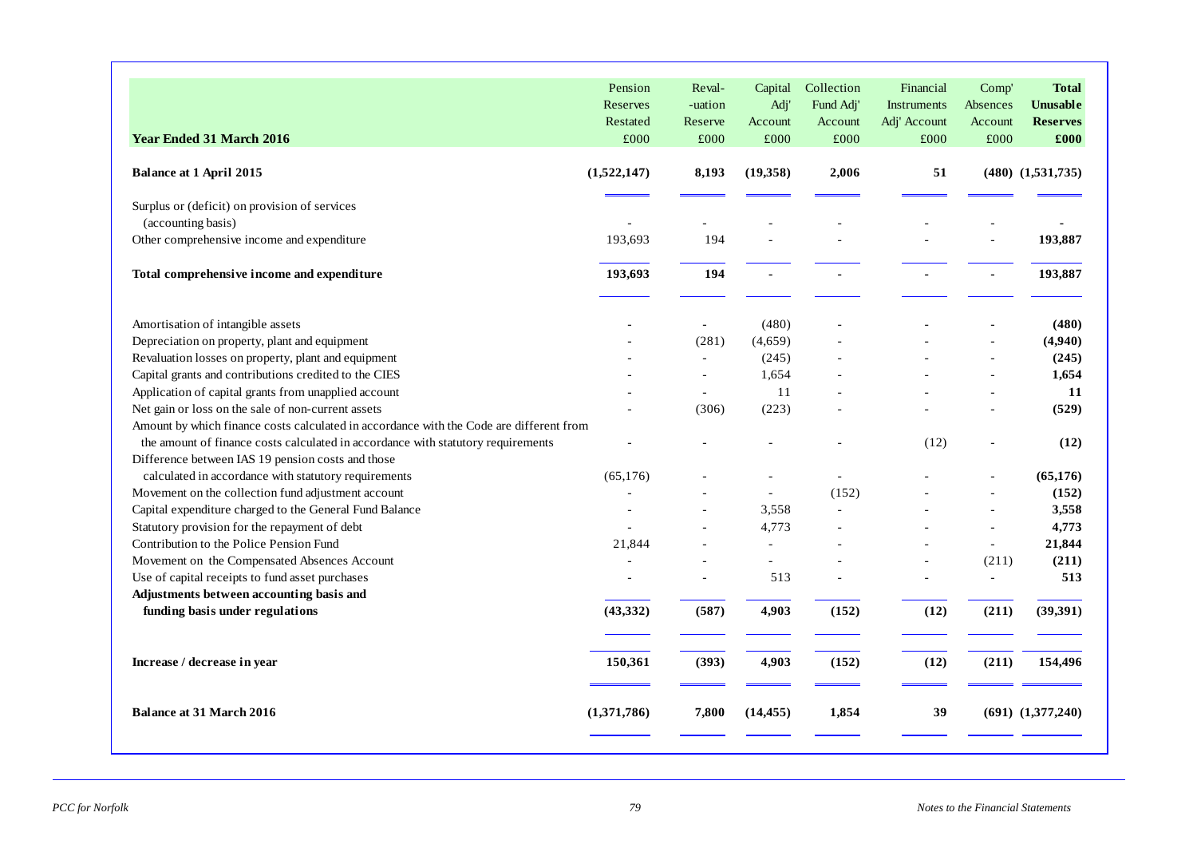| Year Ended 31 March 2016 | Pension Reserves Restated £000 | Reval- -uation Reserve £000 | Capital Adj' Account £000 | Collection Fund Adj' Account £000 | Financial Instruments Adj' Account £000 | Comp' Absences Account £000 | **Total Unusable Reserves £000** |
|---|---|---|---|---|---|---|---|
| **Balance at 1 April 2015** | **(1,522,147)** | **8,193** | **(19,358)** | **2,006** | **51** | **(480)** | **(1,531,735)** |
| Surplus or (deficit) on provision of services (accounting basis) | - | - | - | - | - | - | **-** |
| Other comprehensive income and expenditure | 193,693 | 194 | - | - | - | - | **193,887** |
| **Total comprehensive income and expenditure** | **193,693** | **194** | **-** | **-** | **-** | **-** | **193,887** |
| Amortisation of intangible assets | - | - | (480) | - | - | - | **(480)** |
| Depreciation on property, plant and equipment | - | (281) | (4,659) | - | - | - | **(4,940)** |
| Revaluation losses on property, plant and equipment | - | - | (245) | - | - | - | **(245)** |
| Capital grants and contributions credited to the CIES | - | - | 1,654 | - | - | - | **1,654** |
| Application of capital grants from unapplied account | - | - | 11 | - | - | - | **11** |
| Net gain or loss on the sale of non-current assets | - | (306) | (223) | - | - | - | **(529)** |
| Amount by which finance costs calculated in accordance with the Code are different from the amount of finance costs calculated in accordance with statutory requirements | - | - | - | - | (12) | - | **(12)** |
| Difference between IAS 19 pension costs and those calculated in accordance with statutory requirements | (65,176) | - | - | - | - | - | **(65,176)** |
| Movement on the collection fund adjustment account | - | - | - | (152) | - | - | **(152)** |
| Capital expenditure charged to the General Fund Balance | - | - | 3,558 | - | - | - | **3,558** |
| Statutory provision for the repayment of debt | - | - | 4,773 | - | - | - | **4,773** |
| Contribution to the Police Pension Fund | 21,844 | - | - | - | - | - | **21,844** |
| Movement on the Compensated Absences Account | - | - | - | - | - | (211) | **(211)** |
| Use of capital receipts to fund asset purchases | - | - | 513 | - | - | - | **513** |
| **Adjustments between accounting basis and funding basis under regulations** | **(43,332)** | **(587)** | **4,903** | **(152)** | **(12)** | **(211)** | **(39,391)** |
| **Increase / decrease in year** | **150,361** | **(393)** | **4,903** | **(152)** | **(12)** | **(211)** | **154,496** |
| **Balance at 31 March 2016** | **(1,371,786)** | **7,800** | **(14,455)** | **1,854** | **39** | **(691)** | **(1,377,240)** |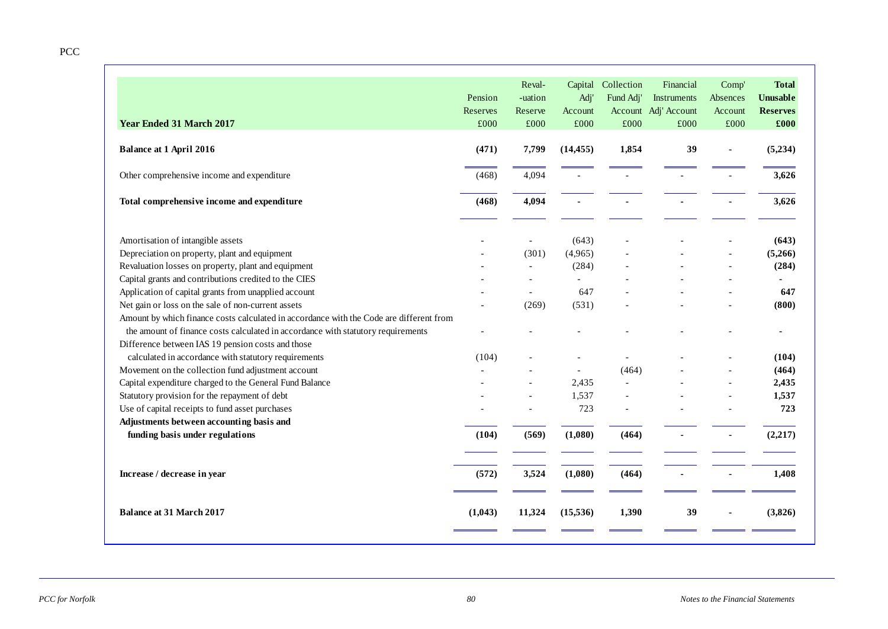PCC

| Year Ended 31 March 2017 | Pension Reserves £000 | Reval- -uation Reserve £000 | Capital Adj' Account £000 | Collection Fund Adj' Account £000 | Financial Instruments Adj' Account £000 | Comp' Absences Account £000 | **Total Unusable Reserves £000** |
|---|---|---|---|---|---|---|---|
| **Balance at 1 April 2016** | **(471)** | **7,799** | **(14,455)** | **1,854** | **39** | **-** | **(5,234)** |
| Other comprehensive income and expenditure | (468) | 4,094 | - | - | - | - | **3,626** |
| **Total comprehensive income and expenditure** | **(468)** | **4,094** | **-** | **-** | **-** | **-** | **3,626** |
| Amortisation of intangible assets | - | - | (643) | - | - | - | **(643)** |
| Depreciation on property, plant and equipment | - | (301) | (4,965) | - | - | - | **(5,266)** |
| Revaluation losses on property, plant and equipment | - | - | (284) | - | - | - | **(284)** |
| Capital grants and contributions credited to the CIES | - | - | - | - | - | - | **-** |
| Application of capital grants from unapplied account | - | - | 647 | - | - | - | **647** |
| Net gain or loss on the sale of non-current assets | - | (269) | (531) | - | - | - | **(800)** |
| Amount by which finance costs calculated in accordance with the Code are different from the amount of finance costs calculated in accordance with statutory requirements | - | - | - | - | - | - | **-** |
| Difference between IAS 19 pension costs and those calculated in accordance with statutory requirements | (104) | - | - | - | - | - | **(104)** |
| Movement on the collection fund adjustment account | - | - | - | (464) | - | - | **(464)** |
| Capital expenditure charged to the General Fund Balance | - | - | 2,435 | - | - | - | **2,435** |
| Statutory provision for the repayment of debt | - | - | 1,537 | - | - | - | **1,537** |
| Use of capital receipts to fund asset purchases | - | - | 723 | - | - | - | **723** |
| **Adjustments between accounting basis and funding basis under regulations** | **(104)** | **(569)** | **(1,080)** | **(464)** | **-** | **-** | **(2,217)** |
| **Increase / decrease in year** | **(572)** | **3,524** | **(1,080)** | **(464)** | **-** | **-** | **1,408** |
| **Balance at 31 March 2017** | **(1,043)** | **11,324** | **(15,536)** | **1,390** | **39** | **-** | **(3,826)** |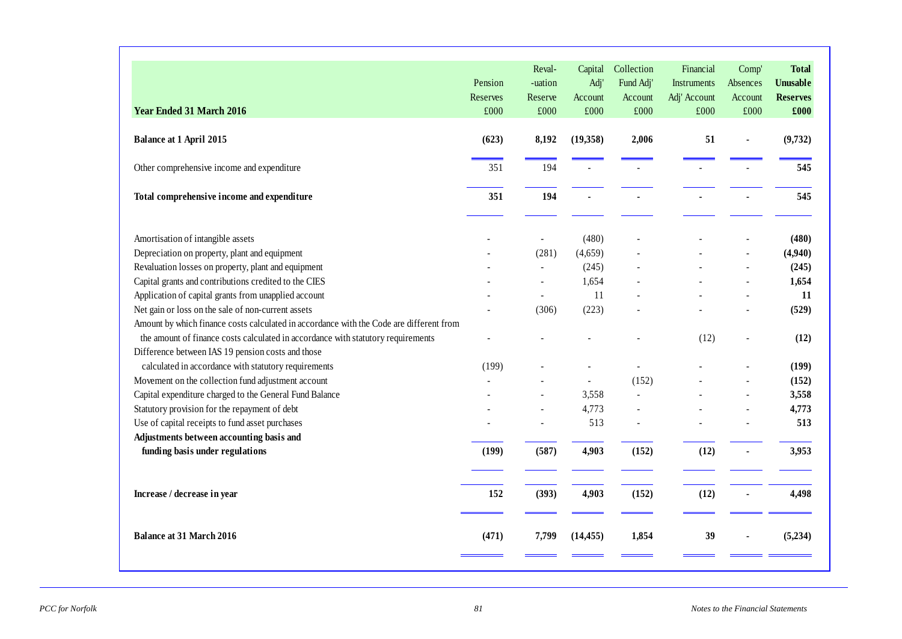| Year Ended 31 March 2016 | Pension Reserves £000 | Reval- -uation Reserve £000 | Capital Adj' Account £000 | Collection Fund Adj' Account £000 | Financial Instruments Adj' Account £000 | Comp' Absences Account £000 | **Total Unusable Reserves £000** |
|---|---|---|---|---|---|---|---|
| **Balance at 1 April 2015** | **(623)** | **8,192** | **(19,358)** | **2,006** | **51** | **-** | **(9,732)** |
| Other comprehensive income and expenditure | 351 | 194 | - | - | - | - | **545** |
| **Total comprehensive income and expenditure** | **351** | **194** | **-** | **-** | **-** | **-** | **545** |
| Amortisation of intangible assets | - | - | (480) | - | - | - | **(480)** |
| Depreciation on property, plant and equipment | - | (281) | (4,659) | - | - | - | **(4,940)** |
| Revaluation losses on property, plant and equipment | - | - | (245) | - | - | - | **(245)** |
| Capital grants and contributions credited to the CIES | - | - | 1,654 | - | - | - | **1,654** |
| Application of capital grants from unapplied account | - | - | 11 | - | - | - | **11** |
| Net gain or loss on the sale of non-current assets | - | (306) | (223) | - | - | - | **(529)** |
| Amount by which finance costs calculated in accordance with the Code are different from the amount of finance costs calculated in accordance with statutory requirements | - | - | - | - | (12) | - | **(12)** |
| Difference between IAS 19 pension costs and those calculated in accordance with statutory requirements | (199) | - | - | - | - | - | **(199)** |
| Movement on the collection fund adjustment account | - | - | - | (152) | - | - | **(152)** |
| Capital expenditure charged to the General Fund Balance | - | - | 3,558 | - | - | - | **3,558** |
| Statutory provision for the repayment of debt | - | - | 4,773 | - | - | - | **4,773** |
| Use of capital receipts to fund asset purchases | - | - | 513 | - | - | - | **513** |
| **Adjustments between accounting basis and funding basis under regulations** | **(199)** | **(587)** | **4,903** | **(152)** | **(12)** | **-** | **3,953** |
| **Increase / decrease in year** | **152** | **(393)** | **4,903** | **(152)** | **(12)** | **-** | **4,498** |
| **Balance at 31 March 2016** | **(471)** | **7,799** | **(14,455)** | **1,854** | **39** | **-** | **(5,234)** |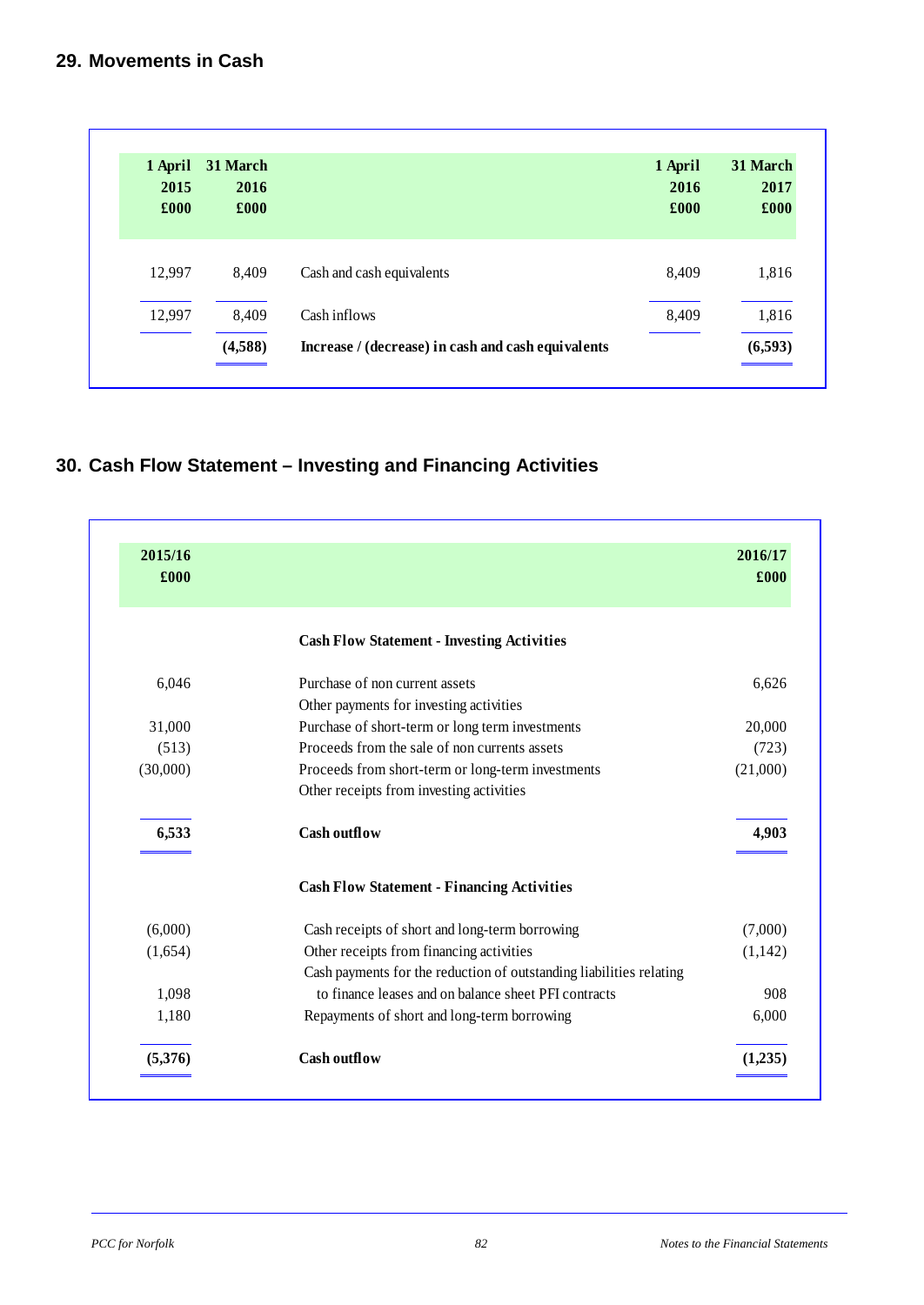## 29. Movements in Cash

| 1 April 2015 £000 | 31 March 2016 £000 | | 1 April 2016 £000 | 31 March 2017 £000 |
|---|---|---|---|---|
| 12,997 | 8,409 | Cash and cash equivalents | 8,409 | 1,816 |
| 12,997 | 8,409 | Cash inflows | 8,409 | 1,816 |
| | **(4,588)** | **Increase / (decrease) in cash and cash equivalents** | | **(6,593)** |

## 30. Cash Flow Statement – Investing and Financing Activities

| 2015/16 £000 | | 2016/17 £000 |
|---|---|---|
| | **Cash Flow Statement - Investing Activities** | |
| 6,046 | Purchase of non current assets | 6,626 |
| | Other payments for investing activities | |
| 31,000 | Purchase of short-term or long term investments | 20,000 |
| (513) | Proceeds from the sale of non currents assets | (723) |
| (30,000) | Proceeds from short-term or long-term investments | (21,000) |
| | Other receipts from investing activities | |
| **6,533** | **Cash outflow** | **4,903** |
| | **Cash Flow Statement - Financing Activities** | |
| (6,000) | Cash receipts of short and long-term borrowing | (7,000) |
| (1,654) | Other receipts from financing activities | (1,142) |
| 1,098 | Cash payments for the reduction of outstanding liabilities relating to finance leases and on balance sheet PFI contracts | 908 |
| 1,180 | Repayments of short and long-term borrowing | 6,000 |
| **(5,376)** | **Cash outflow** | **(1,235)** |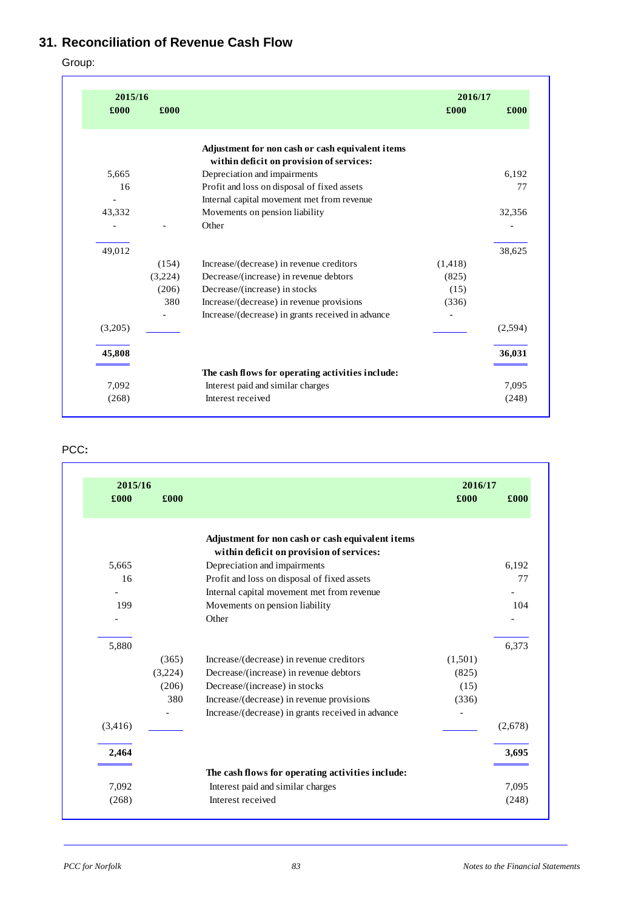## 31. Reconciliation of Revenue Cash Flow

Group:

| 2015/16 £000 | 2015/16 £000 | | 2016/17 £000 | 2016/17 £000 |
|---|---|---|---|---|
| | | **Adjustment for non cash or cash equivalent items within deficit on provision of services:** | | |
| 5,665 | | Depreciation and impairments | | 6,192 |
| 16 | | Profit and loss on disposal of fixed assets | | 77 |
| - | | Internal capital movement met from revenue | | |
| 43,332 | | Movements on pension liability | | 32,356 |
| - | - | Other | | - |
| 49,012 | | | | 38,625 |
| | (154) | Increase/(decrease) in revenue creditors | (1,418) | |
| | (3,224) | Decrease/(increase) in revenue debtors | (825) | |
| | (206) | Decrease/(increase) in stocks | (15) | |
| | 380 | Increase/(decrease) in revenue provisions | (336) | |
| | - | Increase/(decrease) in grants received in advance | - | |
| (3,205) | | | | (2,594) |
| **45,808** | | | | **36,031** |
| | | **The cash flows for operating activities include:** | | |
| 7,092 | | Interest paid and similar charges | | 7,095 |
| (268) | | Interest received | | (248) |

PCC:

| 2015/16 £000 | 2015/16 £000 | | 2016/17 £000 | 2016/17 £000 |
|---|---|---|---|---|
| | | **Adjustment for non cash or cash equivalent items within deficit on provision of services:** | | |
| 5,665 | | Depreciation and impairments | | 6,192 |
| 16 | | Profit and loss on disposal of fixed assets | | 77 |
| - | | Internal capital movement met from revenue | | - |
| 199 | | Movements on pension liability | | 104 |
| - | | Other | | - |
| 5,880 | | | | 6,373 |
| | (365) | Increase/(decrease) in revenue creditors | (1,501) | |
| | (3,224) | Decrease/(increase) in revenue debtors | (825) | |
| | (206) | Decrease/(increase) in stocks | (15) | |
| | 380 | Increase/(decrease) in revenue provisions | (336) | |
| | - | Increase/(decrease) in grants received in advance | - | |
| (3,416) | | | | (2,678) |
| **2,464** | | | | **3,695** |
| | | **The cash flows for operating activities include:** | | |
| 7,092 | | Interest paid and similar charges | | 7,095 |
| (268) | | Interest received | | (248) |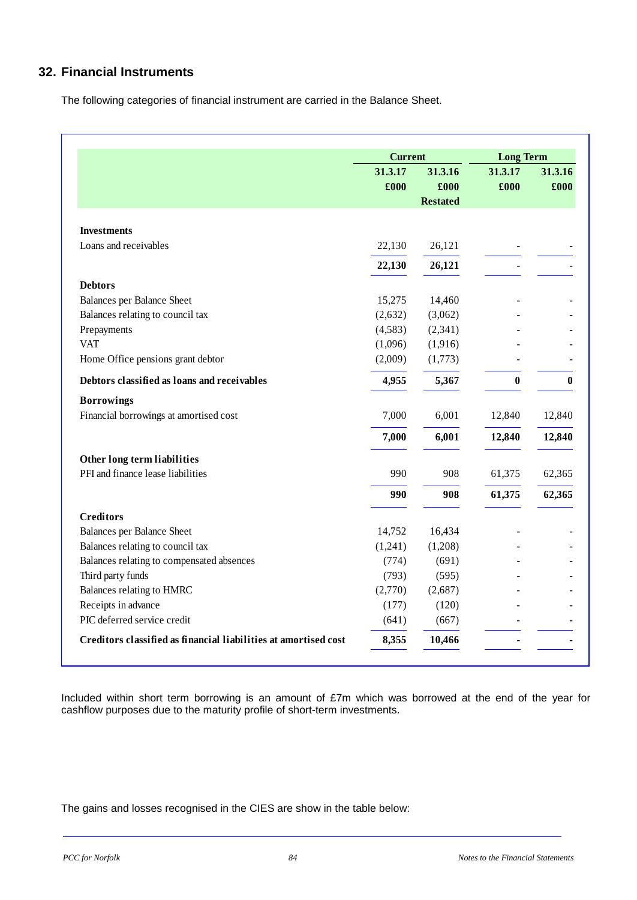## 32. Financial Instruments

The following categories of financial instrument are carried in the Balance Sheet.

| | Current | | Long Term | |
|---|---|---|---|---|
| | 31.3.17 | 31.3.16 | 31.3.17 | 31.3.16 |
| | £000 | £000 Restated | £000 | £000 |
| **Investments** | | | | |
| Loans and receivables | 22,130 | 26,121 | - | - |
| | **22,130** | **26,121** | **-** | **-** |
| **Debtors** | | | | |
| Balances per Balance Sheet | 15,275 | 14,460 | - | - |
| Balances relating to council tax | (2,632) | (3,062) | - | - |
| Prepayments | (4,583) | (2,341) | - | - |
| VAT | (1,096) | (1,916) | - | - |
| Home Office pensions grant debtor | (2,009) | (1,773) | - | - |
| **Debtors classified as loans and receivables** | **4,955** | **5,367** | **0** | **0** |
| **Borrowings** | | | | |
| Financial borrowings at amortised cost | 7,000 | 6,001 | 12,840 | 12,840 |
| | **7,000** | **6,001** | **12,840** | **12,840** |
| **Other long term liabilities** | | | | |
| PFI and finance lease liabilities | 990 | 908 | 61,375 | 62,365 |
| | **990** | **908** | **61,375** | **62,365** |
| **Creditors** | | | | |
| Balances per Balance Sheet | 14,752 | 16,434 | - | - |
| Balances relating to council tax | (1,241) | (1,208) | - | - |
| Balances relating to compensated absences | (774) | (691) | - | - |
| Third party funds | (793) | (595) | - | - |
| Balances relating to HMRC | (2,770) | (2,687) | - | - |
| Receipts in advance | (177) | (120) | - | - |
| PIC deferred service credit | (641) | (667) | - | - |
| **Creditors classified as financial liabilities at amortised cost** | **8,355** | **10,466** | **-** | **-** |

Included within short term borrowing is an amount of £7m which was borrowed at the end of the year for cashflow purposes due to the maturity profile of short-term investments.

The gains and losses recognised in the CIES are show in the table below: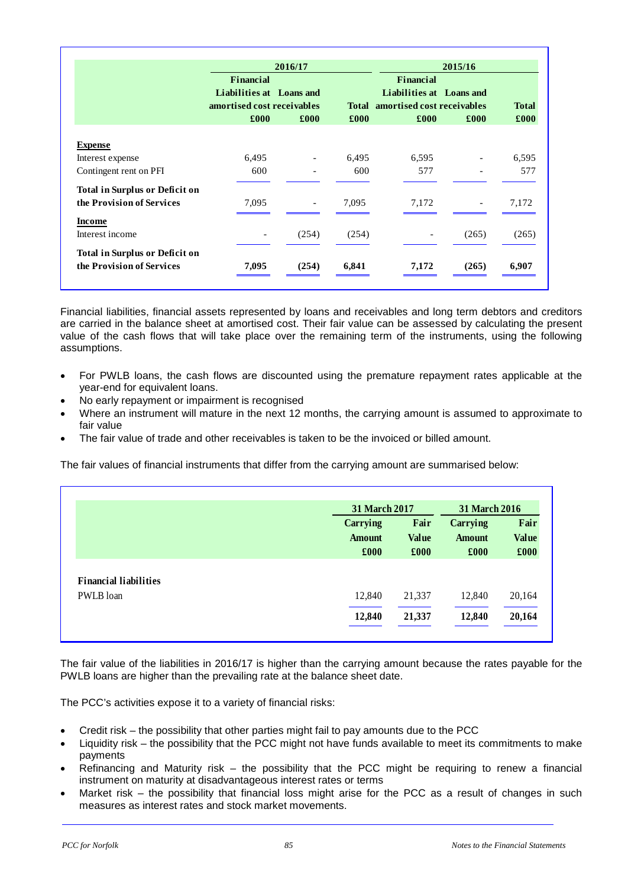| | 2016/17 | | | 2015/16 | | |
|---|---|---|---|---|---|---|
| | Financial Liabilities at amortised cost | Loans and receivables | Total | Financial Liabilities at amortised cost | Loans and receivables | Total |
| | £000 | £000 | £000 | £000 | £000 | £000 |
| **Expense** | | | | | | |
| Interest expense | 6,495 | - | 6,495 | 6,595 | - | 6,595 |
| Contingent rent on PFI | 600 | - | 600 | 577 | - | 577 |
| **Total in Surplus or Deficit on the Provision of Services** | 7,095 | - | 7,095 | 7,172 | - | 7,172 |
| **Income** | | | | | | |
| Interest income | - | (254) | (254) | - | (265) | (265) |
| **Total in Surplus or Deficit on the Provision of Services** | **7,095** | **(254)** | **6,841** | **7,172** | **(265)** | **6,907** |

Financial liabilities, financial assets represented by loans and receivables and long term debtors and creditors are carried in the balance sheet at amortised cost. Their fair value can be assessed by calculating the present value of the cash flows that will take place over the remaining term of the instruments, using the following assumptions.

- For PWLB loans, the cash flows are discounted using the premature repayment rates applicable at the year-end for equivalent loans.
- No early repayment or impairment is recognised
- Where an instrument will mature in the next 12 months, the carrying amount is assumed to approximate to fair value
- The fair value of trade and other receivables is taken to be the invoiced or billed amount.

The fair values of financial instruments that differ from the carrying amount are summarised below:

| | 31 March 2017 | | 31 March 2016 | |
|---|---|---|---|---|
| | Carrying Amount | Fair Value | Carrying Amount | Fair Value |
| | £000 | £000 | £000 | £000 |
| **Financial liabilities** | | | | |
| PWLB loan | 12,840 | 21,337 | 12,840 | 20,164 |
| | **12,840** | **21,337** | **12,840** | **20,164** |

The fair value of the liabilities in 2016/17 is higher than the carrying amount because the rates payable for the PWLB loans are higher than the prevailing rate at the balance sheet date.

The PCC's activities expose it to a variety of financial risks:

- Credit risk – the possibility that other parties might fail to pay amounts due to the PCC
- Liquidity risk – the possibility that the PCC might not have funds available to meet its commitments to make payments
- Refinancing and Maturity risk – the possibility that the PCC might be requiring to renew a financial instrument on maturity at disadvantageous interest rates or terms
- Market risk – the possibility that financial loss might arise for the PCC as a result of changes in such measures as interest rates and stock market movements.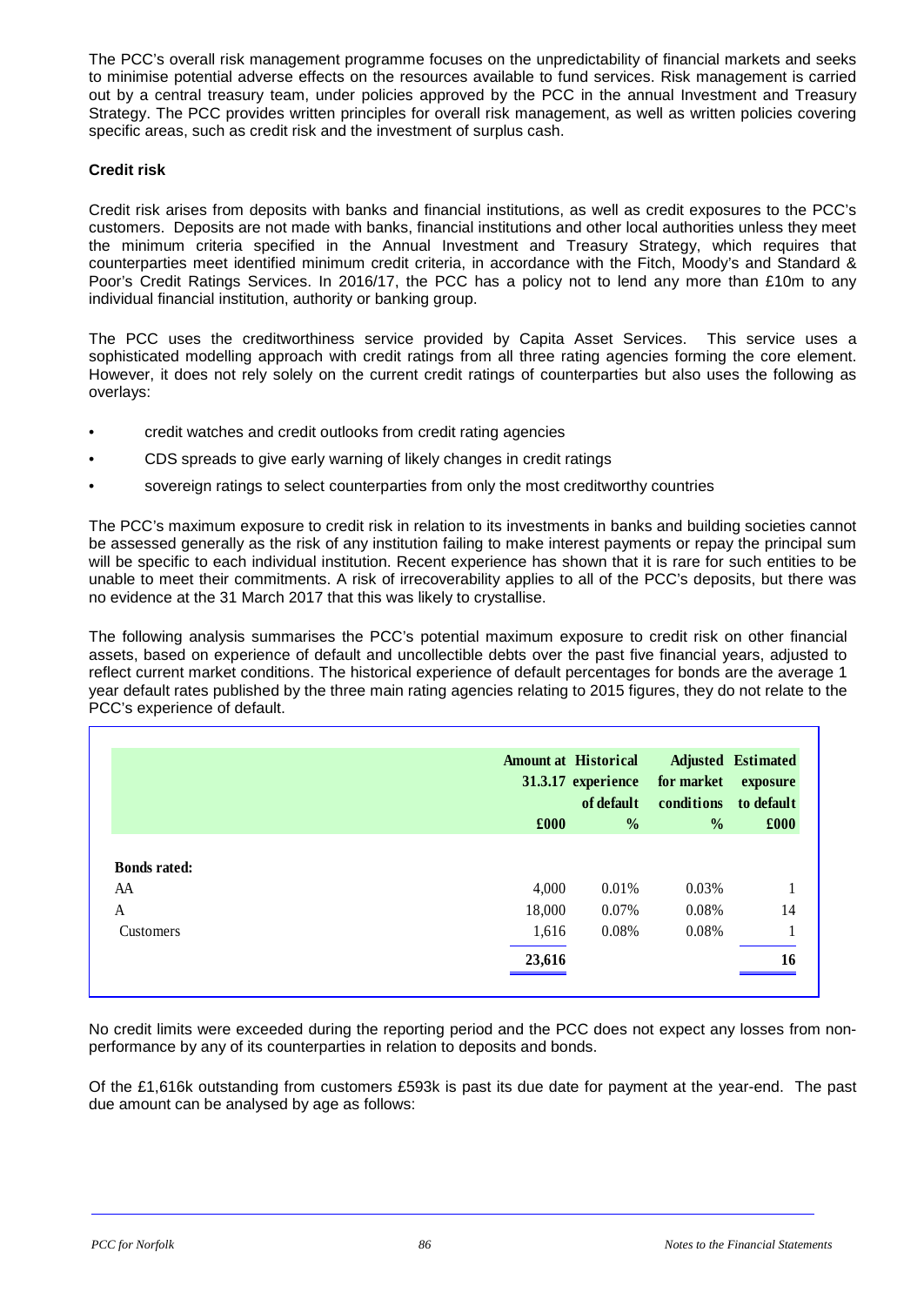The PCC's overall risk management programme focuses on the unpredictability of financial markets and seeks to minimise potential adverse effects on the resources available to fund services. Risk management is carried out by a central treasury team, under policies approved by the PCC in the annual Investment and Treasury Strategy. The PCC provides written principles for overall risk management, as well as written policies covering specific areas, such as credit risk and the investment of surplus cash.

**Credit risk**

Credit risk arises from deposits with banks and financial institutions, as well as credit exposures to the PCC's customers. Deposits are not made with banks, financial institutions and other local authorities unless they meet the minimum criteria specified in the Annual Investment and Treasury Strategy, which requires that counterparties meet identified minimum credit criteria, in accordance with the Fitch, Moody's and Standard & Poor's Credit Ratings Services. In 2016/17, the PCC has a policy not to lend any more than £10m to any individual financial institution, authority or banking group.

The PCC uses the creditworthiness service provided by Capita Asset Services. This service uses a sophisticated modelling approach with credit ratings from all three rating agencies forming the core element. However, it does not rely solely on the current credit ratings of counterparties but also uses the following as overlays:

- credit watches and credit outlooks from credit rating agencies
- CDS spreads to give early warning of likely changes in credit ratings
- sovereign ratings to select counterparties from only the most creditworthy countries

The PCC's maximum exposure to credit risk in relation to its investments in banks and building societies cannot be assessed generally as the risk of any institution failing to make interest payments or repay the principal sum will be specific to each individual institution. Recent experience has shown that it is rare for such entities to be unable to meet their commitments. A risk of irrecoverability applies to all of the PCC's deposits, but there was no evidence at the 31 March 2017 that this was likely to crystallise.

The following analysis summarises the PCC's potential maximum exposure to credit risk on other financial assets, based on experience of default and uncollectible debts over the past five financial years, adjusted to reflect current market conditions. The historical experience of default percentages for bonds are the average 1 year default rates published by the three main rating agencies relating to 2015 figures, they do not relate to the PCC's experience of default.

| | Amount at 31.3.17 | Historical experience of default | Adjusted for market conditions | Estimated exposure to default |
|---|---|---|---|---|
| | £000 | % | % | £000 |
| **Bonds rated:** | | | | |
| AA | 4,000 | 0.01% | 0.03% | 1 |
| A | 18,000 | 0.07% | 0.08% | 14 |
| Customers | 1,616 | 0.08% | 0.08% | 1 |
| | **23,616** | | | **16** |

No credit limits were exceeded during the reporting period and the PCC does not expect any losses from non-performance by any of its counterparties in relation to deposits and bonds.

Of the £1,616k outstanding from customers £593k is past its due date for payment at the year-end. The past due amount can be analysed by age as follows: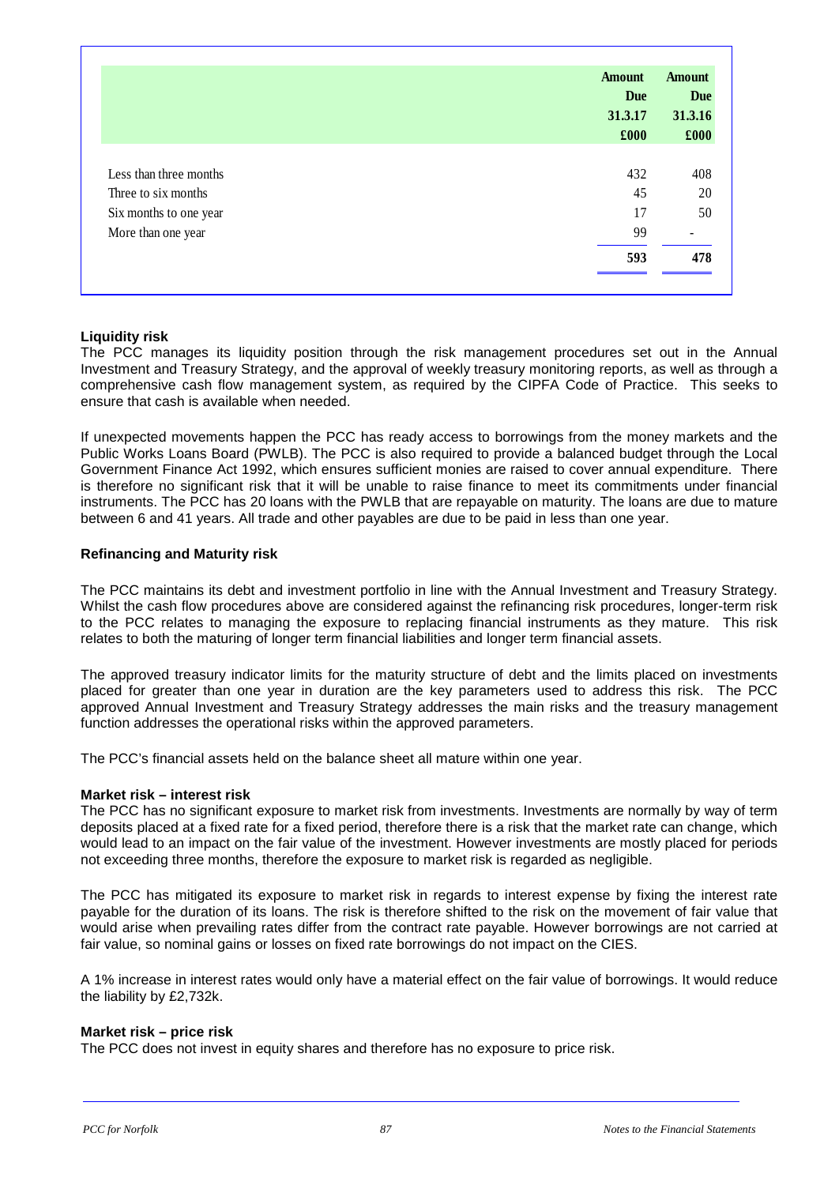| | Amount Due 31.3.17 £000 | Amount Due 31.3.16 £000 |
|---|---|---|
| Less than three months | 432 | 408 |
| Three to six months | 45 | 20 |
| Six months to one year | 17 | 50 |
| More than one year | 99 | - |
| | **593** | **478** |

**Liquidity risk**

The PCC manages its liquidity position through the risk management procedures set out in the Annual Investment and Treasury Strategy, and the approval of weekly treasury monitoring reports, as well as through a comprehensive cash flow management system, as required by the CIPFA Code of Practice. This seeks to ensure that cash is available when needed.

If unexpected movements happen the PCC has ready access to borrowings from the money markets and the Public Works Loans Board (PWLB). The PCC is also required to provide a balanced budget through the Local Government Finance Act 1992, which ensures sufficient monies are raised to cover annual expenditure. There is therefore no significant risk that it will be unable to raise finance to meet its commitments under financial instruments. The PCC has 20 loans with the PWLB that are repayable on maturity. The loans are due to mature between 6 and 41 years. All trade and other payables are due to be paid in less than one year.

**Refinancing and Maturity risk**

The PCC maintains its debt and investment portfolio in line with the Annual Investment and Treasury Strategy. Whilst the cash flow procedures above are considered against the refinancing risk procedures, longer-term risk to the PCC relates to managing the exposure to replacing financial instruments as they mature. This risk relates to both the maturing of longer term financial liabilities and longer term financial assets.

The approved treasury indicator limits for the maturity structure of debt and the limits placed on investments placed for greater than one year in duration are the key parameters used to address this risk. The PCC approved Annual Investment and Treasury Strategy addresses the main risks and the treasury management function addresses the operational risks within the approved parameters.

The PCC's financial assets held on the balance sheet all mature within one year.

**Market risk – interest risk**

The PCC has no significant exposure to market risk from investments. Investments are normally by way of term deposits placed at a fixed rate for a fixed period, therefore there is a risk that the market rate can change, which would lead to an impact on the fair value of the investment. However investments are mostly placed for periods not exceeding three months, therefore the exposure to market risk is regarded as negligible.

The PCC has mitigated its exposure to market risk in regards to interest expense by fixing the interest rate payable for the duration of its loans. The risk is therefore shifted to the risk on the movement of fair value that would arise when prevailing rates differ from the contract rate payable. However borrowings are not carried at fair value, so nominal gains or losses on fixed rate borrowings do not impact on the CIES.

A 1% increase in interest rates would only have a material effect on the fair value of borrowings. It would reduce the liability by £2,732k.

**Market risk – price risk**

The PCC does not invest in equity shares and therefore has no exposure to price risk.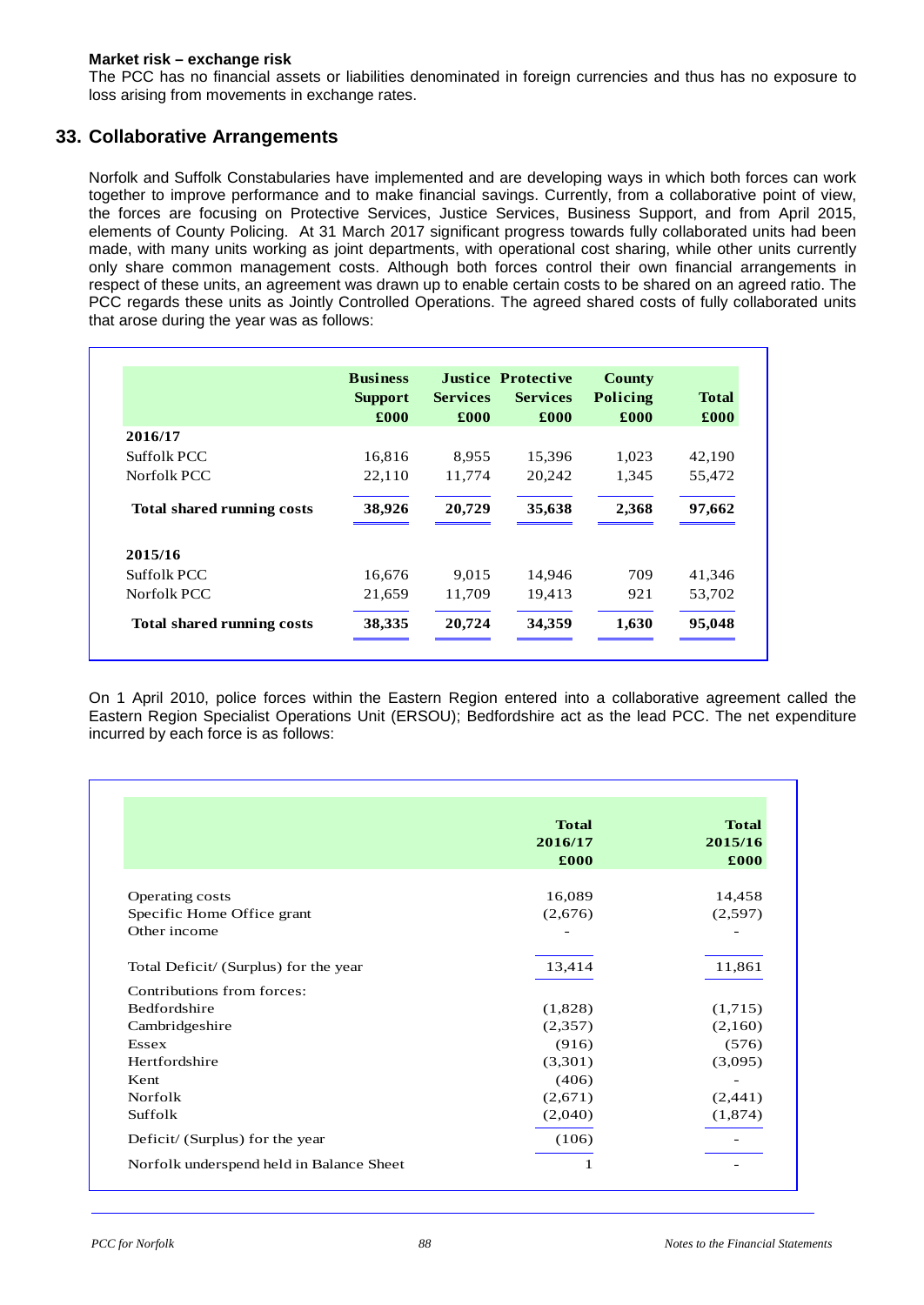**Market risk – exchange risk**

The PCC has no financial assets or liabilities denominated in foreign currencies and thus has no exposure to loss arising from movements in exchange rates.

## 33. Collaborative Arrangements

Norfolk and Suffolk Constabularies have implemented and are developing ways in which both forces can work together to improve performance and to make financial savings. Currently, from a collaborative point of view, the forces are focusing on Protective Services, Justice Services, Business Support, and from April 2015, elements of County Policing. At 31 March 2017 significant progress towards fully collaborated units had been made, with many units working as joint departments, with operational cost sharing, while other units currently only share common management costs. Although both forces control their own financial arrangements in respect of these units, an agreement was drawn up to enable certain costs to be shared on an agreed ratio. The PCC regards these units as Jointly Controlled Operations. The agreed shared costs of fully collaborated units that arose during the year was as follows:

| | Business Support £000 | Justice Services £000 | Protective Services £000 | County Policing £000 | Total £000 |
|---|---|---|---|---|---|
| **2016/17** | | | | | |
| Suffolk PCC | 16,816 | 8,955 | 15,396 | 1,023 | 42,190 |
| Norfolk PCC | 22,110 | 11,774 | 20,242 | 1,345 | 55,472 |
| **Total shared running costs** | **38,926** | **20,729** | **35,638** | **2,368** | **97,662** |
| **2015/16** | | | | | |
| Suffolk PCC | 16,676 | 9,015 | 14,946 | 709 | 41,346 |
| Norfolk PCC | 21,659 | 11,709 | 19,413 | 921 | 53,702 |
| **Total shared running costs** | **38,335** | **20,724** | **34,359** | **1,630** | **95,048** |

On 1 April 2010, police forces within the Eastern Region entered into a collaborative agreement called the Eastern Region Specialist Operations Unit (ERSOU); Bedfordshire act as the lead PCC. The net expenditure incurred by each force is as follows:

| | Total 2016/17 £000 | Total 2015/16 £000 |
|---|---|---|
| Operating costs | 16,089 | 14,458 |
| Specific Home Office grant | (2,676) | (2,597) |
| Other income | - | - |
| Total Deficit/ (Surplus) for the year | 13,414 | 11,861 |
| Contributions from forces: | | |
| Bedfordshire | (1,828) | (1,715) |
| Cambridgeshire | (2,357) | (2,160) |
| Essex | (916) | (576) |
| Hertfordshire | (3,301) | (3,095) |
| Kent | (406) | - |
| Norfolk | (2,671) | (2,441) |
| Suffolk | (2,040) | (1,874) |
| Deficit/ (Surplus) for the year | (106) | - |
| Norfolk underspend held in Balance Sheet | 1 | - |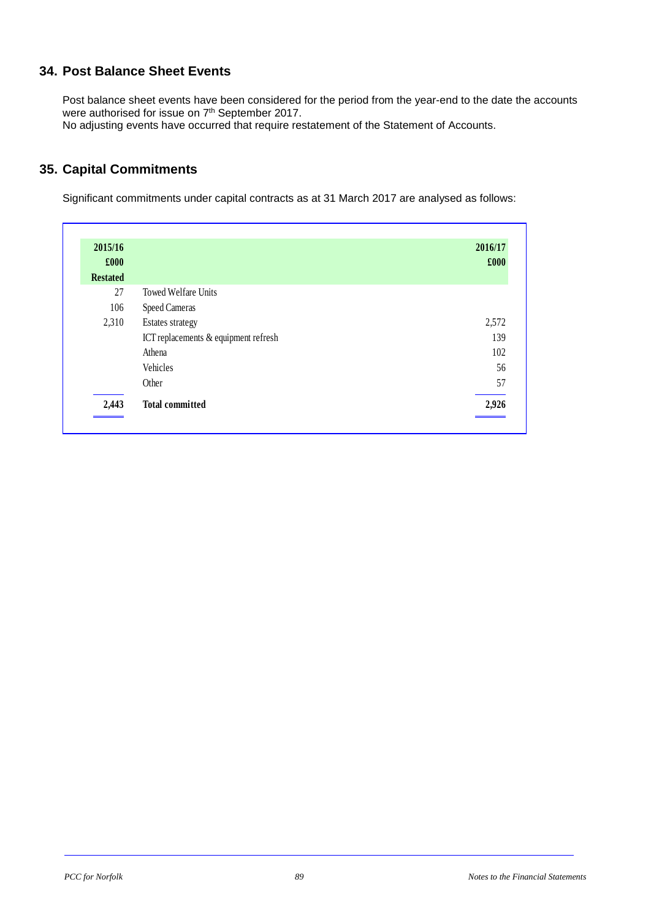## 34. Post Balance Sheet Events

Post balance sheet events have been considered for the period from the year-end to the date the accounts were authorised for issue on 7th September 2017.
No adjusting events have occurred that require restatement of the Statement of Accounts.

## 35. Capital Commitments

Significant commitments under capital contracts as at 31 March 2017 are analysed as follows:

| 2015/16 £000 Restated | | 2016/17 £000 |
|---|---|---|
| 27 | Towed Welfare Units | |
| 106 | Speed Cameras | |
| 2,310 | Estates strategy | 2,572 |
| | ICT replacements & equipment refresh | 139 |
| | Athena | 102 |
| | Vehicles | 56 |
| | Other | 57 |
| **2,443** | **Total committed** | **2,926** |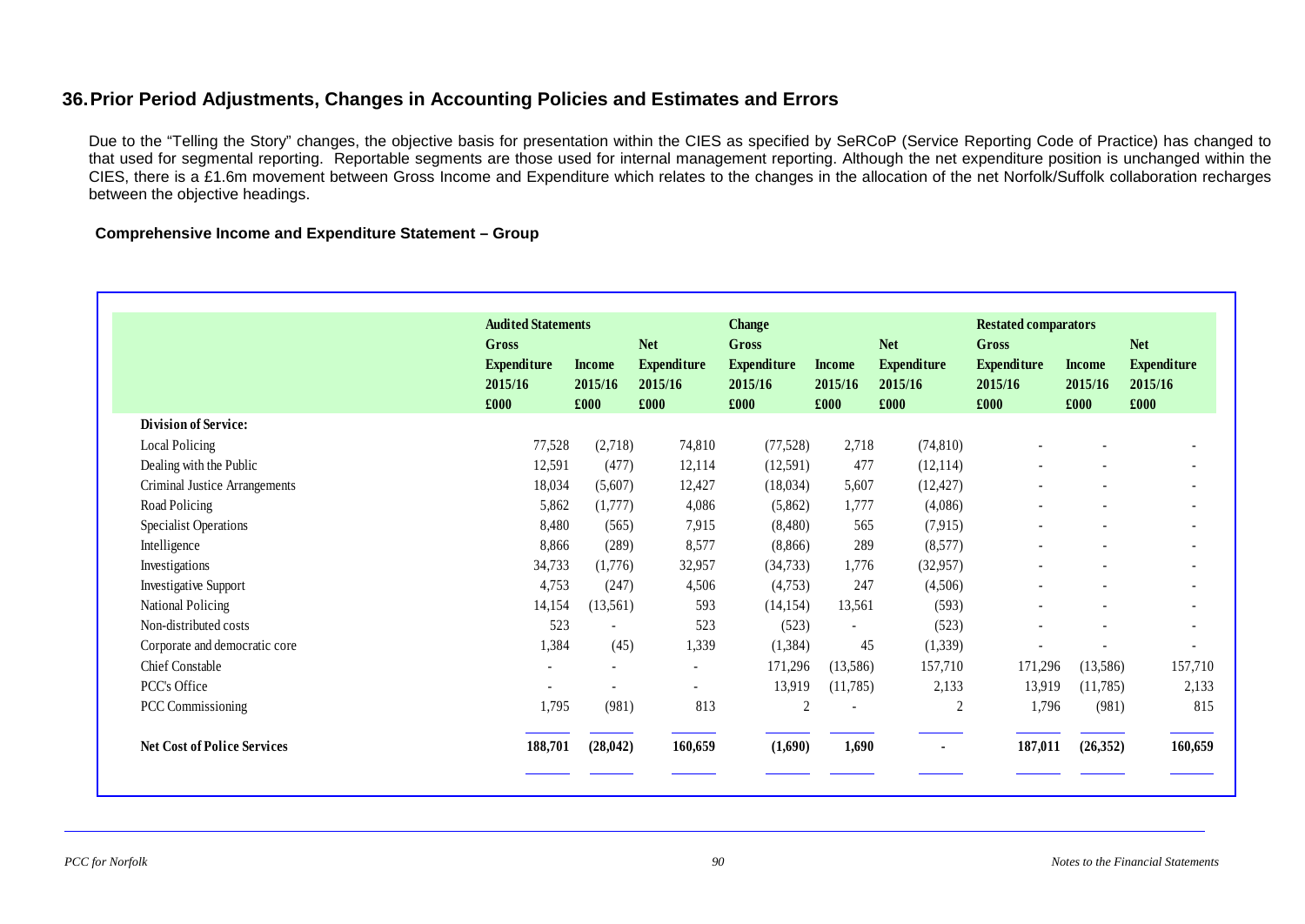## 36. Prior Period Adjustments, Changes in Accounting Policies and Estimates and Errors

Due to the "Telling the Story" changes, the objective basis for presentation within the CIES as specified by SeRCoP (Service Reporting Code of Practice) has changed to that used for segmental reporting. Reportable segments are those used for internal management reporting. Although the net expenditure position is unchanged within the CIES, there is a £1.6m movement between Gross Income and Expenditure which relates to the changes in the allocation of the net Norfolk/Suffolk collaboration recharges between the objective headings.

**Comprehensive Income and Expenditure Statement – Group**

| | Audited Statements | | | Change | | | Restated comparators | | |
|---|---|---|---|---|---|---|---|---|---|
| | Gross Expenditure 2015/16 £000 | Income 2015/16 £000 | Net Expenditure 2015/16 £000 | Gross Expenditure 2015/16 £000 | Income 2015/16 £000 | Net Expenditure 2015/16 £000 | Gross Expenditure 2015/16 £000 | Income 2015/16 £000 | Net Expenditure 2015/16 £000 |
| **Division of Service:** | | | | | | | | | |
| Local Policing | 77,528 | (2,718) | 74,810 | (77,528) | 2,718 | (74,810) | - | - | - |
| Dealing with the Public | 12,591 | (477) | 12,114 | (12,591) | 477 | (12,114) | - | - | - |
| Criminal Justice Arrangements | 18,034 | (5,607) | 12,427 | (18,034) | 5,607 | (12,427) | - | - | - |
| Road Policing | 5,862 | (1,777) | 4,086 | (5,862) | 1,777 | (4,086) | - | - | - |
| Specialist Operations | 8,480 | (565) | 7,915 | (8,480) | 565 | (7,915) | - | - | - |
| Intelligence | 8,866 | (289) | 8,577 | (8,866) | 289 | (8,577) | - | - | - |
| Investigations | 34,733 | (1,776) | 32,957 | (34,733) | 1,776 | (32,957) | - | - | - |
| Investigative Support | 4,753 | (247) | 4,506 | (4,753) | 247 | (4,506) | - | - | - |
| National Policing | 14,154 | (13,561) | 593 | (14,154) | 13,561 | (593) | - | - | - |
| Non-distributed costs | 523 | - | 523 | (523) | - | (523) | - | - | - |
| Corporate and democratic core | 1,384 | (45) | 1,339 | (1,384) | 45 | (1,339) | - | - | - |
| Chief Constable | - | - | - | 171,296 | (13,586) | 157,710 | 171,296 | (13,586) | 157,710 |
| PCC's Office | - | - | - | 13,919 | (11,785) | 2,133 | 13,919 | (11,785) | 2,133 |
| PCC Commissioning | 1,795 | (981) | 813 | 2 | - | 2 | 1,796 | (981) | 815 |
| **Net Cost of Police Services** | **188,701** | **(28,042)** | **160,659** | **(1,690)** | **1,690** | **-** | **187,011** | **(26,352)** | **160,659** |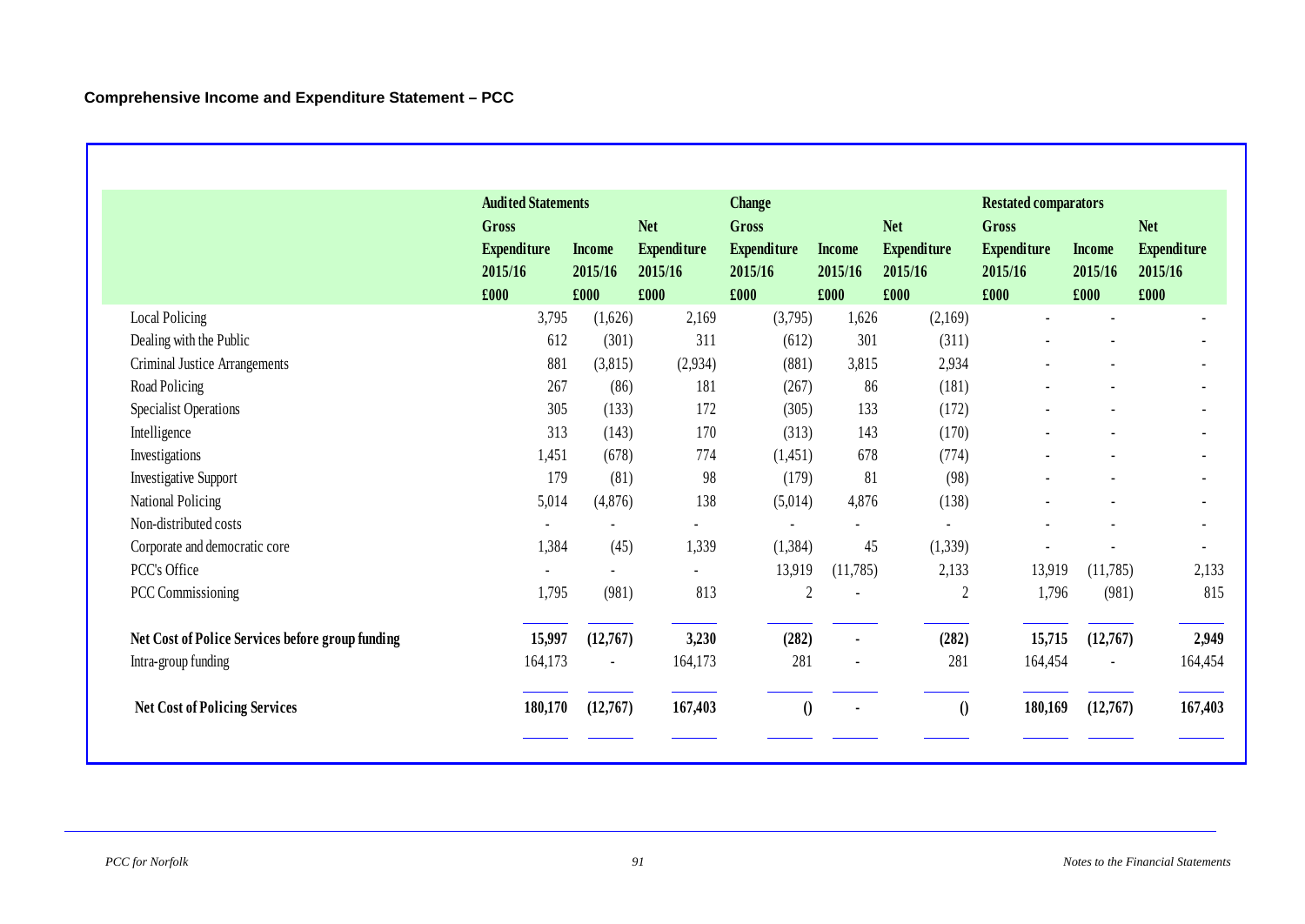**Comprehensive Income and Expenditure Statement – PCC**

| | Audited Statements | | | Change | | | Restated comparators | | |
|---|---|---|---|---|---|---|---|---|---|
| | Gross Expenditure 2015/16 £000 | Income 2015/16 £000 | Net Expenditure 2015/16 £000 | Gross Expenditure 2015/16 £000 | Income 2015/16 £000 | Net Expenditure 2015/16 £000 | Gross Expenditure 2015/16 £000 | Income 2015/16 £000 | Net Expenditure 2015/16 £000 |
| Local Policing | 3,795 | (1,626) | 2,169 | (3,795) | 1,626 | (2,169) | - | - | - |
| Dealing with the Public | 612 | (301) | 311 | (612) | 301 | (311) | - | - | - |
| Criminal Justice Arrangements | 881 | (3,815) | (2,934) | (881) | 3,815 | 2,934 | - | - | - |
| Road Policing | 267 | (86) | 181 | (267) | 86 | (181) | - | - | - |
| Specialist Operations | 305 | (133) | 172 | (305) | 133 | (172) | - | - | - |
| Intelligence | 313 | (143) | 170 | (313) | 143 | (170) | - | - | - |
| Investigations | 1,451 | (678) | 774 | (1,451) | 678 | (774) | - | - | - |
| Investigative Support | 179 | (81) | 98 | (179) | 81 | (98) | - | - | - |
| National Policing | 5,014 | (4,876) | 138 | (5,014) | 4,876 | (138) | - | - | - |
| Non-distributed costs | - | - | - | - | - | - | - | - | - |
| Corporate and democratic core | 1,384 | (45) | 1,339 | (1,384) | 45 | (1,339) | - | - | - |
| PCC's Office | - | - | - | 13,919 | (11,785) | 2,133 | 13,919 | (11,785) | 2,133 |
| PCC Commissioning | 1,795 | (981) | 813 | 2 | - | 2 | 1,796 | (981) | 815 |
| **Net Cost of Police Services before group funding** | **15,997** | **(12,767)** | **3,230** | **(282)** | **-** | **(282)** | **15,715** | **(12,767)** | **2,949** |
| Intra-group funding | 164,173 | - | 164,173 | 281 | - | 281 | 164,454 | - | 164,454 |
| **Net Cost of Policing Services** | **180,170** | **(12,767)** | **167,403** | **()** | **-** | **()** | **180,169** | **(12,767)** | **167,403** |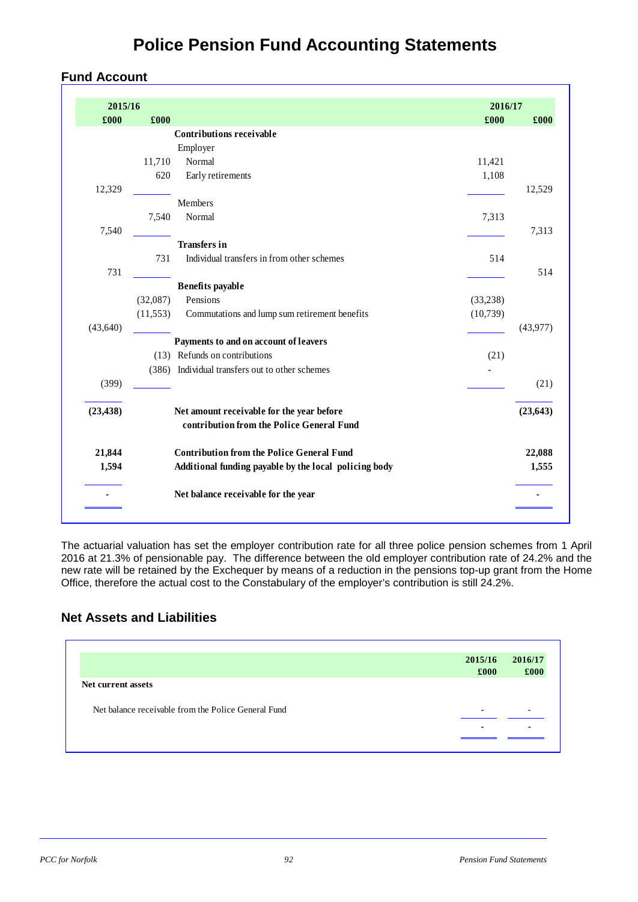# Police Pension Fund Accounting Statements

## Fund Account

| 2015/16 £000 | 2015/16 £000 | | 2016/17 £000 | 2016/17 £000 |
|---|---|---|---|---|
| | | **Contributions receivable** | | |
| | | Employer | | |
| | 11,710 | Normal | 11,421 | |
| | 620 | Early retirements | 1,108 | |
| 12,329 | | | | 12,529 |
| | | Members | | |
| | 7,540 | Normal | 7,313 | |
| 7,540 | | | | 7,313 |
| | | **Transfers in** | | |
| | 731 | Individual transfers in from other schemes | 514 | |
| 731 | | | | 514 |
| | | **Benefits payable** | | |
| | (32,087) | Pensions | (33,238) | |
| | (11,553) | Commutations and lump sum retirement benefits | (10,739) | |
| (43,640) | | | | (43,977) |
| | | **Payments to and on account of leavers** | | |
| | (13) | Refunds on contributions | (21) | |
| | (386) | Individual transfers out to other schemes | - | |
| (399) | | | | (21) |
| **(23,438)** | | **Net amount receivable for the year before contribution from the Police General Fund** | | **(23,643)** |
| **21,844** | | **Contribution from the Police General Fund** | | **22,088** |
| **1,594** | | **Additional funding payable by the local policing body** | | **1,555** |
| **-** | | **Net balance receivable for the year** | | **-** |

The actuarial valuation has set the employer contribution rate for all three police pension schemes from 1 April 2016 at 21.3% of pensionable pay. The difference between the old employer contribution rate of 24.2% and the new rate will be retained by the Exchequer by means of a reduction in the pensions top-up grant from the Home Office, therefore the actual cost to the Constabulary of the employer's contribution is still 24.2%.

## Net Assets and Liabilities

| | 2015/16 £000 | 2016/17 £000 |
|---|---|---|
| **Net current assets** | | |
| Net balance receivable from the Police General Fund | - | - |
| | - | - |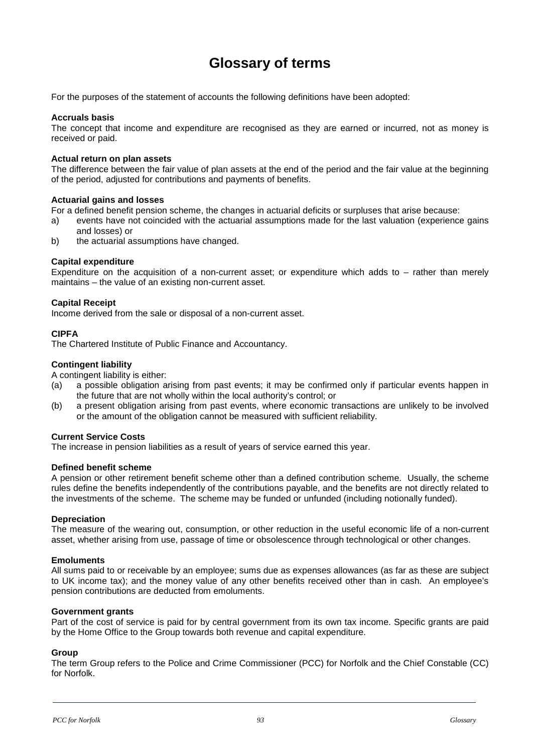# Glossary of terms

For the purposes of the statement of accounts the following definitions have been adopted:

**Accruals basis**
The concept that income and expenditure are recognised as they are earned or incurred, not as money is received or paid.

**Actual return on plan assets**
The difference between the fair value of plan assets at the end of the period and the fair value at the beginning of the period, adjusted for contributions and payments of benefits.

**Actuarial gains and losses**
For a defined benefit pension scheme, the changes in actuarial deficits or surpluses that arise because:

a) events have not coincided with the actuarial assumptions made for the last valuation (experience gains and losses) or
b) the actuarial assumptions have changed.

**Capital expenditure**
Expenditure on the acquisition of a non-current asset; or expenditure which adds to – rather than merely maintains – the value of an existing non-current asset.

**Capital Receipt**
Income derived from the sale or disposal of a non-current asset.

**CIPFA**
The Chartered Institute of Public Finance and Accountancy.

**Contingent liability**
A contingent liability is either:

(a) a possible obligation arising from past events; it may be confirmed only if particular events happen in the future that are not wholly within the local authority's control; or
(b) a present obligation arising from past events, where economic transactions are unlikely to be involved or the amount of the obligation cannot be measured with sufficient reliability.

**Current Service Costs**
The increase in pension liabilities as a result of years of service earned this year.

**Defined benefit scheme**
A pension or other retirement benefit scheme other than a defined contribution scheme. Usually, the scheme rules define the benefits independently of the contributions payable, and the benefits are not directly related to the investments of the scheme. The scheme may be funded or unfunded (including notionally funded).

**Depreciation**
The measure of the wearing out, consumption, or other reduction in the useful economic life of a non-current asset, whether arising from use, passage of time or obsolescence through technological or other changes.

**Emoluments**
All sums paid to or receivable by an employee; sums due as expenses allowances (as far as these are subject to UK income tax); and the money value of any other benefits received other than in cash. An employee's pension contributions are deducted from emoluments.

**Government grants**
Part of the cost of service is paid for by central government from its own tax income. Specific grants are paid by the Home Office to the Group towards both revenue and capital expenditure.

**Group**
The term Group refers to the Police and Crime Commissioner (PCC) for Norfolk and the Chief Constable (CC) for Norfolk.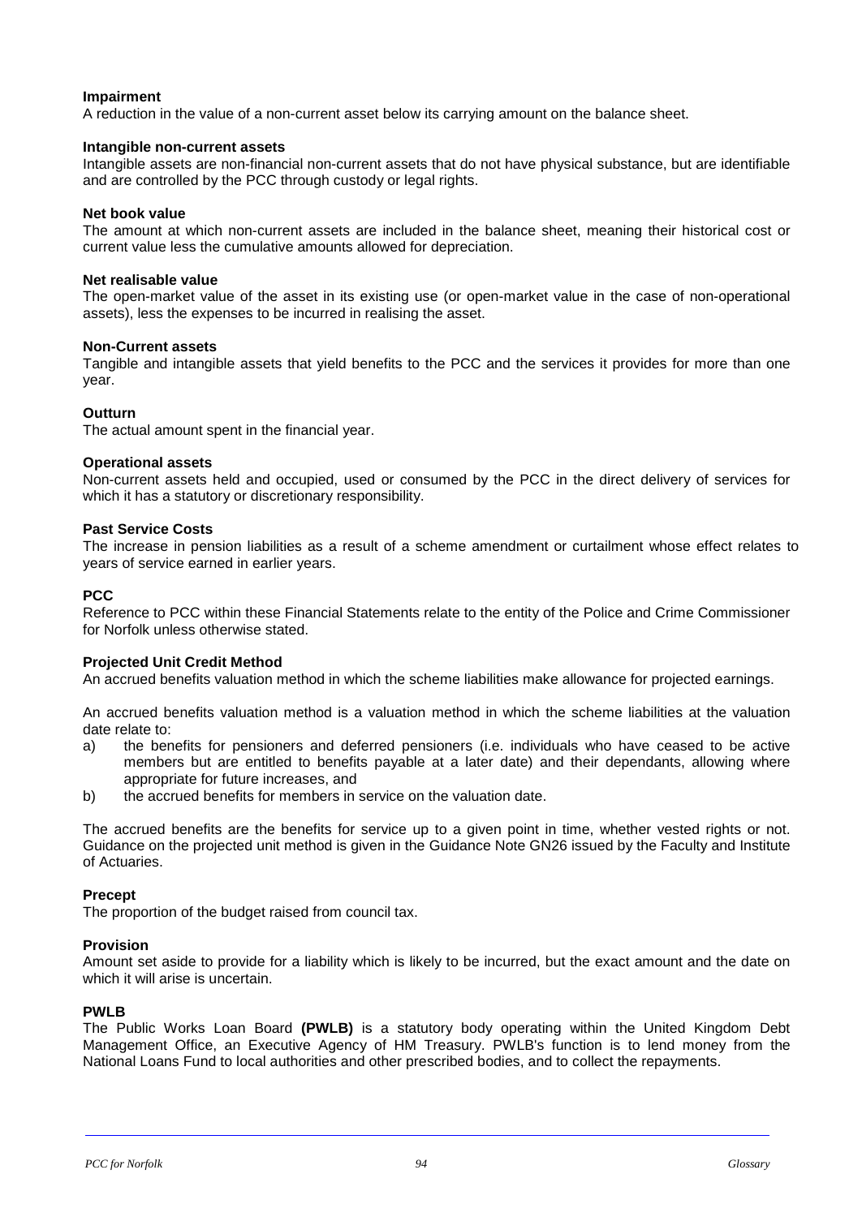**Impairment**
A reduction in the value of a non-current asset below its carrying amount on the balance sheet.

**Intangible non-current assets**
Intangible assets are non-financial non-current assets that do not have physical substance, but are identifiable and are controlled by the PCC through custody or legal rights.

**Net book value**
The amount at which non-current assets are included in the balance sheet, meaning their historical cost or current value less the cumulative amounts allowed for depreciation.

**Net realisable value**
The open-market value of the asset in its existing use (or open-market value in the case of non-operational assets), less the expenses to be incurred in realising the asset.

**Non-Current assets**
Tangible and intangible assets that yield benefits to the PCC and the services it provides for more than one year.

**Outturn**
The actual amount spent in the financial year.

**Operational assets**
Non-current assets held and occupied, used or consumed by the PCC in the direct delivery of services for which it has a statutory or discretionary responsibility.

**Past Service Costs**
The increase in pension liabilities as a result of a scheme amendment or curtailment whose effect relates to years of service earned in earlier years.

**PCC**
Reference to PCC within these Financial Statements relate to the entity of the Police and Crime Commissioner for Norfolk unless otherwise stated.

**Projected Unit Credit Method**
An accrued benefits valuation method in which the scheme liabilities make allowance for projected earnings.

An accrued benefits valuation method is a valuation method in which the scheme liabilities at the valuation date relate to:

a) the benefits for pensioners and deferred pensioners (i.e. individuals who have ceased to be active members but are entitled to benefits payable at a later date) and their dependants, allowing where appropriate for future increases, and
b) the accrued benefits for members in service on the valuation date.

The accrued benefits are the benefits for service up to a given point in time, whether vested rights or not. Guidance on the projected unit method is given in the Guidance Note GN26 issued by the Faculty and Institute of Actuaries.

**Precept**
The proportion of the budget raised from council tax.

**Provision**
Amount set aside to provide for a liability which is likely to be incurred, but the exact amount and the date on which it will arise is uncertain.

**PWLB**
The Public Works Loan Board **(PWLB)** is a statutory body operating within the United Kingdom Debt Management Office, an Executive Agency of HM Treasury. PWLB's function is to lend money from the National Loans Fund to local authorities and other prescribed bodies, and to collect the repayments.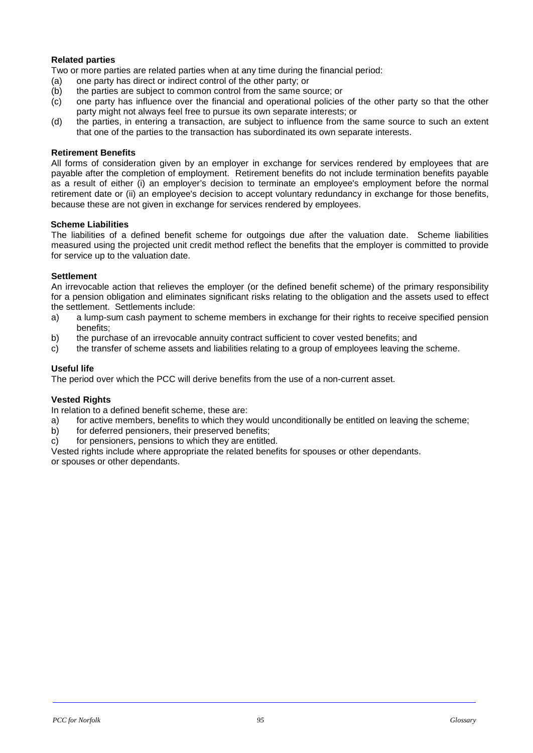**Related parties**

Two or more parties are related parties when at any time during the financial period:

(a) one party has direct or indirect control of the other party; or
(b) the parties are subject to common control from the same source; or
(c) one party has influence over the financial and operational policies of the other party so that the other party might not always feel free to pursue its own separate interests; or
(d) the parties, in entering a transaction, are subject to influence from the same source to such an extent that one of the parties to the transaction has subordinated its own separate interests.

**Retirement Benefits**

All forms of consideration given by an employer in exchange for services rendered by employees that are payable after the completion of employment. Retirement benefits do not include termination benefits payable as a result of either (i) an employer's decision to terminate an employee's employment before the normal retirement date or (ii) an employee's decision to accept voluntary redundancy in exchange for those benefits, because these are not given in exchange for services rendered by employees.

**Scheme Liabilities**

The liabilities of a defined benefit scheme for outgoings due after the valuation date. Scheme liabilities measured using the projected unit credit method reflect the benefits that the employer is committed to provide for service up to the valuation date.

**Settlement**

An irrevocable action that relieves the employer (or the defined benefit scheme) of the primary responsibility for a pension obligation and eliminates significant risks relating to the obligation and the assets used to effect the settlement. Settlements include:

a) a lump-sum cash payment to scheme members in exchange for their rights to receive specified pension benefits;
b) the purchase of an irrevocable annuity contract sufficient to cover vested benefits; and
c) the transfer of scheme assets and liabilities relating to a group of employees leaving the scheme.

**Useful life**

The period over which the PCC will derive benefits from the use of a non-current asset.

**Vested Rights**

In relation to a defined benefit scheme, these are:

a) for active members, benefits to which they would unconditionally be entitled on leaving the scheme;
b) for deferred pensioners, their preserved benefits;
c) for pensioners, pensions to which they are entitled.

Vested rights include where appropriate the related benefits for spouses or other dependants.
or spouses or other dependants.